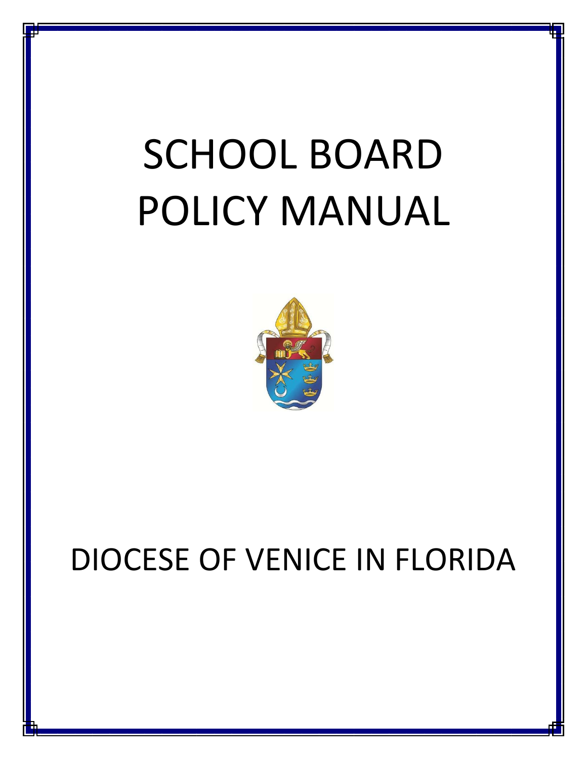# SCHOOL BOARD POLICY MANUAL

# DIOCESE OF VENICE IN FLORIDA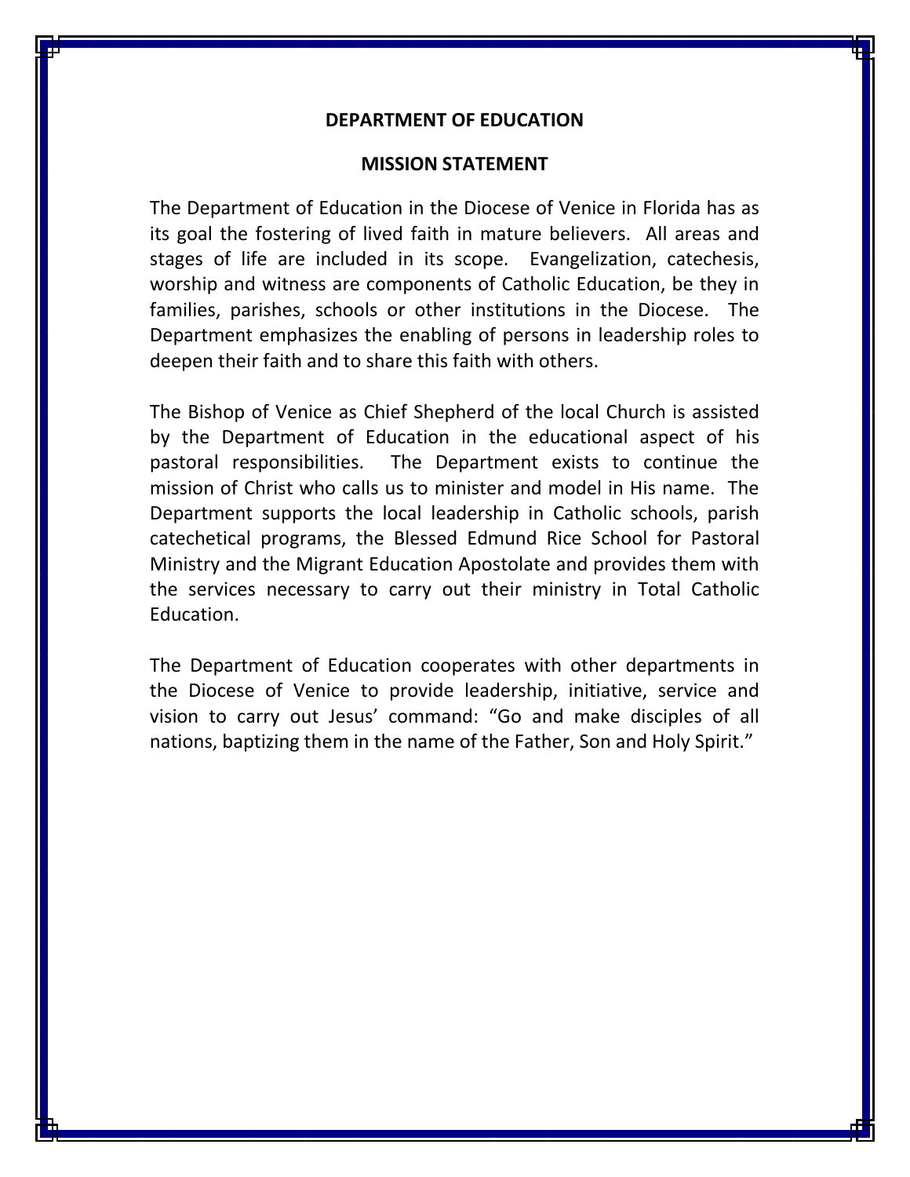## DEPARTMENT OF EDUCATION

## MISSION STATEMENT

The Department of Education in the Diocese of Venice in Florida has as its goal the fostering of lived faith in mature believers. All areas and stages of life are included in its scope. Evangelization, catechesis, worship and witness are components of Catholic Education, be they in families, parishes, schools or other institutions in the Diocese. The Department emphasizes the enabling of persons in leadership roles to deepen their faith and to share this faith with others.

The Bishop of Venice as Chief Shepherd of the local Church is assisted by the Department of Education in the educational aspect of his pastoral responsibilities. The Department exists to continue the mission of Christ who calls us to minister and model in His name. The Department supports the local leadership in Catholic schools, parish catechetical programs, the Blessed Edmund Rice School for Pastoral Ministry and the Migrant Education Apostolate and provides them with the services necessary to carry out their ministry in Total Catholic Education.

The Department of Education cooperates with other departments in the Diocese of Venice to provide leadership, initiative, service and vision to carry out Jesus' command: "Go and make disciples of all nations, baptizing them in the name of the Father, Son and Holy Spirit."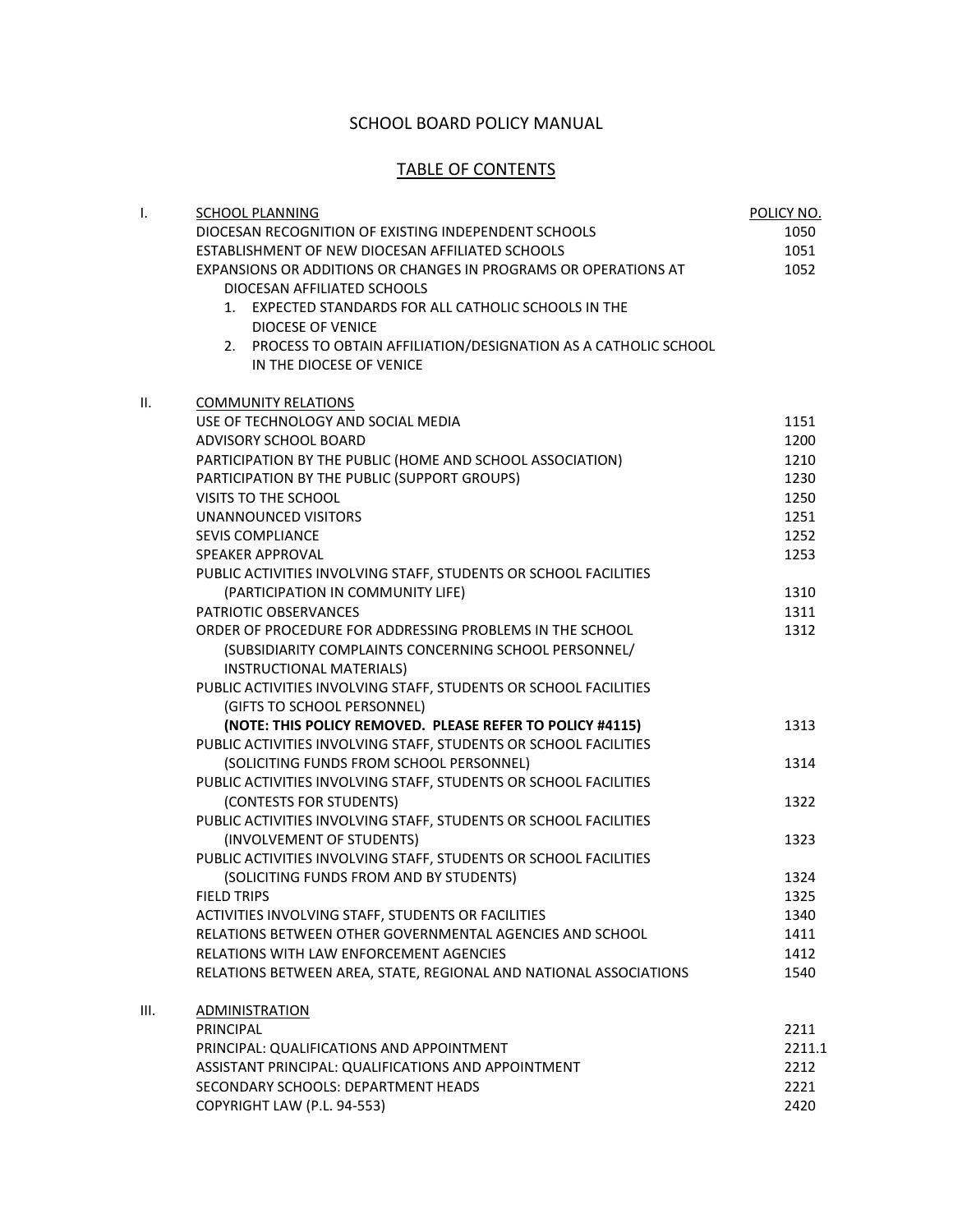# SCHOOL BOARD POLICY MANUAL

## TABLE OF CONTENTS

| | | POLICY NO. |
|---|---|---|
| I. | SCHOOL PLANNING | |
| | DIOCESAN RECOGNITION OF EXISTING INDEPENDENT SCHOOLS | 1050 |
| | ESTABLISHMENT OF NEW DIOCESAN AFFILIATED SCHOOLS | 1051 |
| | EXPANSIONS OR ADDITIONS OR CHANGES IN PROGRAMS OR OPERATIONS AT DIOCESAN AFFILIATED SCHOOLS | 1052 |
| | 1. EXPECTED STANDARDS FOR ALL CATHOLIC SCHOOLS IN THE DIOCESE OF VENICE | |
| | 2. PROCESS TO OBTAIN AFFILIATION/DESIGNATION AS A CATHOLIC SCHOOL IN THE DIOCESE OF VENICE | |
| II. | COMMUNITY RELATIONS | |
| | USE OF TECHNOLOGY AND SOCIAL MEDIA | 1151 |
| | ADVISORY SCHOOL BOARD | 1200 |
| | PARTICIPATION BY THE PUBLIC (HOME AND SCHOOL ASSOCIATION) | 1210 |
| | PARTICIPATION BY THE PUBLIC (SUPPORT GROUPS) | 1230 |
| | VISITS TO THE SCHOOL | 1250 |
| | UNANNOUNCED VISITORS | 1251 |
| | SEVIS COMPLIANCE | 1252 |
| | SPEAKER APPROVAL | 1253 |
| | PUBLIC ACTIVITIES INVOLVING STAFF, STUDENTS OR SCHOOL FACILITIES (PARTICIPATION IN COMMUNITY LIFE) | 1310 |
| | PATRIOTIC OBSERVANCES | 1311 |
| | ORDER OF PROCEDURE FOR ADDRESSING PROBLEMS IN THE SCHOOL (SUBSIDIARITY COMPLAINTS CONCERNING SCHOOL PERSONNEL/ INSTRUCTIONAL MATERIALS) | 1312 |
| | PUBLIC ACTIVITIES INVOLVING STAFF, STUDENTS OR SCHOOL FACILITIES (GIFTS TO SCHOOL PERSONNEL) **(NOTE: THIS POLICY REMOVED. PLEASE REFER TO POLICY #4115)** | 1313 |
| | PUBLIC ACTIVITIES INVOLVING STAFF, STUDENTS OR SCHOOL FACILITIES (SOLICITING FUNDS FROM SCHOOL PERSONNEL) | 1314 |
| | PUBLIC ACTIVITIES INVOLVING STAFF, STUDENTS OR SCHOOL FACILITIES (CONTESTS FOR STUDENTS) | 1322 |
| | PUBLIC ACTIVITIES INVOLVING STAFF, STUDENTS OR SCHOOL FACILITIES (INVOLVEMENT OF STUDENTS) | 1323 |
| | PUBLIC ACTIVITIES INVOLVING STAFF, STUDENTS OR SCHOOL FACILITIES (SOLICITING FUNDS FROM AND BY STUDENTS) | 1324 |
| | FIELD TRIPS | 1325 |
| | ACTIVITIES INVOLVING STAFF, STUDENTS OR FACILITIES | 1340 |
| | RELATIONS BETWEEN OTHER GOVERNMENTAL AGENCIES AND SCHOOL | 1411 |
| | RELATIONS WITH LAW ENFORCEMENT AGENCIES | 1412 |
| | RELATIONS BETWEEN AREA, STATE, REGIONAL AND NATIONAL ASSOCIATIONS | 1540 |
| III. | ADMINISTRATION | |
| | PRINCIPAL | 2211 |
| | PRINCIPAL: QUALIFICATIONS AND APPOINTMENT | 2211.1 |
| | ASSISTANT PRINCIPAL: QUALIFICATIONS AND APPOINTMENT | 2212 |
| | SECONDARY SCHOOLS: DEPARTMENT HEADS | 2221 |
| | COPYRIGHT LAW (P.L. 94-553) | 2420 |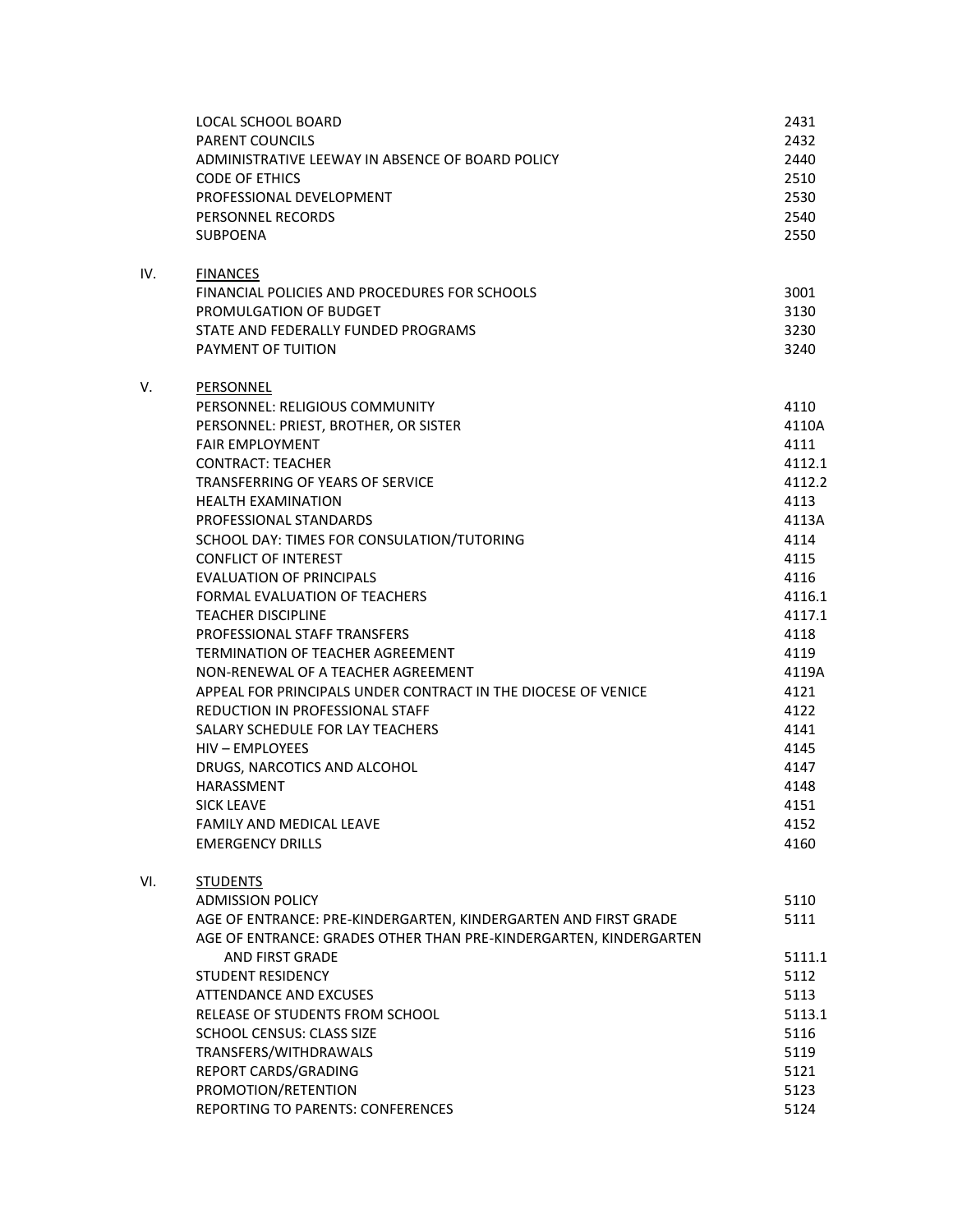| | | |
|---|---|---|
| | LOCAL SCHOOL BOARD | 2431 |
| | PARENT COUNCILS | 2432 |
| | ADMINISTRATIVE LEEWAY IN ABSENCE OF BOARD POLICY | 2440 |
| | CODE OF ETHICS | 2510 |
| | PROFESSIONAL DEVELOPMENT | 2530 |
| | PERSONNEL RECORDS | 2540 |
| | SUBPOENA | 2550 |
| IV. | <u>FINANCES</u> | |
| | FINANCIAL POLICIES AND PROCEDURES FOR SCHOOLS | 3001 |
| | PROMULGATION OF BUDGET | 3130 |
| | STATE AND FEDERALLY FUNDED PROGRAMS | 3230 |
| | PAYMENT OF TUITION | 3240 |
| V. | <u>PERSONNEL</u> | |
| | PERSONNEL: RELIGIOUS COMMUNITY | 4110 |
| | PERSONNEL: PRIEST, BROTHER, OR SISTER | 4110A |
| | FAIR EMPLOYMENT | 4111 |
| | CONTRACT: TEACHER | 4112.1 |
| | TRANSFERRING OF YEARS OF SERVICE | 4112.2 |
| | HEALTH EXAMINATION | 4113 |
| | PROFESSIONAL STANDARDS | 4113A |
| | SCHOOL DAY: TIMES FOR CONSULATION/TUTORING | 4114 |
| | CONFLICT OF INTEREST | 4115 |
| | EVALUATION OF PRINCIPALS | 4116 |
| | FORMAL EVALUATION OF TEACHERS | 4116.1 |
| | TEACHER DISCIPLINE | 4117.1 |
| | PROFESSIONAL STAFF TRANSFERS | 4118 |
| | TERMINATION OF TEACHER AGREEMENT | 4119 |
| | NON-RENEWAL OF A TEACHER AGREEMENT | 4119A |
| | APPEAL FOR PRINCIPALS UNDER CONTRACT IN THE DIOCESE OF VENICE | 4121 |
| | REDUCTION IN PROFESSIONAL STAFF | 4122 |
| | SALARY SCHEDULE FOR LAY TEACHERS | 4141 |
| | HIV – EMPLOYEES | 4145 |
| | DRUGS, NARCOTICS AND ALCOHOL | 4147 |
| | HARASSMENT | 4148 |
| | SICK LEAVE | 4151 |
| | FAMILY AND MEDICAL LEAVE | 4152 |
| | EMERGENCY DRILLS | 4160 |
| VI. | <u>STUDENTS</u> | |
| | ADMISSION POLICY | 5110 |
| | AGE OF ENTRANCE: PRE-KINDERGARTEN, KINDERGARTEN AND FIRST GRADE | 5111 |
| | AGE OF ENTRANCE: GRADES OTHER THAN PRE-KINDERGARTEN, KINDERGARTEN AND FIRST GRADE | 5111.1 |
| | STUDENT RESIDENCY | 5112 |
| | ATTENDANCE AND EXCUSES | 5113 |
| | RELEASE OF STUDENTS FROM SCHOOL | 5113.1 |
| | SCHOOL CENSUS: CLASS SIZE | 5116 |
| | TRANSFERS/WITHDRAWALS | 5119 |
| | REPORT CARDS/GRADING | 5121 |
| | PROMOTION/RETENTION | 5123 |
| | REPORTING TO PARENTS: CONFERENCES | 5124 |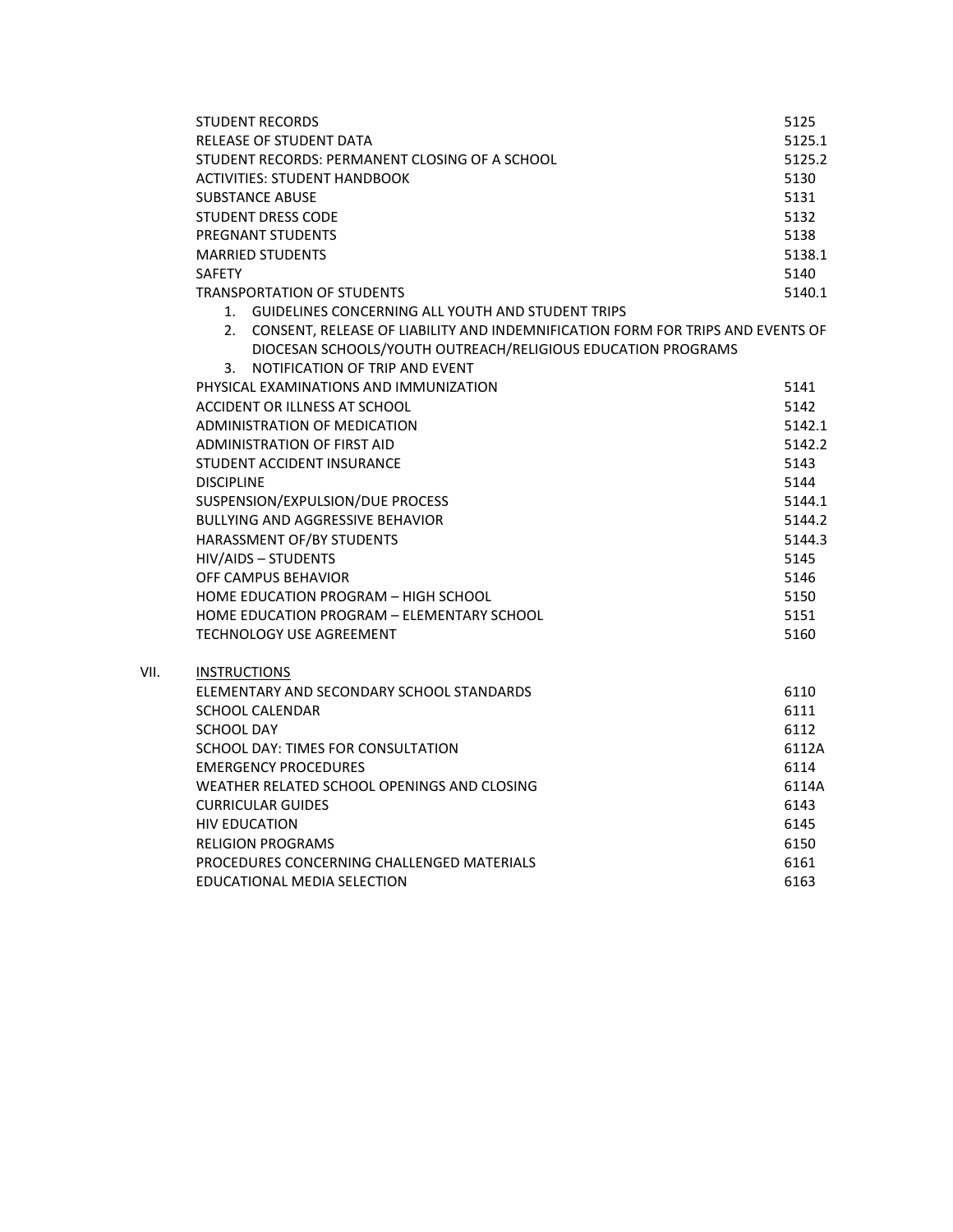| | |
|---|---|
| STUDENT RECORDS | 5125 |
| RELEASE OF STUDENT DATA | 5125.1 |
| STUDENT RECORDS: PERMANENT CLOSING OF A SCHOOL | 5125.2 |
| ACTIVITIES: STUDENT HANDBOOK | 5130 |
| SUBSTANCE ABUSE | 5131 |
| STUDENT DRESS CODE | 5132 |
| PREGNANT STUDENTS | 5138 |
| MARRIED STUDENTS | 5138.1 |
| SAFETY | 5140 |
| TRANSPORTATION OF STUDENTS | 5140.1 |
| 1. GUIDELINES CONCERNING ALL YOUTH AND STUDENT TRIPS | |
| 2. CONSENT, RELEASE OF LIABILITY AND INDEMNIFICATION FORM FOR TRIPS AND EVENTS OF DIOCESAN SCHOOLS/YOUTH OUTREACH/RELIGIOUS EDUCATION PROGRAMS | |
| 3. NOTIFICATION OF TRIP AND EVENT | |
| PHYSICAL EXAMINATIONS AND IMMUNIZATION | 5141 |
| ACCIDENT OR ILLNESS AT SCHOOL | 5142 |
| ADMINISTRATION OF MEDICATION | 5142.1 |
| ADMINISTRATION OF FIRST AID | 5142.2 |
| STUDENT ACCIDENT INSURANCE | 5143 |
| DISCIPLINE | 5144 |
| SUSPENSION/EXPULSION/DUE PROCESS | 5144.1 |
| BULLYING AND AGGRESSIVE BEHAVIOR | 5144.2 |
| HARASSMENT OF/BY STUDENTS | 5144.3 |
| HIV/AIDS – STUDENTS | 5145 |
| OFF CAMPUS BEHAVIOR | 5146 |
| HOME EDUCATION PROGRAM – HIGH SCHOOL | 5150 |
| HOME EDUCATION PROGRAM – ELEMENTARY SCHOOL | 5151 |
| TECHNOLOGY USE AGREEMENT | 5160 |

VII. INSTRUCTIONS

| | |
|---|---|
| ELEMENTARY AND SECONDARY SCHOOL STANDARDS | 6110 |
| SCHOOL CALENDAR | 6111 |
| SCHOOL DAY | 6112 |
| SCHOOL DAY: TIMES FOR CONSULTATION | 6112A |
| EMERGENCY PROCEDURES | 6114 |
| WEATHER RELATED SCHOOL OPENINGS AND CLOSING | 6114A |
| CURRICULAR GUIDES | 6143 |
| HIV EDUCATION | 6145 |
| RELIGION PROGRAMS | 6150 |
| PROCEDURES CONCERNING CHALLENGED MATERIALS | 6161 |
| EDUCATIONAL MEDIA SELECTION | 6163 |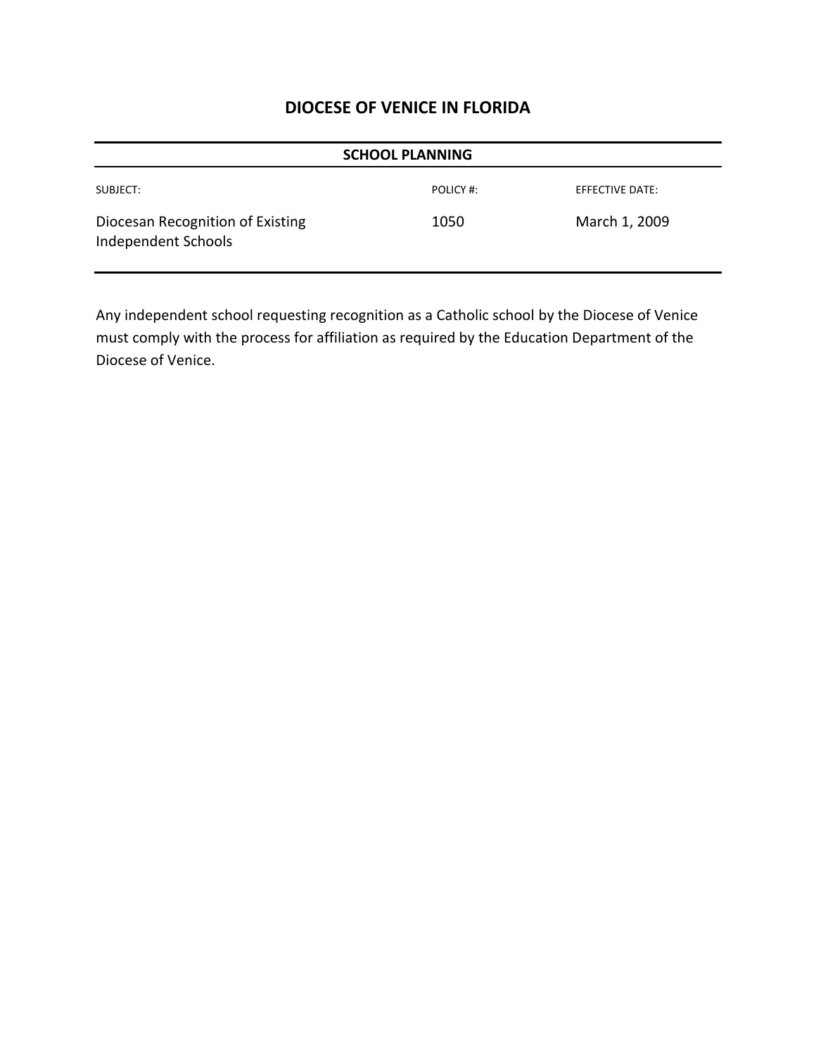# DIOCESE OF VENICE IN FLORIDA

## SCHOOL PLANNING

| SUBJECT: | POLICY #: | EFFECTIVE DATE: |
| --- | --- | --- |
| Diocesan Recognition of Existing Independent Schools | 1050 | March 1, 2009 |

Any independent school requesting recognition as a Catholic school by the Diocese of Venice must comply with the process for affiliation as required by the Education Department of the Diocese of Venice.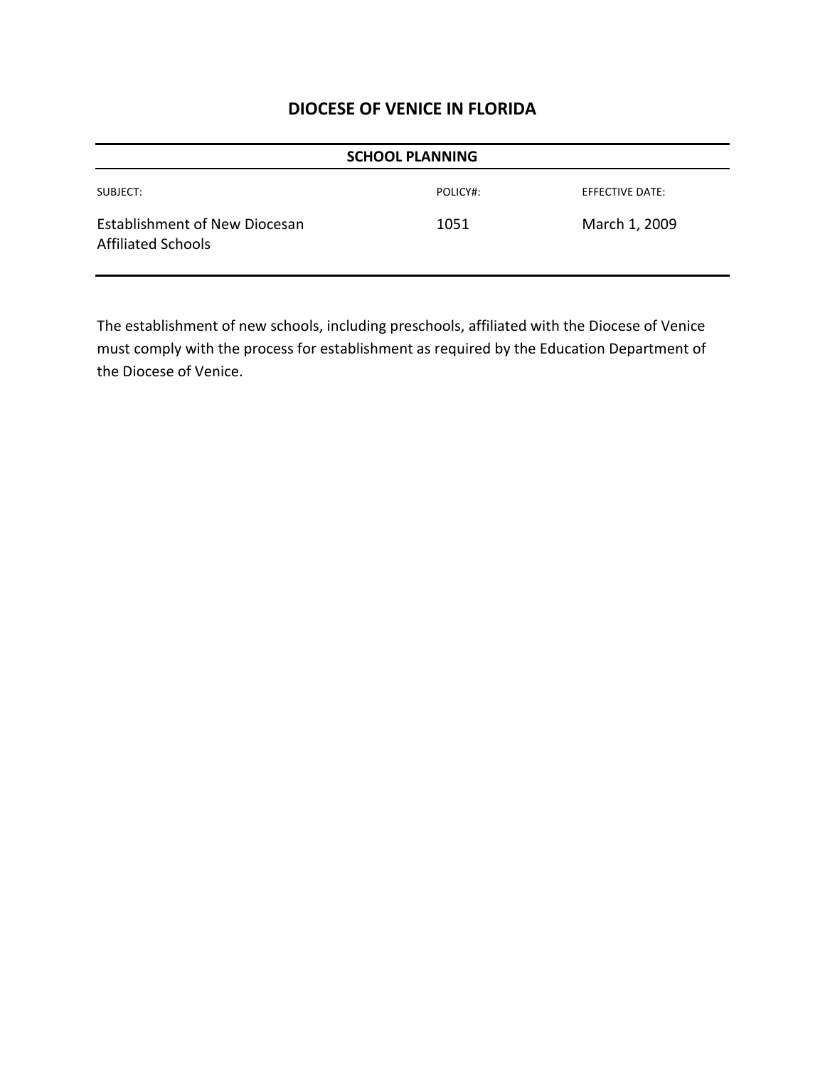# DIOCESE OF VENICE IN FLORIDA

**SCHOOL PLANNING**

| SUBJECT: | POLICY#: | EFFECTIVE DATE: |
|---|---|---|
| Establishment of New Diocesan Affiliated Schools | 1051 | March 1, 2009 |

The establishment of new schools, including preschools, affiliated with the Diocese of Venice must comply with the process for establishment as required by the Education Department of the Diocese of Venice.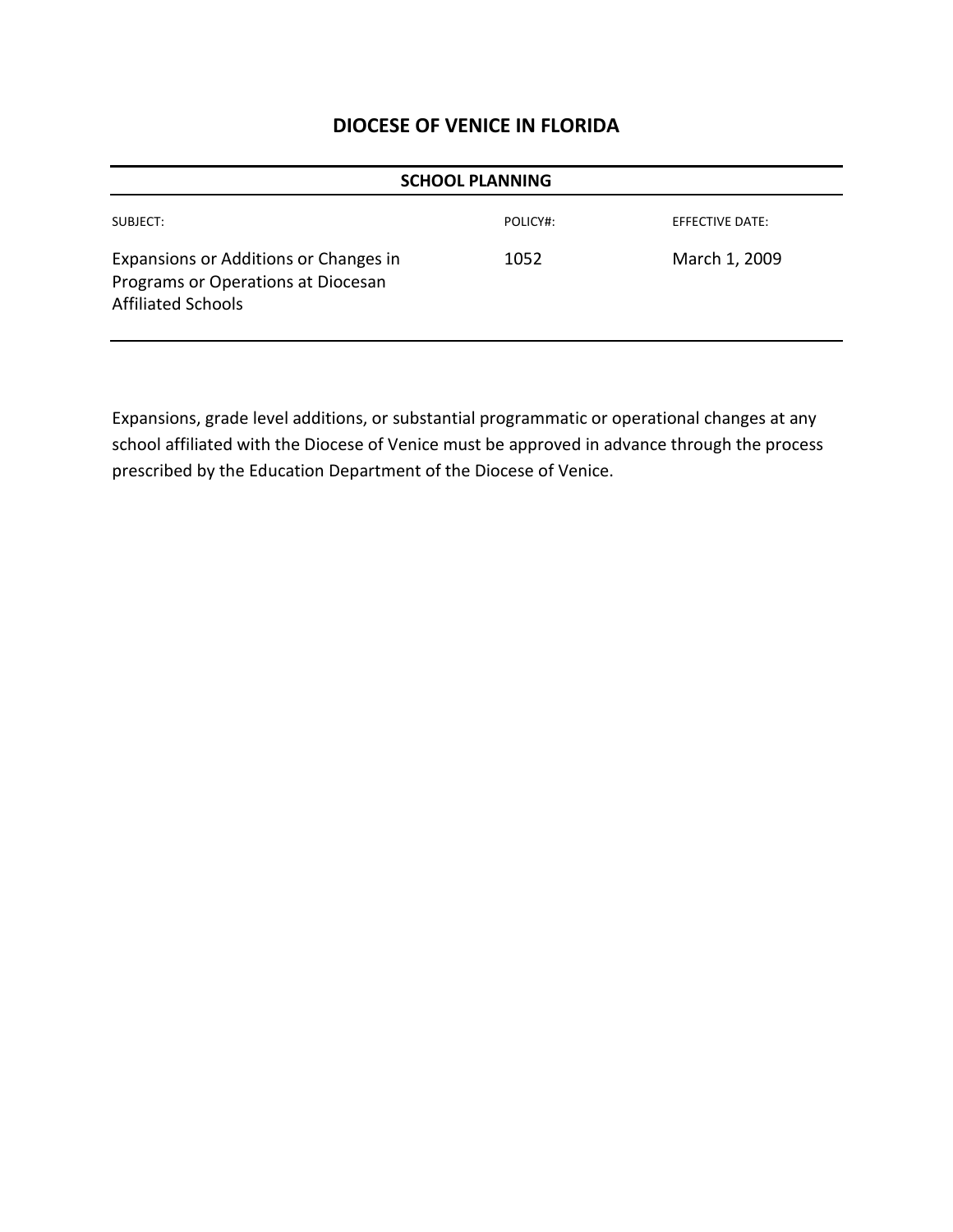# DIOCESE OF VENICE IN FLORIDA

## SCHOOL PLANNING

| SUBJECT: | POLICY#: | EFFECTIVE DATE: |
| --- | --- | --- |
| Expansions or Additions or Changes in Programs or Operations at Diocesan Affiliated Schools | 1052 | March 1, 2009 |

Expansions, grade level additions, or substantial programmatic or operational changes at any school affiliated with the Diocese of Venice must be approved in advance through the process prescribed by the Education Department of the Diocese of Venice.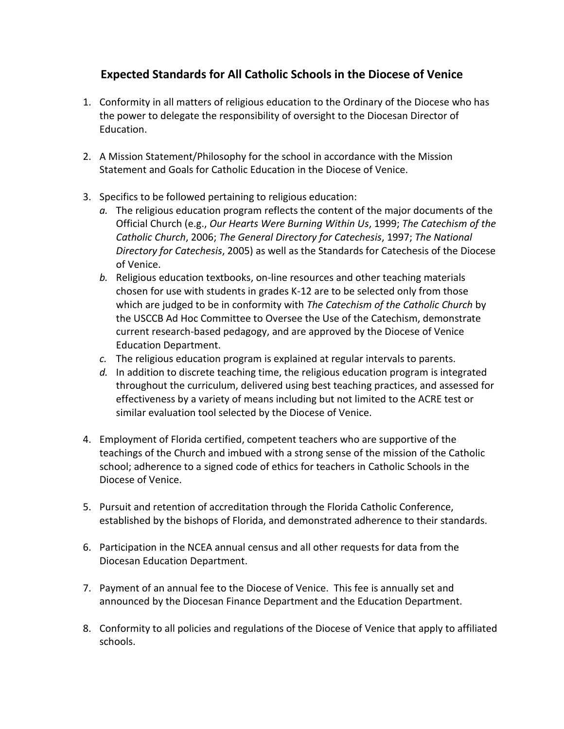## Expected Standards for All Catholic Schools in the Diocese of Venice

1. Conformity in all matters of religious education to the Ordinary of the Diocese who has the power to delegate the responsibility of oversight to the Diocesan Director of Education.

2. A Mission Statement/Philosophy for the school in accordance with the Mission Statement and Goals for Catholic Education in the Diocese of Venice.

3. Specifics to be followed pertaining to religious education:
   *a.* The religious education program reflects the content of the major documents of the Official Church (e.g., *Our Hearts Were Burning Within Us*, 1999; *The Catechism of the Catholic Church*, 2006; *The General Directory for Catechesis*, 1997; *The National Directory for Catechesis*, 2005) as well as the Standards for Catechesis of the Diocese of Venice.
   *b.* Religious education textbooks, on-line resources and other teaching materials chosen for use with students in grades K-12 are to be selected only from those which are judged to be in conformity with *The Catechism of the Catholic Church* by the USCCB Ad Hoc Committee to Oversee the Use of the Catechism, demonstrate current research-based pedagogy, and are approved by the Diocese of Venice Education Department.
   *c.* The religious education program is explained at regular intervals to parents.
   *d.* In addition to discrete teaching time, the religious education program is integrated throughout the curriculum, delivered using best teaching practices, and assessed for effectiveness by a variety of means including but not limited to the ACRE test or similar evaluation tool selected by the Diocese of Venice.

4. Employment of Florida certified, competent teachers who are supportive of the teachings of the Church and imbued with a strong sense of the mission of the Catholic school; adherence to a signed code of ethics for teachers in Catholic Schools in the Diocese of Venice.

5. Pursuit and retention of accreditation through the Florida Catholic Conference, established by the bishops of Florida, and demonstrated adherence to their standards.

6. Participation in the NCEA annual census and all other requests for data from the Diocesan Education Department.

7. Payment of an annual fee to the Diocese of Venice. This fee is annually set and announced by the Diocesan Finance Department and the Education Department.

8. Conformity to all policies and regulations of the Diocese of Venice that apply to affiliated schools.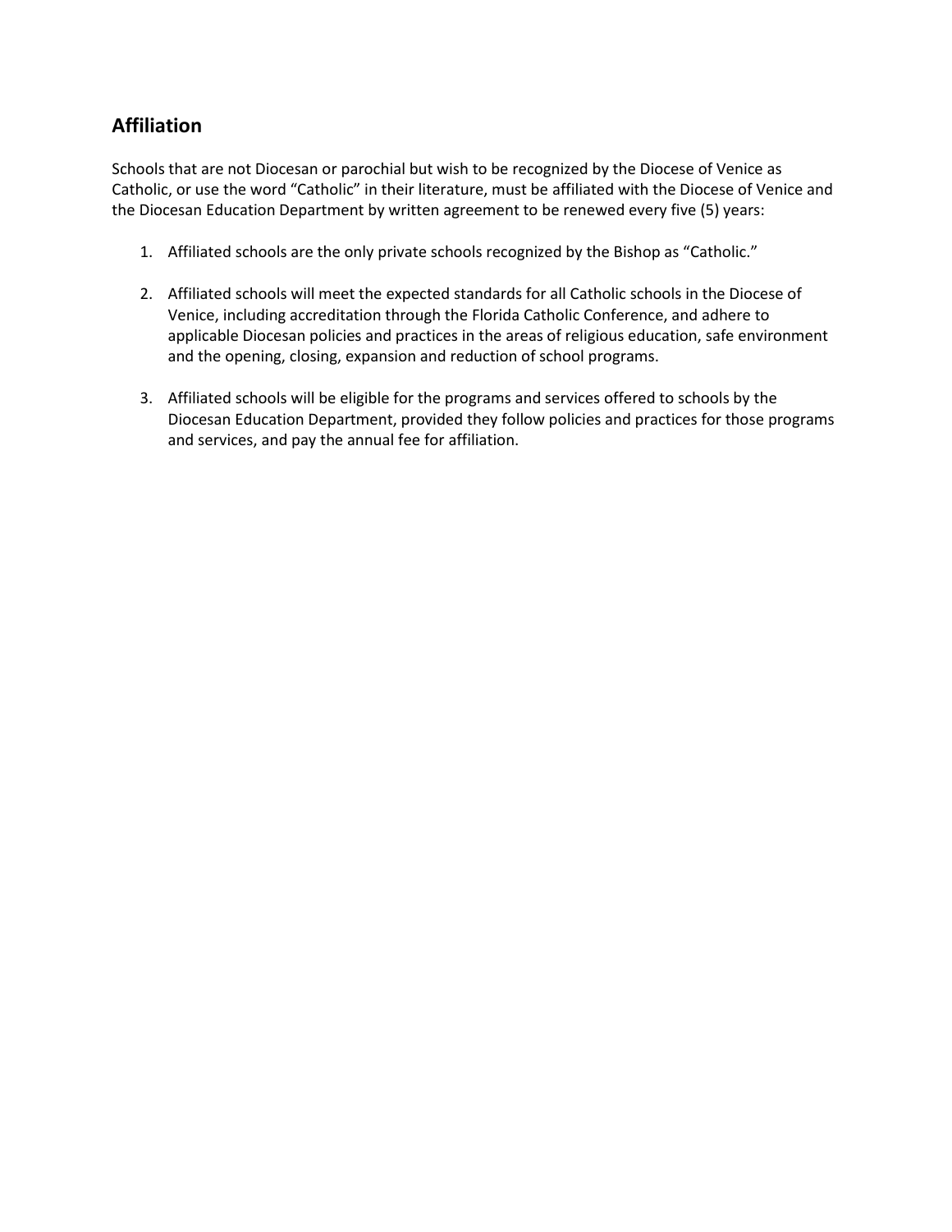## Affiliation

Schools that are not Diocesan or parochial but wish to be recognized by the Diocese of Venice as Catholic, or use the word "Catholic" in their literature, must be affiliated with the Diocese of Venice and the Diocesan Education Department by written agreement to be renewed every five (5) years:

1. Affiliated schools are the only private schools recognized by the Bishop as "Catholic."

2. Affiliated schools will meet the expected standards for all Catholic schools in the Diocese of Venice, including accreditation through the Florida Catholic Conference, and adhere to applicable Diocesan policies and practices in the areas of religious education, safe environment and the opening, closing, expansion and reduction of school programs.

3. Affiliated schools will be eligible for the programs and services offered to schools by the Diocesan Education Department, provided they follow policies and practices for those programs and services, and pay the annual fee for affiliation.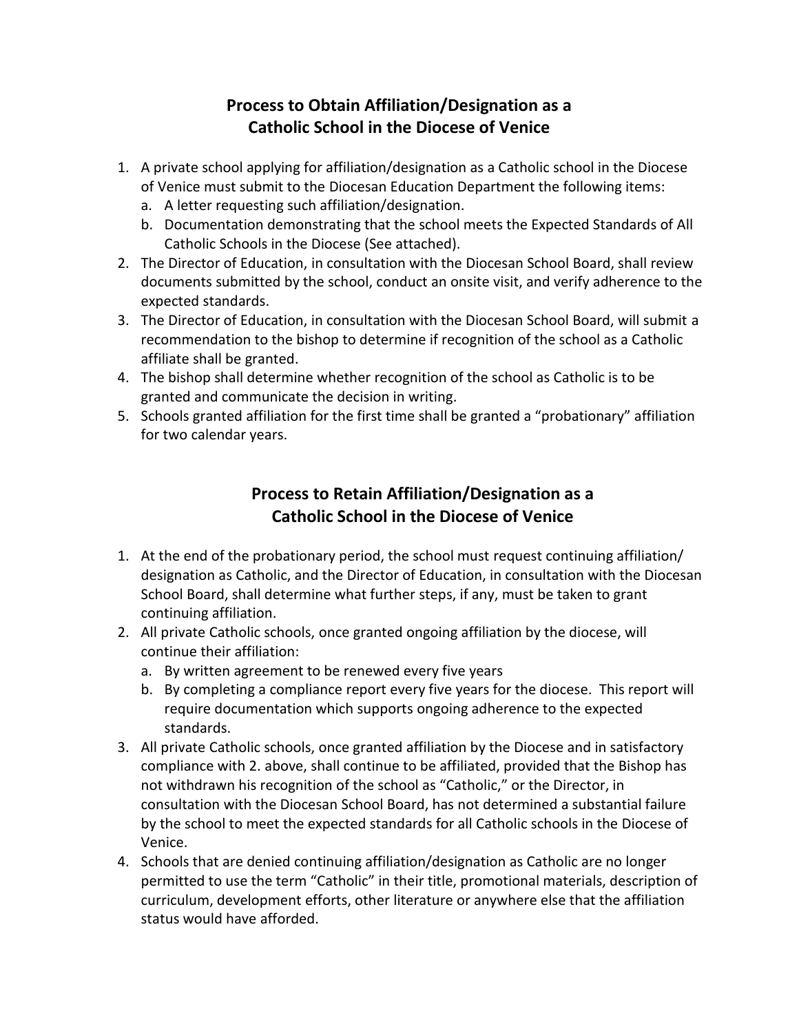## Process to Obtain Affiliation/Designation as a Catholic School in the Diocese of Venice

1. A private school applying for affiliation/designation as a Catholic school in the Diocese of Venice must submit to the Diocesan Education Department the following items:
   a. A letter requesting such affiliation/designation.
   b. Documentation demonstrating that the school meets the Expected Standards of All Catholic Schools in the Diocese (See attached).
2. The Director of Education, in consultation with the Diocesan School Board, shall review documents submitted by the school, conduct an onsite visit, and verify adherence to the expected standards.
3. The Director of Education, in consultation with the Diocesan School Board, will submit a recommendation to the bishop to determine if recognition of the school as a Catholic affiliate shall be granted.
4. The bishop shall determine whether recognition of the school as Catholic is to be granted and communicate the decision in writing.
5. Schools granted affiliation for the first time shall be granted a "probationary" affiliation for two calendar years.

## Process to Retain Affiliation/Designation as a Catholic School in the Diocese of Venice

1. At the end of the probationary period, the school must request continuing affiliation/ designation as Catholic, and the Director of Education, in consultation with the Diocesan School Board, shall determine what further steps, if any, must be taken to grant continuing affiliation.
2. All private Catholic schools, once granted ongoing affiliation by the diocese, will continue their affiliation:
   a. By written agreement to be renewed every five years
   b. By completing a compliance report every five years for the diocese. This report will require documentation which supports ongoing adherence to the expected standards.
3. All private Catholic schools, once granted affiliation by the Diocese and in satisfactory compliance with 2. above, shall continue to be affiliated, provided that the Bishop has not withdrawn his recognition of the school as "Catholic," or the Director, in consultation with the Diocesan School Board, has not determined a substantial failure by the school to meet the expected standards for all Catholic schools in the Diocese of Venice.
4. Schools that are denied continuing affiliation/designation as Catholic are no longer permitted to use the term "Catholic" in their title, promotional materials, description of curriculum, development efforts, other literature or anywhere else that the affiliation status would have afforded.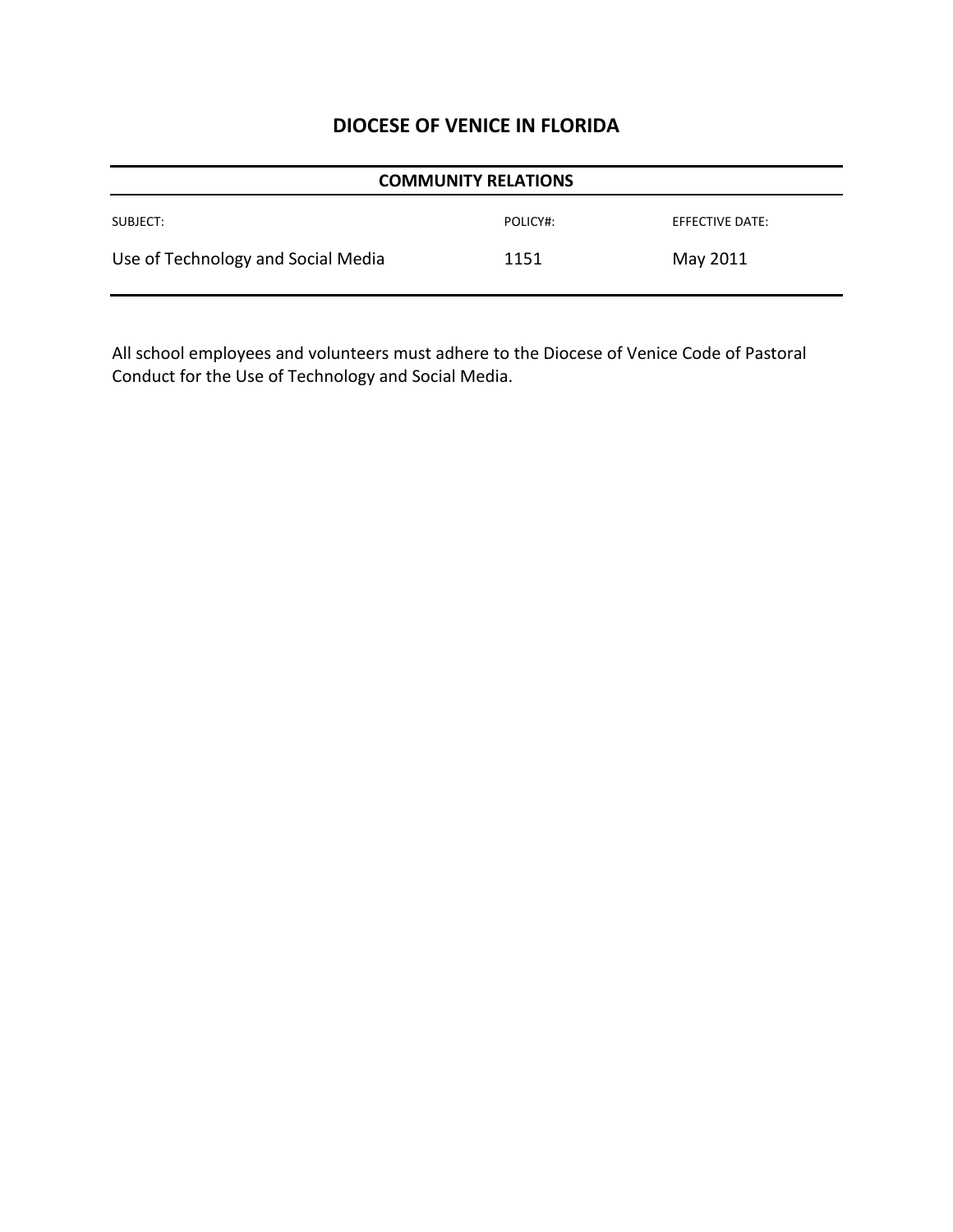# DIOCESE OF VENICE IN FLORIDA

| COMMUNITY RELATIONS | | |
|---|---|---|
| SUBJECT: | POLICY#: | EFFECTIVE DATE: |
| Use of Technology and Social Media | 1151 | May 2011 |

All school employees and volunteers must adhere to the Diocese of Venice Code of Pastoral Conduct for the Use of Technology and Social Media.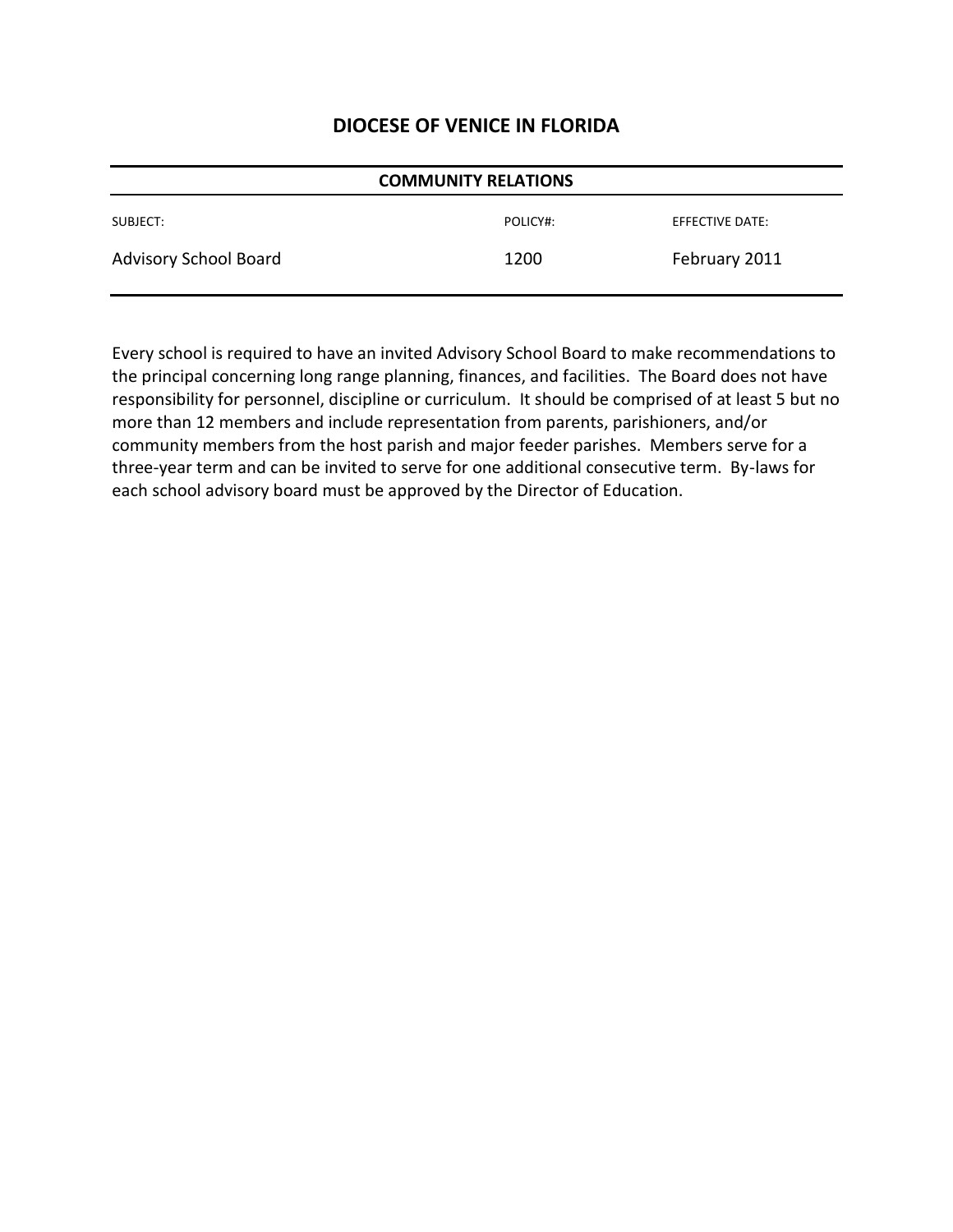# DIOCESE OF VENICE IN FLORIDA

**COMMUNITY RELATIONS**

| SUBJECT: | POLICY#: | EFFECTIVE DATE: |
| --- | --- | --- |
| Advisory School Board | 1200 | February 2011 |

Every school is required to have an invited Advisory School Board to make recommendations to the principal concerning long range planning, finances, and facilities. The Board does not have responsibility for personnel, discipline or curriculum. It should be comprised of at least 5 but no more than 12 members and include representation from parents, parishioners, and/or community members from the host parish and major feeder parishes. Members serve for a three-year term and can be invited to serve for one additional consecutive term. By-laws for each school advisory board must be approved by the Director of Education.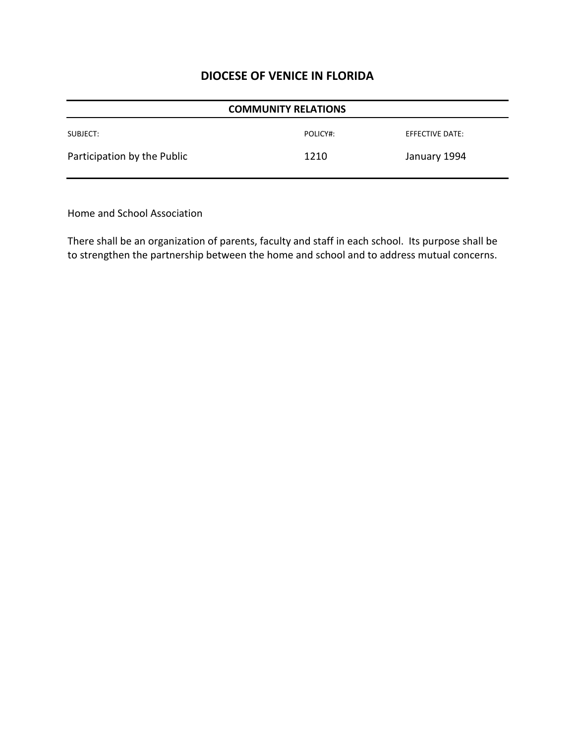# DIOCESE OF VENICE IN FLORIDA

| COMMUNITY RELATIONS | | |
|---|---|---|
| SUBJECT: | POLICY#: | EFFECTIVE DATE: |
| Participation by the Public | 1210 | January 1994 |

Home and School Association

There shall be an organization of parents, faculty and staff in each school. Its purpose shall be to strengthen the partnership between the home and school and to address mutual concerns.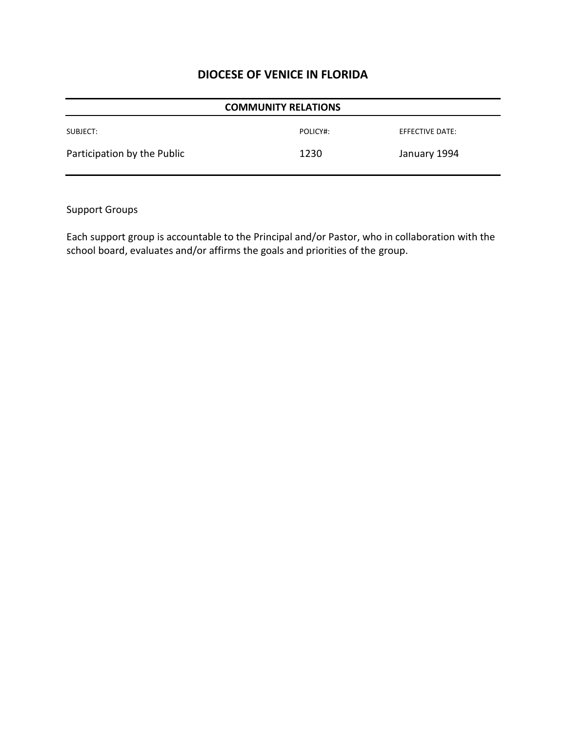## DIOCESE OF VENICE IN FLORIDA

| COMMUNITY RELATIONS | | |
|---|---|---|
| SUBJECT: | POLICY#: | EFFECTIVE DATE: |
| Participation by the Public | 1230 | January 1994 |

Support Groups

Each support group is accountable to the Principal and/or Pastor, who in collaboration with the school board, evaluates and/or affirms the goals and priorities of the group.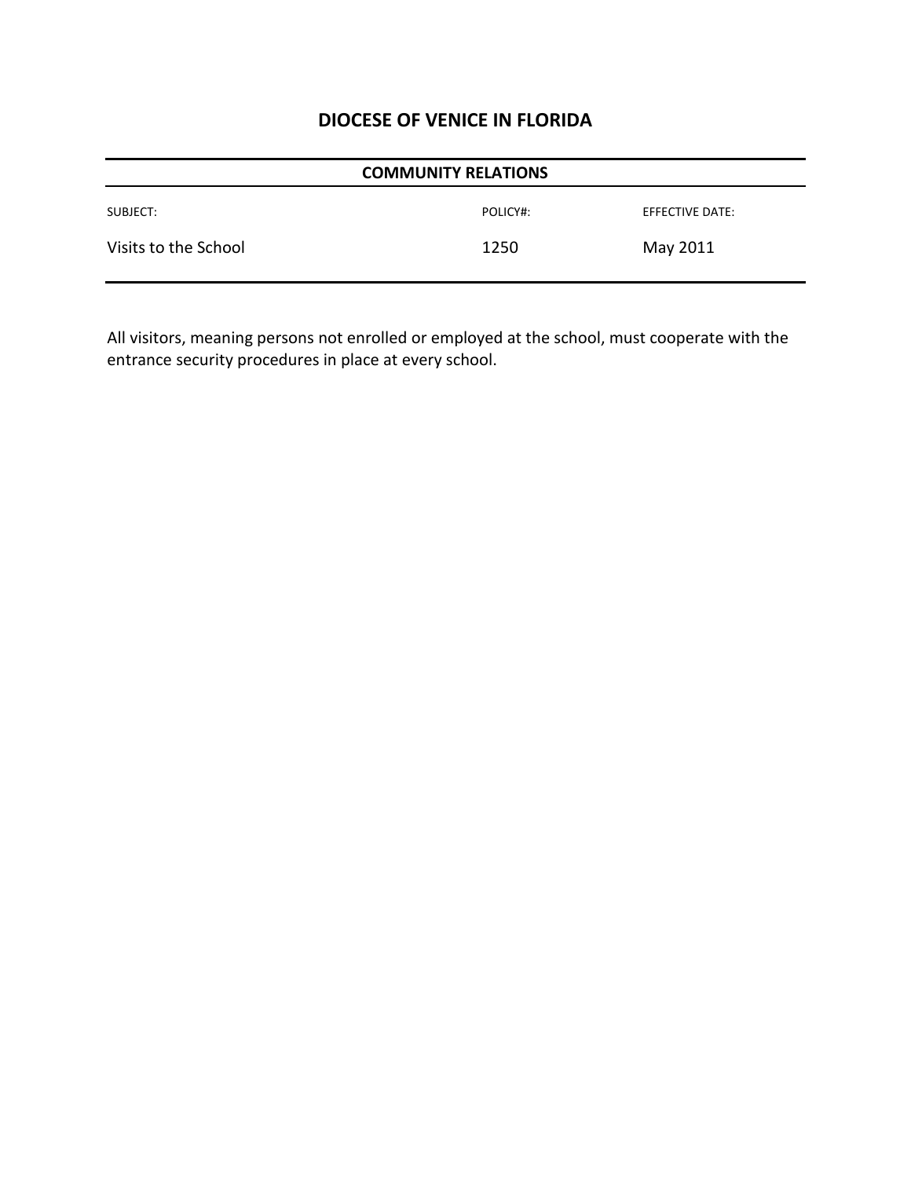# DIOCESE OF VENICE IN FLORIDA

| COMMUNITY RELATIONS | | |
|---|---|---|
| SUBJECT: | POLICY#: | EFFECTIVE DATE: |
| Visits to the School | 1250 | May 2011 |

All visitors, meaning persons not enrolled or employed at the school, must cooperate with the entrance security procedures in place at every school.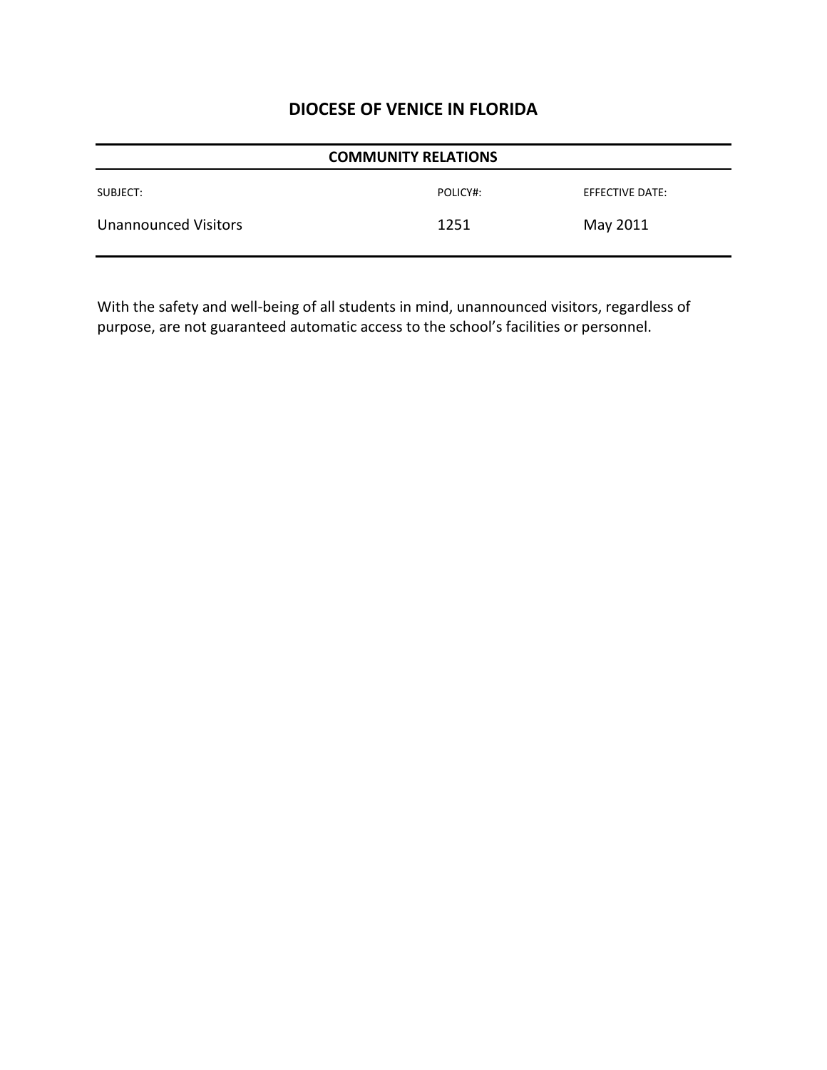# DIOCESE OF VENICE IN FLORIDA

| COMMUNITY RELATIONS | | |
|---|---|---|
| SUBJECT: | POLICY#: | EFFECTIVE DATE: |
| Unannounced Visitors | 1251 | May 2011 |

With the safety and well-being of all students in mind, unannounced visitors, regardless of purpose, are not guaranteed automatic access to the school's facilities or personnel.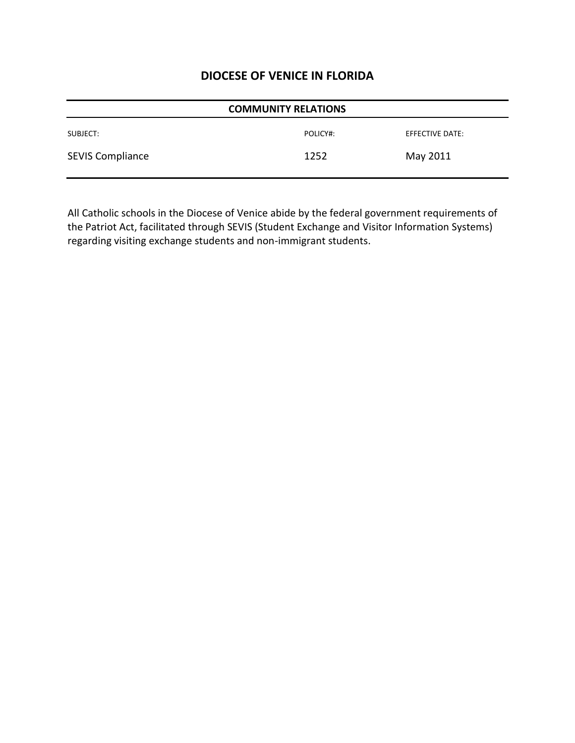# DIOCESE OF VENICE IN FLORIDA

## COMMUNITY RELATIONS

| SUBJECT: | POLICY#: | EFFECTIVE DATE: |
|---|---|---|
| SEVIS Compliance | 1252 | May 2011 |

All Catholic schools in the Diocese of Venice abide by the federal government requirements of the Patriot Act, facilitated through SEVIS (Student Exchange and Visitor Information Systems) regarding visiting exchange students and non-immigrant students.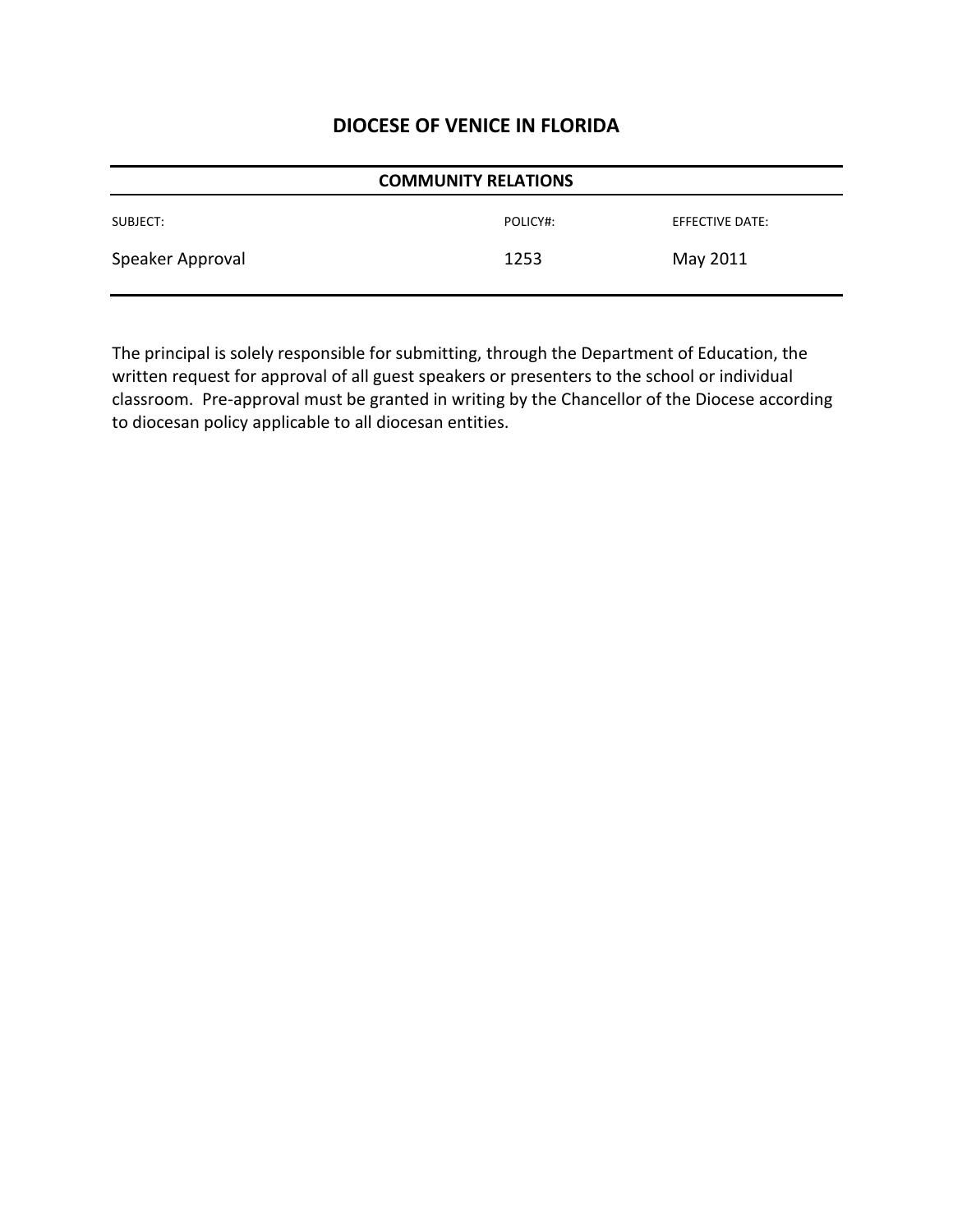# DIOCESE OF VENICE IN FLORIDA

**COMMUNITY RELATIONS**

| SUBJECT: | POLICY#: | EFFECTIVE DATE: |
|---|---|---|
| Speaker Approval | 1253 | May 2011 |

The principal is solely responsible for submitting, through the Department of Education, the written request for approval of all guest speakers or presenters to the school or individual classroom. Pre-approval must be granted in writing by the Chancellor of the Diocese according to diocesan policy applicable to all diocesan entities.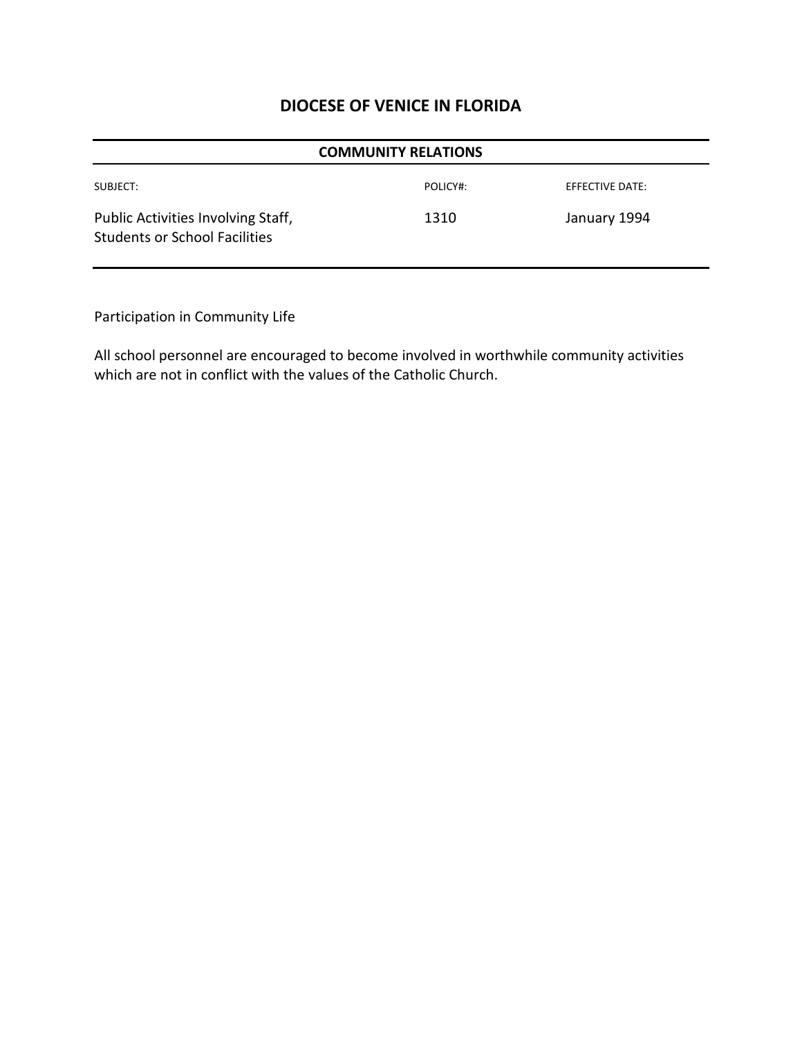## DIOCESE OF VENICE IN FLORIDA

| COMMUNITY RELATIONS | | |
|---|---|---|
| SUBJECT: | POLICY#: | EFFECTIVE DATE: |
| Public Activities Involving Staff, Students or School Facilities | 1310 | January 1994 |

Participation in Community Life

All school personnel are encouraged to become involved in worthwhile community activities which are not in conflict with the values of the Catholic Church.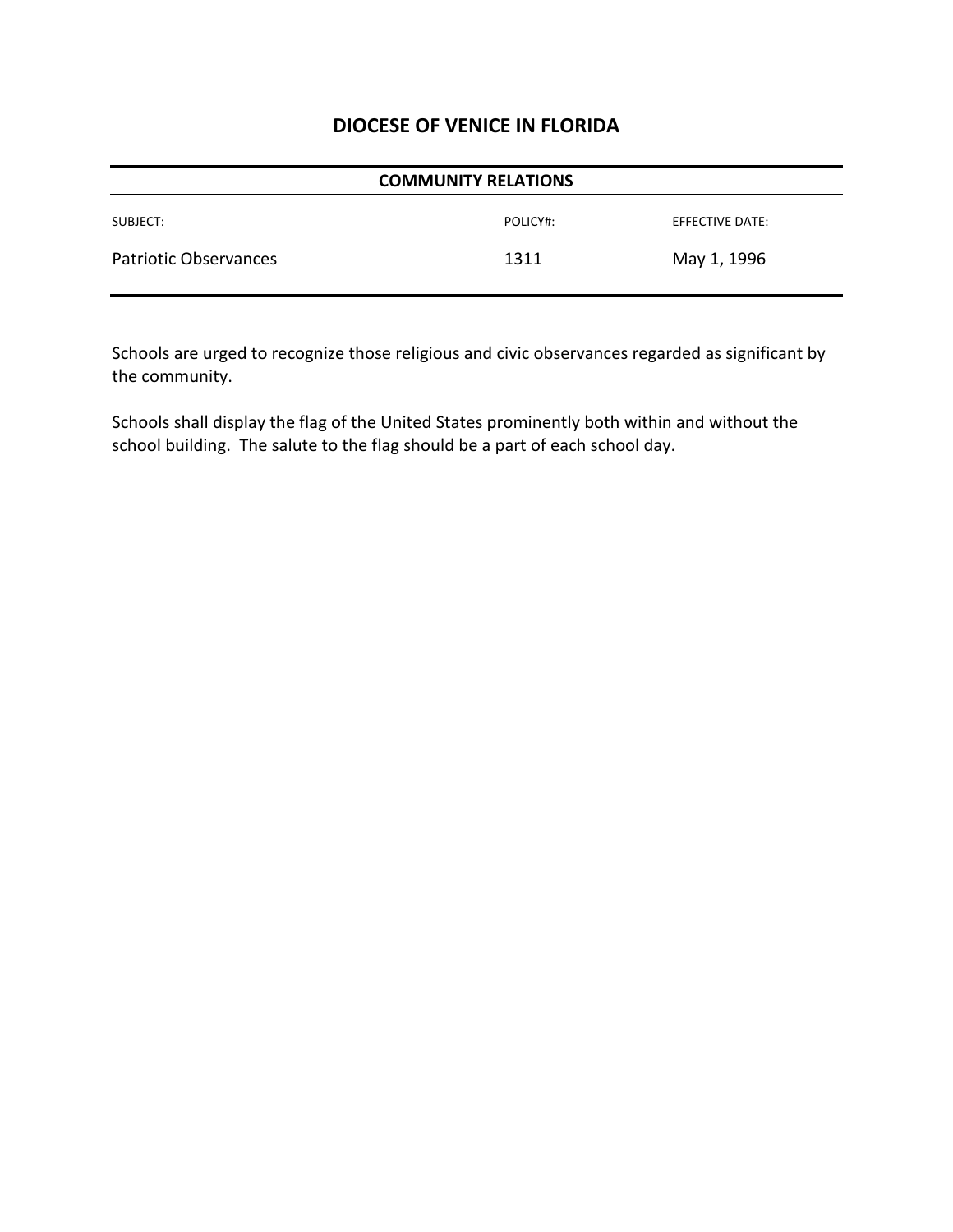## DIOCESE OF VENICE IN FLORIDA

**COMMUNITY RELATIONS**

| SUBJECT: | POLICY#: | EFFECTIVE DATE: |
|---|---|---|
| Patriotic Observances | 1311 | May 1, 1996 |

Schools are urged to recognize those religious and civic observances regarded as significant by the community.

Schools shall display the flag of the United States prominently both within and without the school building. The salute to the flag should be a part of each school day.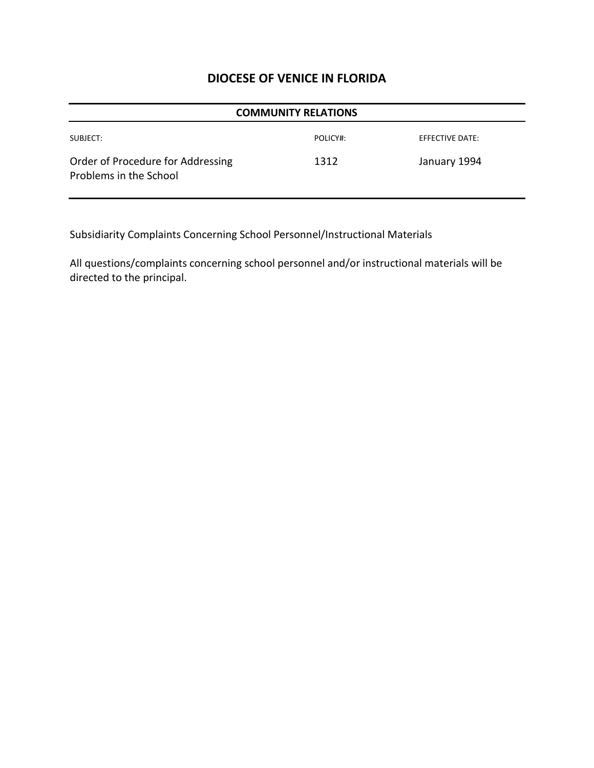## DIOCESE OF VENICE IN FLORIDA

**COMMUNITY RELATIONS**

| SUBJECT: | POLICY#: | EFFECTIVE DATE: |
| --- | --- | --- |
| Order of Procedure for Addressing Problems in the School | 1312 | January 1994 |

Subsidiarity Complaints Concerning School Personnel/Instructional Materials

All questions/complaints concerning school personnel and/or instructional materials will be directed to the principal.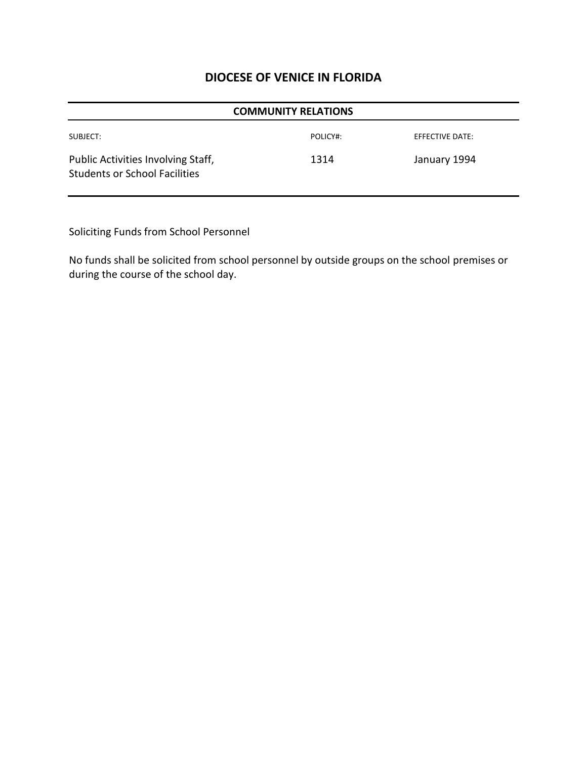# DIOCESE OF VENICE IN FLORIDA

| COMMUNITY RELATIONS | | |
|---|---|---|
| SUBJECT: | POLICY#: | EFFECTIVE DATE: |
| Public Activities Involving Staff, Students or School Facilities | 1314 | January 1994 |

Soliciting Funds from School Personnel

No funds shall be solicited from school personnel by outside groups on the school premises or during the course of the school day.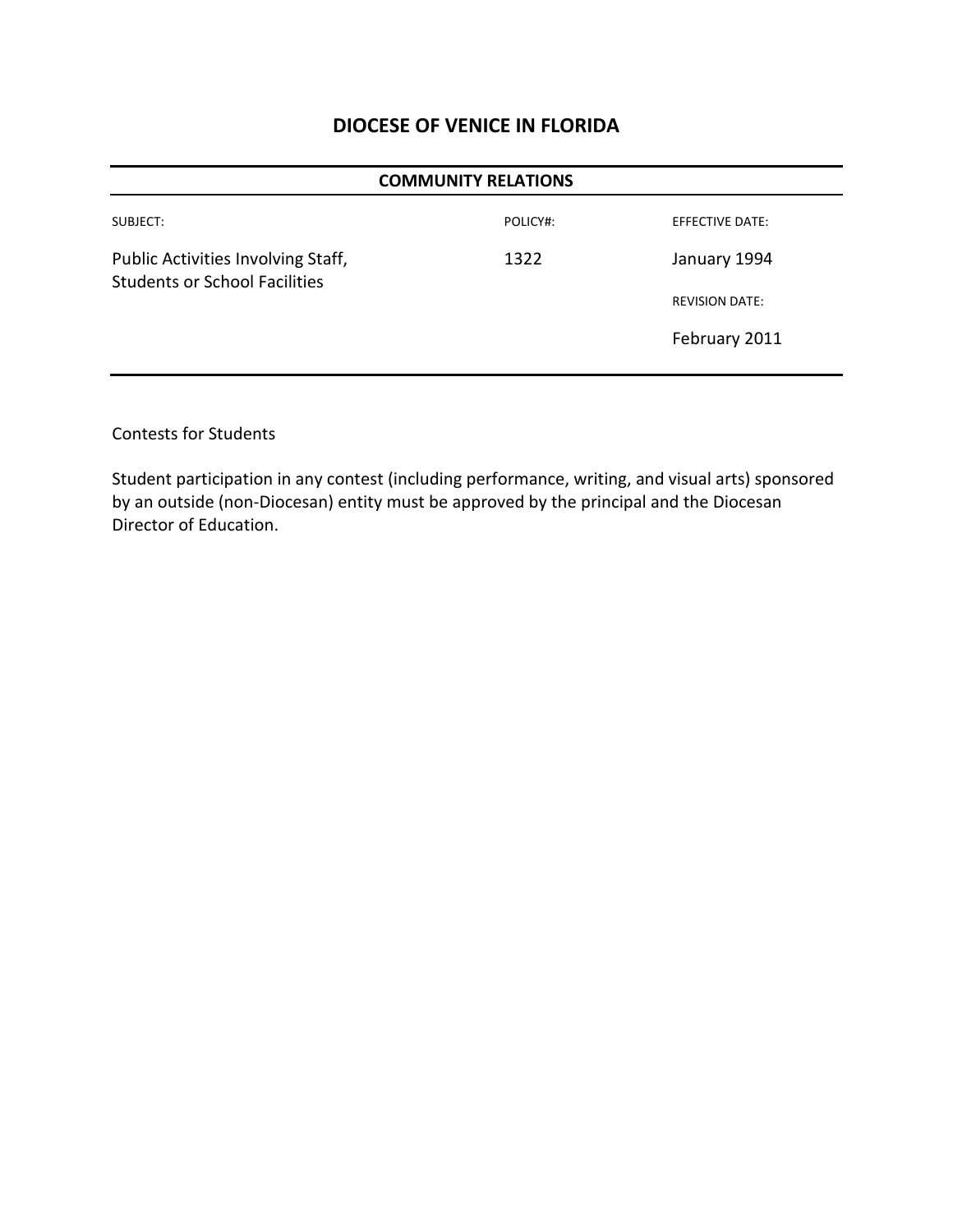# DIOCESE OF VENICE IN FLORIDA

| COMMUNITY RELATIONS | | |
|---|---|---|
| SUBJECT: | POLICY#: | EFFECTIVE DATE: |
| Public Activities Involving Staff, Students or School Facilities | 1322 | January 1994 |
| | | REVISION DATE: |
| | | February 2011 |

Contests for Students

Student participation in any contest (including performance, writing, and visual arts) sponsored by an outside (non-Diocesan) entity must be approved by the principal and the Diocesan Director of Education.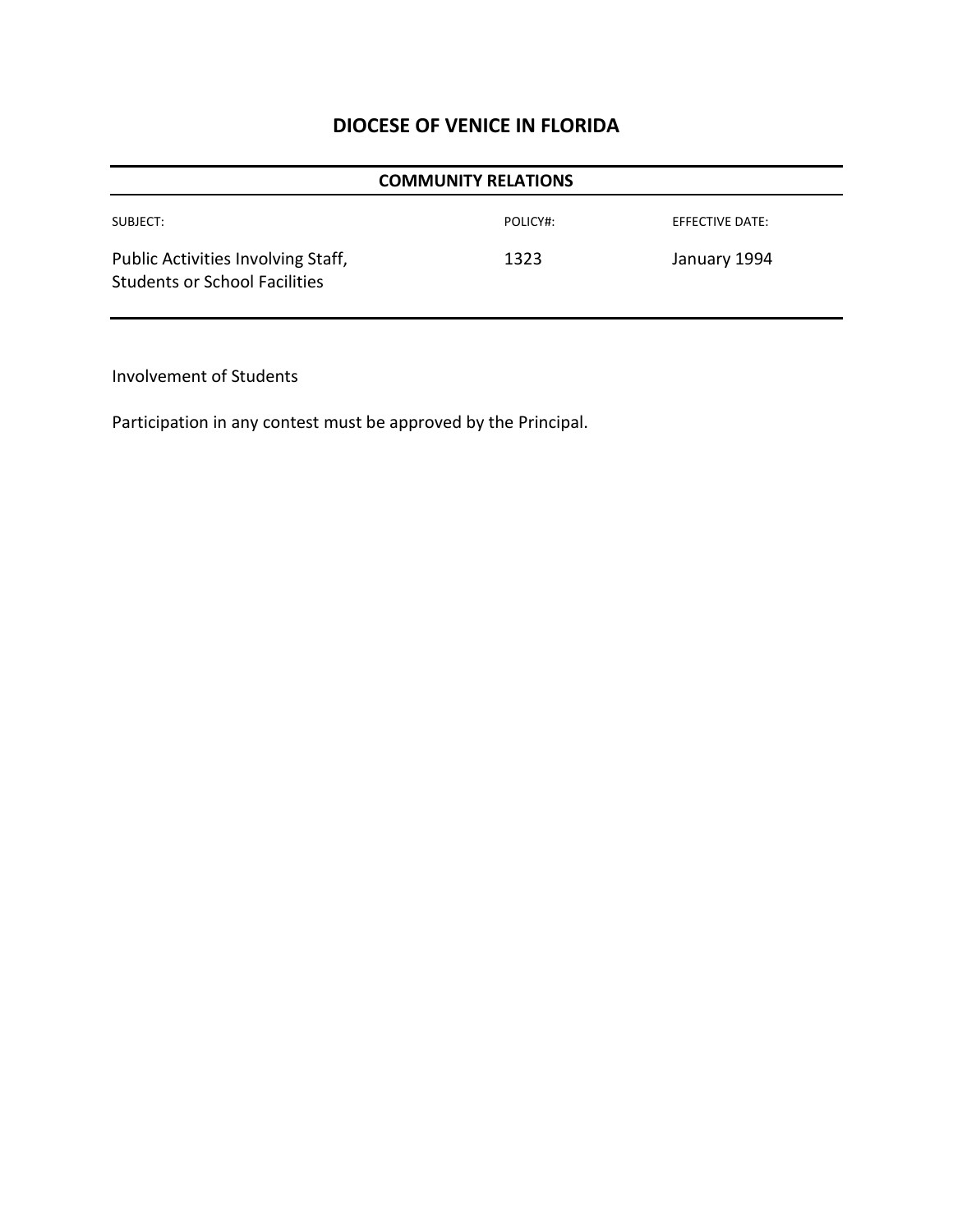# DIOCESE OF VENICE IN FLORIDA

## COMMUNITY RELATIONS

| SUBJECT: | POLICY#: | EFFECTIVE DATE: |
| --- | --- | --- |
| Public Activities Involving Staff, Students or School Facilities | 1323 | January 1994 |

Involvement of Students

Participation in any contest must be approved by the Principal.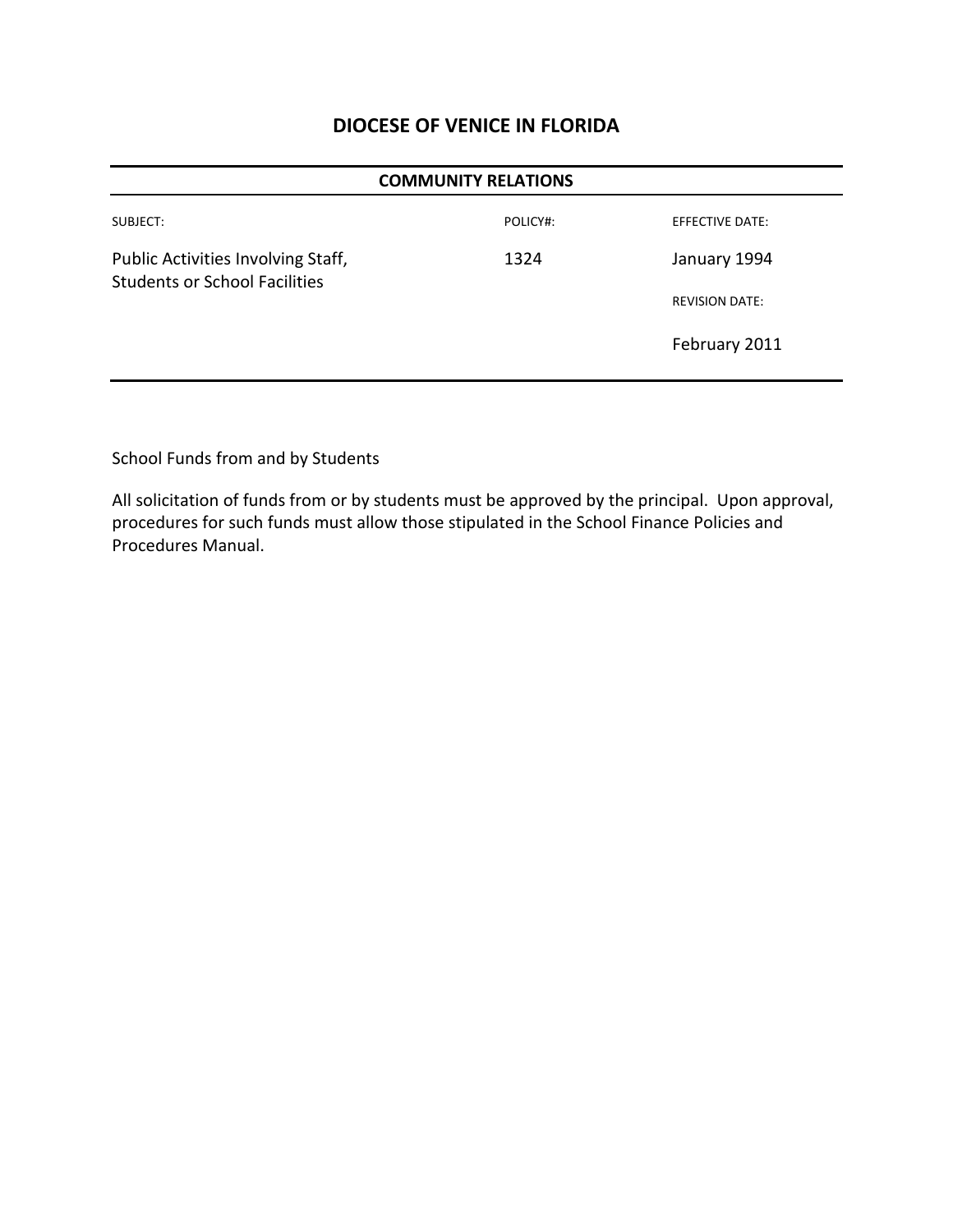# DIOCESE OF VENICE IN FLORIDA

| COMMUNITY RELATIONS | | |
|---|---|---|
| SUBJECT: | POLICY#: | EFFECTIVE DATE: |
| Public Activities Involving Staff, Students or School Facilities | 1324 | January 1994 |
| | | REVISION DATE: |
| | | February 2011 |

School Funds from and by Students

All solicitation of funds from or by students must be approved by the principal. Upon approval, procedures for such funds must allow those stipulated in the School Finance Policies and Procedures Manual.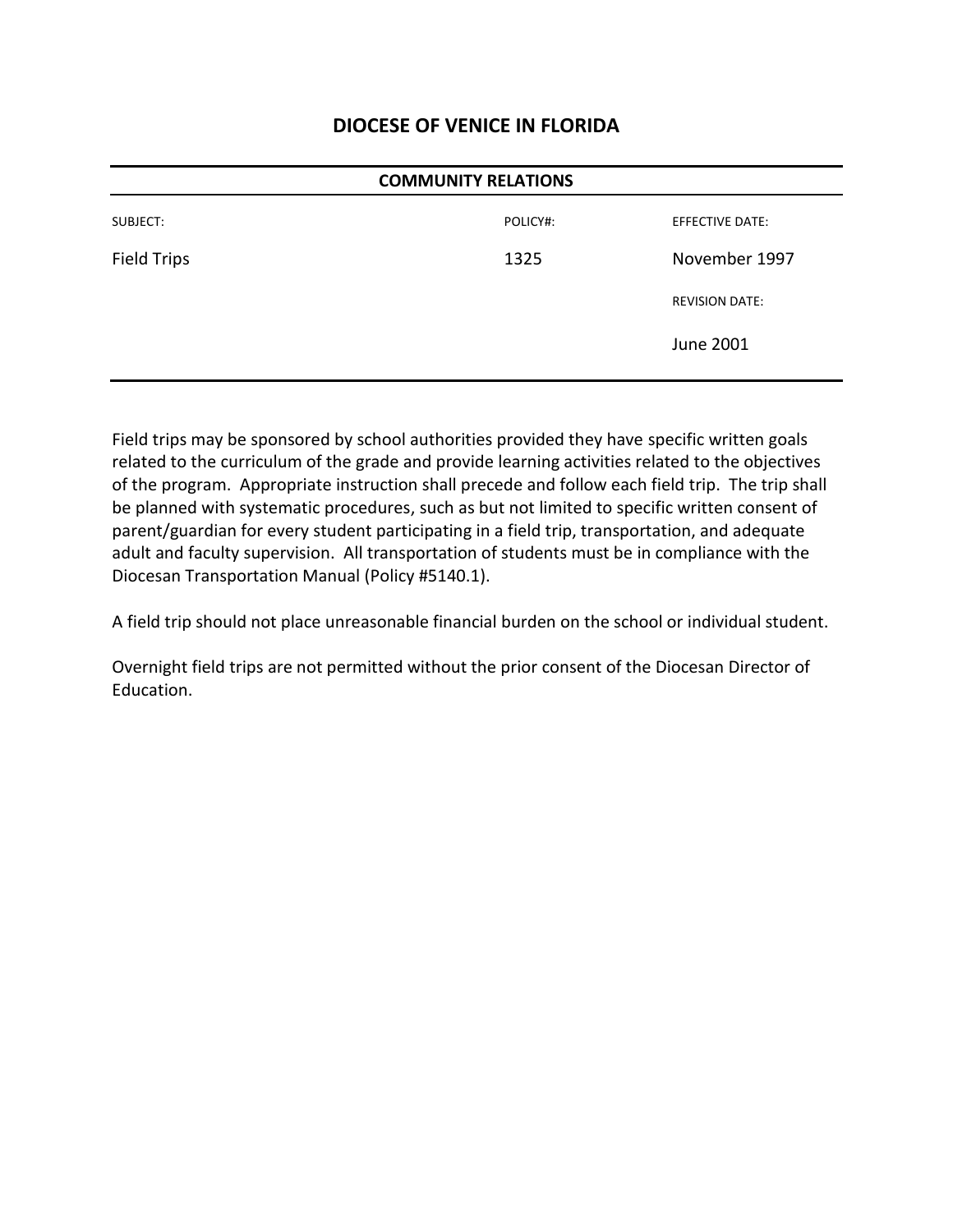# DIOCESE OF VENICE IN FLORIDA

**COMMUNITY RELATIONS**

| SUBJECT: | POLICY#: | EFFECTIVE DATE: |
|---|---|---|
| Field Trips | 1325 | November 1997 |
| | | REVISION DATE: |
| | | June 2001 |

Field trips may be sponsored by school authorities provided they have specific written goals related to the curriculum of the grade and provide learning activities related to the objectives of the program. Appropriate instruction shall precede and follow each field trip. The trip shall be planned with systematic procedures, such as but not limited to specific written consent of parent/guardian for every student participating in a field trip, transportation, and adequate adult and faculty supervision. All transportation of students must be in compliance with the Diocesan Transportation Manual (Policy #5140.1).

A field trip should not place unreasonable financial burden on the school or individual student.

Overnight field trips are not permitted without the prior consent of the Diocesan Director of Education.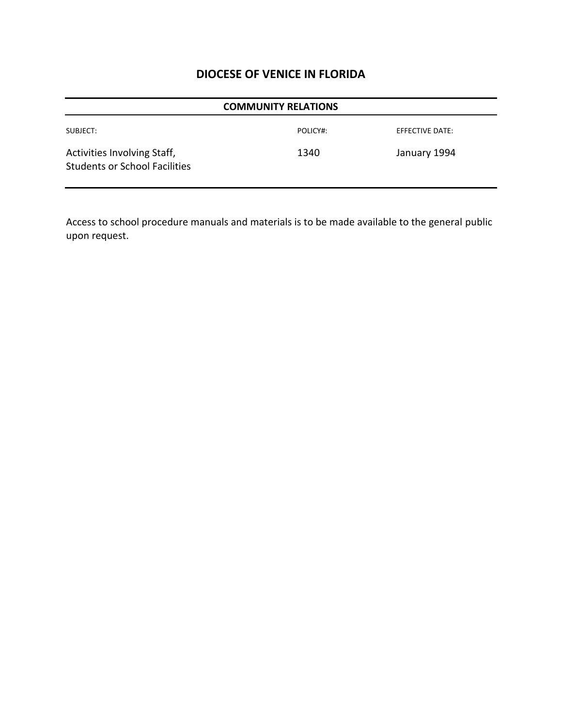## DIOCESE OF VENICE IN FLORIDA

**COMMUNITY RELATIONS**

| SUBJECT: | POLICY#: | EFFECTIVE DATE: |
|---|---|---|
| Activities Involving Staff, Students or School Facilities | 1340 | January 1994 |

Access to school procedure manuals and materials is to be made available to the general public upon request.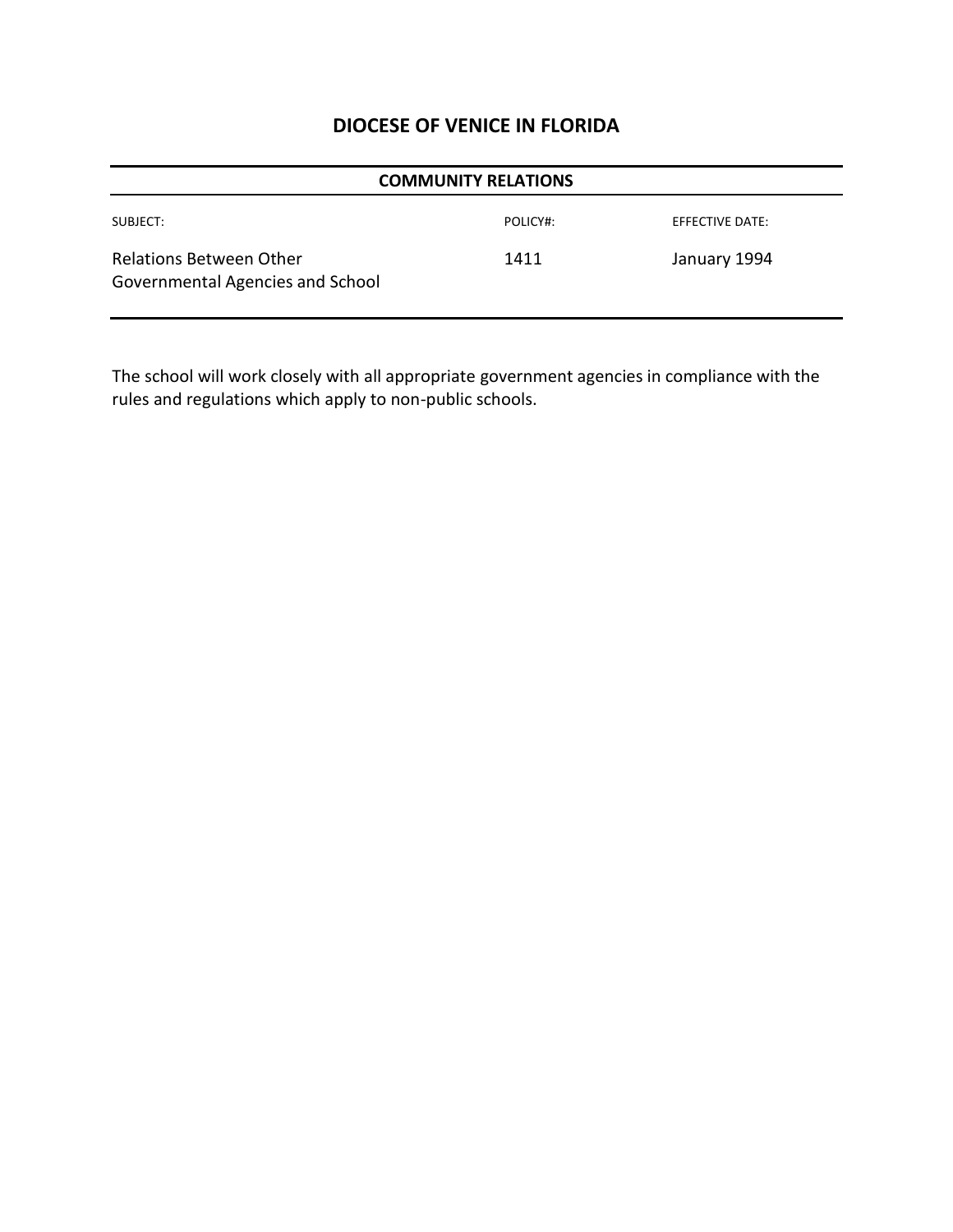# DIOCESE OF VENICE IN FLORIDA

| COMMUNITY RELATIONS | | |
|---|---|---|
| SUBJECT: | POLICY#: | EFFECTIVE DATE: |
| Relations Between Other Governmental Agencies and School | 1411 | January 1994 |

The school will work closely with all appropriate government agencies in compliance with the rules and regulations which apply to non-public schools.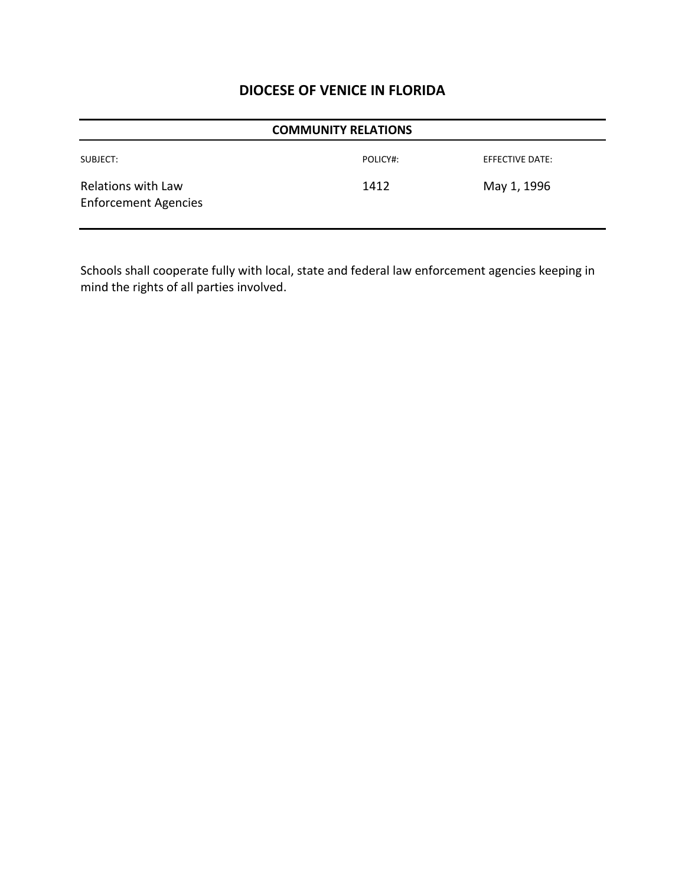# DIOCESE OF VENICE IN FLORIDA

## COMMUNITY RELATIONS

| SUBJECT: | POLICY#: | EFFECTIVE DATE: |
|---|---|---|
| Relations with Law Enforcement Agencies | 1412 | May 1, 1996 |

Schools shall cooperate fully with local, state and federal law enforcement agencies keeping in mind the rights of all parties involved.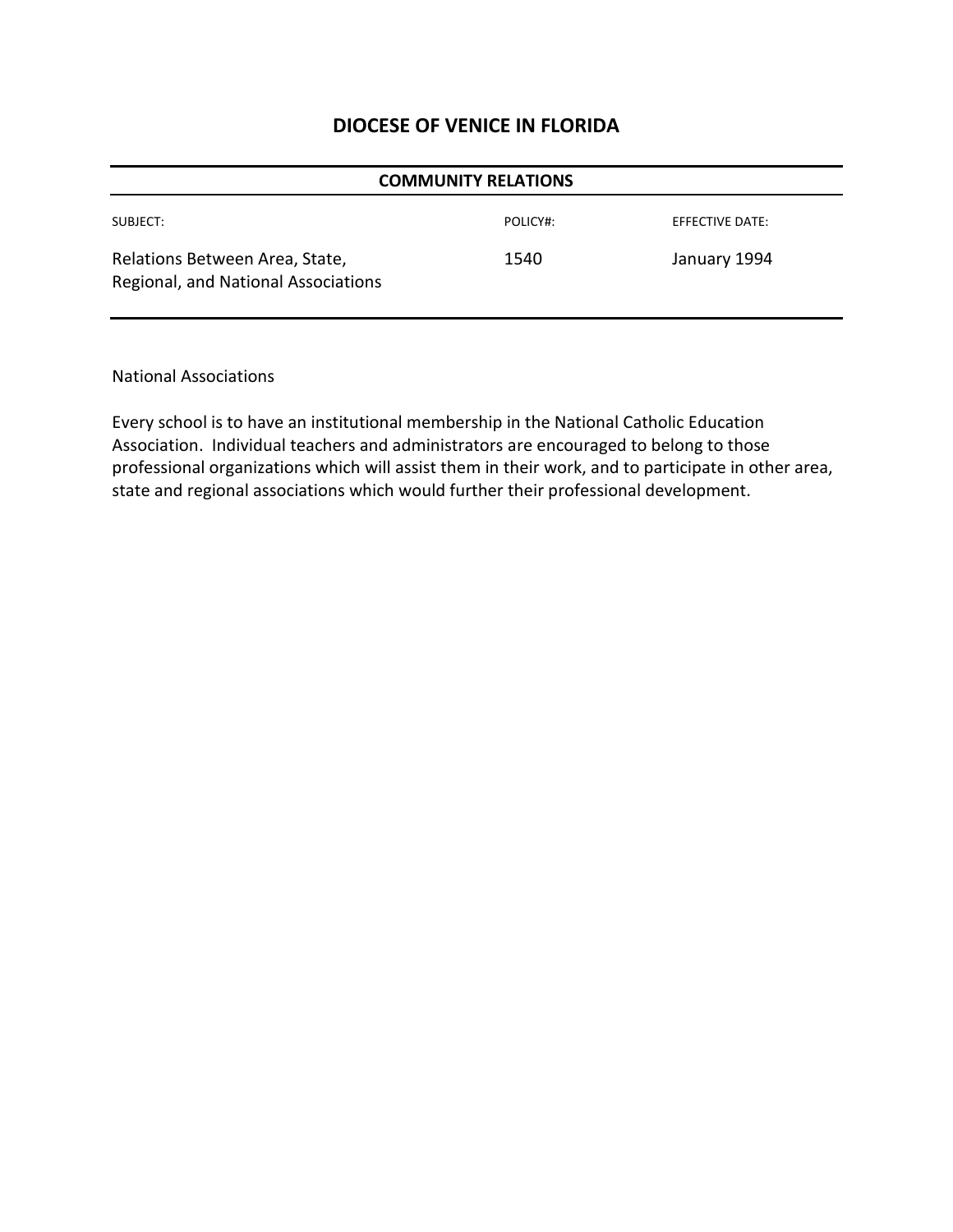# DIOCESE OF VENICE IN FLORIDA

## COMMUNITY RELATIONS

| SUBJECT: | POLICY#: | EFFECTIVE DATE: |
|---|---|---|
| Relations Between Area, State, Regional, and National Associations | 1540 | January 1994 |

National Associations

Every school is to have an institutional membership in the National Catholic Education Association. Individual teachers and administrators are encouraged to belong to those professional organizations which will assist them in their work, and to participate in other area, state and regional associations which would further their professional development.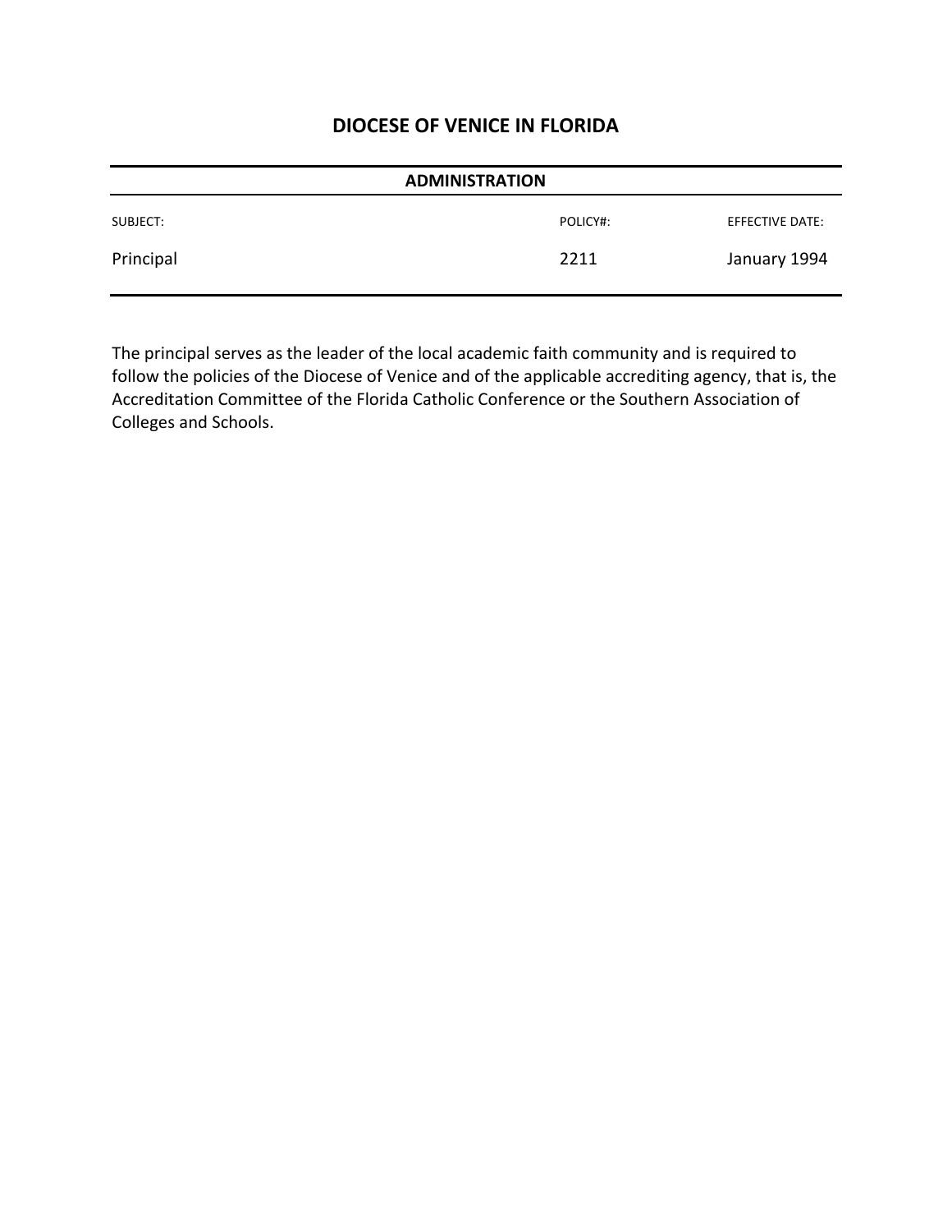# DIOCESE OF VENICE IN FLORIDA

## ADMINISTRATION

| SUBJECT: | POLICY#: | EFFECTIVE DATE: |
|---|---|---|
| Principal | 2211 | January 1994 |

The principal serves as the leader of the local academic faith community and is required to follow the policies of the Diocese of Venice and of the applicable accrediting agency, that is, the Accreditation Committee of the Florida Catholic Conference or the Southern Association of Colleges and Schools.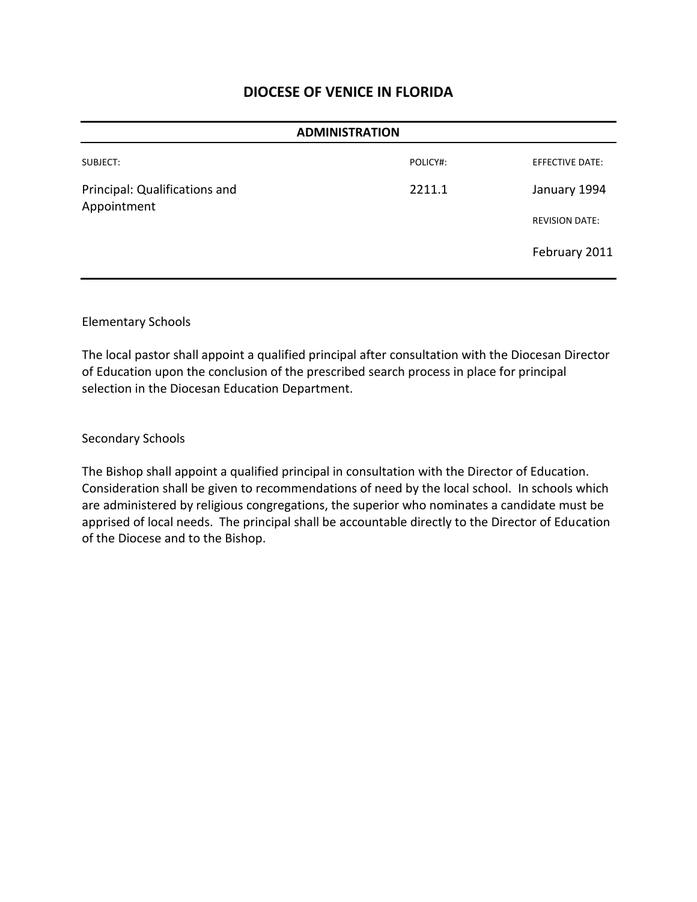# DIOCESE OF VENICE IN FLORIDA

| ADMINISTRATION | | |
|---|---|---|
| SUBJECT: | POLICY#: | EFFECTIVE DATE: |
| Principal: Qualifications and Appointment | 2211.1 | January 1994 |
| | | REVISION DATE: |
| | | February 2011 |

Elementary Schools

The local pastor shall appoint a qualified principal after consultation with the Diocesan Director of Education upon the conclusion of the prescribed search process in place for principal selection in the Diocesan Education Department.

Secondary Schools

The Bishop shall appoint a qualified principal in consultation with the Director of Education. Consideration shall be given to recommendations of need by the local school. In schools which are administered by religious congregations, the superior who nominates a candidate must be apprised of local needs. The principal shall be accountable directly to the Director of Education of the Diocese and to the Bishop.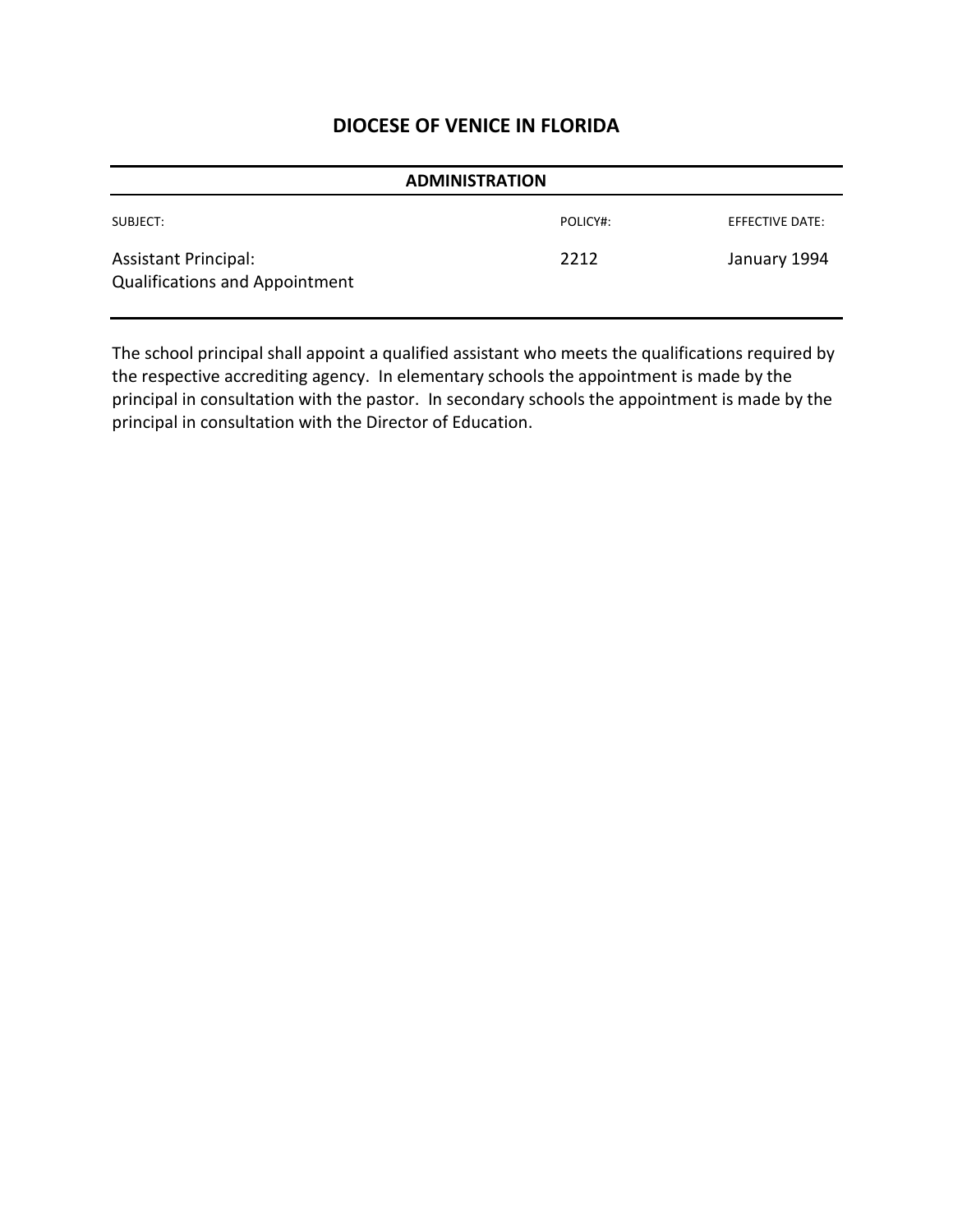# DIOCESE OF VENICE IN FLORIDA

## ADMINISTRATION

| SUBJECT: | POLICY#: | EFFECTIVE DATE: |
| --- | --- | --- |
| Assistant Principal: Qualifications and Appointment | 2212 | January 1994 |

The school principal shall appoint a qualified assistant who meets the qualifications required by the respective accrediting agency. In elementary schools the appointment is made by the principal in consultation with the pastor. In secondary schools the appointment is made by the principal in consultation with the Director of Education.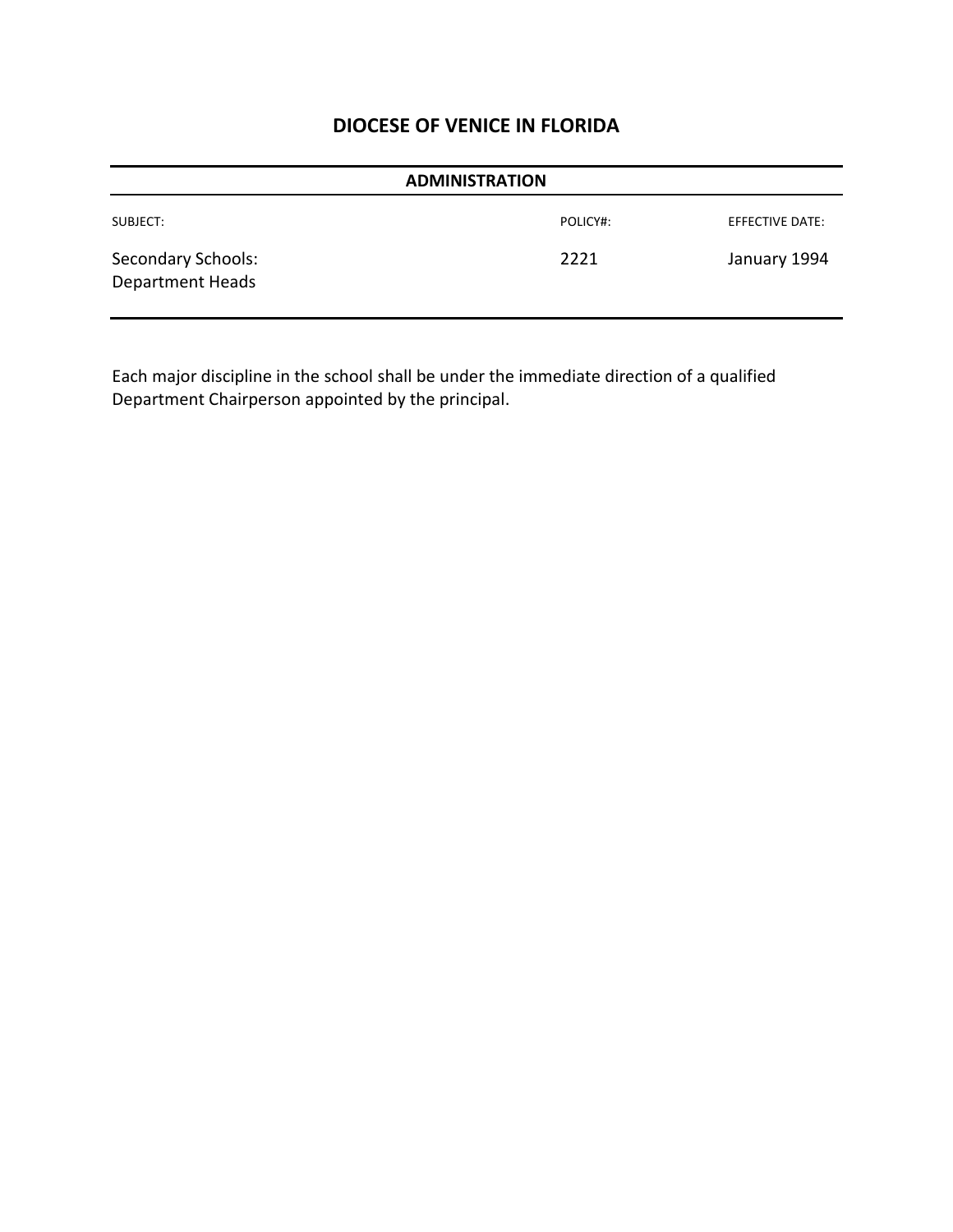## DIOCESE OF VENICE IN FLORIDA

**ADMINISTRATION**

| SUBJECT: | POLICY#: | EFFECTIVE DATE: |
| --- | --- | --- |
| Secondary Schools: Department Heads | 2221 | January 1994 |

Each major discipline in the school shall be under the immediate direction of a qualified Department Chairperson appointed by the principal.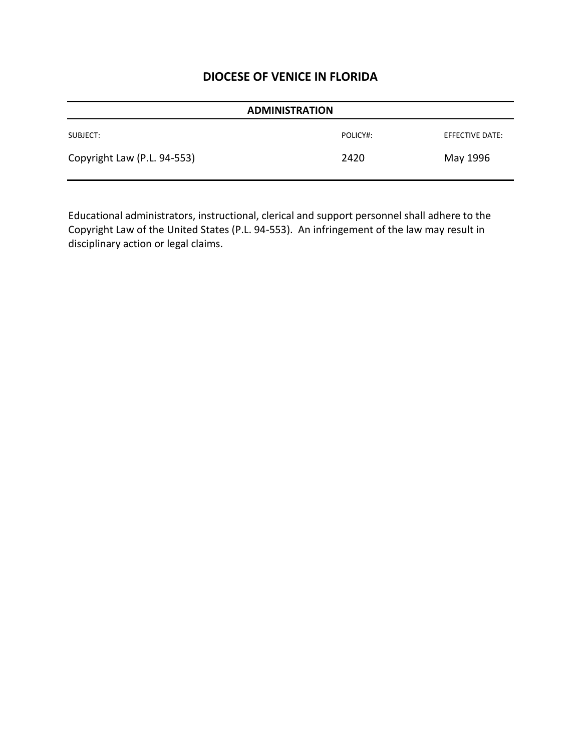# DIOCESE OF VENICE IN FLORIDA

## ADMINISTRATION

| SUBJECT: | POLICY#: | EFFECTIVE DATE: |
|---|---|---|
| Copyright Law (P.L. 94-553) | 2420 | May 1996 |

Educational administrators, instructional, clerical and support personnel shall adhere to the Copyright Law of the United States (P.L. 94-553). An infringement of the law may result in disciplinary action or legal claims.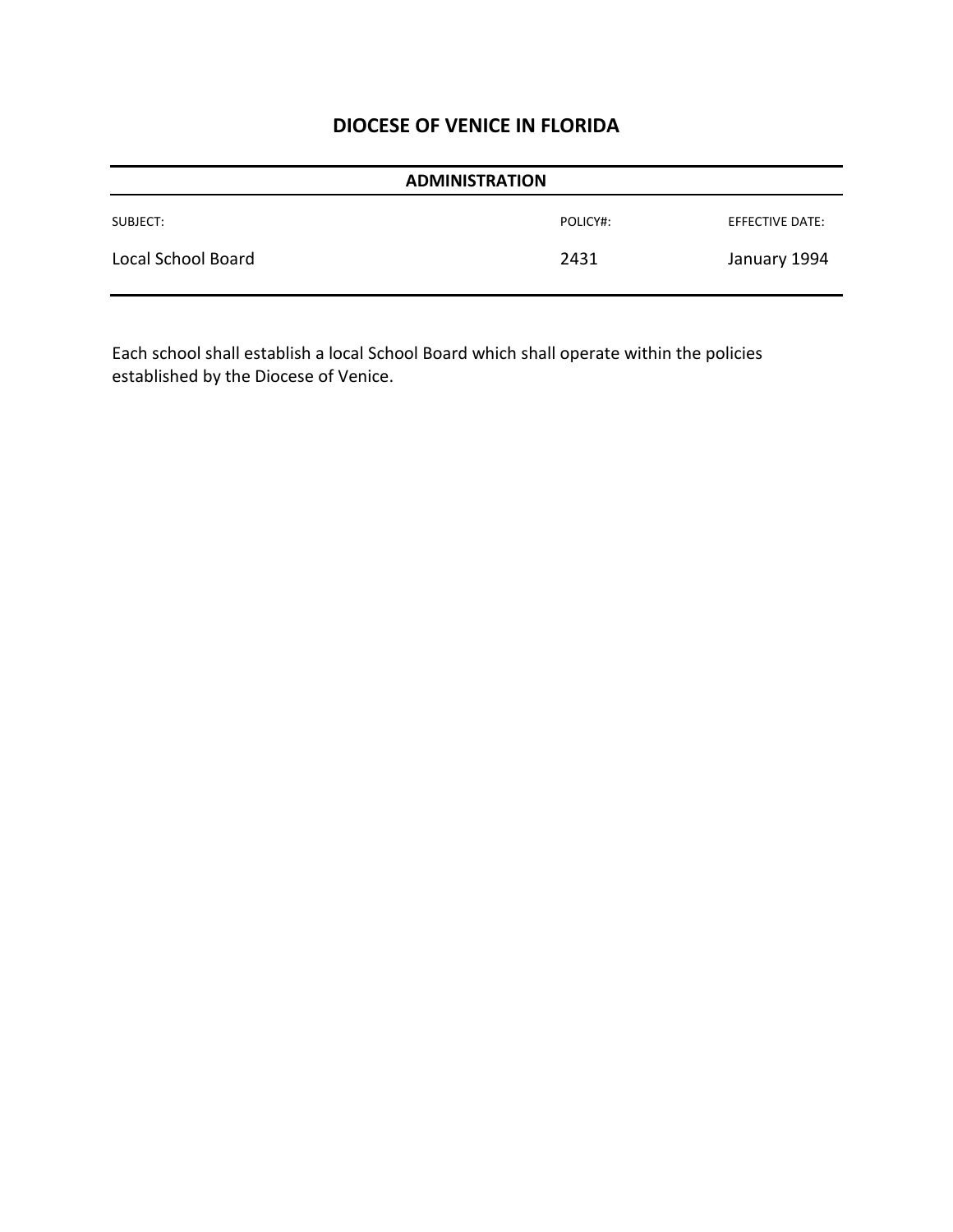## DIOCESE OF VENICE IN FLORIDA

**ADMINISTRATION**

| SUBJECT: | POLICY#: | EFFECTIVE DATE: |
|---|---|---|
| Local School Board | 2431 | January 1994 |

Each school shall establish a local School Board which shall operate within the policies established by the Diocese of Venice.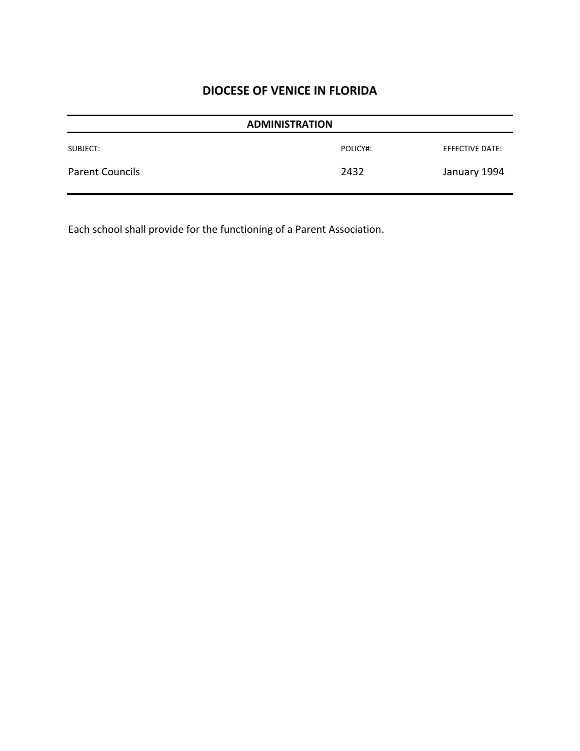# DIOCESE OF VENICE IN FLORIDA

## ADMINISTRATION

| SUBJECT: | POLICY#: | EFFECTIVE DATE: |
| --- | --- | --- |
| Parent Councils | 2432 | January 1994 |

Each school shall provide for the functioning of a Parent Association.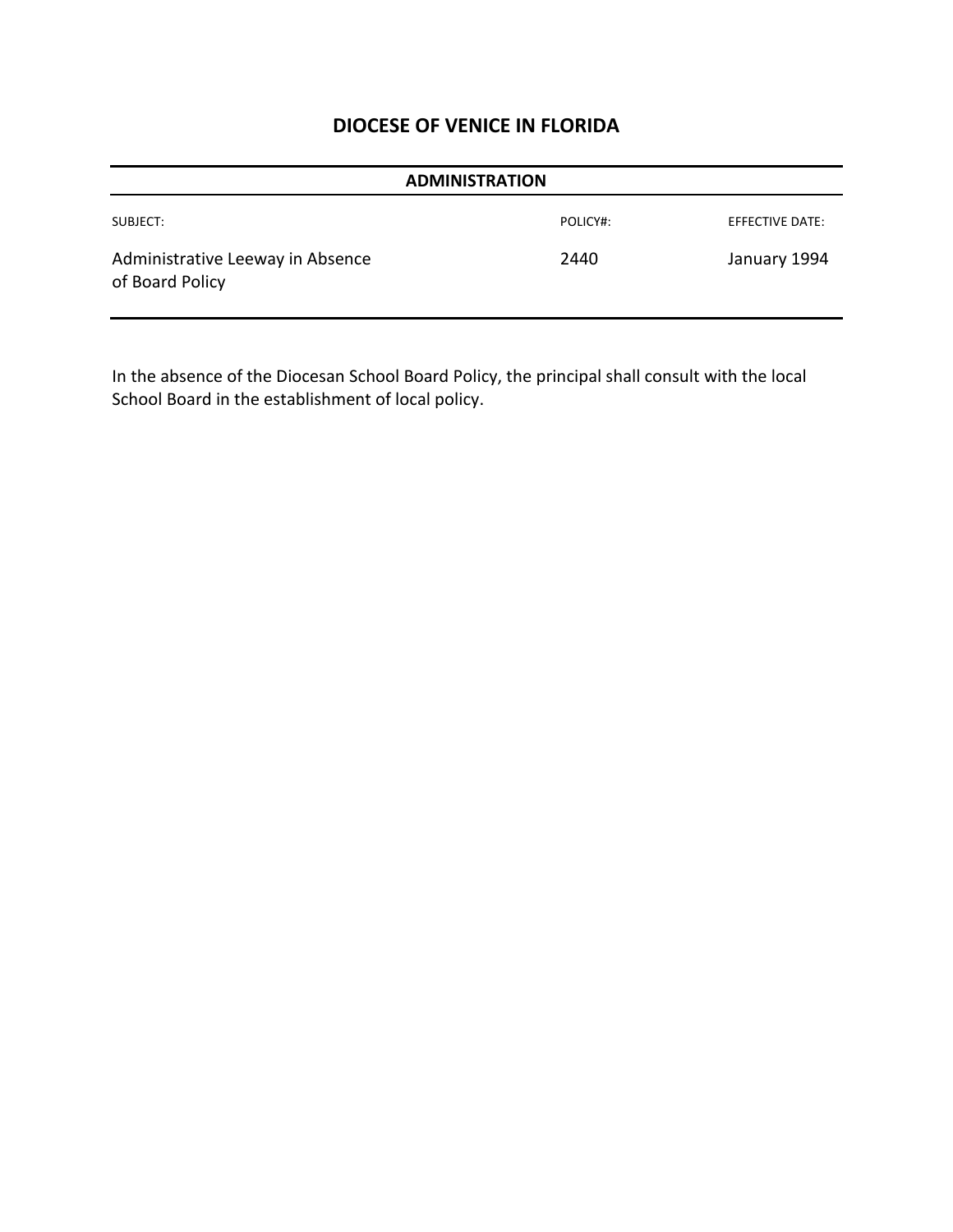# DIOCESE OF VENICE IN FLORIDA

| ADMINISTRATION | | |
|---|---|---|
| SUBJECT: | POLICY#: | EFFECTIVE DATE: |
| Administrative Leeway in Absence of Board Policy | 2440 | January 1994 |

In the absence of the Diocesan School Board Policy, the principal shall consult with the local School Board in the establishment of local policy.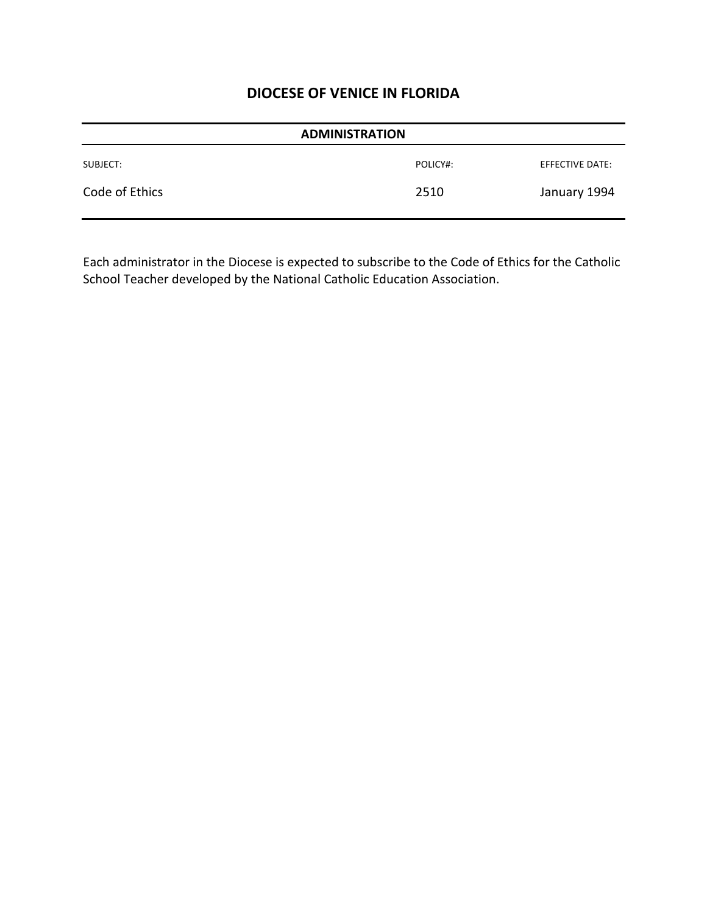# DIOCESE OF VENICE IN FLORIDA

## ADMINISTRATION

| SUBJECT: | POLICY#: | EFFECTIVE DATE: |
|---|---|---|
| Code of Ethics | 2510 | January 1994 |

Each administrator in the Diocese is expected to subscribe to the Code of Ethics for the Catholic School Teacher developed by the National Catholic Education Association.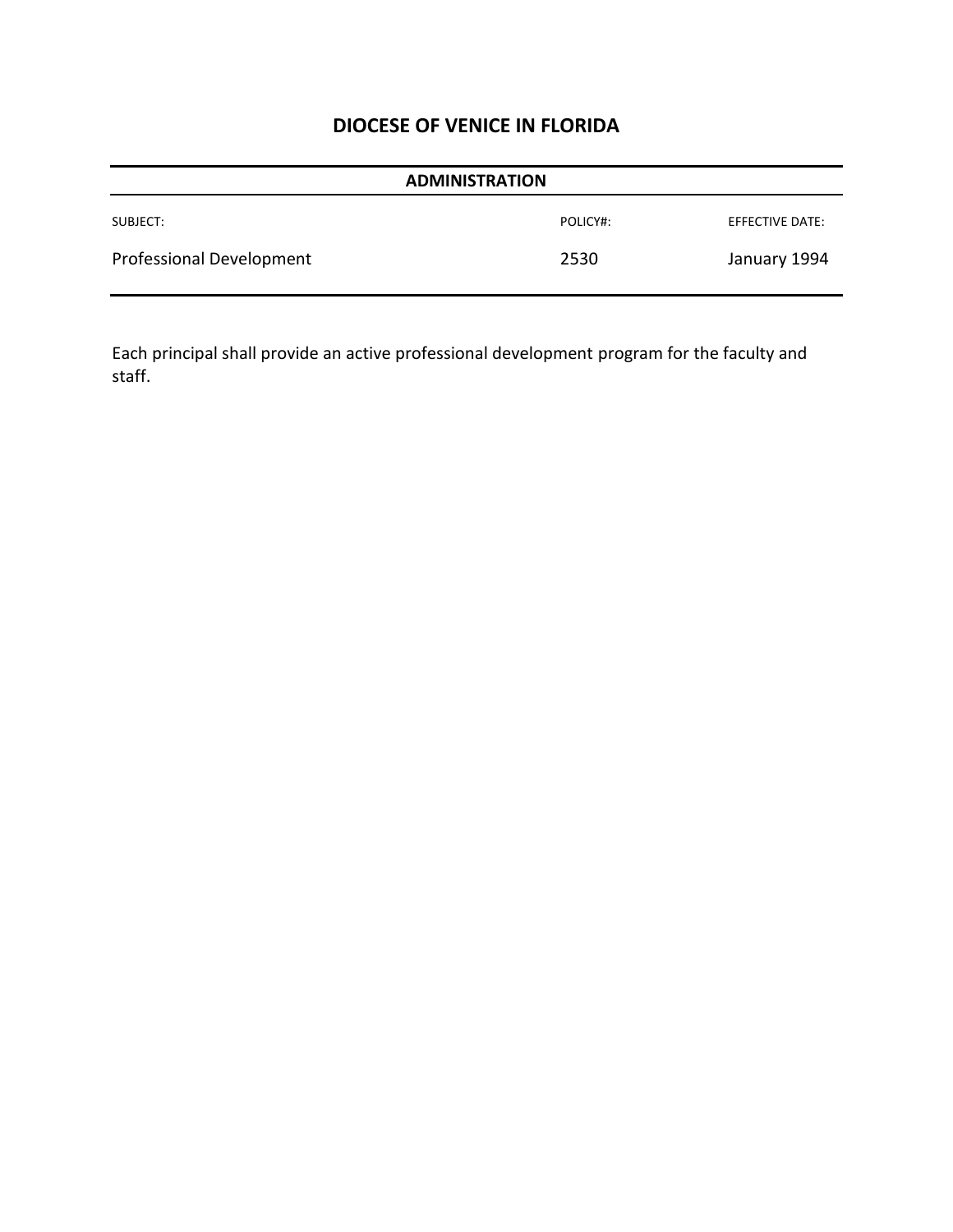# DIOCESE OF VENICE IN FLORIDA

## ADMINISTRATION

| SUBJECT: | POLICY#: | EFFECTIVE DATE: |
|---|---|---|
| Professional Development | 2530 | January 1994 |

Each principal shall provide an active professional development program for the faculty and staff.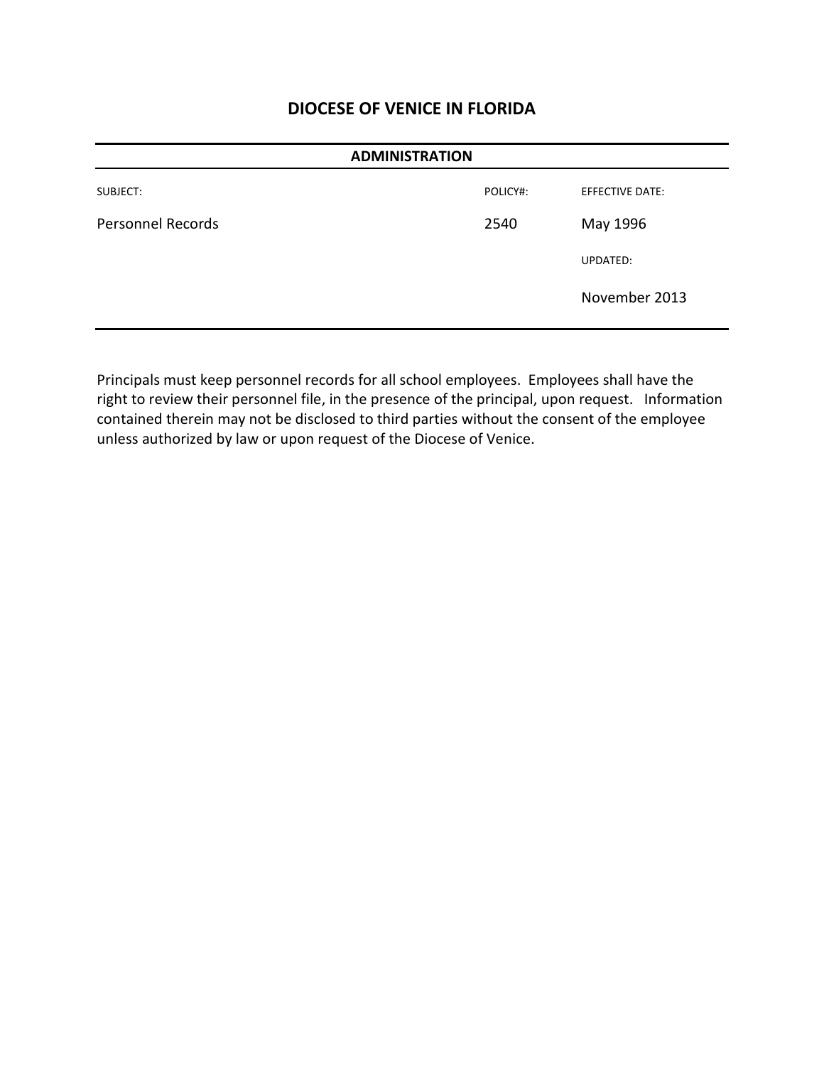# DIOCESE OF VENICE IN FLORIDA

## ADMINISTRATION

| SUBJECT: | POLICY#: | EFFECTIVE DATE: |
|---|---|---|
| Personnel Records | 2540 | May 1996 |
| | | UPDATED: |
| | | November 2013 |

Principals must keep personnel records for all school employees. Employees shall have the right to review their personnel file, in the presence of the principal, upon request. Information contained therein may not be disclosed to third parties without the consent of the employee unless authorized by law or upon request of the Diocese of Venice.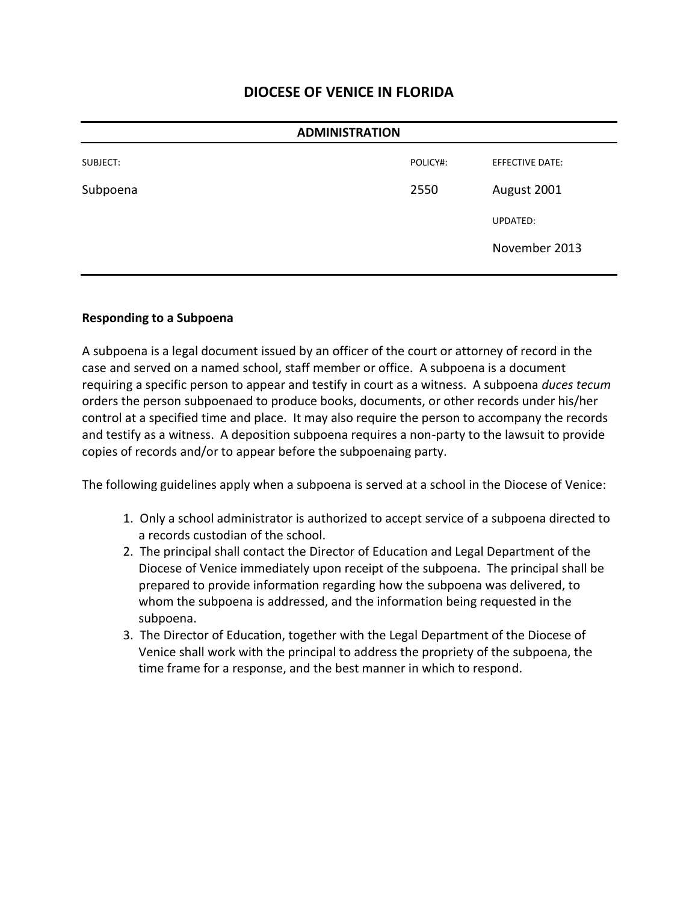# DIOCESE OF VENICE IN FLORIDA

## ADMINISTRATION

| SUBJECT: | POLICY#: | EFFECTIVE DATE: |
|---|---|---|
| Subpoena | 2550 | August 2001 |
| | | UPDATED: |
| | | November 2013 |

**Responding to a Subpoena**

A subpoena is a legal document issued by an officer of the court or attorney of record in the case and served on a named school, staff member or office. A subpoena is a document requiring a specific person to appear and testify in court as a witness. A subpoena *duces tecum* orders the person subpoenaed to produce books, documents, or other records under his/her control at a specified time and place. It may also require the person to accompany the records and testify as a witness. A deposition subpoena requires a non-party to the lawsuit to provide copies of records and/or to appear before the subpoenaing party.

The following guidelines apply when a subpoena is served at a school in the Diocese of Venice:

1. Only a school administrator is authorized to accept service of a subpoena directed to a records custodian of the school.
2. The principal shall contact the Director of Education and Legal Department of the Diocese of Venice immediately upon receipt of the subpoena. The principal shall be prepared to provide information regarding how the subpoena was delivered, to whom the subpoena is addressed, and the information being requested in the subpoena.
3. The Director of Education, together with the Legal Department of the Diocese of Venice shall work with the principal to address the propriety of the subpoena, the time frame for a response, and the best manner in which to respond.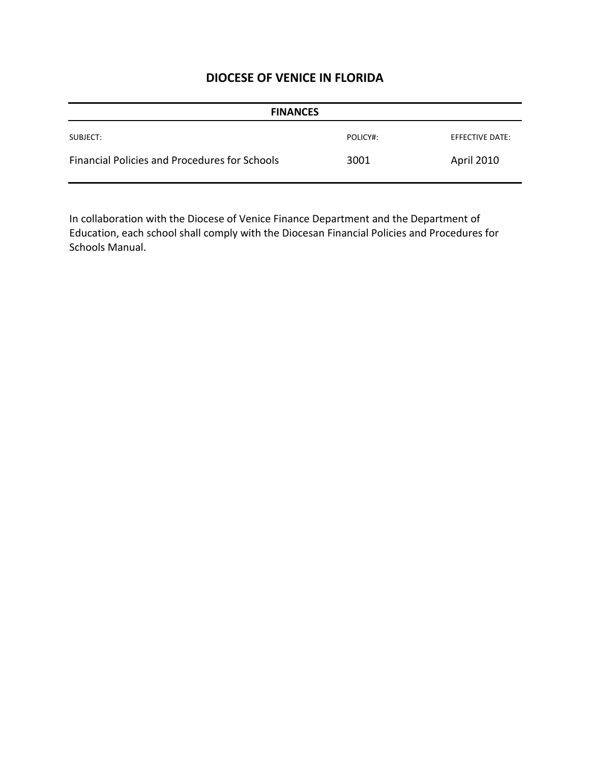# DIOCESE OF VENICE IN FLORIDA

| FINANCES | | |
|---|---|---|
| SUBJECT: | POLICY#: | EFFECTIVE DATE: |
| Financial Policies and Procedures for Schools | 3001 | April 2010 |

In collaboration with the Diocese of Venice Finance Department and the Department of Education, each school shall comply with the Diocesan Financial Policies and Procedures for Schools Manual.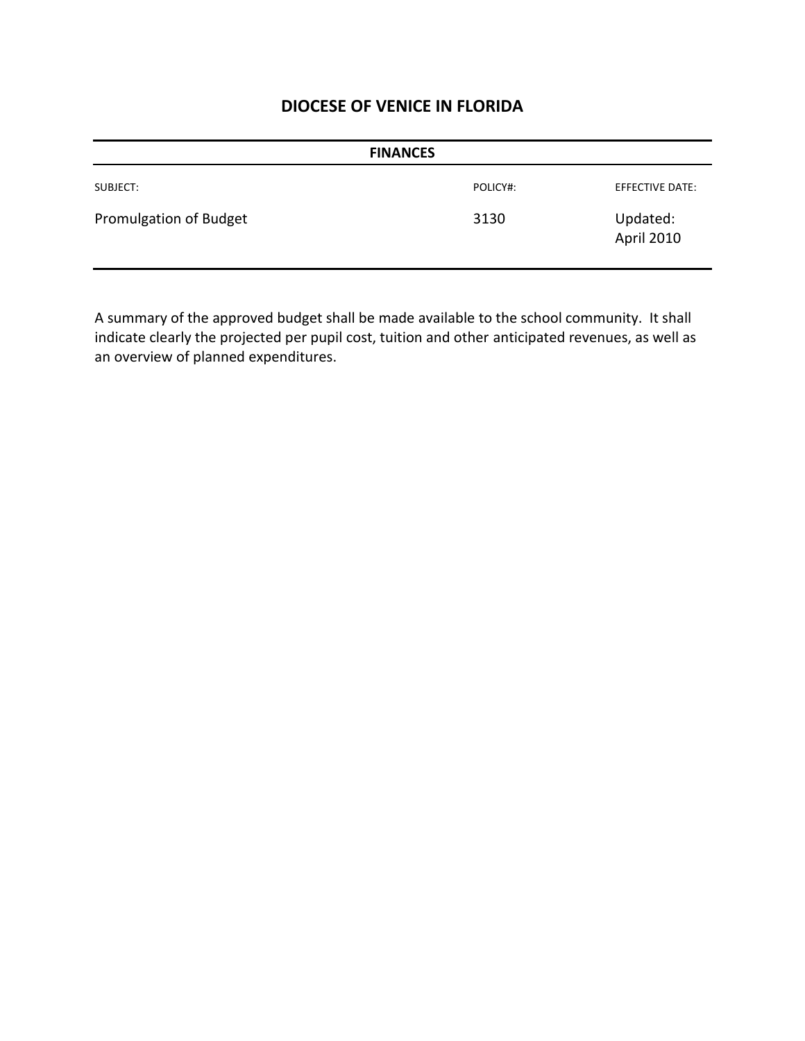# DIOCESE OF VENICE IN FLORIDA

**FINANCES**

| SUBJECT: | POLICY#: | EFFECTIVE DATE: |
|---|---|---|
| Promulgation of Budget | 3130 | Updated: April 2010 |

A summary of the approved budget shall be made available to the school community. It shall indicate clearly the projected per pupil cost, tuition and other anticipated revenues, as well as an overview of planned expenditures.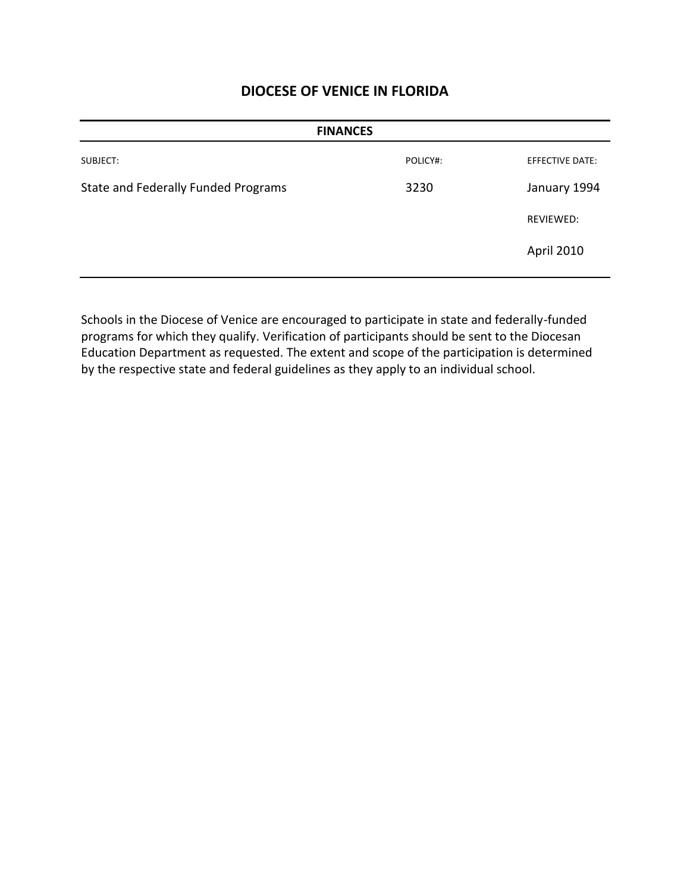# DIOCESE OF VENICE IN FLORIDA

| FINANCES | | |
|---|---|---|
| SUBJECT: | POLICY#: | EFFECTIVE DATE: |
| State and Federally Funded Programs | 3230 | January 1994 |
| | | REVIEWED: |
| | | April 2010 |

Schools in the Diocese of Venice are encouraged to participate in state and federally-funded programs for which they qualify. Verification of participants should be sent to the Diocesan Education Department as requested. The extent and scope of the participation is determined by the respective state and federal guidelines as they apply to an individual school.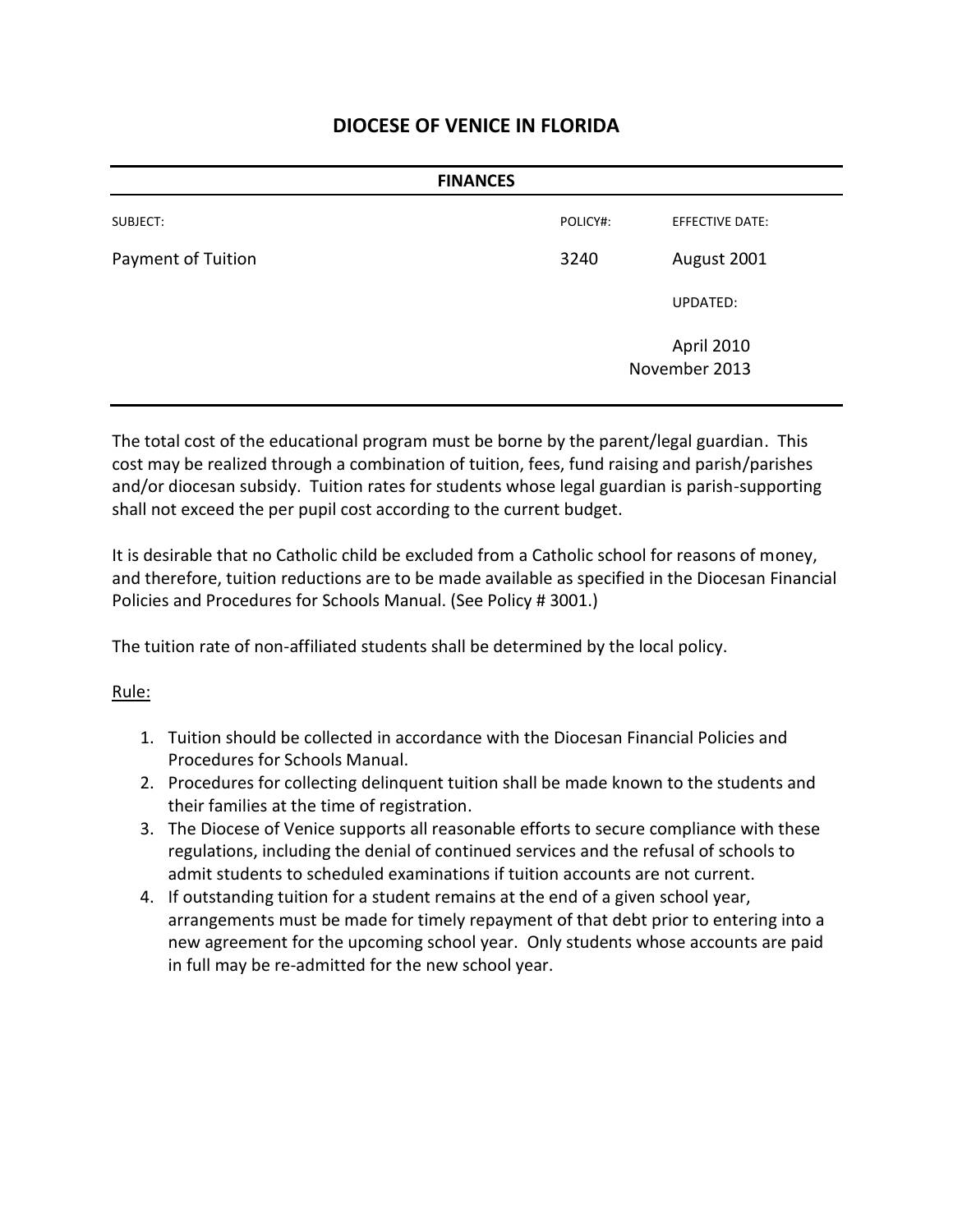# DIOCESE OF VENICE IN FLORIDA

## FINANCES

| SUBJECT: | POLICY#: | EFFECTIVE DATE: |
|---|---|---|
| Payment of Tuition | 3240 | August 2001 |
| | | UPDATED: |
| | | April 2010<br>November 2013 |

The total cost of the educational program must be borne by the parent/legal guardian. This cost may be realized through a combination of tuition, fees, fund raising and parish/parishes and/or diocesan subsidy. Tuition rates for students whose legal guardian is parish-supporting shall not exceed the per pupil cost according to the current budget.

It is desirable that no Catholic child be excluded from a Catholic school for reasons of money, and therefore, tuition reductions are to be made available as specified in the Diocesan Financial Policies and Procedures for Schools Manual. (See Policy # 3001.)

The tuition rate of non-affiliated students shall be determined by the local policy.

Rule:

1. Tuition should be collected in accordance with the Diocesan Financial Policies and Procedures for Schools Manual.
2. Procedures for collecting delinquent tuition shall be made known to the students and their families at the time of registration.
3. The Diocese of Venice supports all reasonable efforts to secure compliance with these regulations, including the denial of continued services and the refusal of schools to admit students to scheduled examinations if tuition accounts are not current.
4. If outstanding tuition for a student remains at the end of a given school year, arrangements must be made for timely repayment of that debt prior to entering into a new agreement for the upcoming school year. Only students whose accounts are paid in full may be re-admitted for the new school year.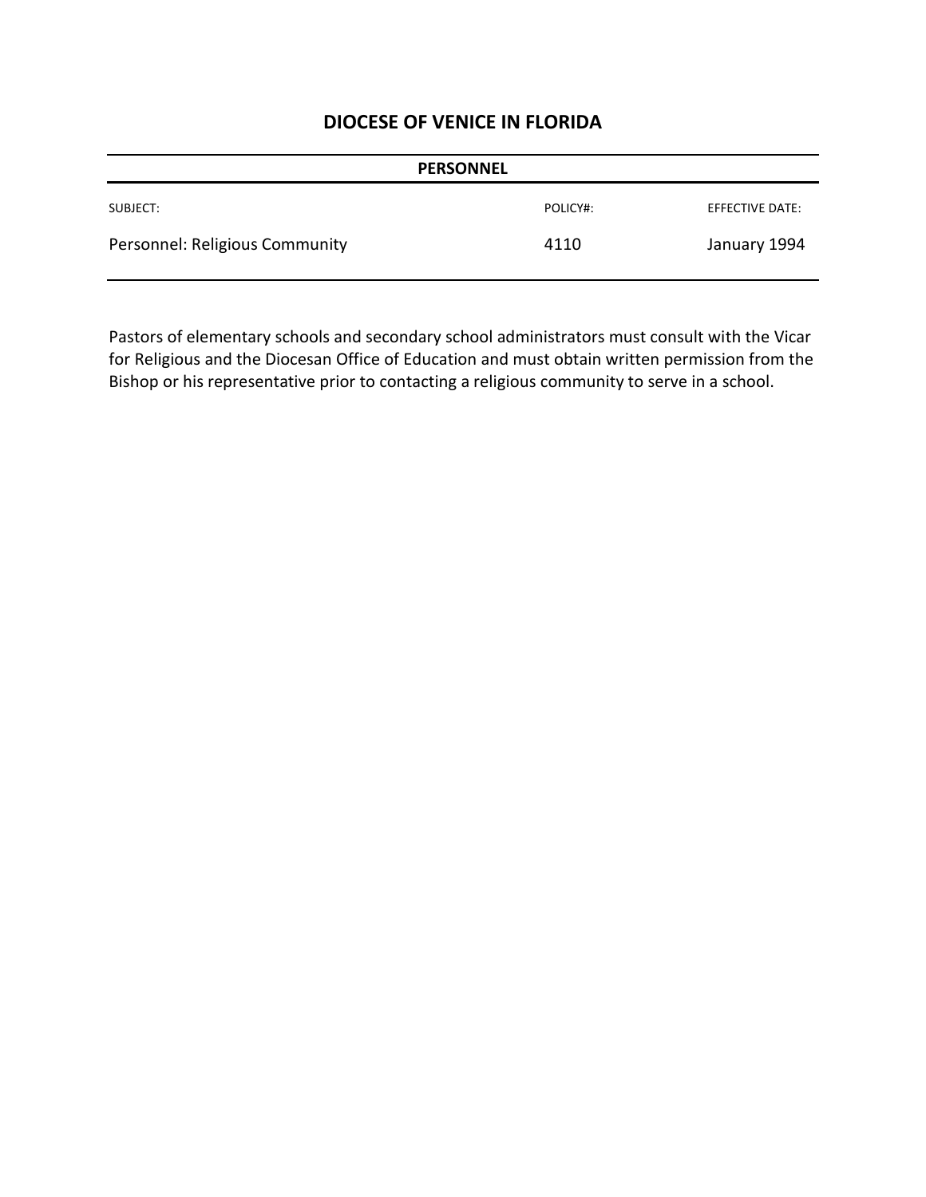# DIOCESE OF VENICE IN FLORIDA

**PERSONNEL**

| SUBJECT: | POLICY#: | EFFECTIVE DATE: |
|---|---|---|
| Personnel: Religious Community | 4110 | January 1994 |

Pastors of elementary schools and secondary school administrators must consult with the Vicar for Religious and the Diocesan Office of Education and must obtain written permission from the Bishop or his representative prior to contacting a religious community to serve in a school.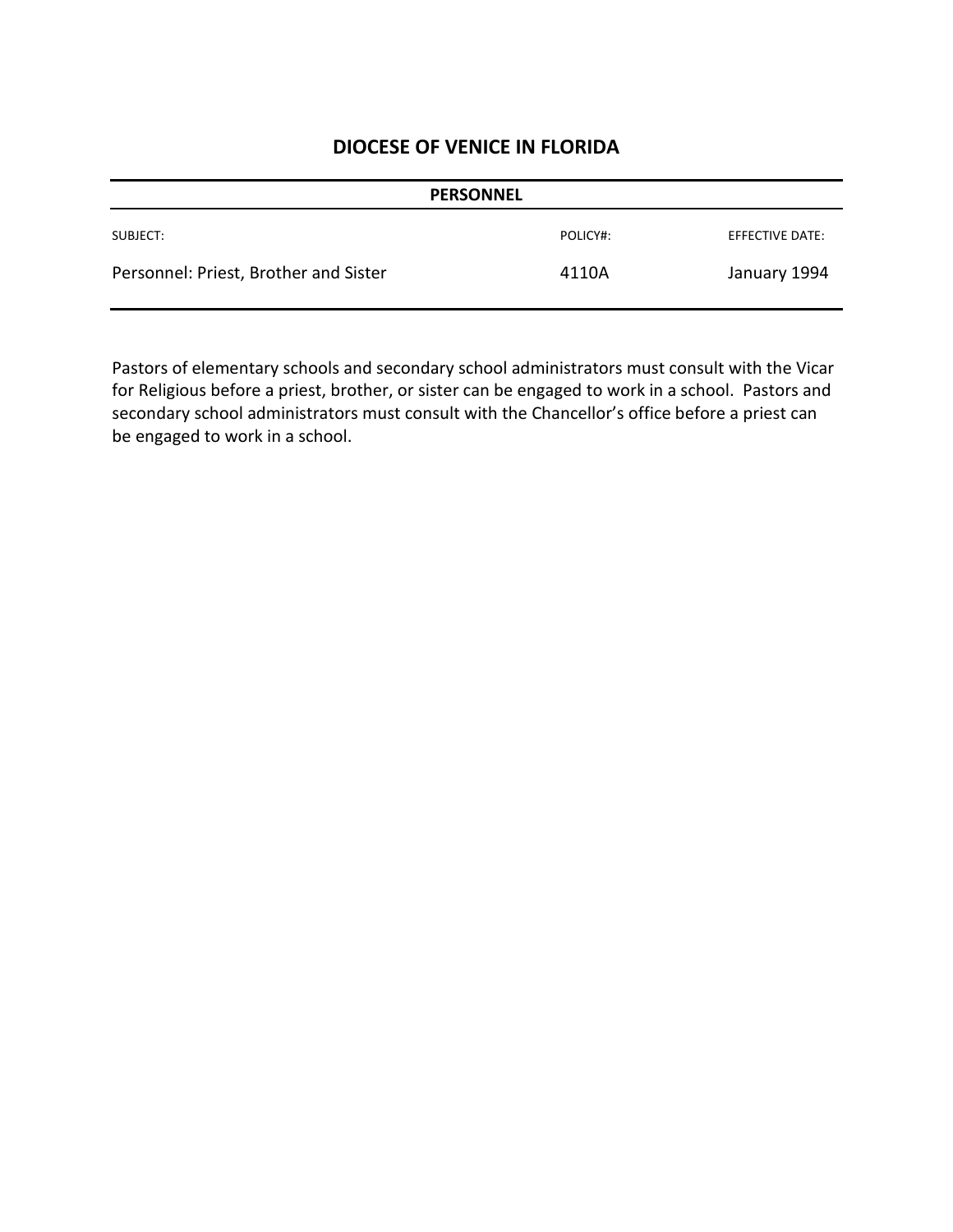## DIOCESE OF VENICE IN FLORIDA

| PERSONNEL | | |
|---|---|---|
| SUBJECT: | POLICY#: | EFFECTIVE DATE: |
| Personnel: Priest, Brother and Sister | 4110A | January 1994 |

Pastors of elementary schools and secondary school administrators must consult with the Vicar for Religious before a priest, brother, or sister can be engaged to work in a school. Pastors and secondary school administrators must consult with the Chancellor's office before a priest can be engaged to work in a school.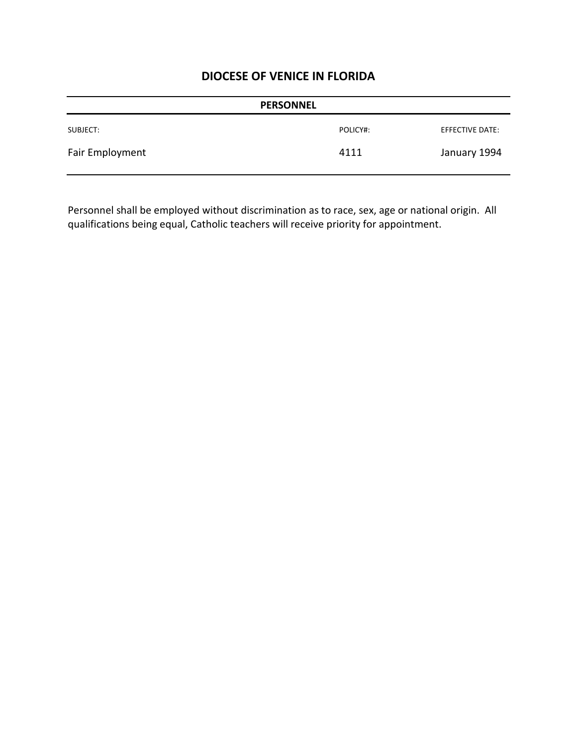# DIOCESE OF VENICE IN FLORIDA

**PERSONNEL**

| SUBJECT: | POLICY#: | EFFECTIVE DATE: |
|---|---|---|
| Fair Employment | 4111 | January 1994 |

Personnel shall be employed without discrimination as to race, sex, age or national origin. All qualifications being equal, Catholic teachers will receive priority for appointment.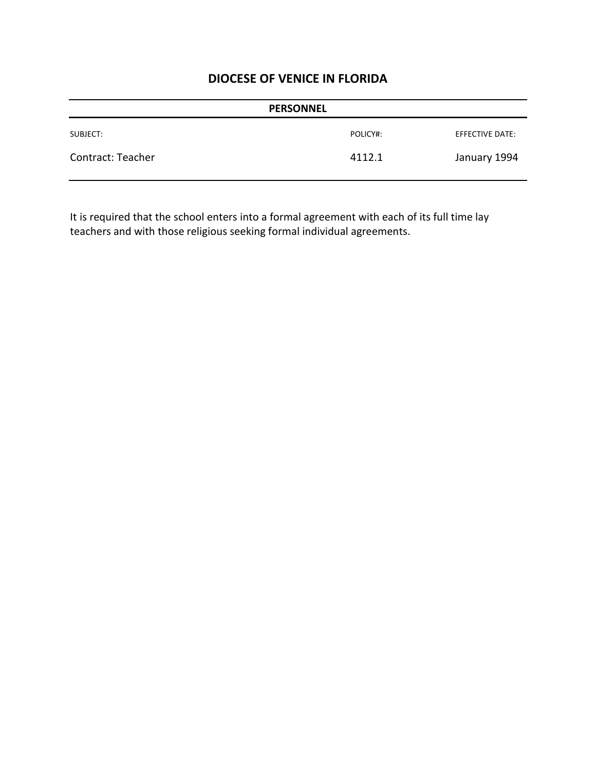# DIOCESE OF VENICE IN FLORIDA

**PERSONNEL**

| SUBJECT: | POLICY#: | EFFECTIVE DATE: |
|---|---|---|
| Contract: Teacher | 4112.1 | January 1994 |

It is required that the school enters into a formal agreement with each of its full time lay teachers and with those religious seeking formal individual agreements.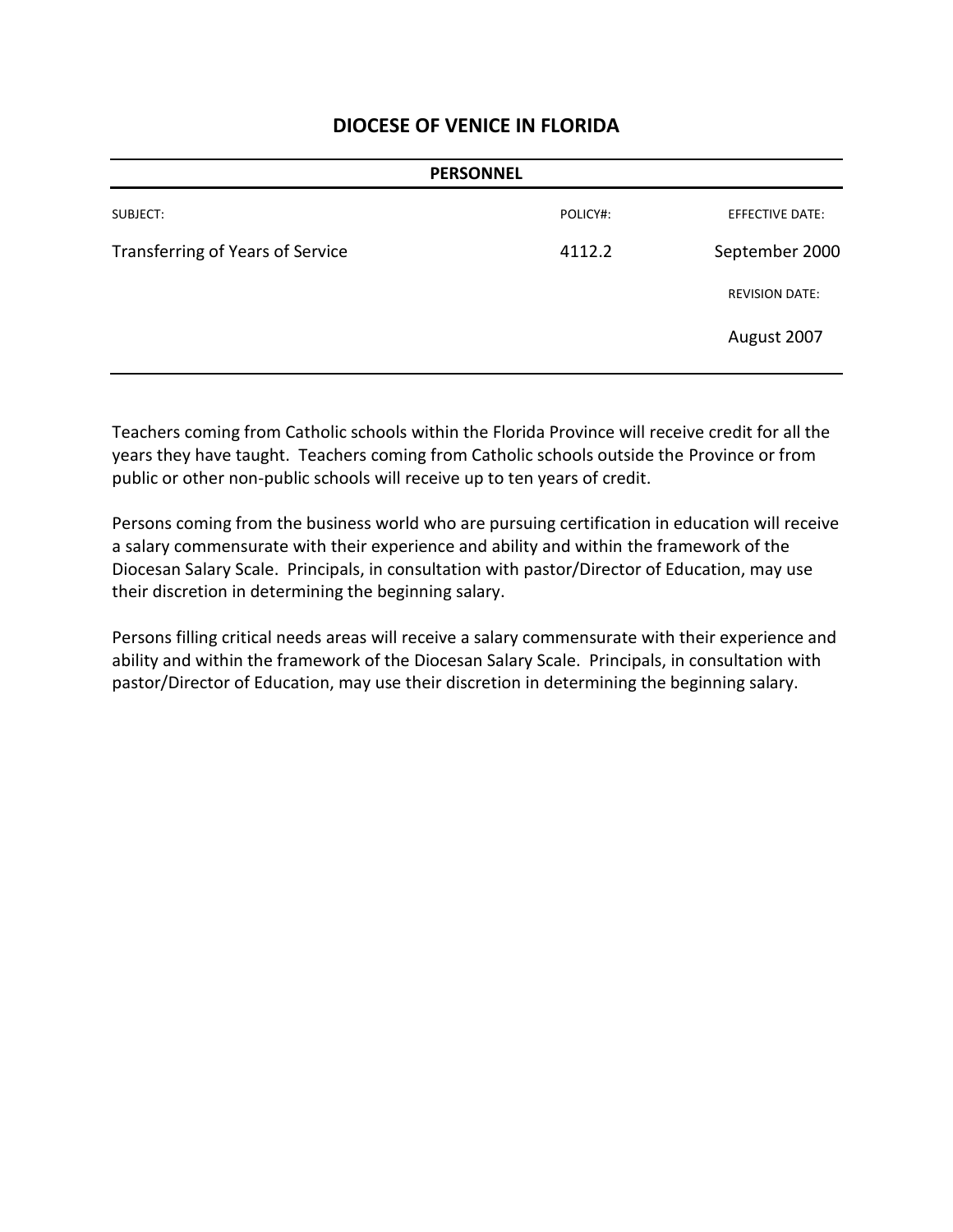# DIOCESE OF VENICE IN FLORIDA

**PERSONNEL**

| SUBJECT: | POLICY#: | EFFECTIVE DATE: |
|---|---|---|
| Transferring of Years of Service | 4112.2 | September 2000 |
| | | REVISION DATE: |
| | | August 2007 |

Teachers coming from Catholic schools within the Florida Province will receive credit for all the years they have taught. Teachers coming from Catholic schools outside the Province or from public or other non-public schools will receive up to ten years of credit.

Persons coming from the business world who are pursuing certification in education will receive a salary commensurate with their experience and ability and within the framework of the Diocesan Salary Scale. Principals, in consultation with pastor/Director of Education, may use their discretion in determining the beginning salary.

Persons filling critical needs areas will receive a salary commensurate with their experience and ability and within the framework of the Diocesan Salary Scale. Principals, in consultation with pastor/Director of Education, may use their discretion in determining the beginning salary.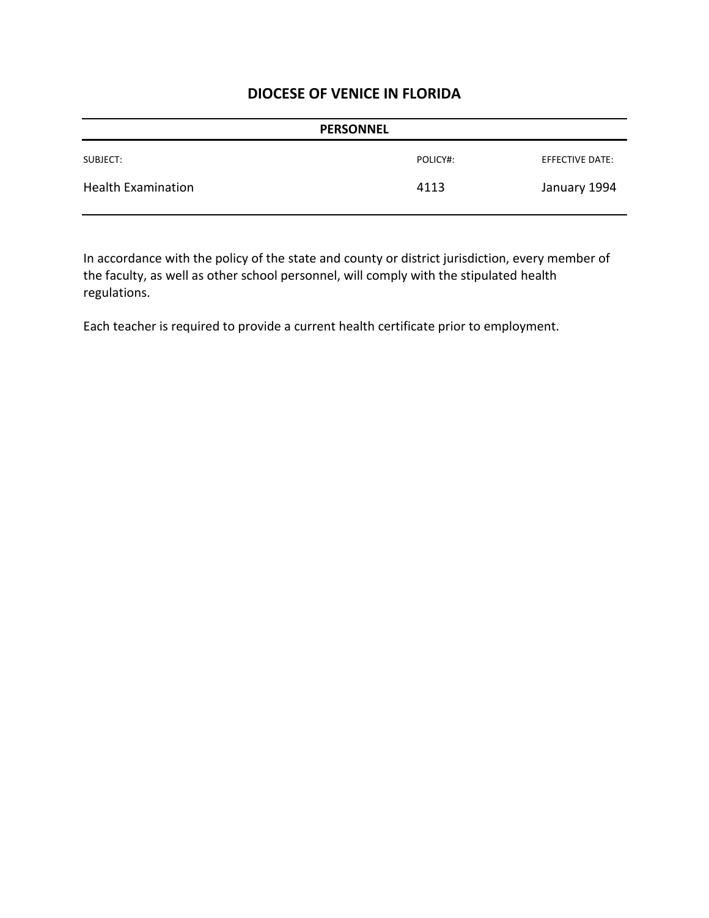# DIOCESE OF VENICE IN FLORIDA

**PERSONNEL**

| SUBJECT: | POLICY#: | EFFECTIVE DATE: |
|---|---|---|
| Health Examination | 4113 | January 1994 |

In accordance with the policy of the state and county or district jurisdiction, every member of the faculty, as well as other school personnel, will comply with the stipulated health regulations.

Each teacher is required to provide a current health certificate prior to employment.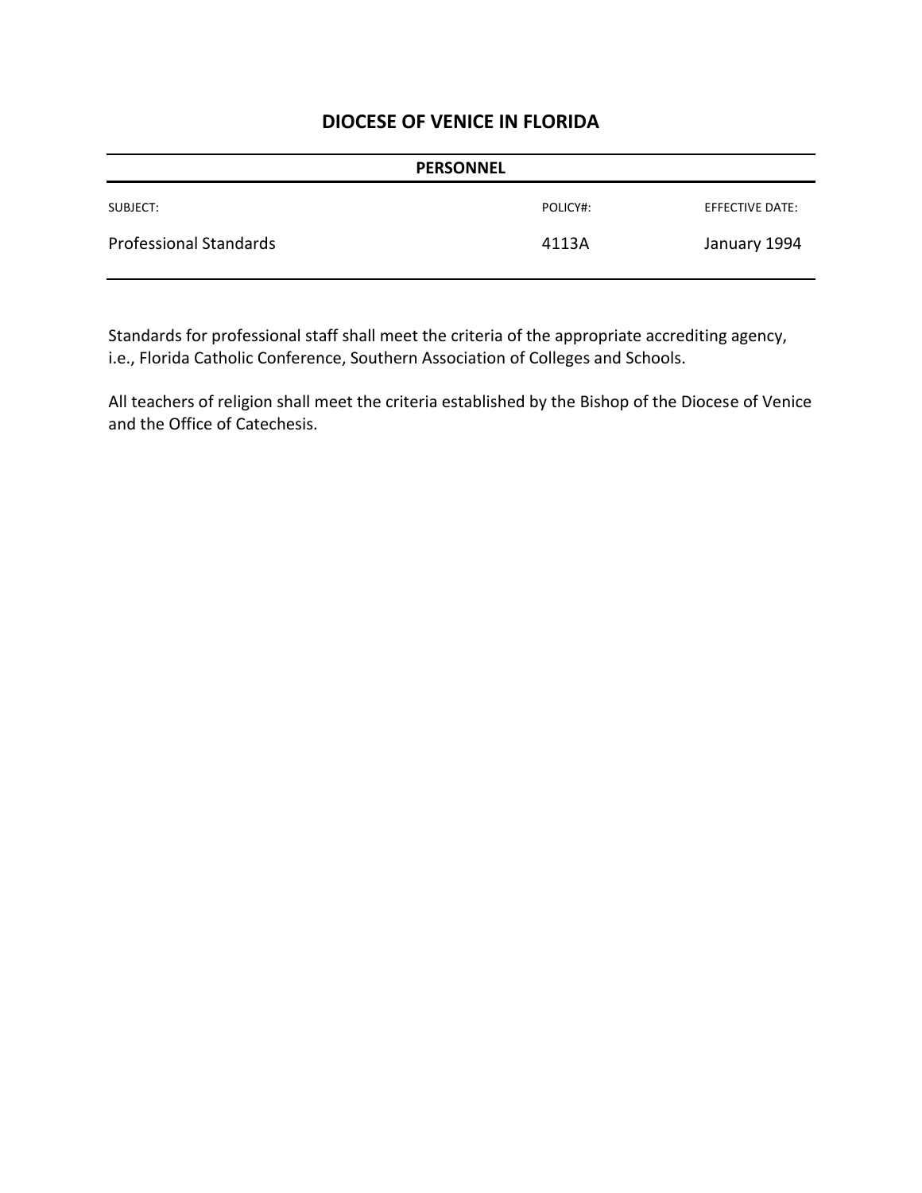# DIOCESE OF VENICE IN FLORIDA

**PERSONNEL**

| SUBJECT: | POLICY#: | EFFECTIVE DATE: |
|---|---|---|
| Professional Standards | 4113A | January 1994 |

Standards for professional staff shall meet the criteria of the appropriate accrediting agency, i.e., Florida Catholic Conference, Southern Association of Colleges and Schools.

All teachers of religion shall meet the criteria established by the Bishop of the Diocese of Venice and the Office of Catechesis.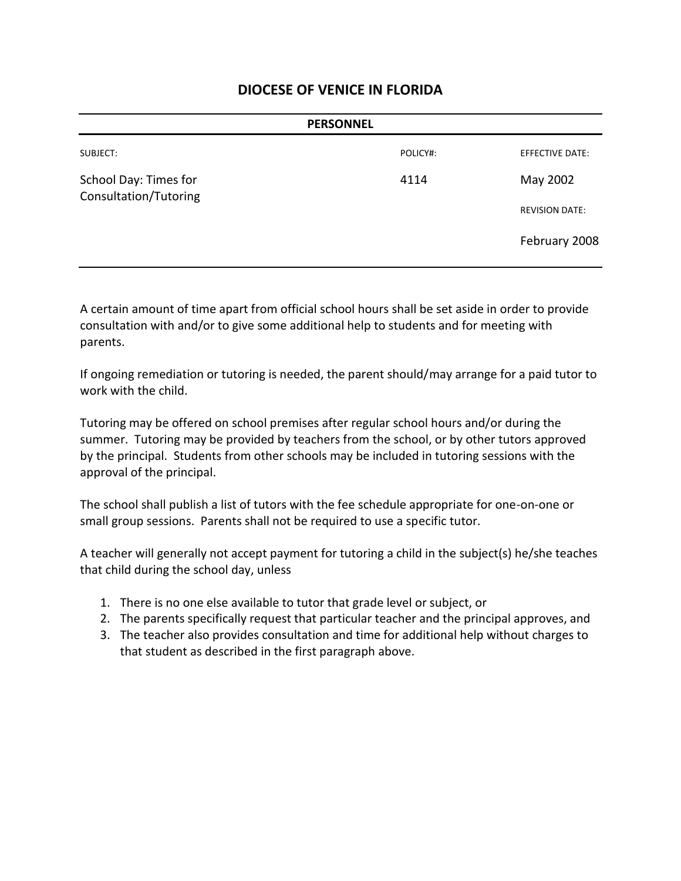# DIOCESE OF VENICE IN FLORIDA

**PERSONNEL**

| SUBJECT: | POLICY#: | EFFECTIVE DATE: |
|---|---|---|
| School Day: Times for Consultation/Tutoring | 4114 | May 2002 |
| | | REVISION DATE: |
| | | February 2008 |

A certain amount of time apart from official school hours shall be set aside in order to provide consultation with and/or to give some additional help to students and for meeting with parents.

If ongoing remediation or tutoring is needed, the parent should/may arrange for a paid tutor to work with the child.

Tutoring may be offered on school premises after regular school hours and/or during the summer. Tutoring may be provided by teachers from the school, or by other tutors approved by the principal. Students from other schools may be included in tutoring sessions with the approval of the principal.

The school shall publish a list of tutors with the fee schedule appropriate for one-on-one or small group sessions. Parents shall not be required to use a specific tutor.

A teacher will generally not accept payment for tutoring a child in the subject(s) he/she teaches that child during the school day, unless

1. There is no one else available to tutor that grade level or subject, or
2. The parents specifically request that particular teacher and the principal approves, and
3. The teacher also provides consultation and time for additional help without charges to that student as described in the first paragraph above.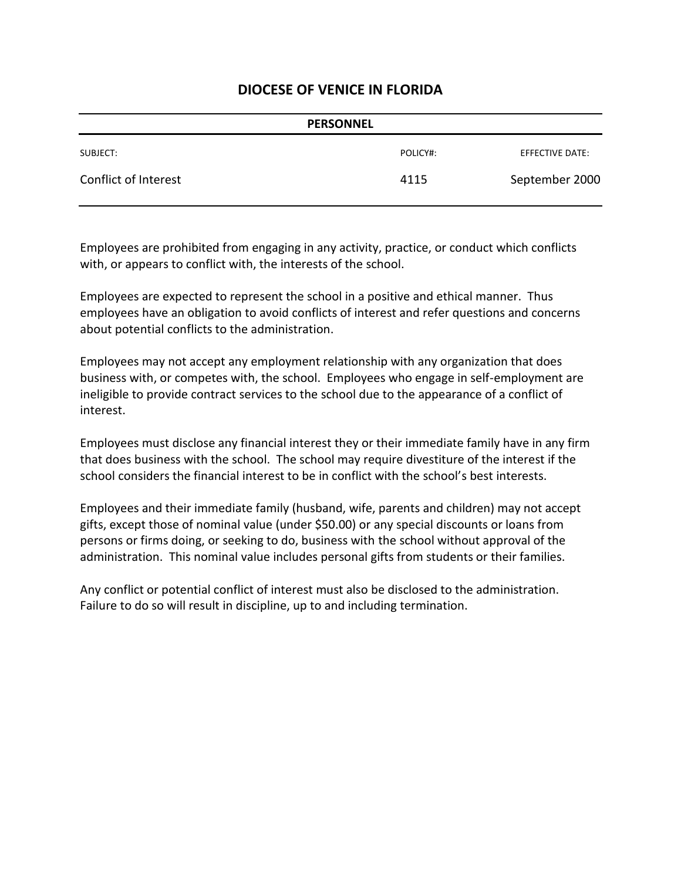# DIOCESE OF VENICE IN FLORIDA

**PERSONNEL**

| SUBJECT: | POLICY#: | EFFECTIVE DATE: |
|---|---|---|
| Conflict of Interest | 4115 | September 2000 |

Employees are prohibited from engaging in any activity, practice, or conduct which conflicts with, or appears to conflict with, the interests of the school.

Employees are expected to represent the school in a positive and ethical manner. Thus employees have an obligation to avoid conflicts of interest and refer questions and concerns about potential conflicts to the administration.

Employees may not accept any employment relationship with any organization that does business with, or competes with, the school. Employees who engage in self-employment are ineligible to provide contract services to the school due to the appearance of a conflict of interest.

Employees must disclose any financial interest they or their immediate family have in any firm that does business with the school. The school may require divestiture of the interest if the school considers the financial interest to be in conflict with the school's best interests.

Employees and their immediate family (husband, wife, parents and children) may not accept gifts, except those of nominal value (under $50.00) or any special discounts or loans from persons or firms doing, or seeking to do, business with the school without approval of the administration. This nominal value includes personal gifts from students or their families.

Any conflict or potential conflict of interest must also be disclosed to the administration. Failure to do so will result in discipline, up to and including termination.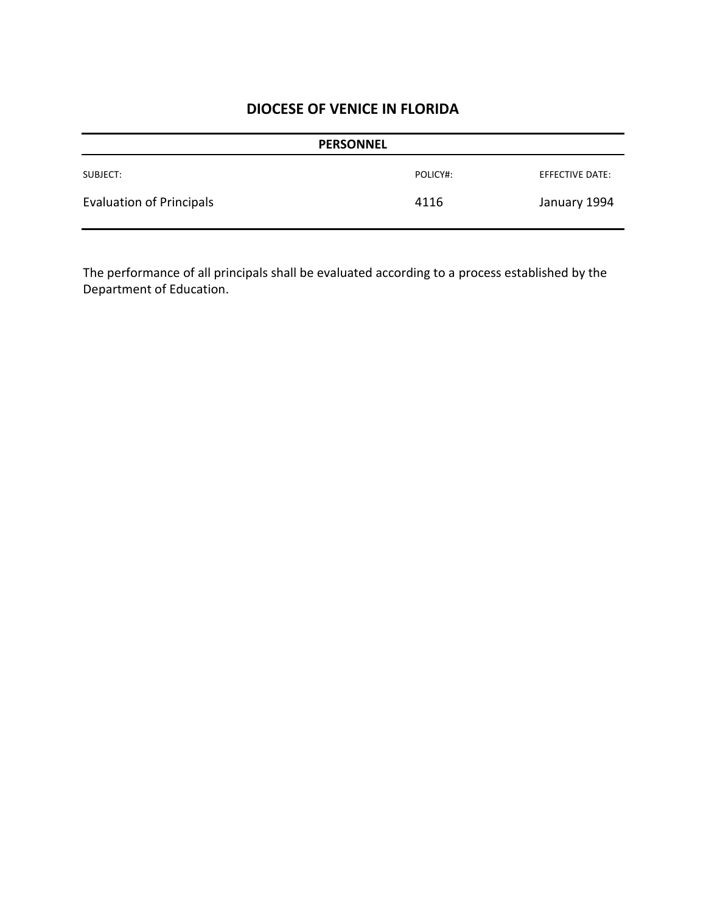# DIOCESE OF VENICE IN FLORIDA

**PERSONNEL**

| SUBJECT: | POLICY#: | EFFECTIVE DATE: |
|---|---|---|
| Evaluation of Principals | 4116 | January 1994 |

The performance of all principals shall be evaluated according to a process established by the Department of Education.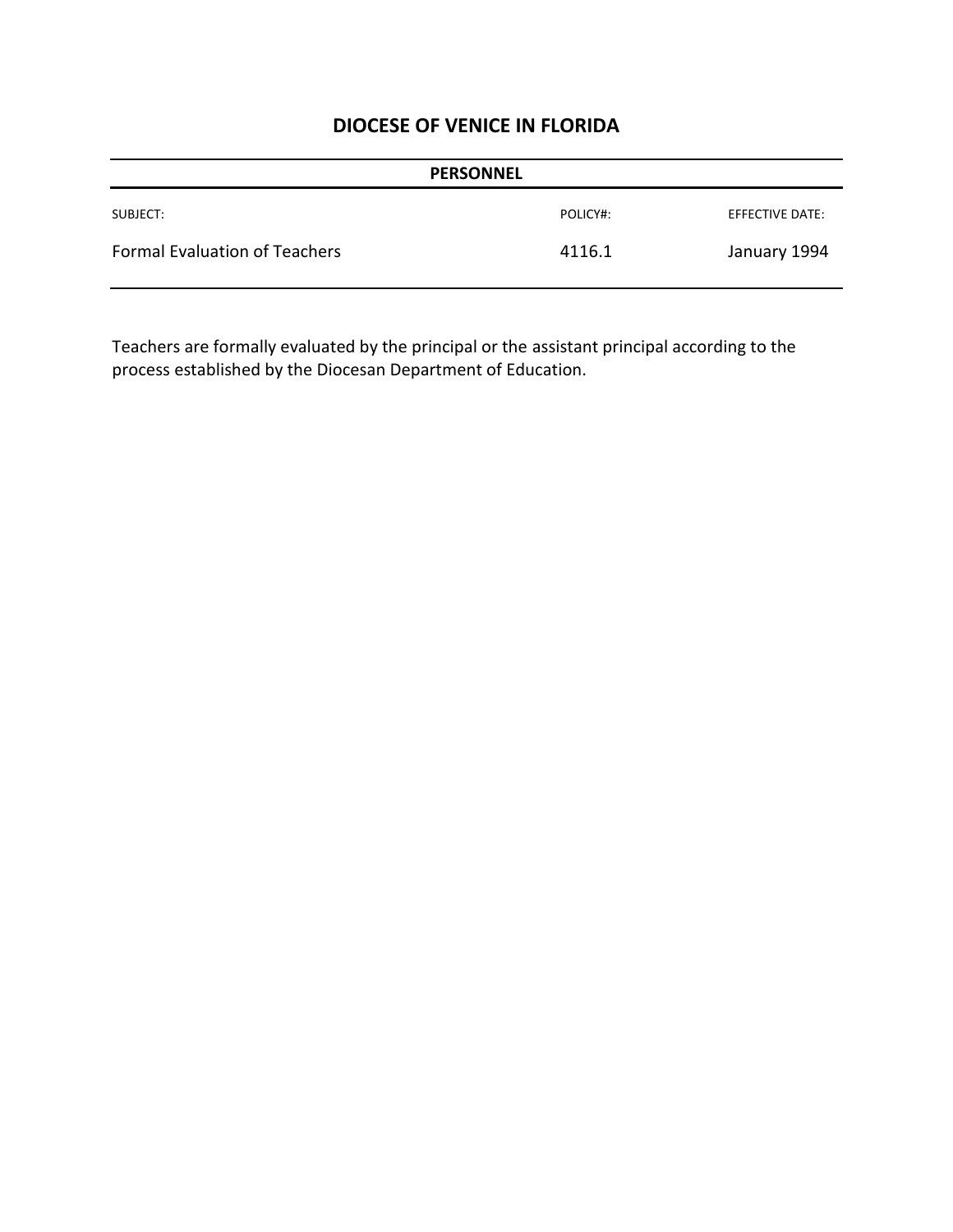# DIOCESE OF VENICE IN FLORIDA

**PERSONNEL**

| SUBJECT: | POLICY#: | EFFECTIVE DATE: |
|---|---|---|
| Formal Evaluation of Teachers | 4116.1 | January 1994 |

Teachers are formally evaluated by the principal or the assistant principal according to the process established by the Diocesan Department of Education.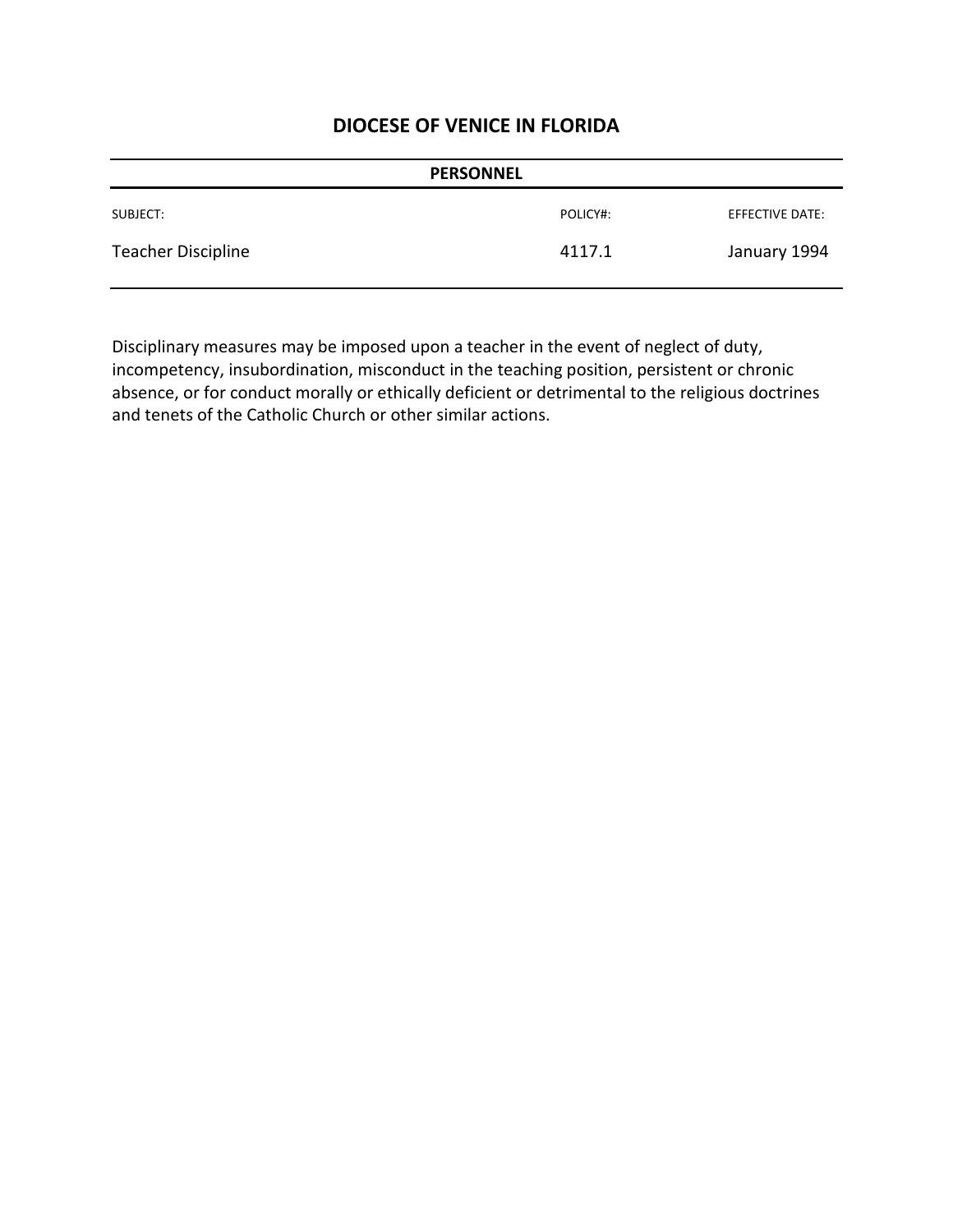# DIOCESE OF VENICE IN FLORIDA

**PERSONNEL**

| SUBJECT: | POLICY#: | EFFECTIVE DATE: |
|---|---|---|
| Teacher Discipline | 4117.1 | January 1994 |

Disciplinary measures may be imposed upon a teacher in the event of neglect of duty, incompetency, insubordination, misconduct in the teaching position, persistent or chronic absence, or for conduct morally or ethically deficient or detrimental to the religious doctrines and tenets of the Catholic Church or other similar actions.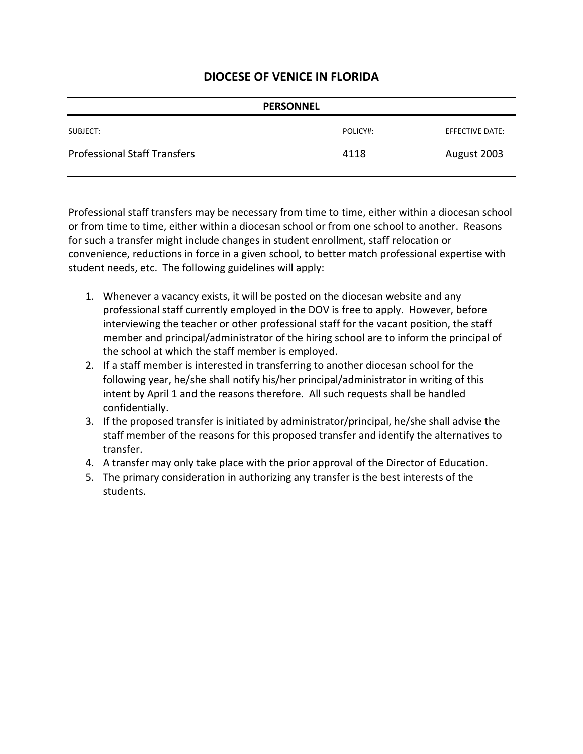# DIOCESE OF VENICE IN FLORIDA

| PERSONNEL | | |
|---|---|---|
| SUBJECT: | POLICY#: | EFFECTIVE DATE: |
| Professional Staff Transfers | 4118 | August 2003 |

Professional staff transfers may be necessary from time to time, either within a diocesan school or from time to time, either within a diocesan school or from one school to another. Reasons for such a transfer might include changes in student enrollment, staff relocation or convenience, reductions in force in a given school, to better match professional expertise with student needs, etc. The following guidelines will apply:

1. Whenever a vacancy exists, it will be posted on the diocesan website and any professional staff currently employed in the DOV is free to apply. However, before interviewing the teacher or other professional staff for the vacant position, the staff member and principal/administrator of the hiring school are to inform the principal of the school at which the staff member is employed.
2. If a staff member is interested in transferring to another diocesan school for the following year, he/she shall notify his/her principal/administrator in writing of this intent by April 1 and the reasons therefore. All such requests shall be handled confidentially.
3. If the proposed transfer is initiated by administrator/principal, he/she shall advise the staff member of the reasons for this proposed transfer and identify the alternatives to transfer.
4. A transfer may only take place with the prior approval of the Director of Education.
5. The primary consideration in authorizing any transfer is the best interests of the students.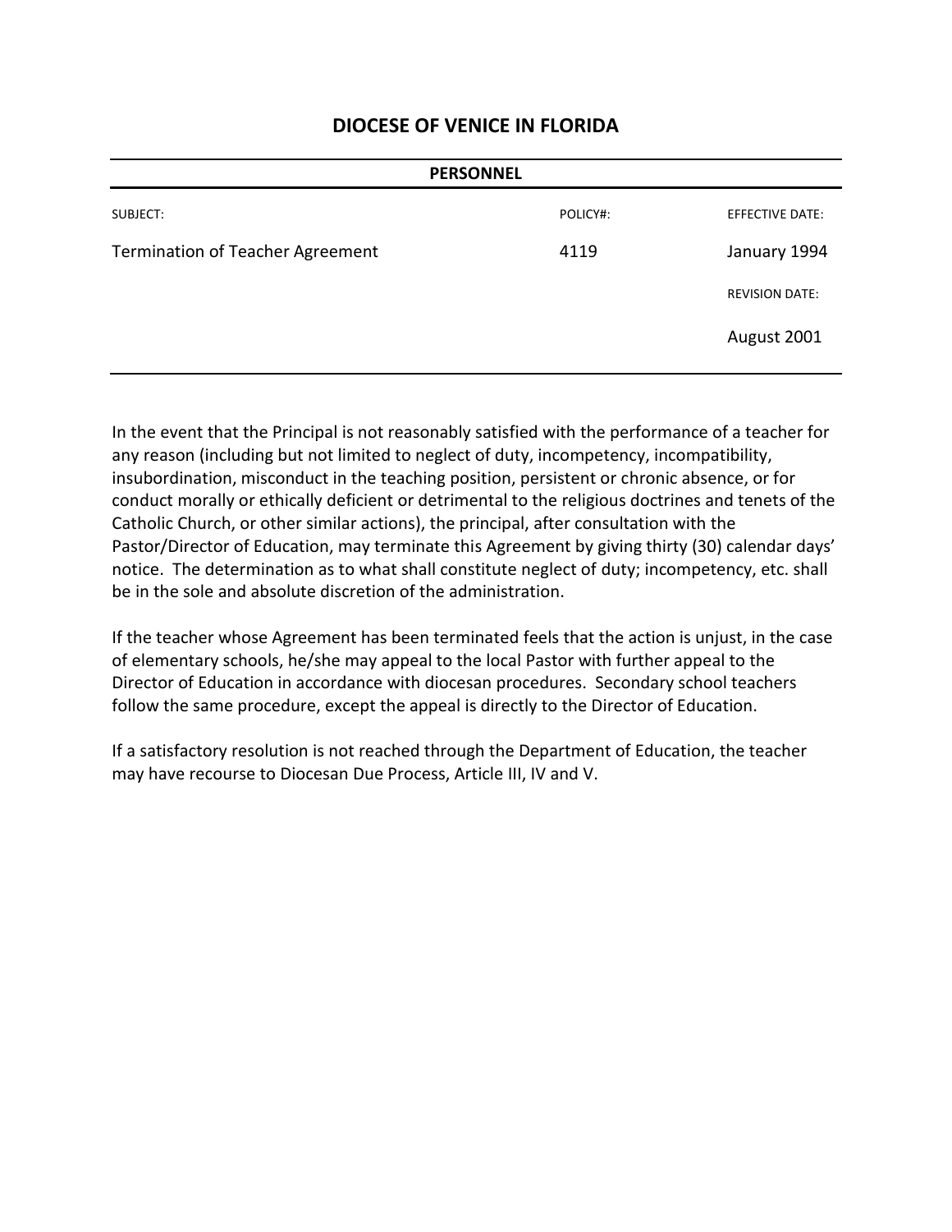# DIOCESE OF VENICE IN FLORIDA

**PERSONNEL**

| SUBJECT: | POLICY#: | EFFECTIVE DATE: |
| --- | --- | --- |
| Termination of Teacher Agreement | 4119 | January 1994 |
| | | REVISION DATE: |
| | | August 2001 |

In the event that the Principal is not reasonably satisfied with the performance of a teacher for any reason (including but not limited to neglect of duty, incompetency, incompatibility, insubordination, misconduct in the teaching position, persistent or chronic absence, or for conduct morally or ethically deficient or detrimental to the religious doctrines and tenets of the Catholic Church, or other similar actions), the principal, after consultation with the Pastor/Director of Education, may terminate this Agreement by giving thirty (30) calendar days' notice. The determination as to what shall constitute neglect of duty; incompetency, etc. shall be in the sole and absolute discretion of the administration.

If the teacher whose Agreement has been terminated feels that the action is unjust, in the case of elementary schools, he/she may appeal to the local Pastor with further appeal to the Director of Education in accordance with diocesan procedures. Secondary school teachers follow the same procedure, except the appeal is directly to the Director of Education.

If a satisfactory resolution is not reached through the Department of Education, the teacher may have recourse to Diocesan Due Process, Article III, IV and V.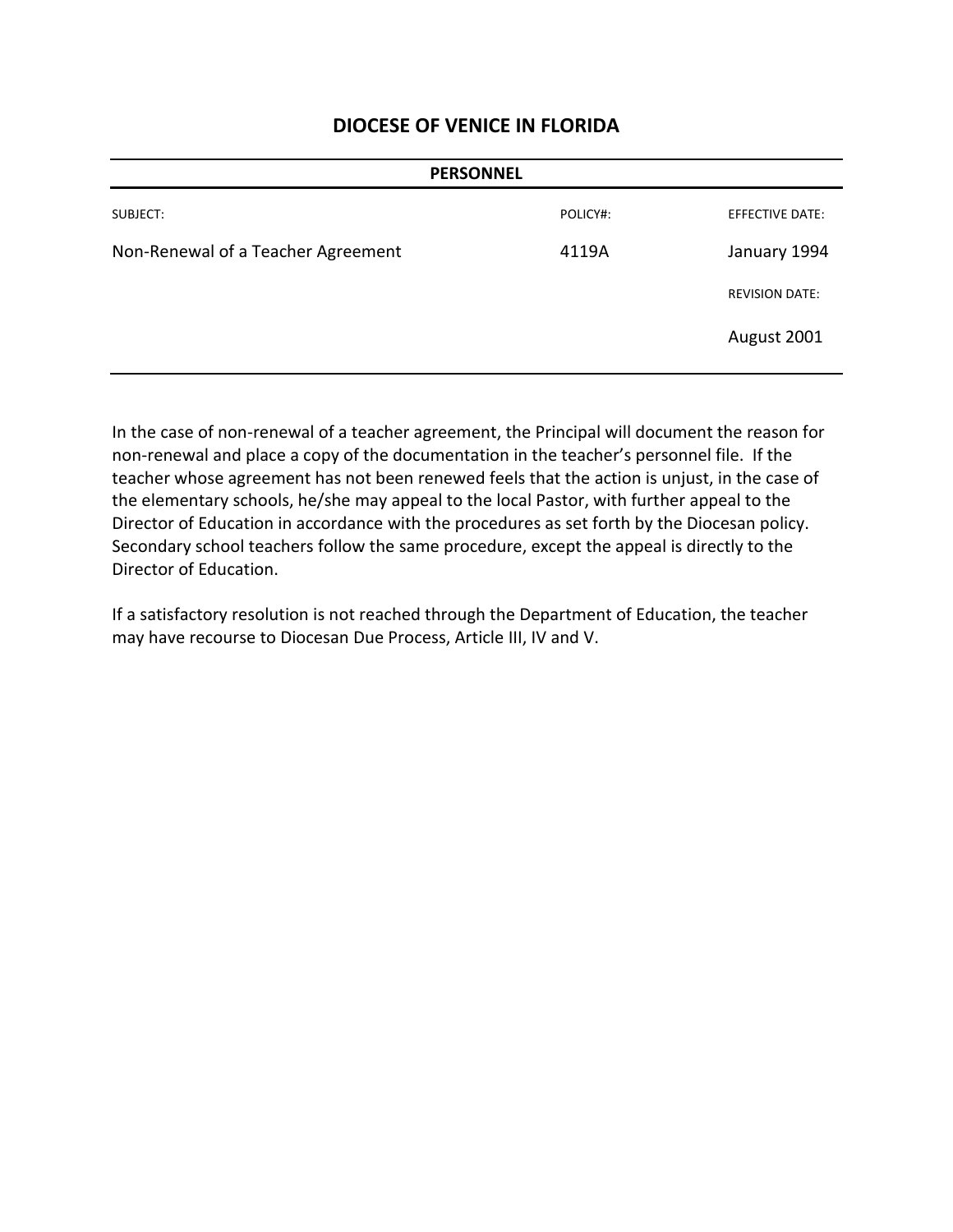# DIOCESE OF VENICE IN FLORIDA

**PERSONNEL**

| SUBJECT: | POLICY#: | EFFECTIVE DATE: |
| --- | --- | --- |
| Non-Renewal of a Teacher Agreement | 4119A | January 1994 |
| | | REVISION DATE: |
| | | August 2001 |

In the case of non-renewal of a teacher agreement, the Principal will document the reason for non-renewal and place a copy of the documentation in the teacher's personnel file. If the teacher whose agreement has not been renewed feels that the action is unjust, in the case of the elementary schools, he/she may appeal to the local Pastor, with further appeal to the Director of Education in accordance with the procedures as set forth by the Diocesan policy. Secondary school teachers follow the same procedure, except the appeal is directly to the Director of Education.

If a satisfactory resolution is not reached through the Department of Education, the teacher may have recourse to Diocesan Due Process, Article III, IV and V.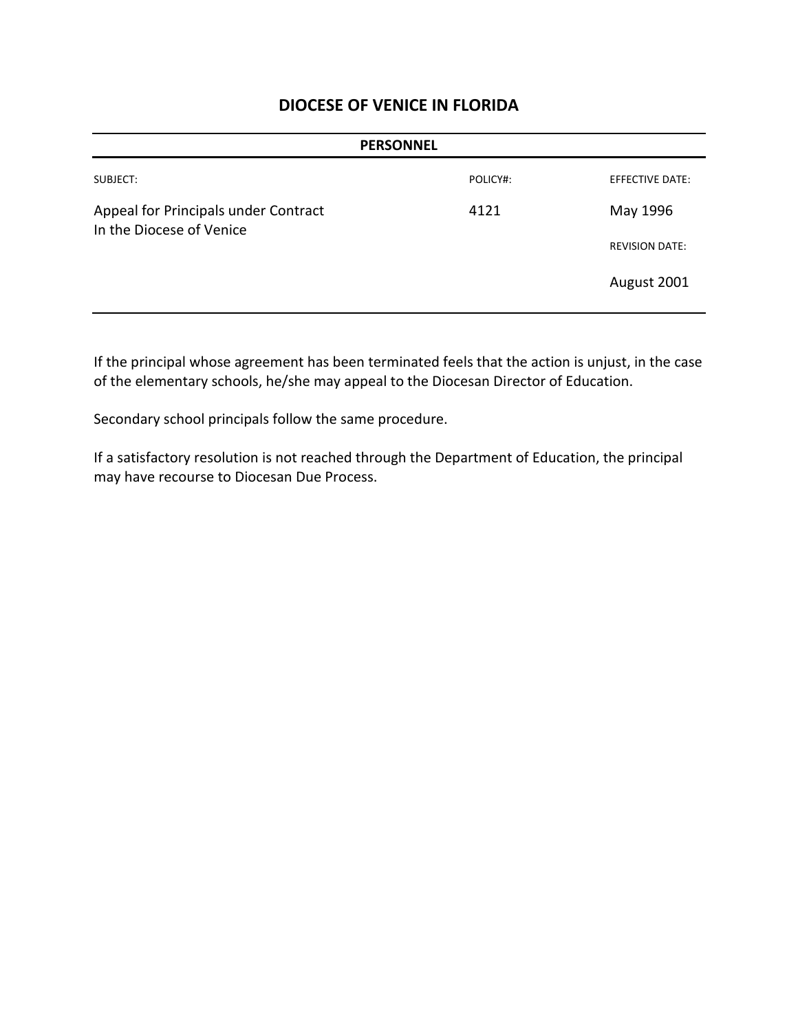# DIOCESE OF VENICE IN FLORIDA

**PERSONNEL**

| SUBJECT: | POLICY#: | EFFECTIVE DATE: |
| --- | --- | --- |
| Appeal for Principals under Contract In the Diocese of Venice | 4121 | May 1996 |
| | | REVISION DATE: |
| | | August 2001 |

If the principal whose agreement has been terminated feels that the action is unjust, in the case of the elementary schools, he/she may appeal to the Diocesan Director of Education.

Secondary school principals follow the same procedure.

If a satisfactory resolution is not reached through the Department of Education, the principal may have recourse to Diocesan Due Process.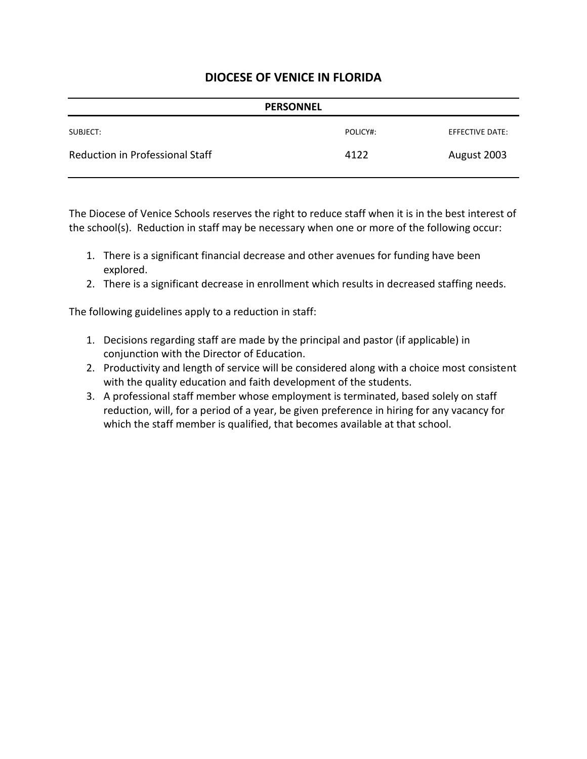## DIOCESE OF VENICE IN FLORIDA

**PERSONNEL**

| SUBJECT: | POLICY#: | EFFECTIVE DATE: |
|---|---|---|
| Reduction in Professional Staff | 4122 | August 2003 |

The Diocese of Venice Schools reserves the right to reduce staff when it is in the best interest of the school(s). Reduction in staff may be necessary when one or more of the following occur:

1. There is a significant financial decrease and other avenues for funding have been explored.
2. There is a significant decrease in enrollment which results in decreased staffing needs.

The following guidelines apply to a reduction in staff:

1. Decisions regarding staff are made by the principal and pastor (if applicable) in conjunction with the Director of Education.
2. Productivity and length of service will be considered along with a choice most consistent with the quality education and faith development of the students.
3. A professional staff member whose employment is terminated, based solely on staff reduction, will, for a period of a year, be given preference in hiring for any vacancy for which the staff member is qualified, that becomes available at that school.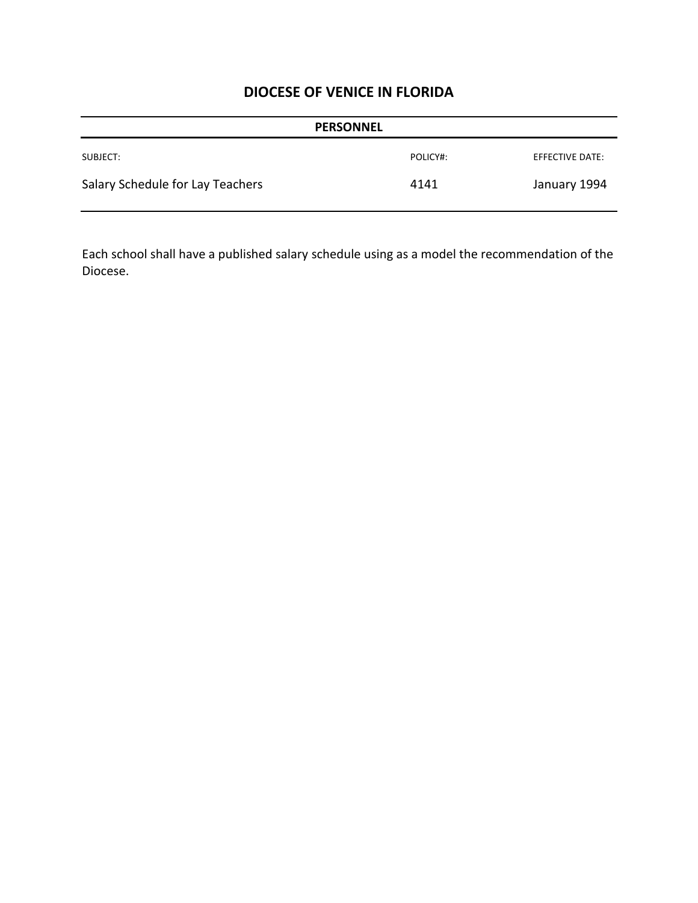# DIOCESE OF VENICE IN FLORIDA

**PERSONNEL**

| SUBJECT: | POLICY#: | EFFECTIVE DATE: |
|---|---|---|
| Salary Schedule for Lay Teachers | 4141 | January 1994 |

Each school shall have a published salary schedule using as a model the recommendation of the Diocese.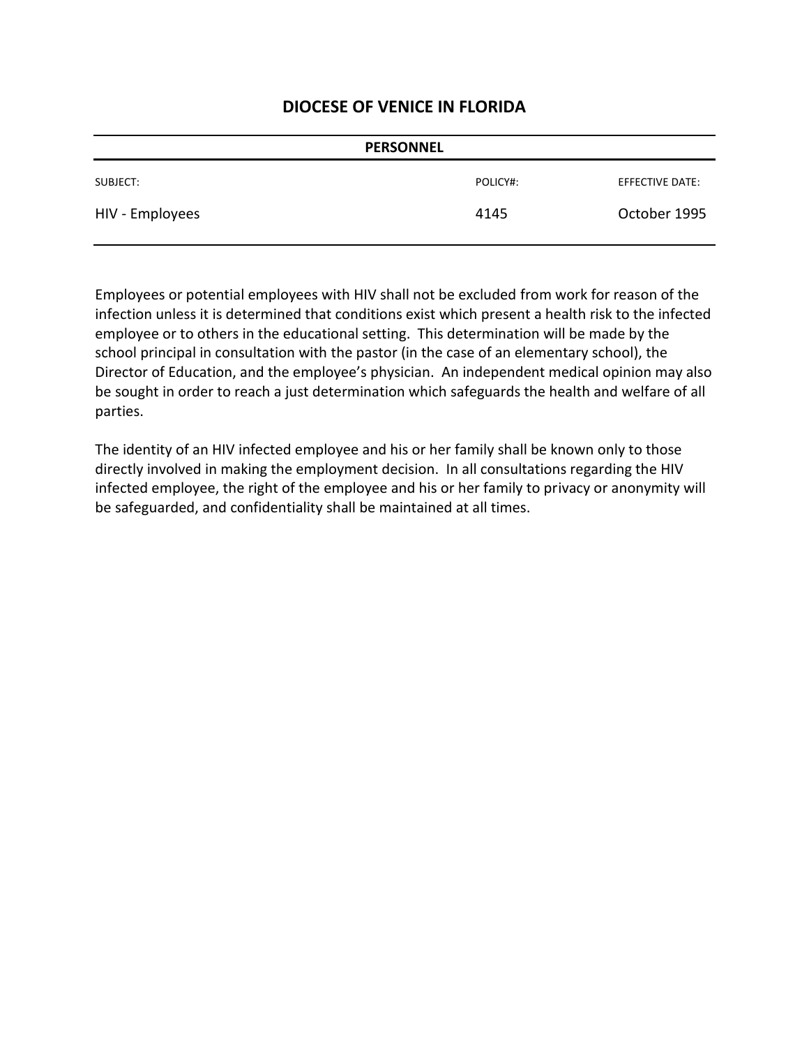# DIOCESE OF VENICE IN FLORIDA

**PERSONNEL**

| SUBJECT: | POLICY#: | EFFECTIVE DATE: |
|---|---|---|
| HIV - Employees | 4145 | October 1995 |

Employees or potential employees with HIV shall not be excluded from work for reason of the infection unless it is determined that conditions exist which present a health risk to the infected employee or to others in the educational setting. This determination will be made by the school principal in consultation with the pastor (in the case of an elementary school), the Director of Education, and the employee's physician. An independent medical opinion may also be sought in order to reach a just determination which safeguards the health and welfare of all parties.

The identity of an HIV infected employee and his or her family shall be known only to those directly involved in making the employment decision. In all consultations regarding the HIV infected employee, the right of the employee and his or her family to privacy or anonymity will be safeguarded, and confidentiality shall be maintained at all times.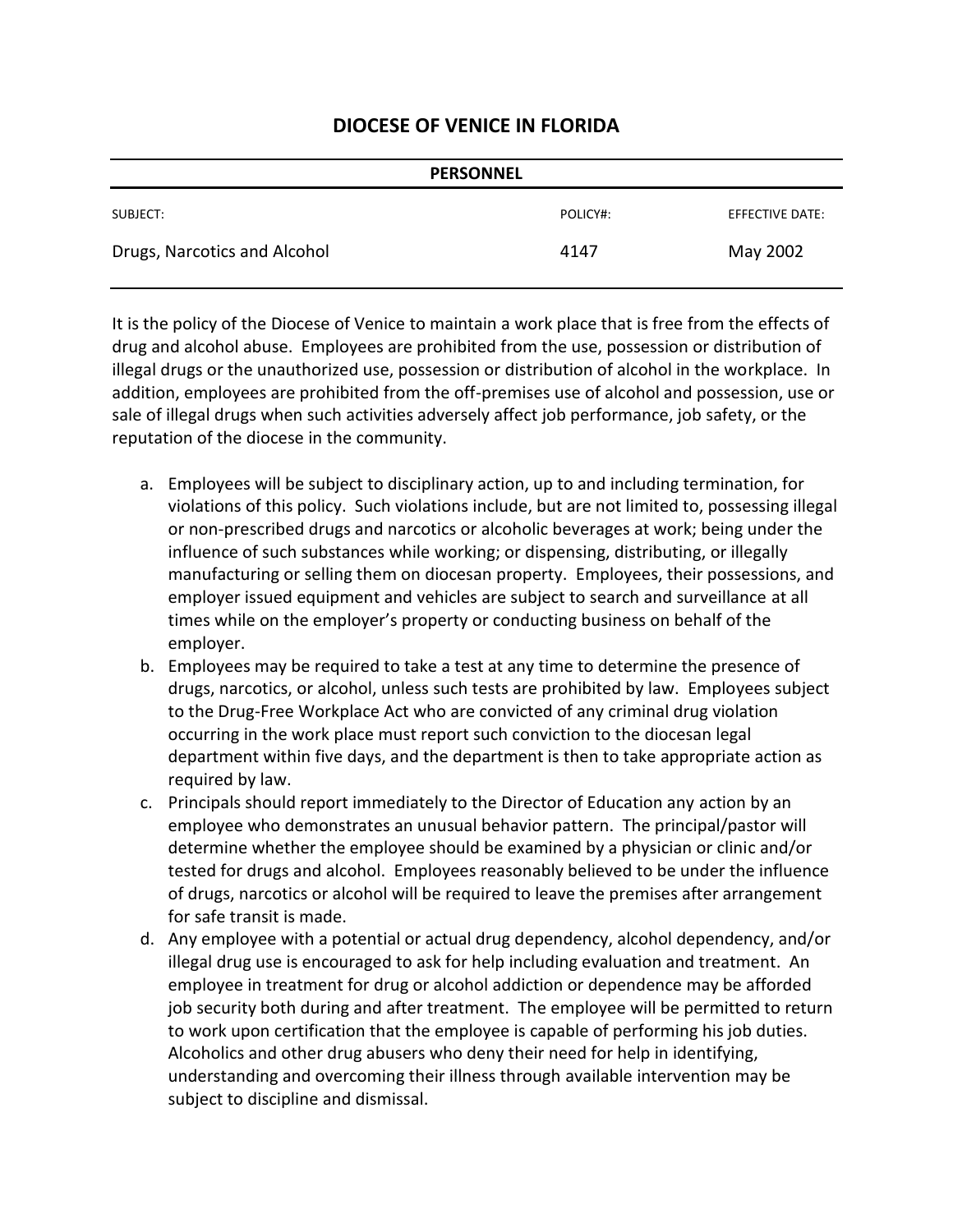# DIOCESE OF VENICE IN FLORIDA

**PERSONNEL**

| SUBJECT: | POLICY#: | EFFECTIVE DATE: |
|---|---|---|
| Drugs, Narcotics and Alcohol | 4147 | May 2002 |

It is the policy of the Diocese of Venice to maintain a work place that is free from the effects of drug and alcohol abuse. Employees are prohibited from the use, possession or distribution of illegal drugs or the unauthorized use, possession or distribution of alcohol in the workplace. In addition, employees are prohibited from the off-premises use of alcohol and possession, use or sale of illegal drugs when such activities adversely affect job performance, job safety, or the reputation of the diocese in the community.

a. Employees will be subject to disciplinary action, up to and including termination, for violations of this policy. Such violations include, but are not limited to, possessing illegal or non-prescribed drugs and narcotics or alcoholic beverages at work; being under the influence of such substances while working; or dispensing, distributing, or illegally manufacturing or selling them on diocesan property. Employees, their possessions, and employer issued equipment and vehicles are subject to search and surveillance at all times while on the employer's property or conducting business on behalf of the employer.
b. Employees may be required to take a test at any time to determine the presence of drugs, narcotics, or alcohol, unless such tests are prohibited by law. Employees subject to the Drug-Free Workplace Act who are convicted of any criminal drug violation occurring in the work place must report such conviction to the diocesan legal department within five days, and the department is then to take appropriate action as required by law.
c. Principals should report immediately to the Director of Education any action by an employee who demonstrates an unusual behavior pattern. The principal/pastor will determine whether the employee should be examined by a physician or clinic and/or tested for drugs and alcohol. Employees reasonably believed to be under the influence of drugs, narcotics or alcohol will be required to leave the premises after arrangement for safe transit is made.
d. Any employee with a potential or actual drug dependency, alcohol dependency, and/or illegal drug use is encouraged to ask for help including evaluation and treatment. An employee in treatment for drug or alcohol addiction or dependence may be afforded job security both during and after treatment. The employee will be permitted to return to work upon certification that the employee is capable of performing his job duties. Alcoholics and other drug abusers who deny their need for help in identifying, understanding and overcoming their illness through available intervention may be subject to discipline and dismissal.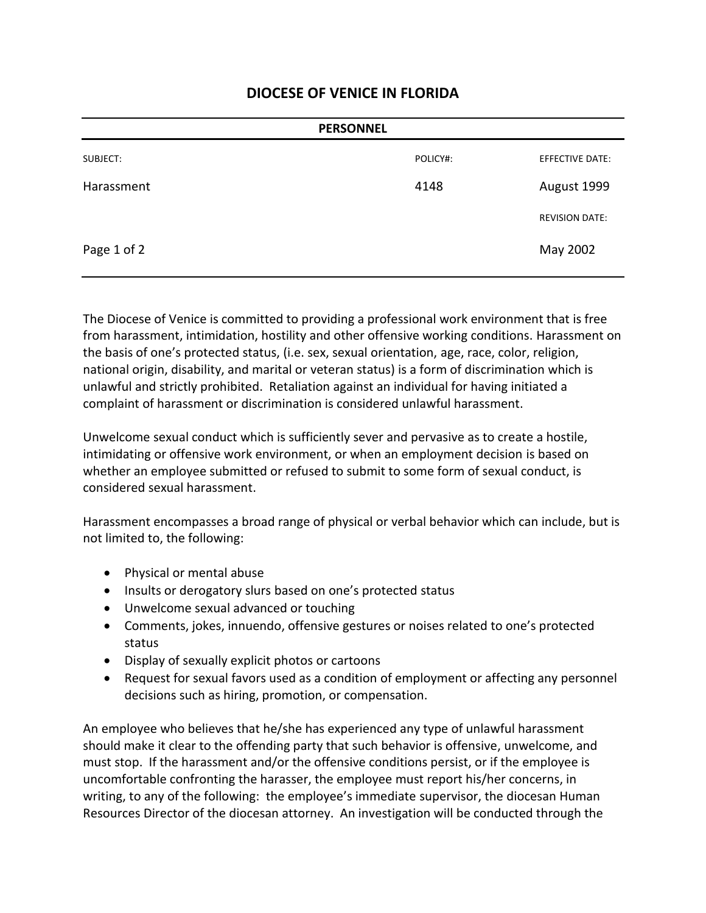# DIOCESE OF VENICE IN FLORIDA

| PERSONNEL | | |
|---|---|---|
| SUBJECT: | POLICY#: | EFFECTIVE DATE: |
| Harassment | 4148 | August 1999 |
| | | REVISION DATE: |
| | | May 2002 |

The Diocese of Venice is committed to providing a professional work environment that is free from harassment, intimidation, hostility and other offensive working conditions. Harassment on the basis of one's protected status, (i.e. sex, sexual orientation, age, race, color, religion, national origin, disability, and marital or veteran status) is a form of discrimination which is unlawful and strictly prohibited. Retaliation against an individual for having initiated a complaint of harassment or discrimination is considered unlawful harassment.

Unwelcome sexual conduct which is sufficiently sever and pervasive as to create a hostile, intimidating or offensive work environment, or when an employment decision is based on whether an employee submitted or refused to submit to some form of sexual conduct, is considered sexual harassment.

Harassment encompasses a broad range of physical or verbal behavior which can include, but is not limited to, the following:

- Physical or mental abuse
- Insults or derogatory slurs based on one's protected status
- Unwelcome sexual advanced or touching
- Comments, jokes, innuendo, offensive gestures or noises related to one's protected status
- Display of sexually explicit photos or cartoons
- Request for sexual favors used as a condition of employment or affecting any personnel decisions such as hiring, promotion, or compensation.

An employee who believes that he/she has experienced any type of unlawful harassment should make it clear to the offending party that such behavior is offensive, unwelcome, and must stop. If the harassment and/or the offensive conditions persist, or if the employee is uncomfortable confronting the harasser, the employee must report his/her concerns, in writing, to any of the following: the employee's immediate supervisor, the diocesan Human Resources Director of the diocesan attorney. An investigation will be conducted through the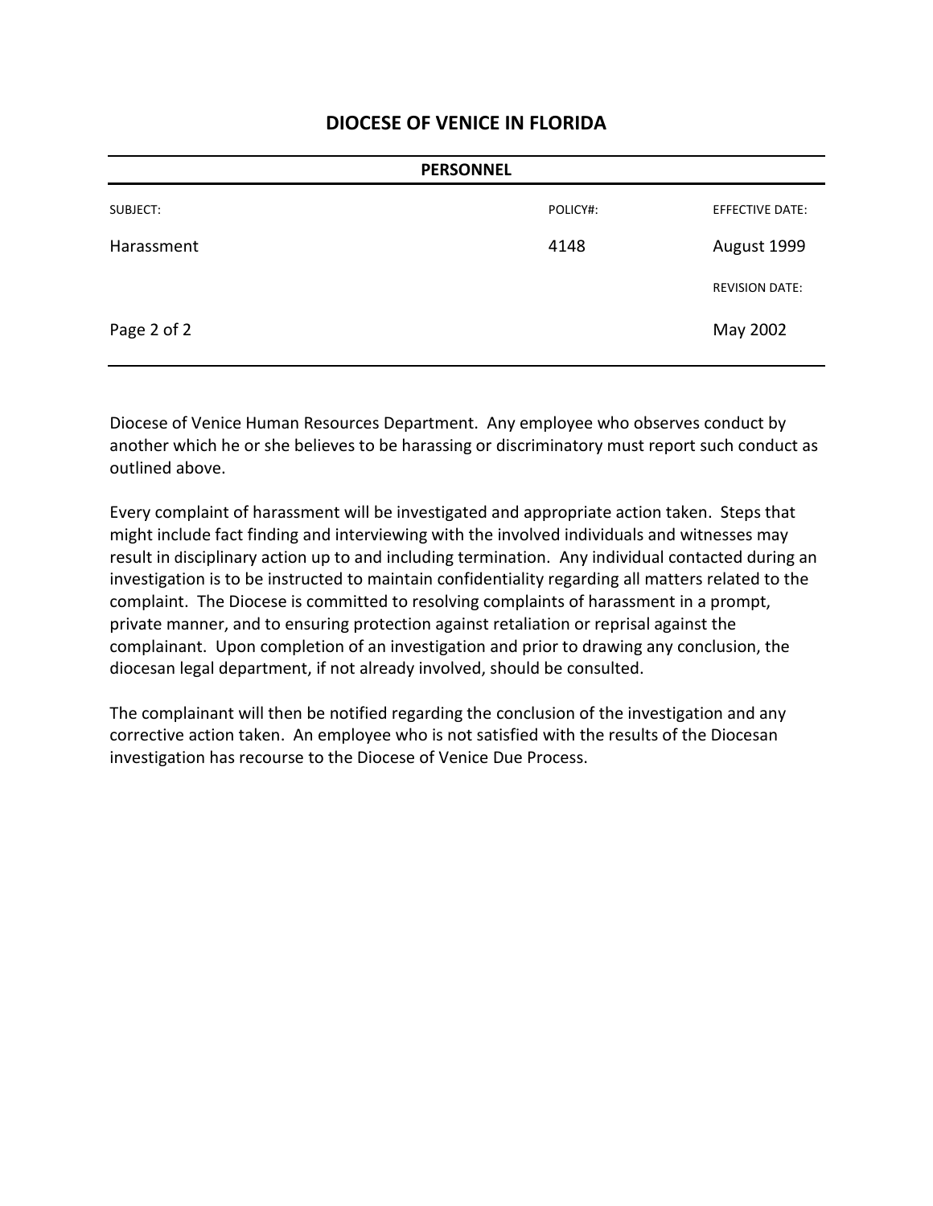# DIOCESE OF VENICE IN FLORIDA

| PERSONNEL | | |
|---|---|---|
| SUBJECT: | POLICY#: | EFFECTIVE DATE: |
| Harassment | 4148 | August 1999 |
| | | REVISION DATE: |
| Page 2 of 2 | | May 2002 |

Diocese of Venice Human Resources Department. Any employee who observes conduct by another which he or she believes to be harassing or discriminatory must report such conduct as outlined above.

Every complaint of harassment will be investigated and appropriate action taken. Steps that might include fact finding and interviewing with the involved individuals and witnesses may result in disciplinary action up to and including termination. Any individual contacted during an investigation is to be instructed to maintain confidentiality regarding all matters related to the complaint. The Diocese is committed to resolving complaints of harassment in a prompt, private manner, and to ensuring protection against retaliation or reprisal against the complainant. Upon completion of an investigation and prior to drawing any conclusion, the diocesan legal department, if not already involved, should be consulted.

The complainant will then be notified regarding the conclusion of the investigation and any corrective action taken. An employee who is not satisfied with the results of the Diocesan investigation has recourse to the Diocese of Venice Due Process.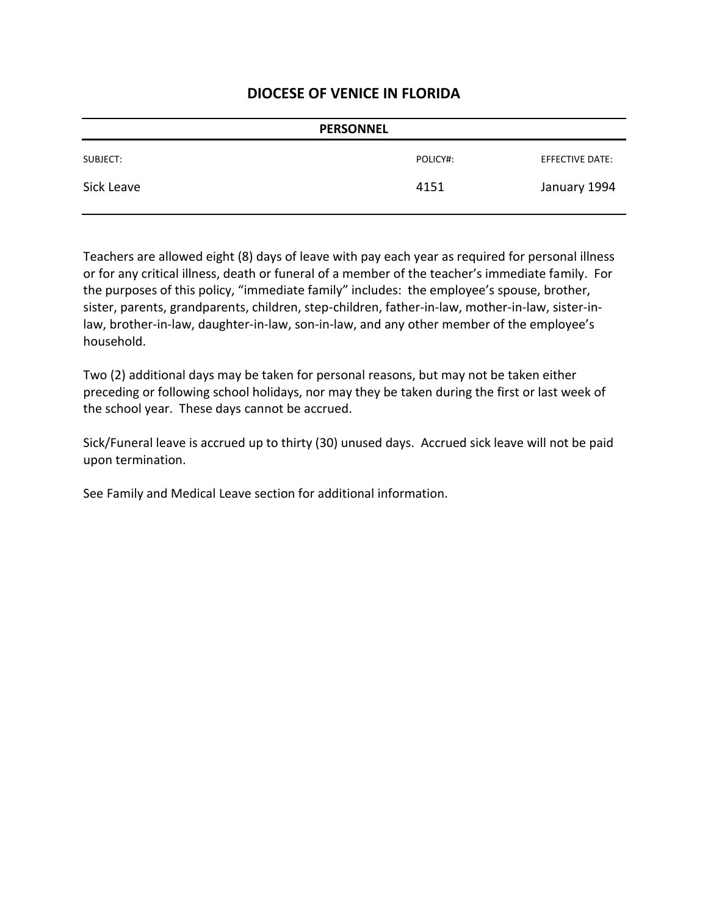# DIOCESE OF VENICE IN FLORIDA

**PERSONNEL**

| SUBJECT: | POLICY#: | EFFECTIVE DATE: |
|---|---|---|
| Sick Leave | 4151 | January 1994 |

Teachers are allowed eight (8) days of leave with pay each year as required for personal illness or for any critical illness, death or funeral of a member of the teacher's immediate family. For the purposes of this policy, "immediate family" includes: the employee's spouse, brother, sister, parents, grandparents, children, step-children, father-in-law, mother-in-law, sister-in-law, brother-in-law, daughter-in-law, son-in-law, and any other member of the employee's household.

Two (2) additional days may be taken for personal reasons, but may not be taken either preceding or following school holidays, nor may they be taken during the first or last week of the school year. These days cannot be accrued.

Sick/Funeral leave is accrued up to thirty (30) unused days. Accrued sick leave will not be paid upon termination.

See Family and Medical Leave section for additional information.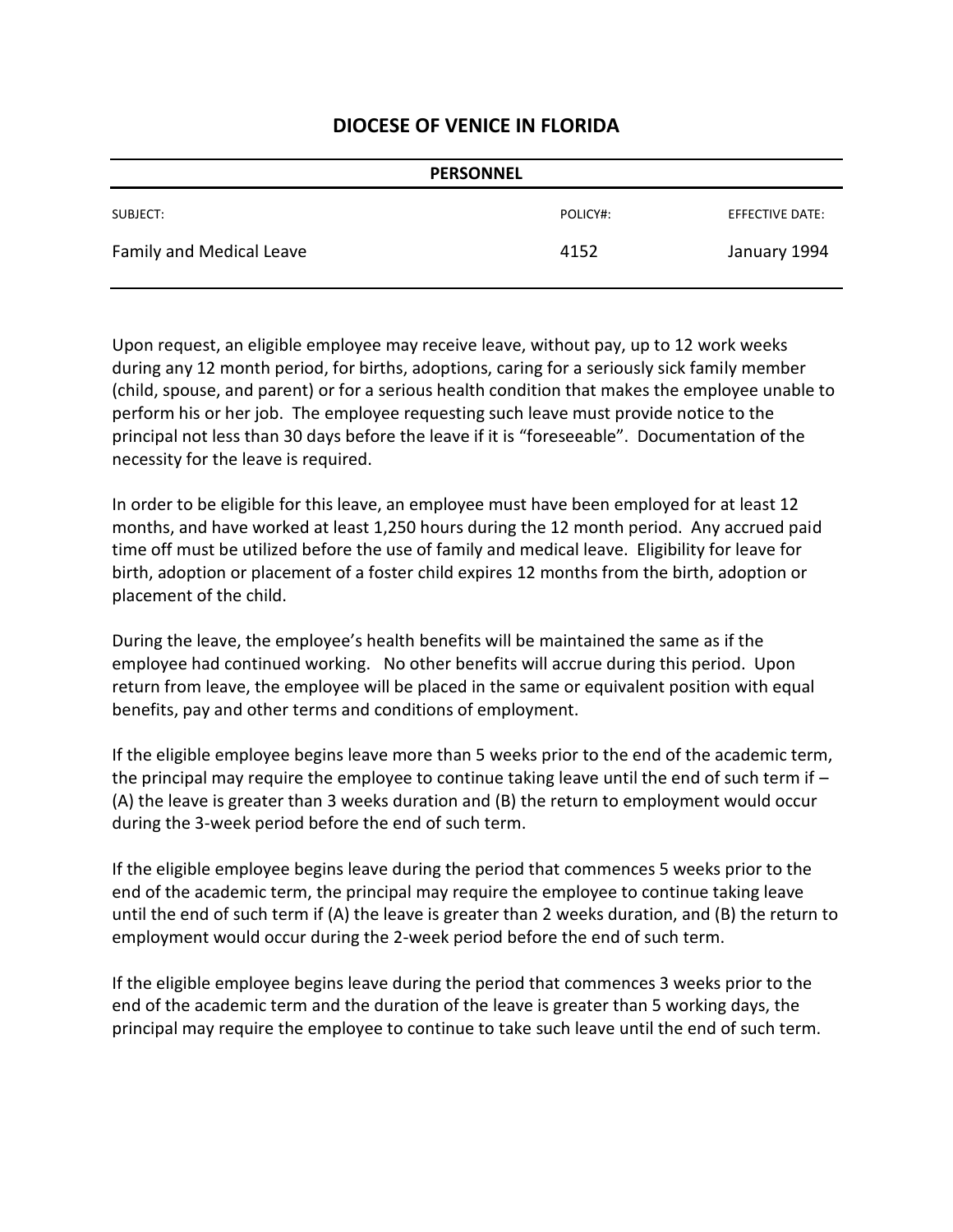# DIOCESE OF VENICE IN FLORIDA

**PERSONNEL**

| SUBJECT: | POLICY#: | EFFECTIVE DATE: |
|---|---|---|
| Family and Medical Leave | 4152 | January 1994 |

Upon request, an eligible employee may receive leave, without pay, up to 12 work weeks during any 12 month period, for births, adoptions, caring for a seriously sick family member (child, spouse, and parent) or for a serious health condition that makes the employee unable to perform his or her job. The employee requesting such leave must provide notice to the principal not less than 30 days before the leave if it is "foreseeable". Documentation of the necessity for the leave is required.

In order to be eligible for this leave, an employee must have been employed for at least 12 months, and have worked at least 1,250 hours during the 12 month period. Any accrued paid time off must be utilized before the use of family and medical leave. Eligibility for leave for birth, adoption or placement of a foster child expires 12 months from the birth, adoption or placement of the child.

During the leave, the employee's health benefits will be maintained the same as if the employee had continued working. No other benefits will accrue during this period. Upon return from leave, the employee will be placed in the same or equivalent position with equal benefits, pay and other terms and conditions of employment.

If the eligible employee begins leave more than 5 weeks prior to the end of the academic term, the principal may require the employee to continue taking leave until the end of such term if – (A) the leave is greater than 3 weeks duration and (B) the return to employment would occur during the 3-week period before the end of such term.

If the eligible employee begins leave during the period that commences 5 weeks prior to the end of the academic term, the principal may require the employee to continue taking leave until the end of such term if (A) the leave is greater than 2 weeks duration, and (B) the return to employment would occur during the 2-week period before the end of such term.

If the eligible employee begins leave during the period that commences 3 weeks prior to the end of the academic term and the duration of the leave is greater than 5 working days, the principal may require the employee to continue to take such leave until the end of such term.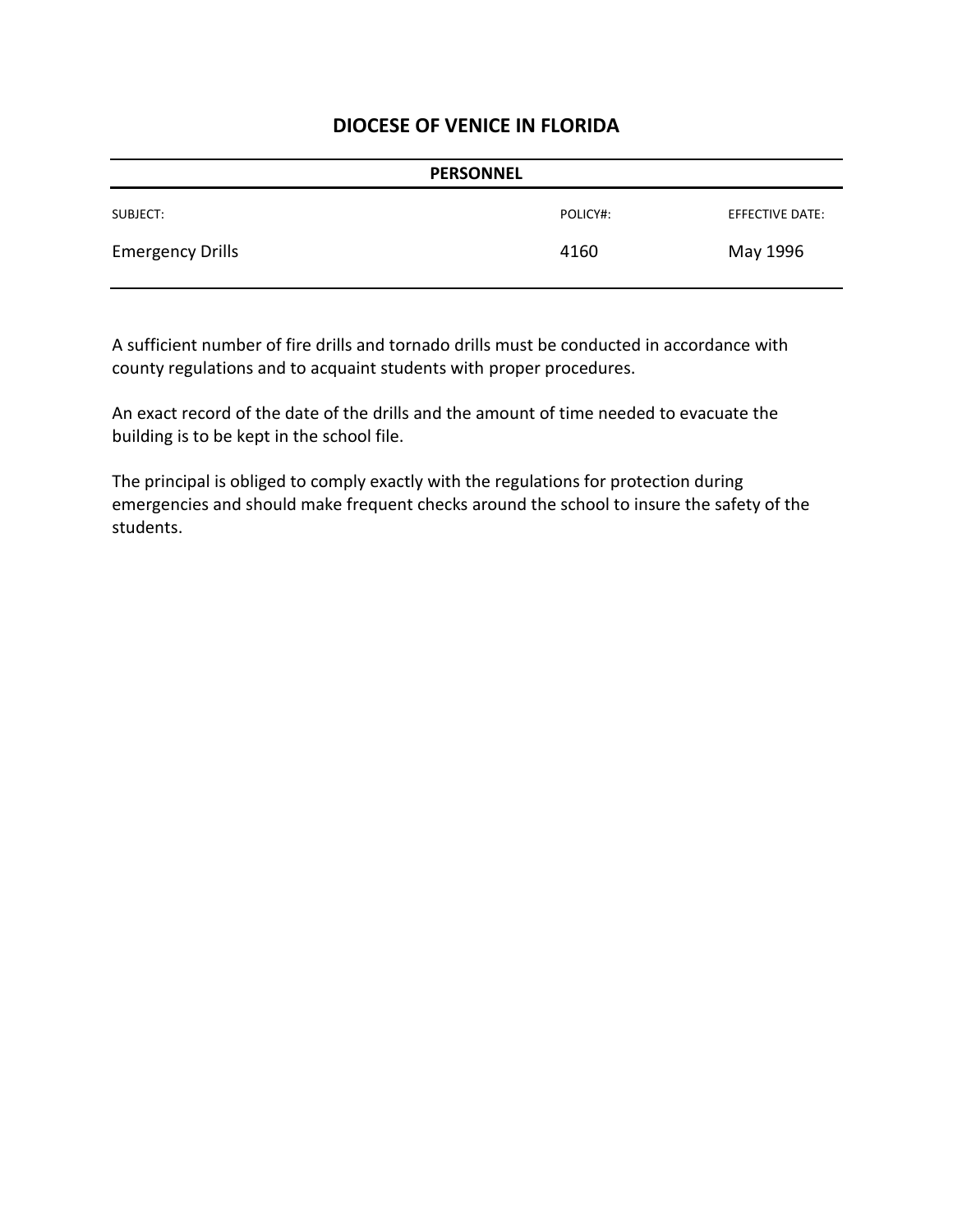## DIOCESE OF VENICE IN FLORIDA

**PERSONNEL**

| SUBJECT: | POLICY#: | EFFECTIVE DATE: |
| --- | --- | --- |
| Emergency Drills | 4160 | May 1996 |

A sufficient number of fire drills and tornado drills must be conducted in accordance with county regulations and to acquaint students with proper procedures.

An exact record of the date of the drills and the amount of time needed to evacuate the building is to be kept in the school file.

The principal is obliged to comply exactly with the regulations for protection during emergencies and should make frequent checks around the school to insure the safety of the students.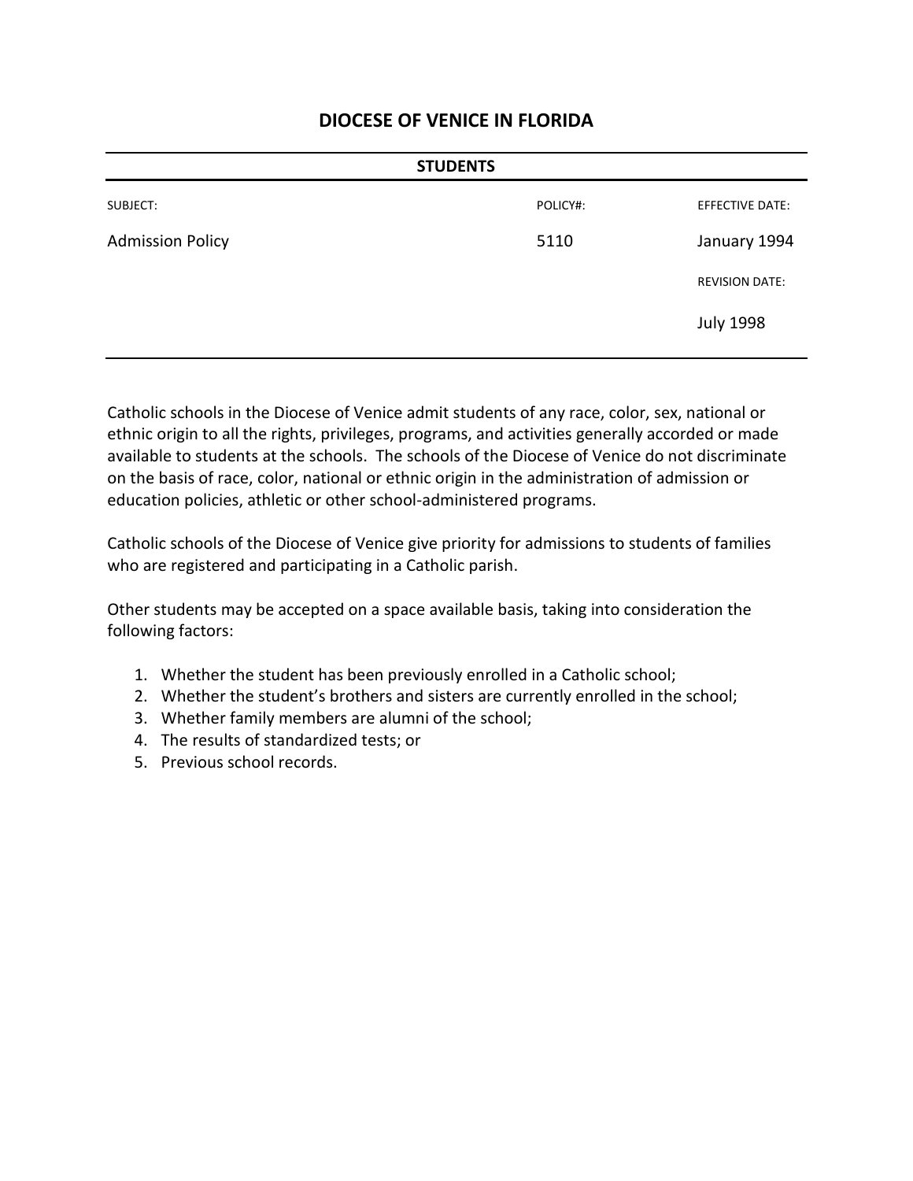# DIOCESE OF VENICE IN FLORIDA

| STUDENTS | | |
|---|---|---|
| SUBJECT: | POLICY#: | EFFECTIVE DATE: |
| Admission Policy | 5110 | January 1994 |
| | | REVISION DATE: |
| | | July 1998 |

Catholic schools in the Diocese of Venice admit students of any race, color, sex, national or ethnic origin to all the rights, privileges, programs, and activities generally accorded or made available to students at the schools. The schools of the Diocese of Venice do not discriminate on the basis of race, color, national or ethnic origin in the administration of admission or education policies, athletic or other school-administered programs.

Catholic schools of the Diocese of Venice give priority for admissions to students of families who are registered and participating in a Catholic parish.

Other students may be accepted on a space available basis, taking into consideration the following factors:

1. Whether the student has been previously enrolled in a Catholic school;
2. Whether the student's brothers and sisters are currently enrolled in the school;
3. Whether family members are alumni of the school;
4. The results of standardized tests; or
5. Previous school records.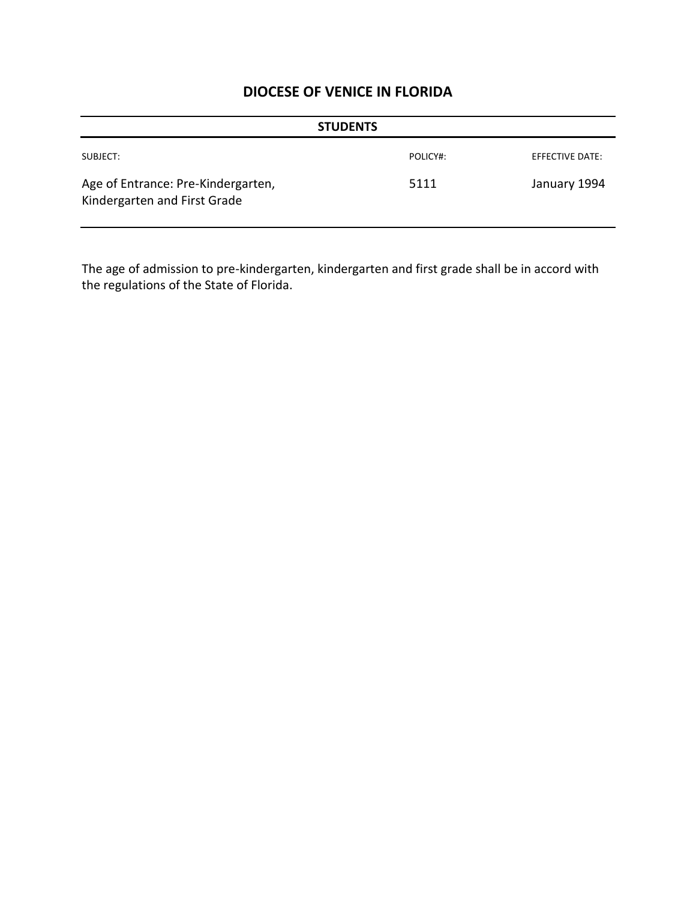# DIOCESE OF VENICE IN FLORIDA

**STUDENTS**

| SUBJECT: | POLICY#: | EFFECTIVE DATE: |
|---|---|---|
| Age of Entrance: Pre-Kindergarten, Kindergarten and First Grade | 5111 | January 1994 |

The age of admission to pre-kindergarten, kindergarten and first grade shall be in accord with the regulations of the State of Florida.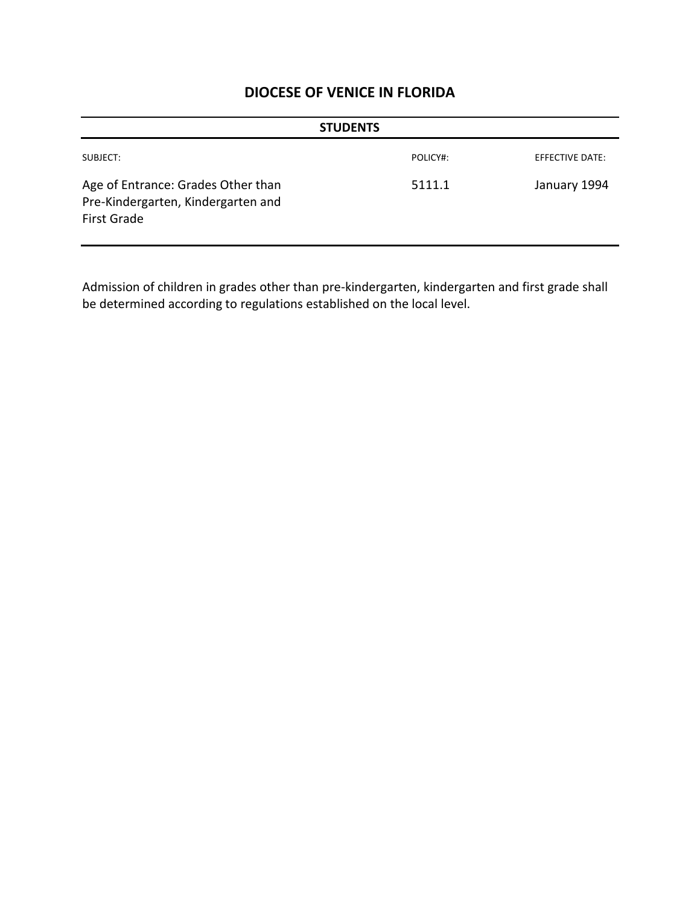# DIOCESE OF VENICE IN FLORIDA

| STUDENTS | | |
|---|---|---|
| SUBJECT: | POLICY#: | EFFECTIVE DATE: |
| Age of Entrance: Grades Other than Pre-Kindergarten, Kindergarten and First Grade | 5111.1 | January 1994 |

Admission of children in grades other than pre-kindergarten, kindergarten and first grade shall be determined according to regulations established on the local level.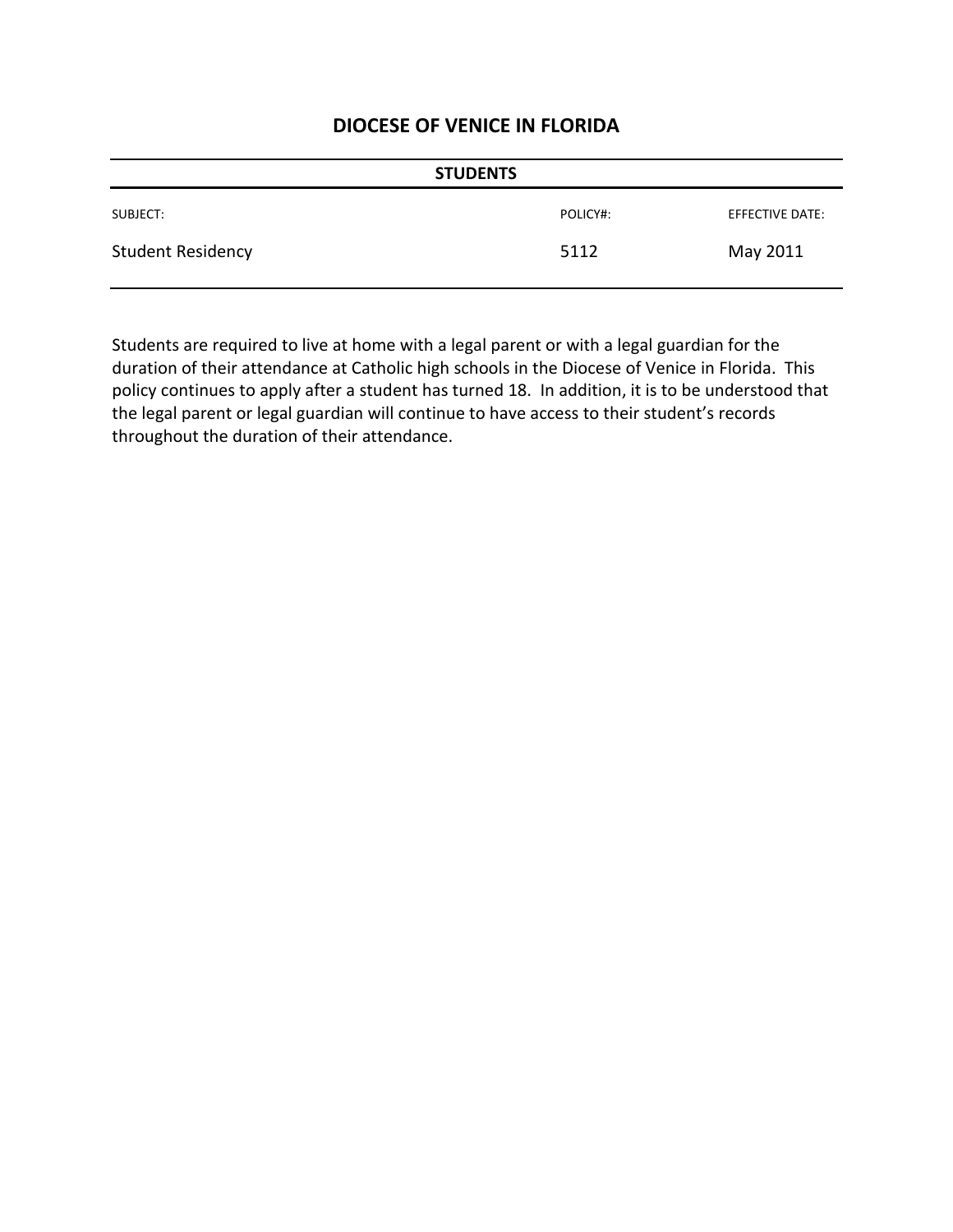# DIOCESE OF VENICE IN FLORIDA

| STUDENTS | | |
|---|---|---|
| SUBJECT: | POLICY#: | EFFECTIVE DATE: |
| Student Residency | 5112 | May 2011 |

Students are required to live at home with a legal parent or with a legal guardian for the duration of their attendance at Catholic high schools in the Diocese of Venice in Florida. This policy continues to apply after a student has turned 18. In addition, it is to be understood that the legal parent or legal guardian will continue to have access to their student's records throughout the duration of their attendance.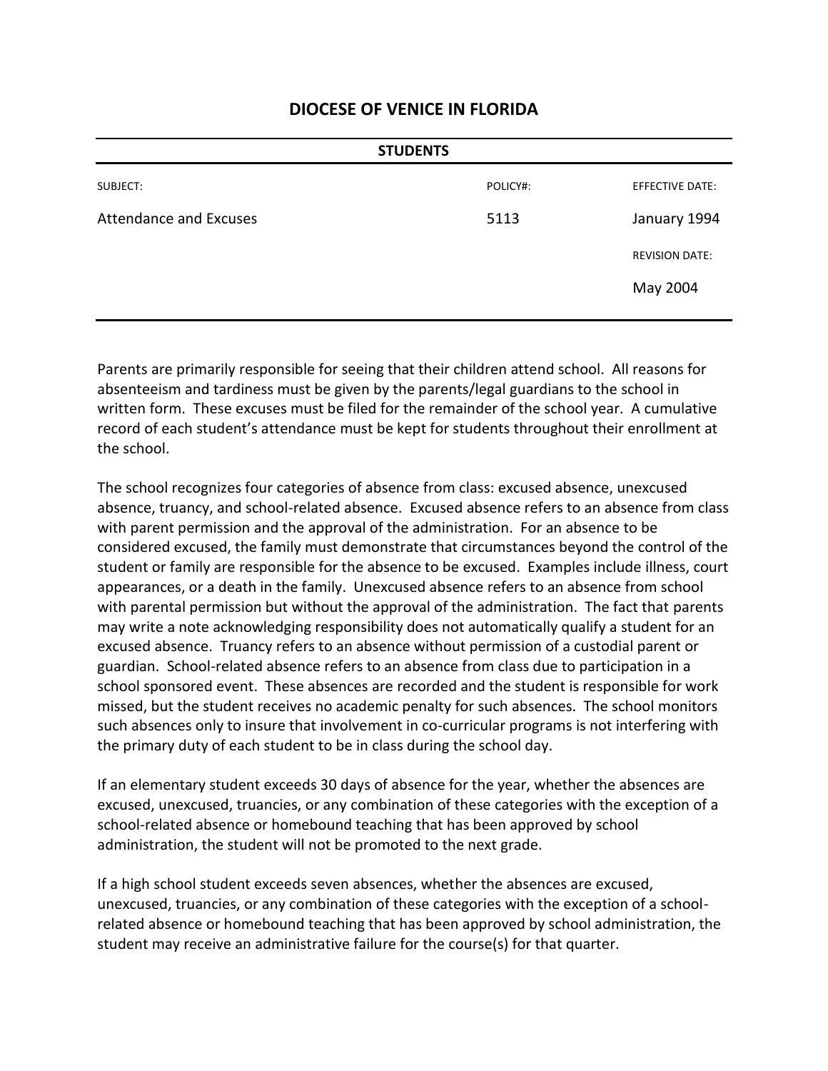# DIOCESE OF VENICE IN FLORIDA

| STUDENTS | | |
|---|---|---|
| SUBJECT: | POLICY#: | EFFECTIVE DATE: |
| Attendance and Excuses | 5113 | January 1994 |
| | | REVISION DATE: |
| | | May 2004 |

Parents are primarily responsible for seeing that their children attend school. All reasons for absenteeism and tardiness must be given by the parents/legal guardians to the school in written form. These excuses must be filed for the remainder of the school year. A cumulative record of each student's attendance must be kept for students throughout their enrollment at the school.

The school recognizes four categories of absence from class: excused absence, unexcused absence, truancy, and school-related absence. Excused absence refers to an absence from class with parent permission and the approval of the administration. For an absence to be considered excused, the family must demonstrate that circumstances beyond the control of the student or family are responsible for the absence to be excused. Examples include illness, court appearances, or a death in the family. Unexcused absence refers to an absence from school with parental permission but without the approval of the administration. The fact that parents may write a note acknowledging responsibility does not automatically qualify a student for an excused absence. Truancy refers to an absence without permission of a custodial parent or guardian. School-related absence refers to an absence from class due to participation in a school sponsored event. These absences are recorded and the student is responsible for work missed, but the student receives no academic penalty for such absences. The school monitors such absences only to insure that involvement in co-curricular programs is not interfering with the primary duty of each student to be in class during the school day.

If an elementary student exceeds 30 days of absence for the year, whether the absences are excused, unexcused, truancies, or any combination of these categories with the exception of a school-related absence or homebound teaching that has been approved by school administration, the student will not be promoted to the next grade.

If a high school student exceeds seven absences, whether the absences are excused, unexcused, truancies, or any combination of these categories with the exception of a school-related absence or homebound teaching that has been approved by school administration, the student may receive an administrative failure for the course(s) for that quarter.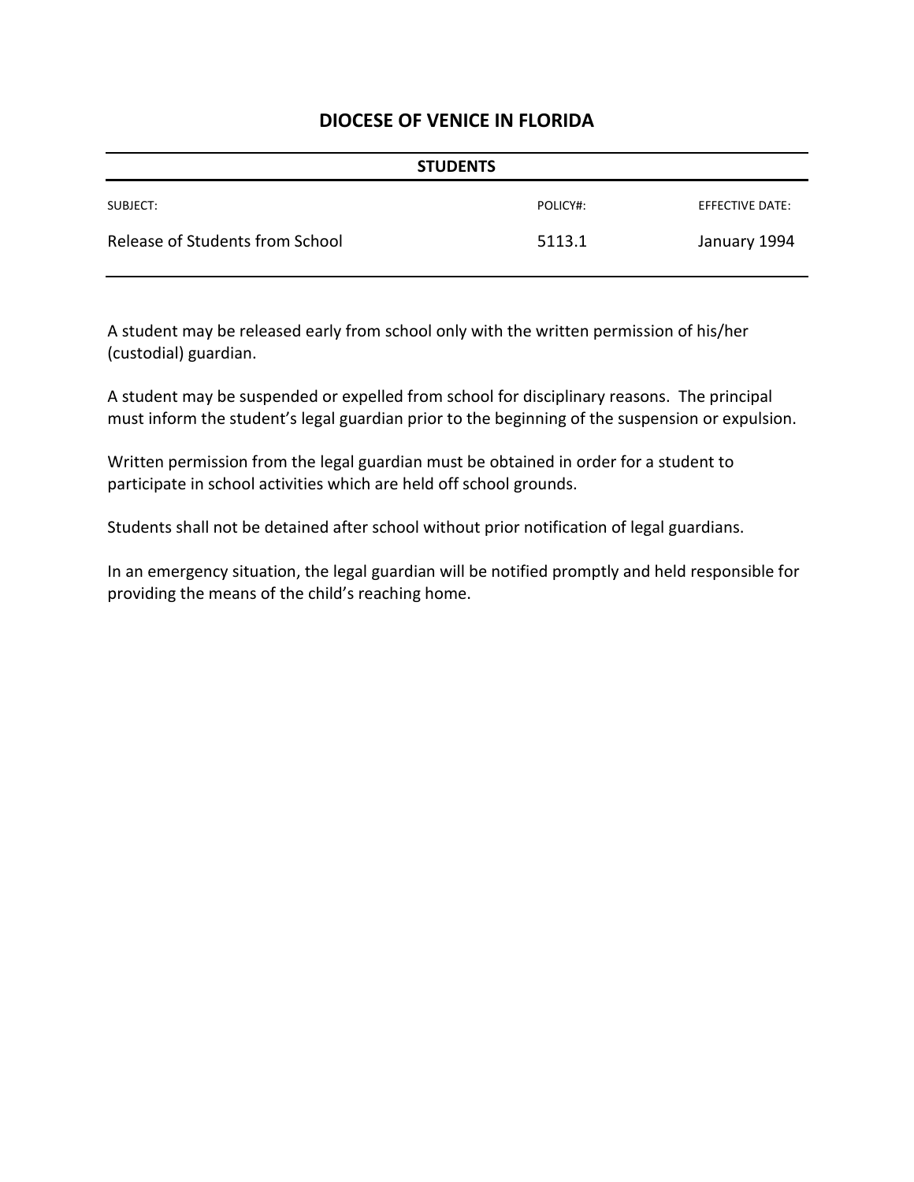# DIOCESE OF VENICE IN FLORIDA

**STUDENTS**

| SUBJECT: | POLICY#: | EFFECTIVE DATE: |
| --- | --- | --- |
| Release of Students from School | 5113.1 | January 1994 |

A student may be released early from school only with the written permission of his/her (custodial) guardian.

A student may be suspended or expelled from school for disciplinary reasons. The principal must inform the student's legal guardian prior to the beginning of the suspension or expulsion.

Written permission from the legal guardian must be obtained in order for a student to participate in school activities which are held off school grounds.

Students shall not be detained after school without prior notification of legal guardians.

In an emergency situation, the legal guardian will be notified promptly and held responsible for providing the means of the child's reaching home.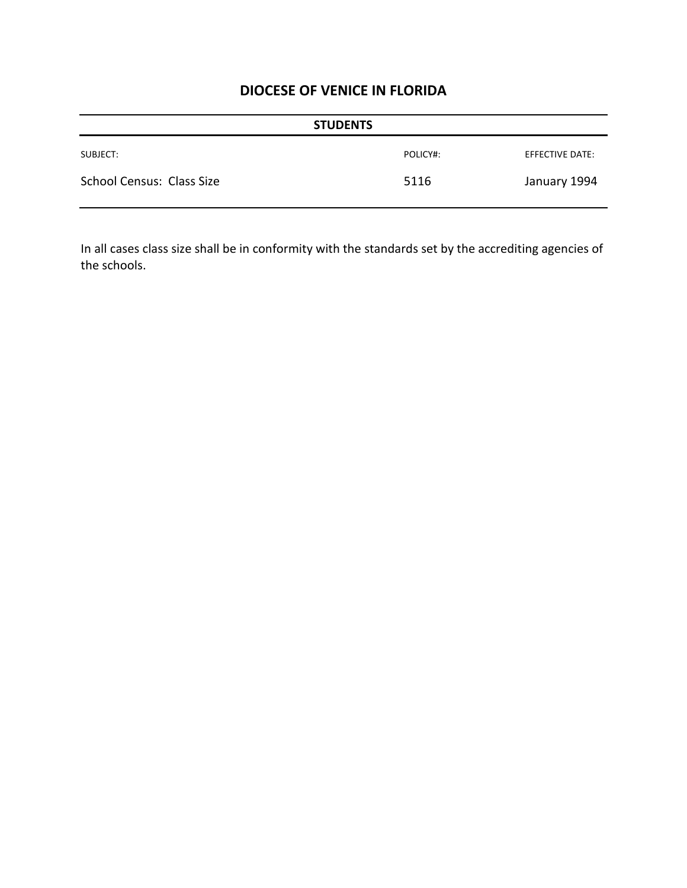# DIOCESE OF VENICE IN FLORIDA

## STUDENTS

| SUBJECT: | POLICY#: | EFFECTIVE DATE: |
| --- | --- | --- |
| School Census: Class Size | 5116 | January 1994 |

In all cases class size shall be in conformity with the standards set by the accrediting agencies of the schools.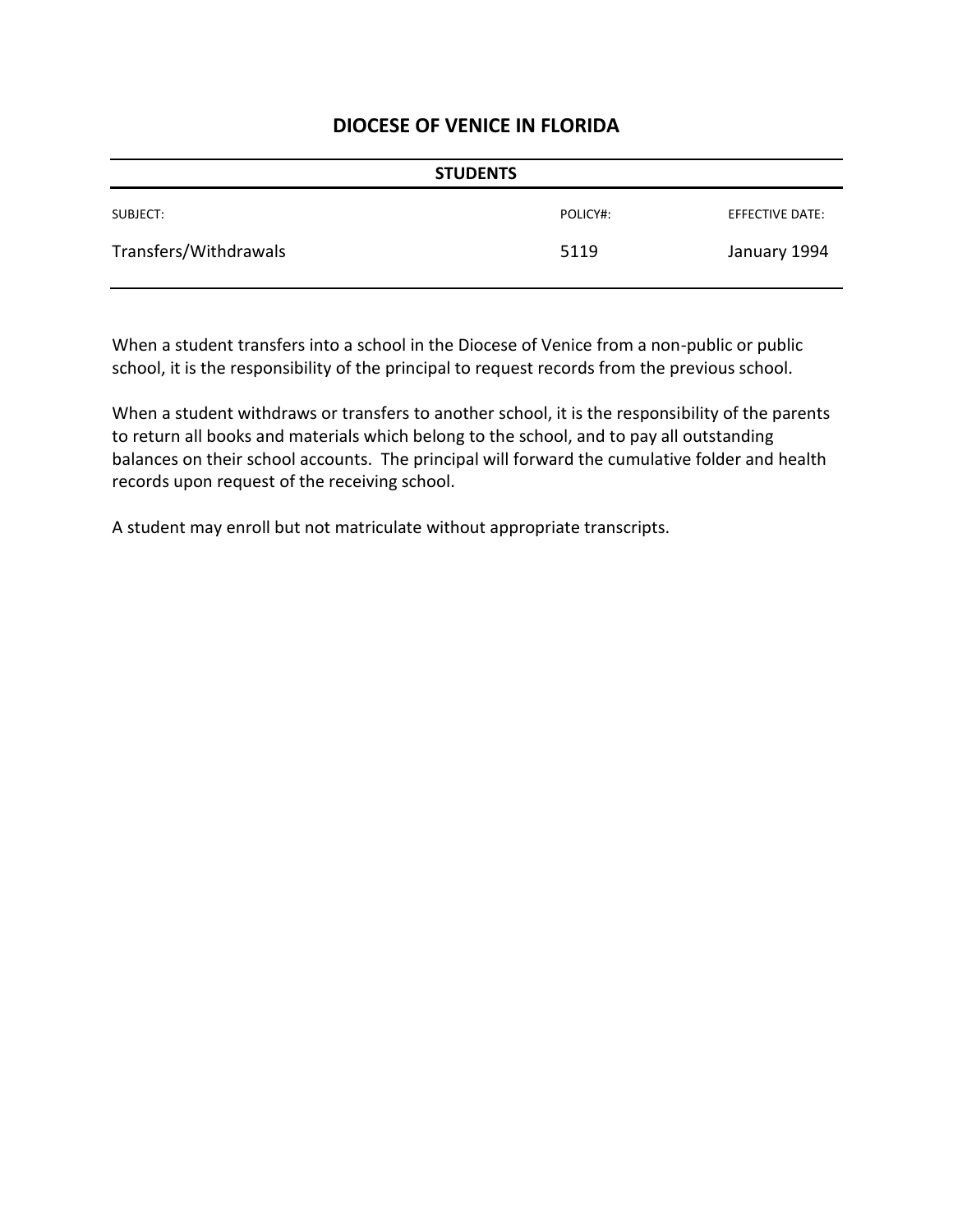## DIOCESE OF VENICE IN FLORIDA

**STUDENTS**

| SUBJECT: | POLICY#: | EFFECTIVE DATE: |
| --- | --- | --- |
| Transfers/Withdrawals | 5119 | January 1994 |

When a student transfers into a school in the Diocese of Venice from a non-public or public school, it is the responsibility of the principal to request records from the previous school.

When a student withdraws or transfers to another school, it is the responsibility of the parents to return all books and materials which belong to the school, and to pay all outstanding balances on their school accounts. The principal will forward the cumulative folder and health records upon request of the receiving school.

A student may enroll but not matriculate without appropriate transcripts.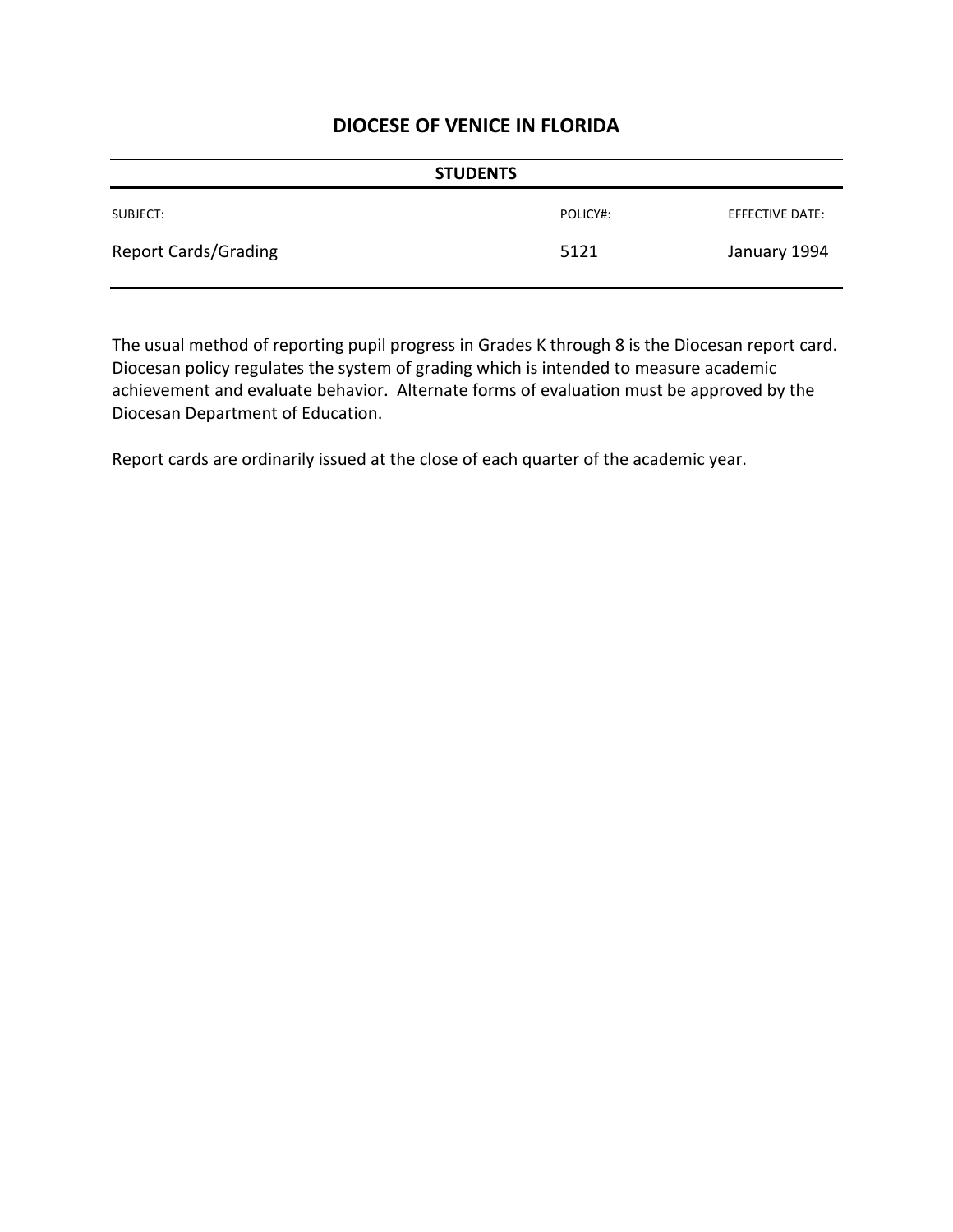# DIOCESE OF VENICE IN FLORIDA

**STUDENTS**

| SUBJECT: | POLICY#: | EFFECTIVE DATE: |
| --- | --- | --- |
| Report Cards/Grading | 5121 | January 1994 |

The usual method of reporting pupil progress in Grades K through 8 is the Diocesan report card. Diocesan policy regulates the system of grading which is intended to measure academic achievement and evaluate behavior. Alternate forms of evaluation must be approved by the Diocesan Department of Education.

Report cards are ordinarily issued at the close of each quarter of the academic year.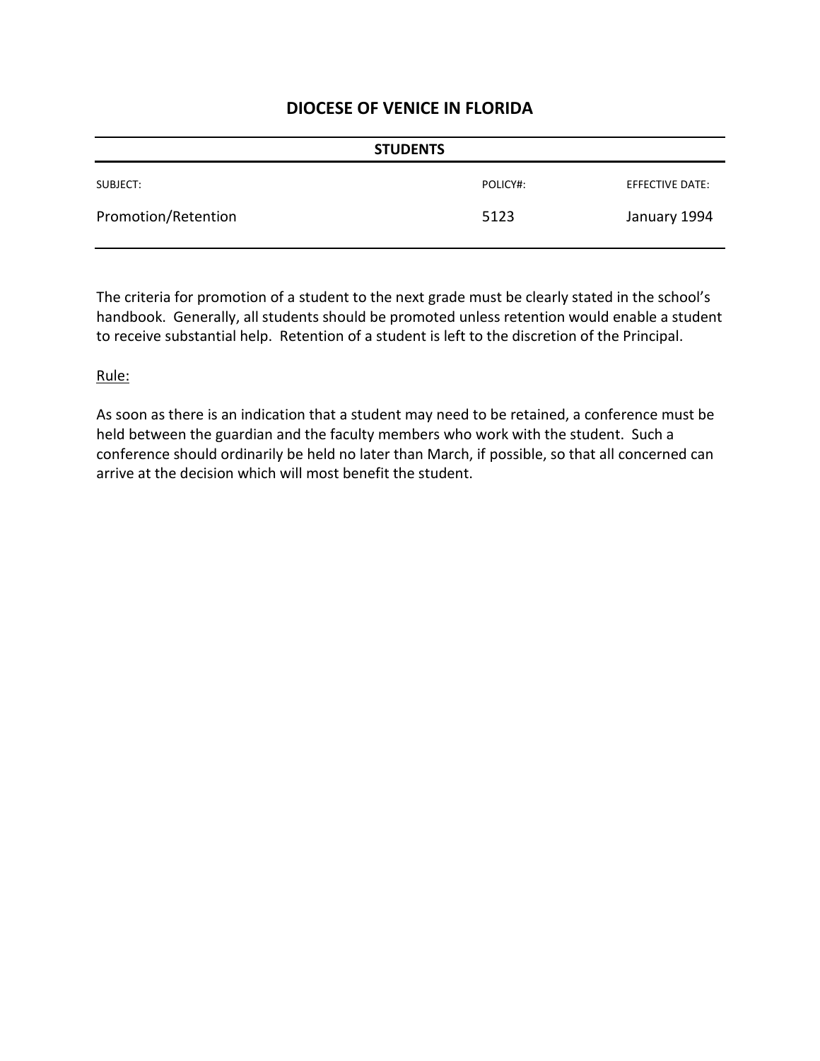# DIOCESE OF VENICE IN FLORIDA

| STUDENTS | | |
|---|---|---|
| SUBJECT: | POLICY#: | EFFECTIVE DATE: |
| Promotion/Retention | 5123 | January 1994 |

The criteria for promotion of a student to the next grade must be clearly stated in the school's handbook. Generally, all students should be promoted unless retention would enable a student to receive substantial help. Retention of a student is left to the discretion of the Principal.

<u>Rule:</u>

As soon as there is an indication that a student may need to be retained, a conference must be held between the guardian and the faculty members who work with the student. Such a conference should ordinarily be held no later than March, if possible, so that all concerned can arrive at the decision which will most benefit the student.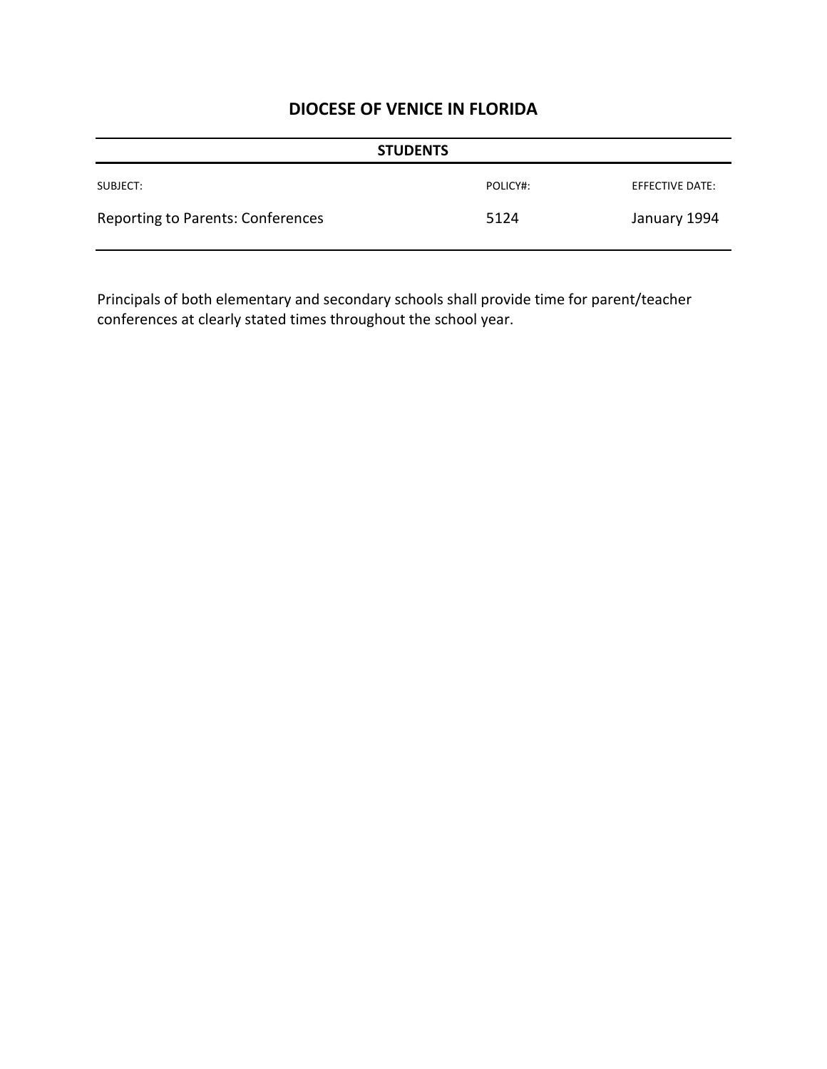# DIOCESE OF VENICE IN FLORIDA

**STUDENTS**

| SUBJECT: | POLICY#: | EFFECTIVE DATE: |
|---|---|---|
| Reporting to Parents: Conferences | 5124 | January 1994 |

Principals of both elementary and secondary schools shall provide time for parent/teacher conferences at clearly stated times throughout the school year.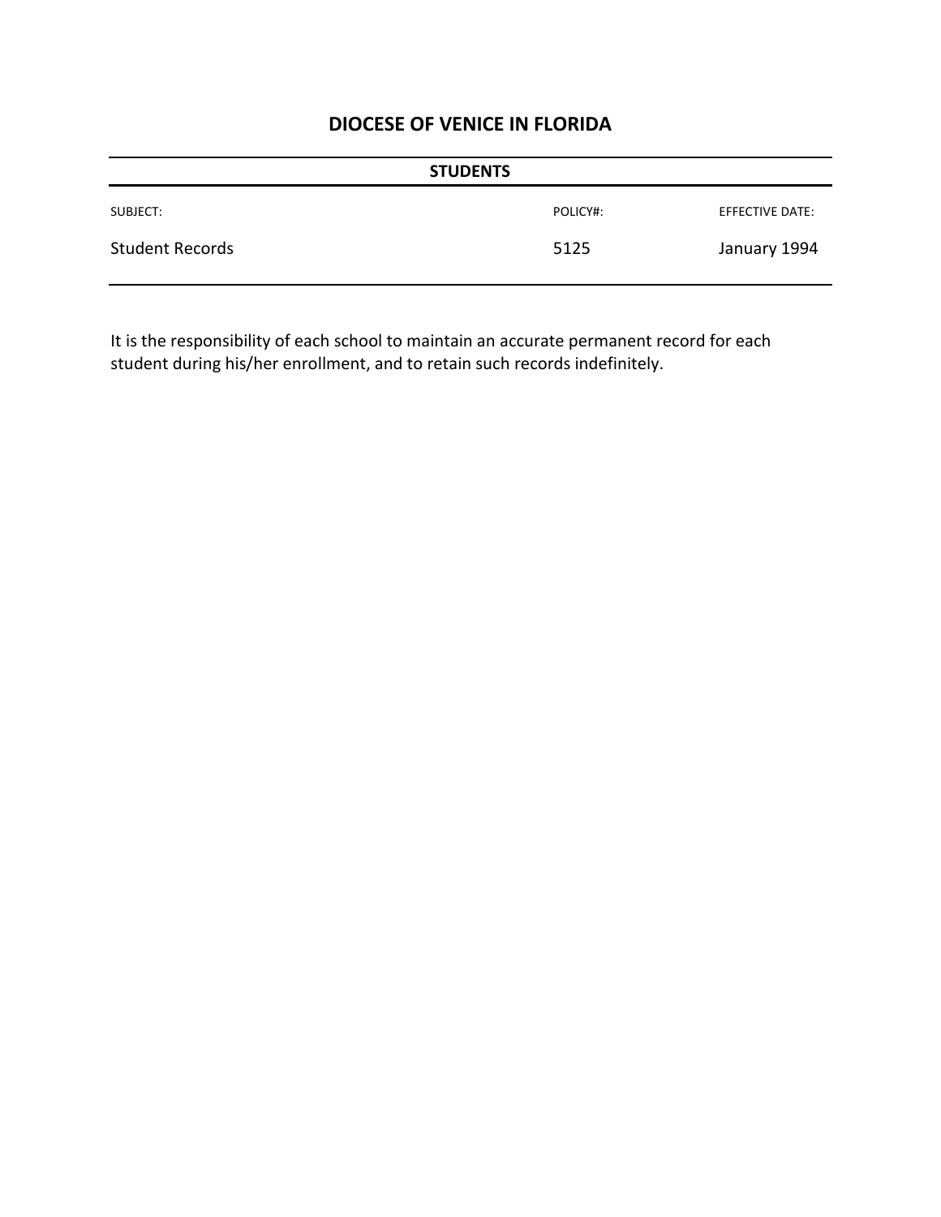## DIOCESE OF VENICE IN FLORIDA

**STUDENTS**

| SUBJECT: | POLICY#: | EFFECTIVE DATE: |
| --- | --- | --- |
| Student Records | 5125 | January 1994 |

It is the responsibility of each school to maintain an accurate permanent record for each student during his/her enrollment, and to retain such records indefinitely.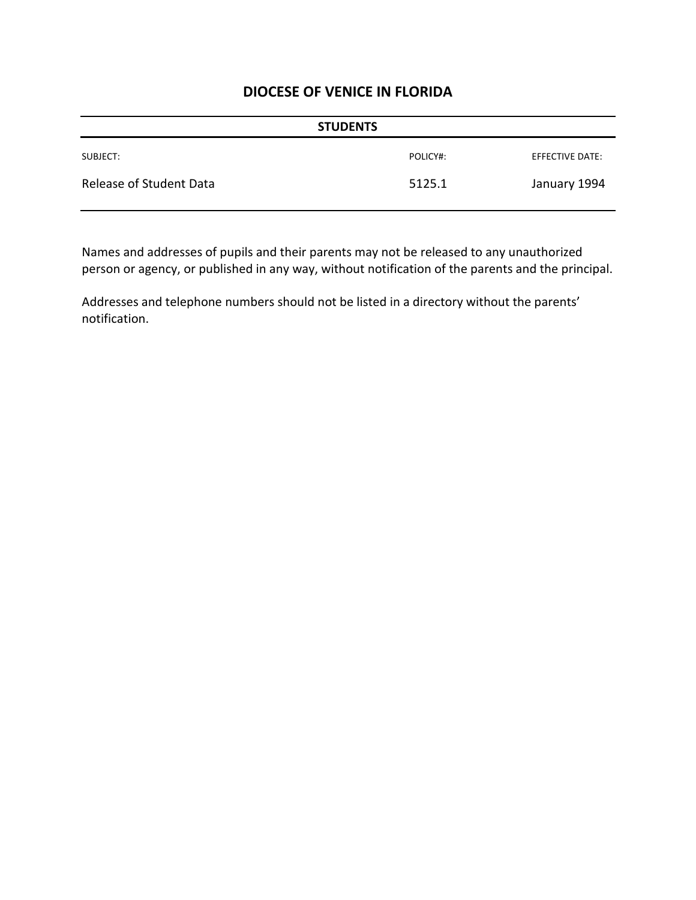# DIOCESE OF VENICE IN FLORIDA

| STUDENTS | | |
|---|---|---|
| SUBJECT: | POLICY#: | EFFECTIVE DATE: |
| Release of Student Data | 5125.1 | January 1994 |

Names and addresses of pupils and their parents may not be released to any unauthorized person or agency, or published in any way, without notification of the parents and the principal.

Addresses and telephone numbers should not be listed in a directory without the parents' notification.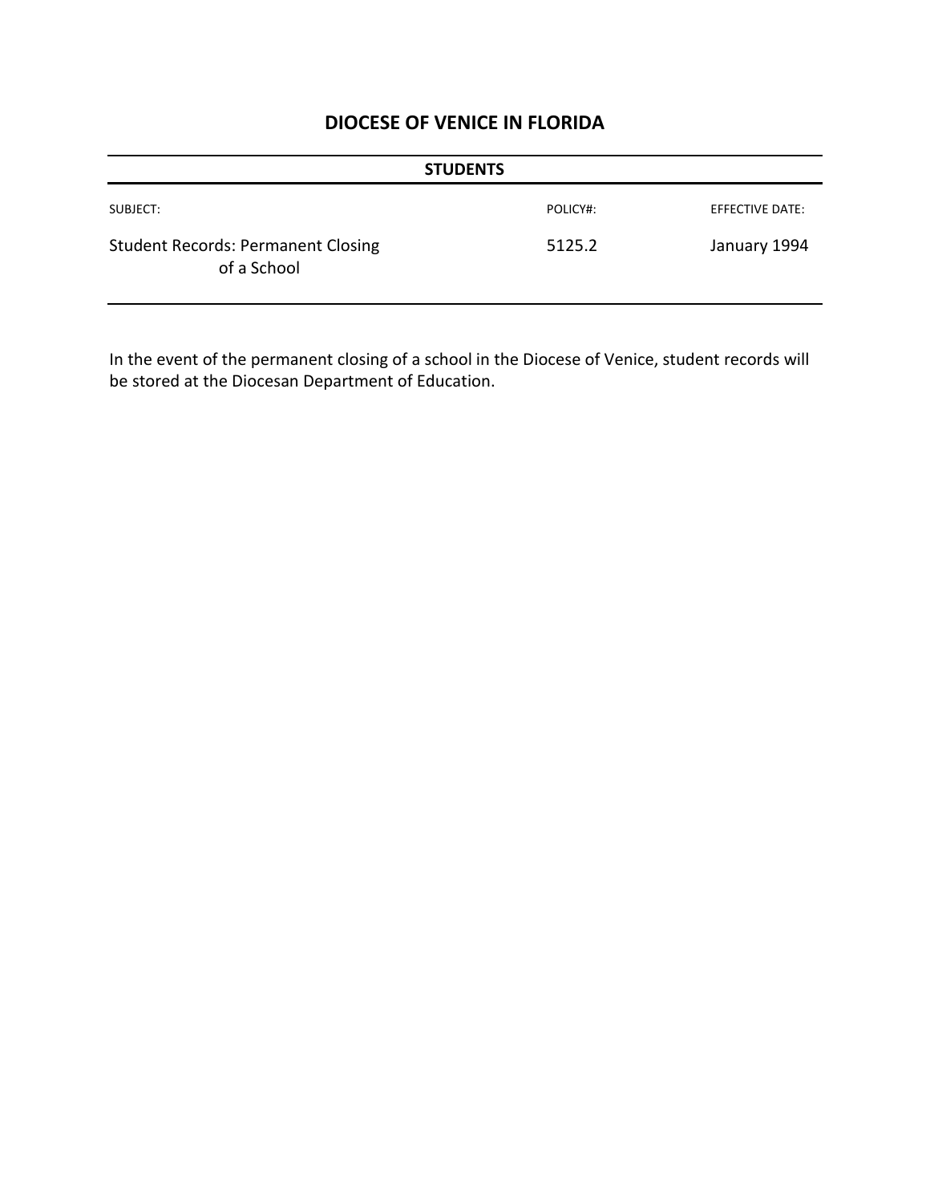# DIOCESE OF VENICE IN FLORIDA

**STUDENTS**

| SUBJECT: | POLICY#: | EFFECTIVE DATE: |
| --- | --- | --- |
| Student Records: Permanent Closing of a School | 5125.2 | January 1994 |

In the event of the permanent closing of a school in the Diocese of Venice, student records will be stored at the Diocesan Department of Education.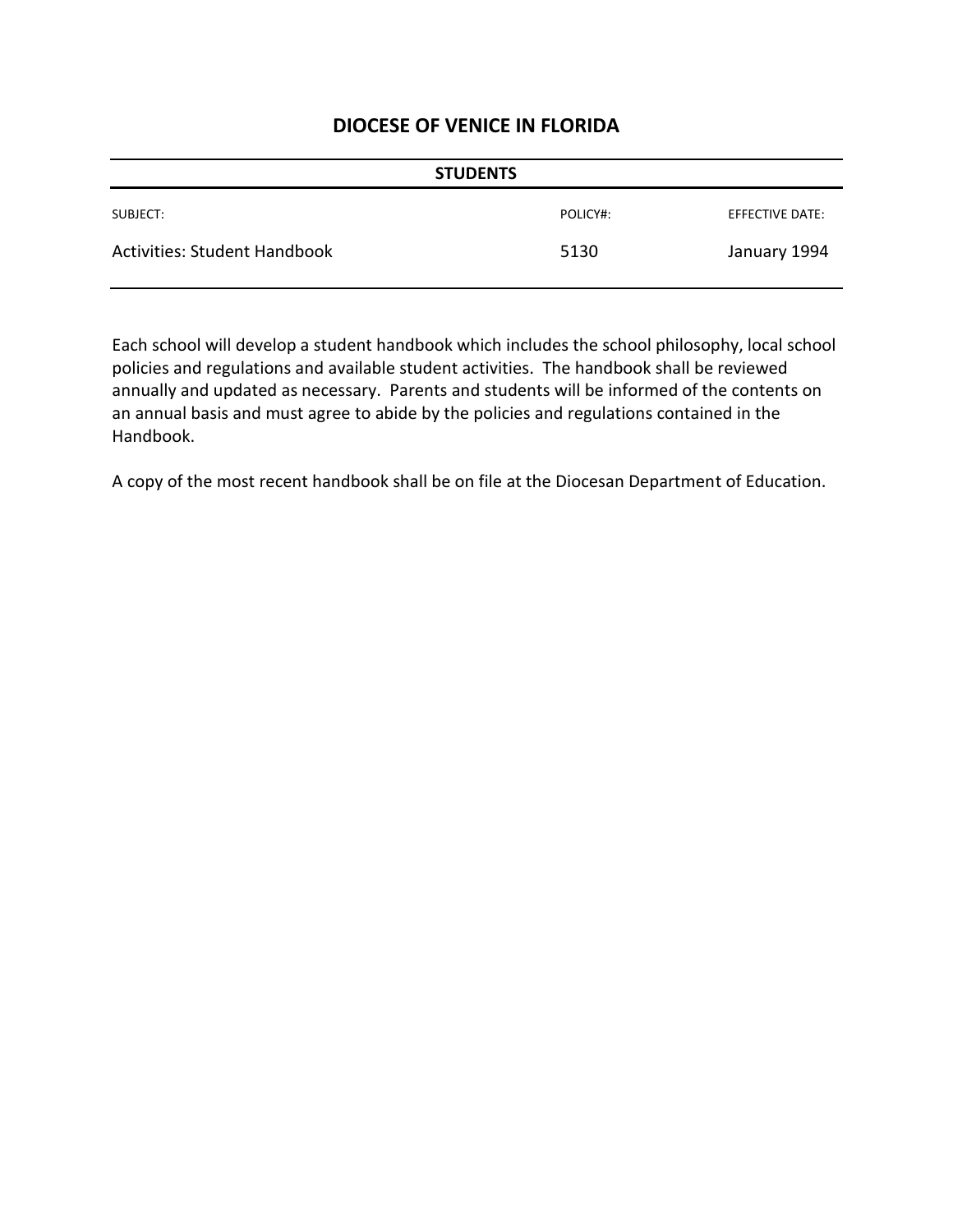## DIOCESE OF VENICE IN FLORIDA

| STUDENTS | | |
|---|---|---|
| SUBJECT: | POLICY#: | EFFECTIVE DATE: |
| Activities: Student Handbook | 5130 | January 1994 |

Each school will develop a student handbook which includes the school philosophy, local school policies and regulations and available student activities. The handbook shall be reviewed annually and updated as necessary. Parents and students will be informed of the contents on an annual basis and must agree to abide by the policies and regulations contained in the Handbook.

A copy of the most recent handbook shall be on file at the Diocesan Department of Education.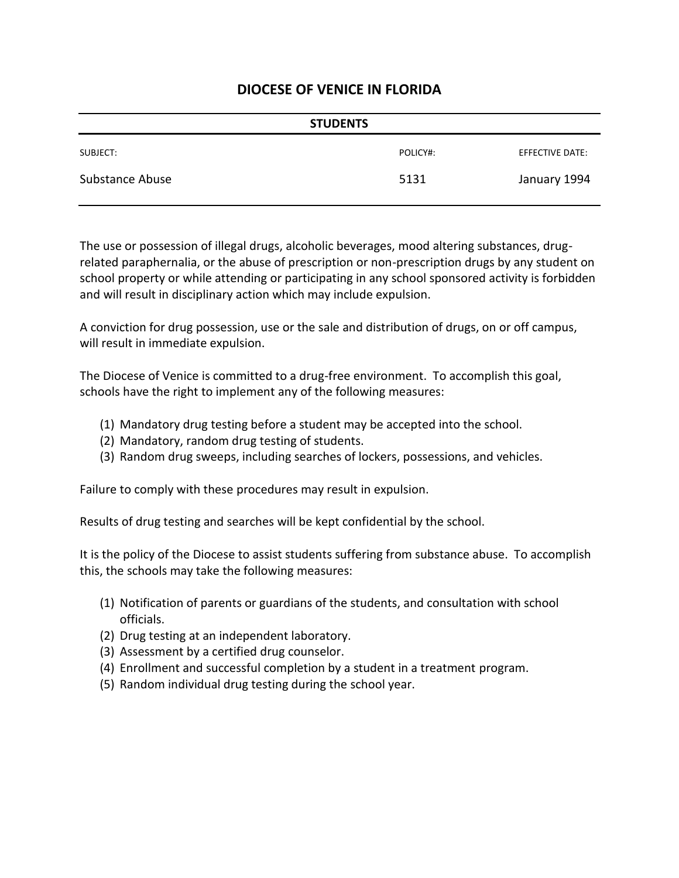# DIOCESE OF VENICE IN FLORIDA

**STUDENTS**

| SUBJECT: | POLICY#: | EFFECTIVE DATE: |
|---|---|---|
| Substance Abuse | 5131 | January 1994 |

The use or possession of illegal drugs, alcoholic beverages, mood altering substances, drug-related paraphernalia, or the abuse of prescription or non-prescription drugs by any student on school property or while attending or participating in any school sponsored activity is forbidden and will result in disciplinary action which may include expulsion.

A conviction for drug possession, use or the sale and distribution of drugs, on or off campus, will result in immediate expulsion.

The Diocese of Venice is committed to a drug-free environment. To accomplish this goal, schools have the right to implement any of the following measures:

(1) Mandatory drug testing before a student may be accepted into the school.
(2) Mandatory, random drug testing of students.
(3) Random drug sweeps, including searches of lockers, possessions, and vehicles.

Failure to comply with these procedures may result in expulsion.

Results of drug testing and searches will be kept confidential by the school.

It is the policy of the Diocese to assist students suffering from substance abuse. To accomplish this, the schools may take the following measures:

(1) Notification of parents or guardians of the students, and consultation with school officials.
(2) Drug testing at an independent laboratory.
(3) Assessment by a certified drug counselor.
(4) Enrollment and successful completion by a student in a treatment program.
(5) Random individual drug testing during the school year.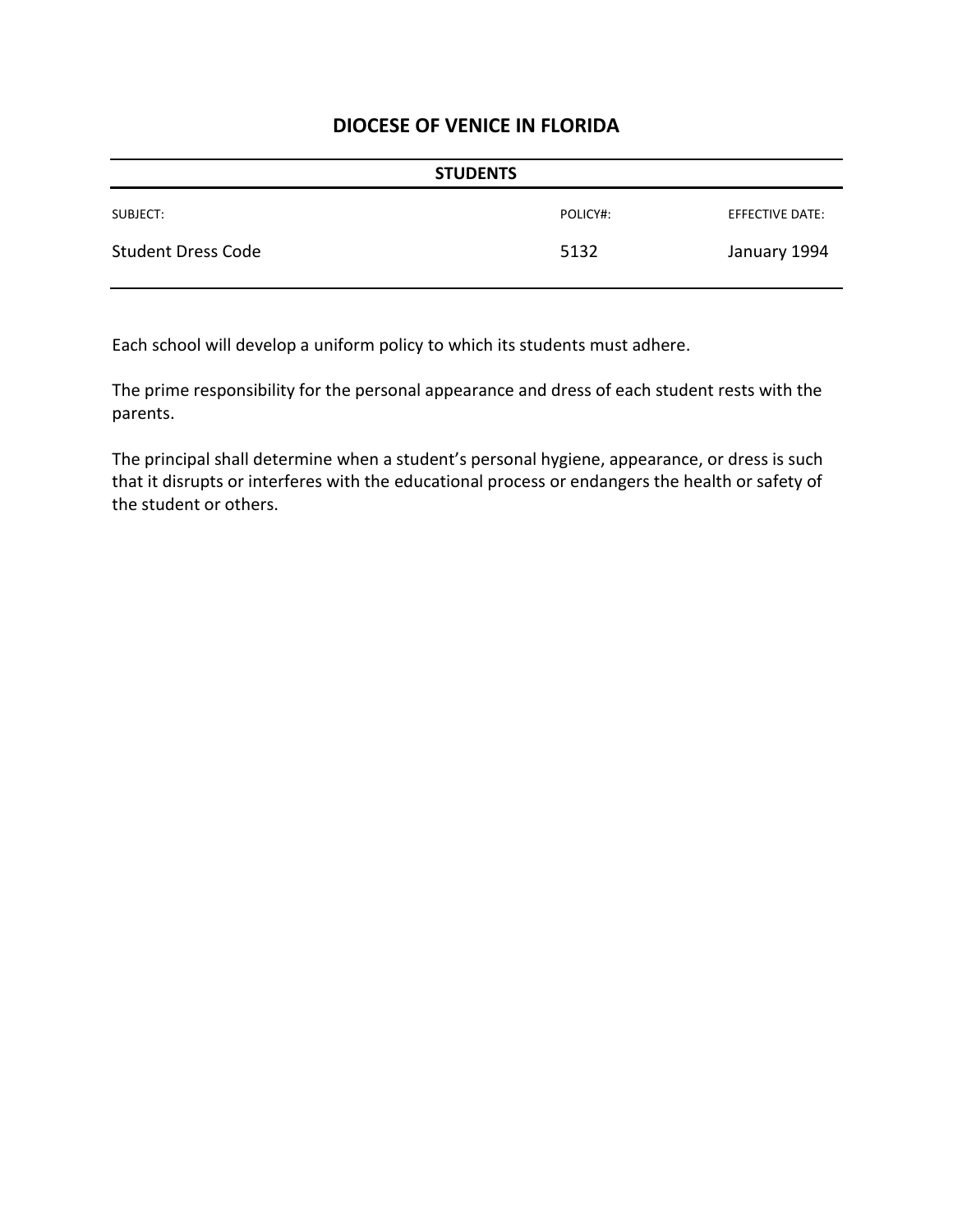# DIOCESE OF VENICE IN FLORIDA

**STUDENTS**

| SUBJECT: | POLICY#: | EFFECTIVE DATE: |
|---|---|---|
| Student Dress Code | 5132 | January 1994 |

Each school will develop a uniform policy to which its students must adhere.

The prime responsibility for the personal appearance and dress of each student rests with the parents.

The principal shall determine when a student's personal hygiene, appearance, or dress is such that it disrupts or interferes with the educational process or endangers the health or safety of the student or others.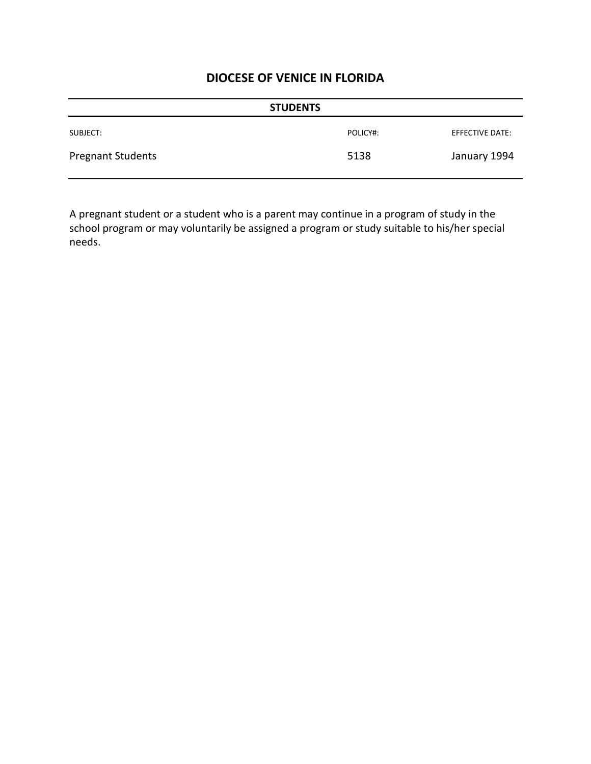# DIOCESE OF VENICE IN FLORIDA

**STUDENTS**

| SUBJECT: | POLICY#: | EFFECTIVE DATE: |
|---|---|---|
| Pregnant Students | 5138 | January 1994 |

A pregnant student or a student who is a parent may continue in a program of study in the school program or may voluntarily be assigned a program or study suitable to his/her special needs.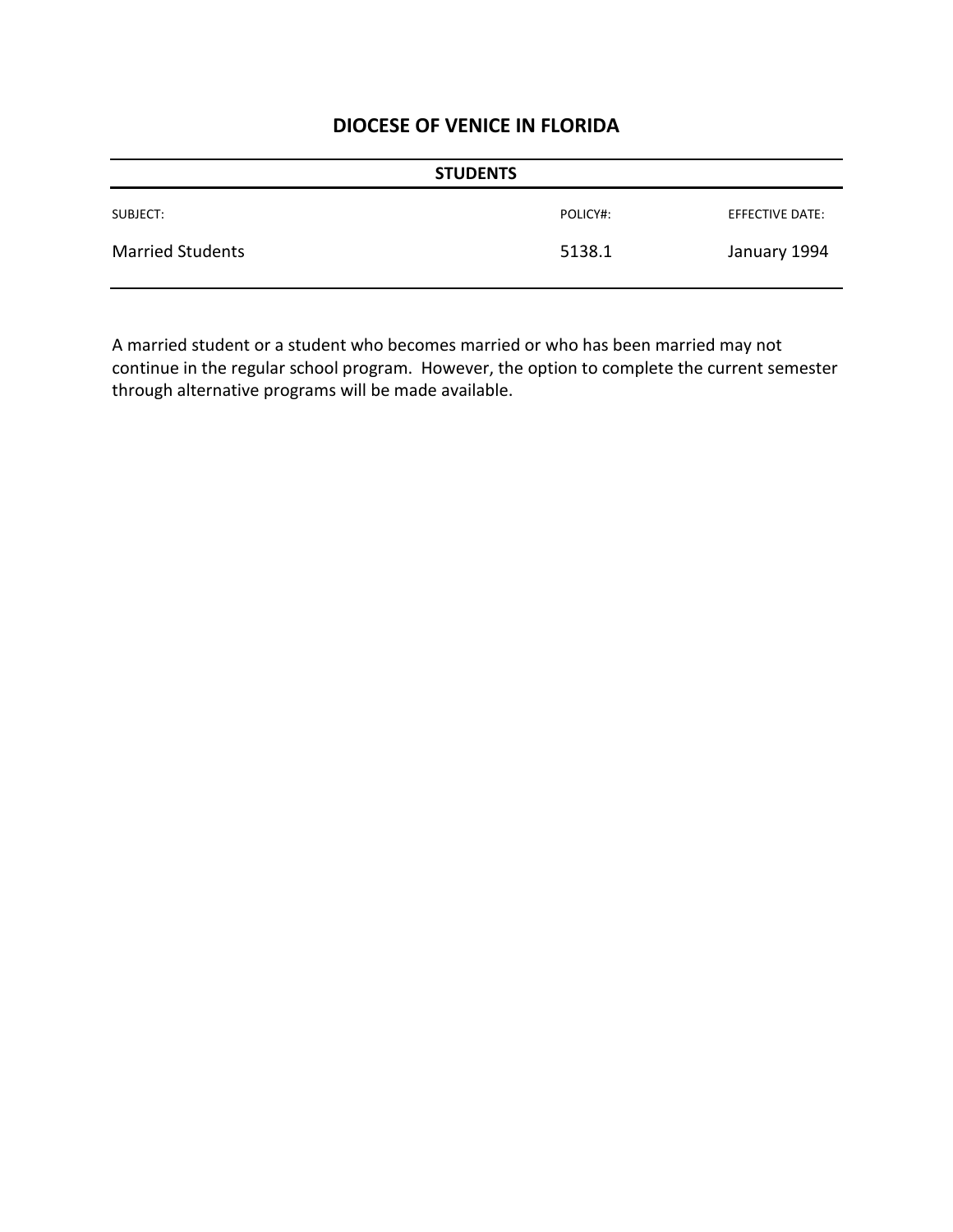# DIOCESE OF VENICE IN FLORIDA

| STUDENTS | | |
|---|---|---|
| SUBJECT: | POLICY#: | EFFECTIVE DATE: |
| Married Students | 5138.1 | January 1994 |

A married student or a student who becomes married or who has been married may not continue in the regular school program. However, the option to complete the current semester through alternative programs will be made available.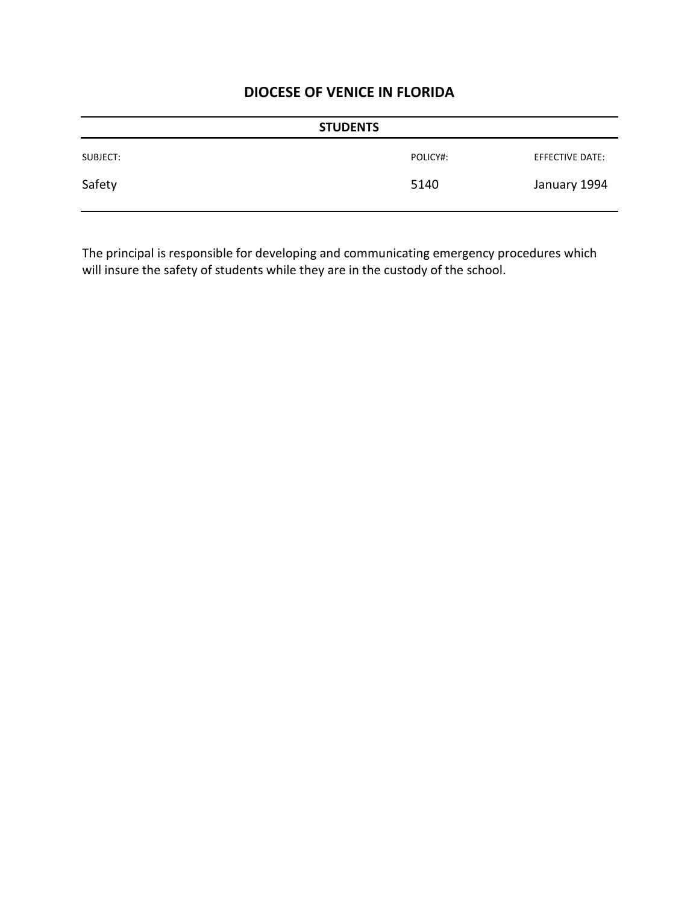# DIOCESE OF VENICE IN FLORIDA

## STUDENTS

| SUBJECT: | POLICY#: | EFFECTIVE DATE: |
|---|---|---|
| Safety | 5140 | January 1994 |

The principal is responsible for developing and communicating emergency procedures which will insure the safety of students while they are in the custody of the school.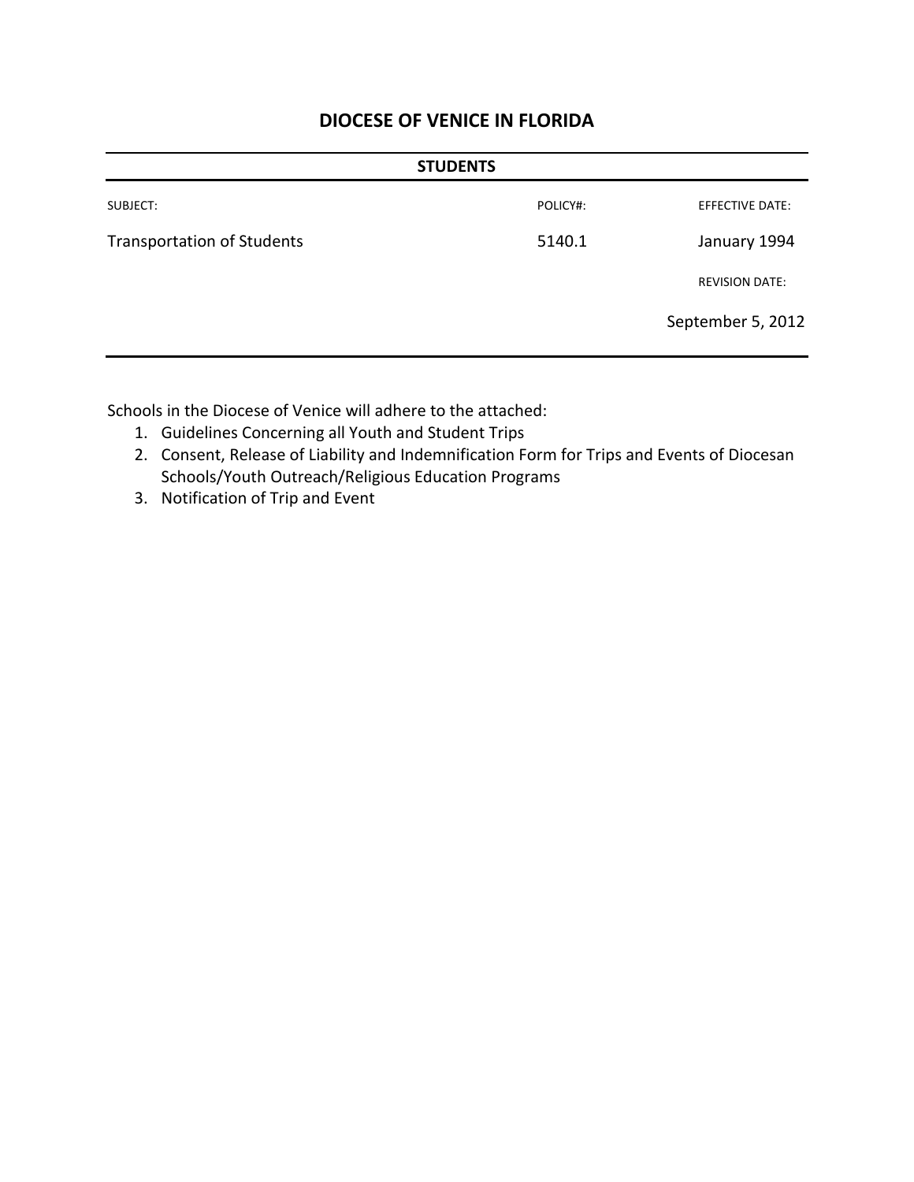# DIOCESE OF VENICE IN FLORIDA

| STUDENTS | | |
|---|---|---|
| SUBJECT: | POLICY#: | EFFECTIVE DATE: |
| Transportation of Students | 5140.1 | January 1994 |
| | | REVISION DATE: |
| | | September 5, 2012 |

Schools in the Diocese of Venice will adhere to the attached:

1. Guidelines Concerning all Youth and Student Trips
2. Consent, Release of Liability and Indemnification Form for Trips and Events of Diocesan Schools/Youth Outreach/Religious Education Programs
3. Notification of Trip and Event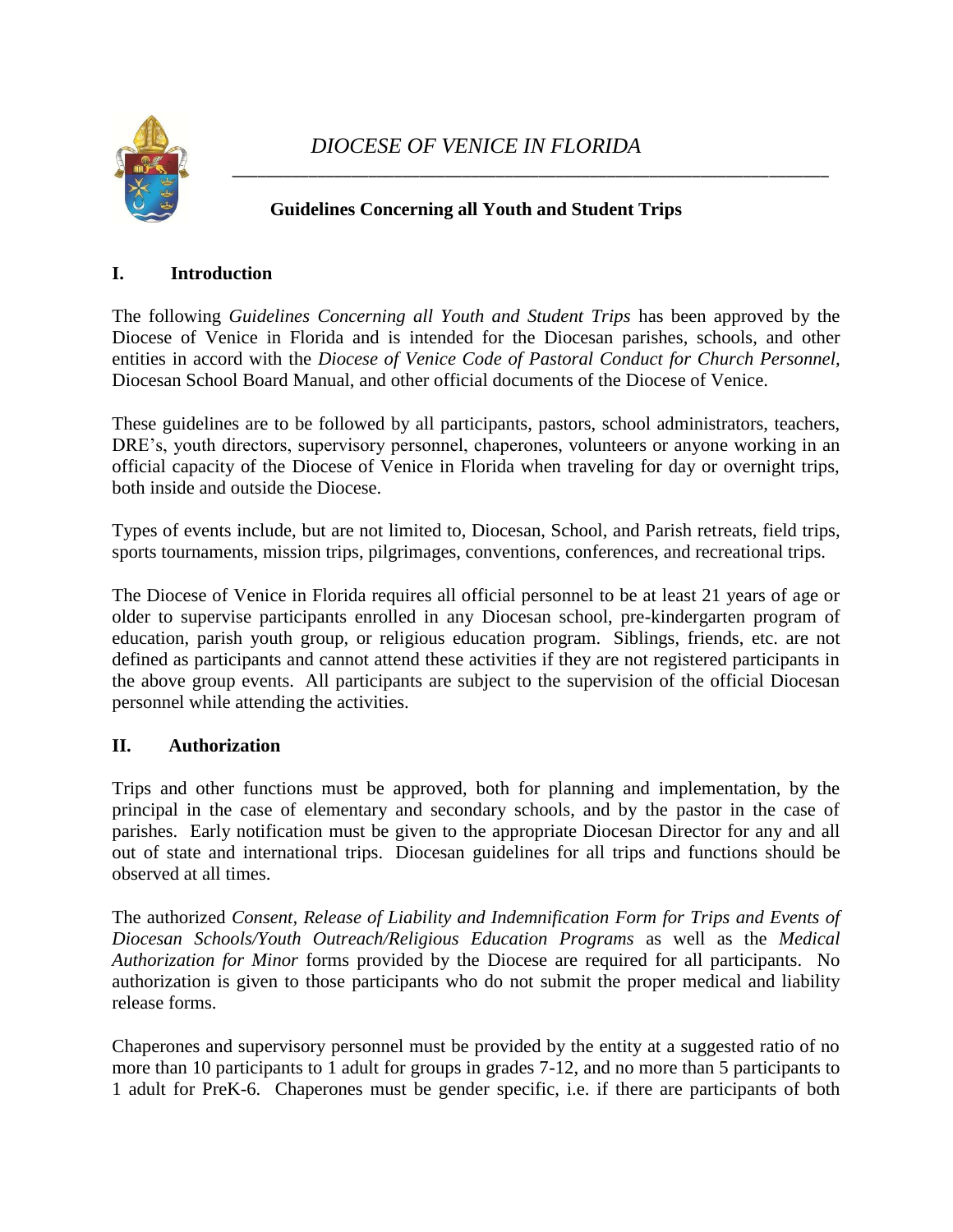*DIOCESE OF VENICE IN FLORIDA*

**Guidelines Concerning all Youth and Student Trips**

## I. Introduction

The following *Guidelines Concerning all Youth and Student Trips* has been approved by the Diocese of Venice in Florida and is intended for the Diocesan parishes, schools, and other entities in accord with the *Diocese of Venice Code of Pastoral Conduct for Church Personnel,* Diocesan School Board Manual, and other official documents of the Diocese of Venice.

These guidelines are to be followed by all participants, pastors, school administrators, teachers, DRE's, youth directors, supervisory personnel, chaperones, volunteers or anyone working in an official capacity of the Diocese of Venice in Florida when traveling for day or overnight trips, both inside and outside the Diocese.

Types of events include, but are not limited to, Diocesan, School, and Parish retreats, field trips, sports tournaments, mission trips, pilgrimages, conventions, conferences, and recreational trips.

The Diocese of Venice in Florida requires all official personnel to be at least 21 years of age or older to supervise participants enrolled in any Diocesan school, pre-kindergarten program of education, parish youth group, or religious education program. Siblings, friends, etc. are not defined as participants and cannot attend these activities if they are not registered participants in the above group events. All participants are subject to the supervision of the official Diocesan personnel while attending the activities.

## II. Authorization

Trips and other functions must be approved, both for planning and implementation, by the principal in the case of elementary and secondary schools, and by the pastor in the case of parishes. Early notification must be given to the appropriate Diocesan Director for any and all out of state and international trips. Diocesan guidelines for all trips and functions should be observed at all times.

The authorized *Consent, Release of Liability and Indemnification Form for Trips and Events of Diocesan Schools/Youth Outreach/Religious Education Programs* as well as the *Medical Authorization for Minor* forms provided by the Diocese are required for all participants. No authorization is given to those participants who do not submit the proper medical and liability release forms.

Chaperones and supervisory personnel must be provided by the entity at a suggested ratio of no more than 10 participants to 1 adult for groups in grades 7-12, and no more than 5 participants to 1 adult for PreK-6. Chaperones must be gender specific, i.e. if there are participants of both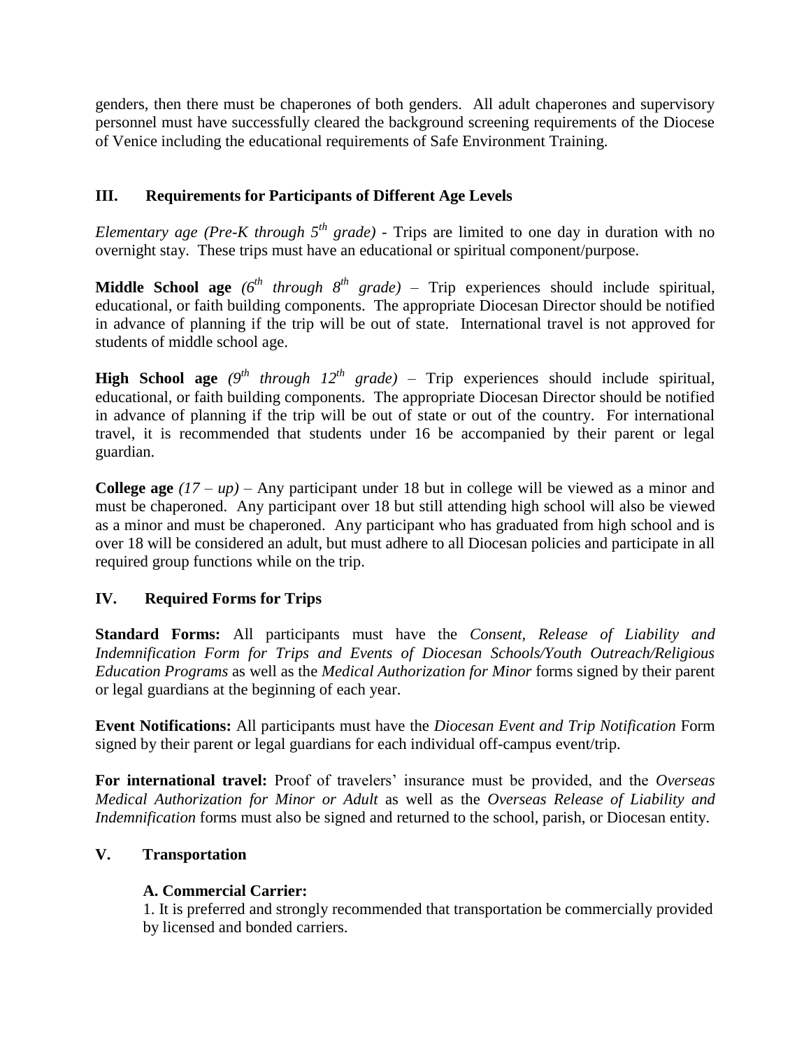genders, then there must be chaperones of both genders. All adult chaperones and supervisory personnel must have successfully cleared the background screening requirements of the Diocese of Venice including the educational requirements of Safe Environment Training.

## III. Requirements for Participants of Different Age Levels

*Elementary age (Pre-K through 5th grade)* - Trips are limited to one day in duration with no overnight stay. These trips must have an educational or spiritual component/purpose.

**Middle School age** *(6th through 8th grade)* – Trip experiences should include spiritual, educational, or faith building components. The appropriate Diocesan Director should be notified in advance of planning if the trip will be out of state. International travel is not approved for students of middle school age.

**High School age** *(9th through 12th grade)* – Trip experiences should include spiritual, educational, or faith building components. The appropriate Diocesan Director should be notified in advance of planning if the trip will be out of state or out of the country. For international travel, it is recommended that students under 16 be accompanied by their parent or legal guardian.

**College age** *(17 – up)* – Any participant under 18 but in college will be viewed as a minor and must be chaperoned. Any participant over 18 but still attending high school will also be viewed as a minor and must be chaperoned. Any participant who has graduated from high school and is over 18 will be considered an adult, but must adhere to all Diocesan policies and participate in all required group functions while on the trip.

## IV. Required Forms for Trips

**Standard Forms:** All participants must have the *Consent, Release of Liability and Indemnification Form for Trips and Events of Diocesan Schools/Youth Outreach/Religious Education Programs* as well as the *Medical Authorization for Minor* forms signed by their parent or legal guardians at the beginning of each year.

**Event Notifications:** All participants must have the *Diocesan Event and Trip Notification* Form signed by their parent or legal guardians for each individual off-campus event/trip.

**For international travel:** Proof of travelers' insurance must be provided, and the *Overseas Medical Authorization for Minor or Adult* as well as the *Overseas Release of Liability and Indemnification* forms must also be signed and returned to the school, parish, or Diocesan entity.

## V. Transportation

### A. Commercial Carrier:

1. It is preferred and strongly recommended that transportation be commercially provided by licensed and bonded carriers.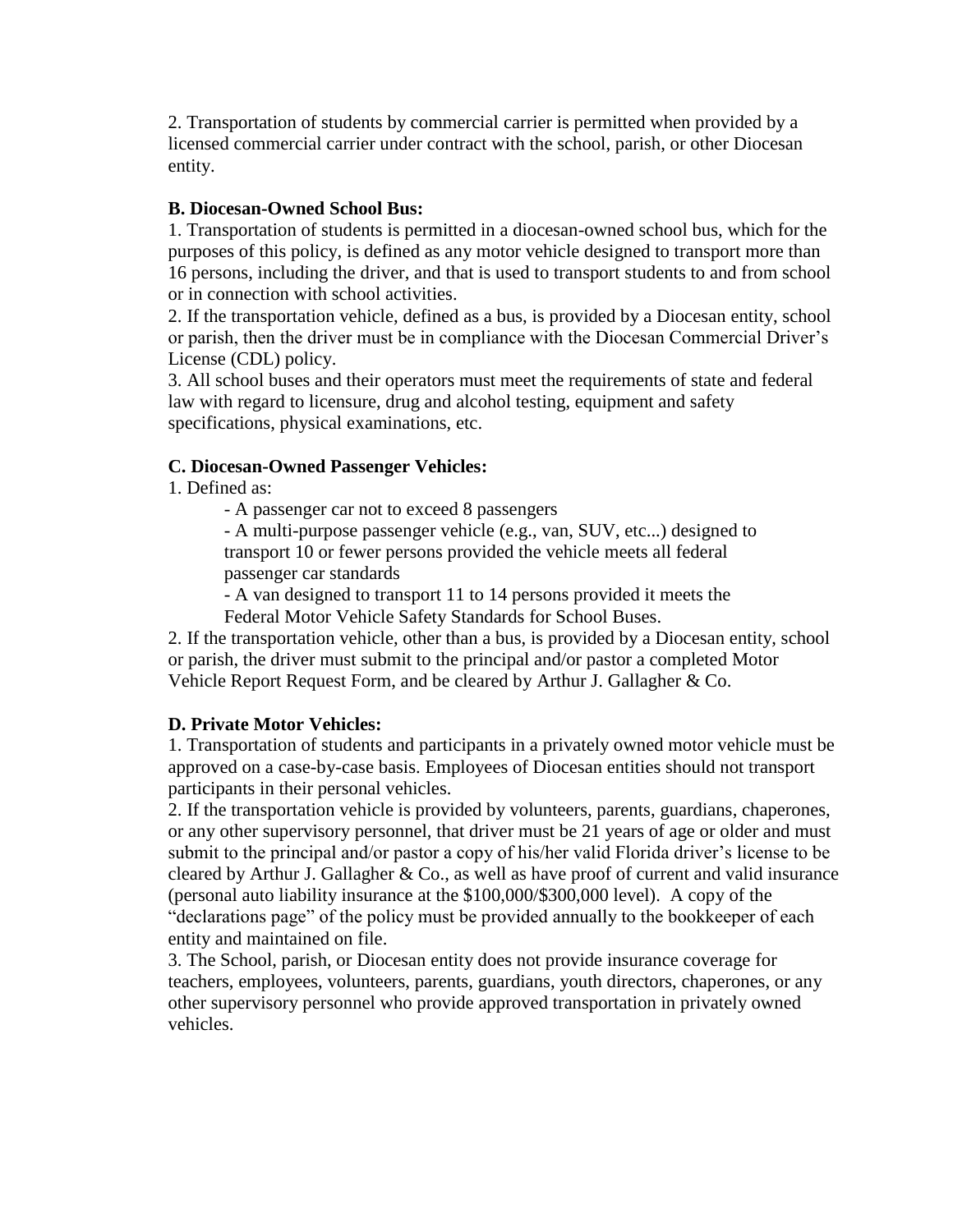2. Transportation of students by commercial carrier is permitted when provided by a licensed commercial carrier under contract with the school, parish, or other Diocesan entity.

**B. Diocesan-Owned School Bus:**

1. Transportation of students is permitted in a diocesan-owned school bus, which for the purposes of this policy, is defined as any motor vehicle designed to transport more than 16 persons, including the driver, and that is used to transport students to and from school or in connection with school activities.
2. If the transportation vehicle, defined as a bus, is provided by a Diocesan entity, school or parish, then the driver must be in compliance with the Diocesan Commercial Driver's License (CDL) policy.
3. All school buses and their operators must meet the requirements of state and federal law with regard to licensure, drug and alcohol testing, equipment and safety specifications, physical examinations, etc.

**C. Diocesan-Owned Passenger Vehicles:**

1. Defined as:
   - A passenger car not to exceed 8 passengers
   - A multi-purpose passenger vehicle (e.g., van, SUV, etc...) designed to transport 10 or fewer persons provided the vehicle meets all federal passenger car standards
   - A van designed to transport 11 to 14 persons provided it meets the Federal Motor Vehicle Safety Standards for School Buses.
2. If the transportation vehicle, other than a bus, is provided by a Diocesan entity, school or parish, the driver must submit to the principal and/or pastor a completed Motor Vehicle Report Request Form, and be cleared by Arthur J. Gallagher & Co.

**D. Private Motor Vehicles:**

1. Transportation of students and participants in a privately owned motor vehicle must be approved on a case-by-case basis. Employees of Diocesan entities should not transport participants in their personal vehicles.
2. If the transportation vehicle is provided by volunteers, parents, guardians, chaperones, or any other supervisory personnel, that driver must be 21 years of age or older and must submit to the principal and/or pastor a copy of his/her valid Florida driver's license to be cleared by Arthur J. Gallagher & Co., as well as have proof of current and valid insurance (personal auto liability insurance at the $100,000/$300,000 level). A copy of the "declarations page" of the policy must be provided annually to the bookkeeper of each entity and maintained on file.
3. The School, parish, or Diocesan entity does not provide insurance coverage for teachers, employees, volunteers, parents, guardians, youth directors, chaperones, or any other supervisory personnel who provide approved transportation in privately owned vehicles.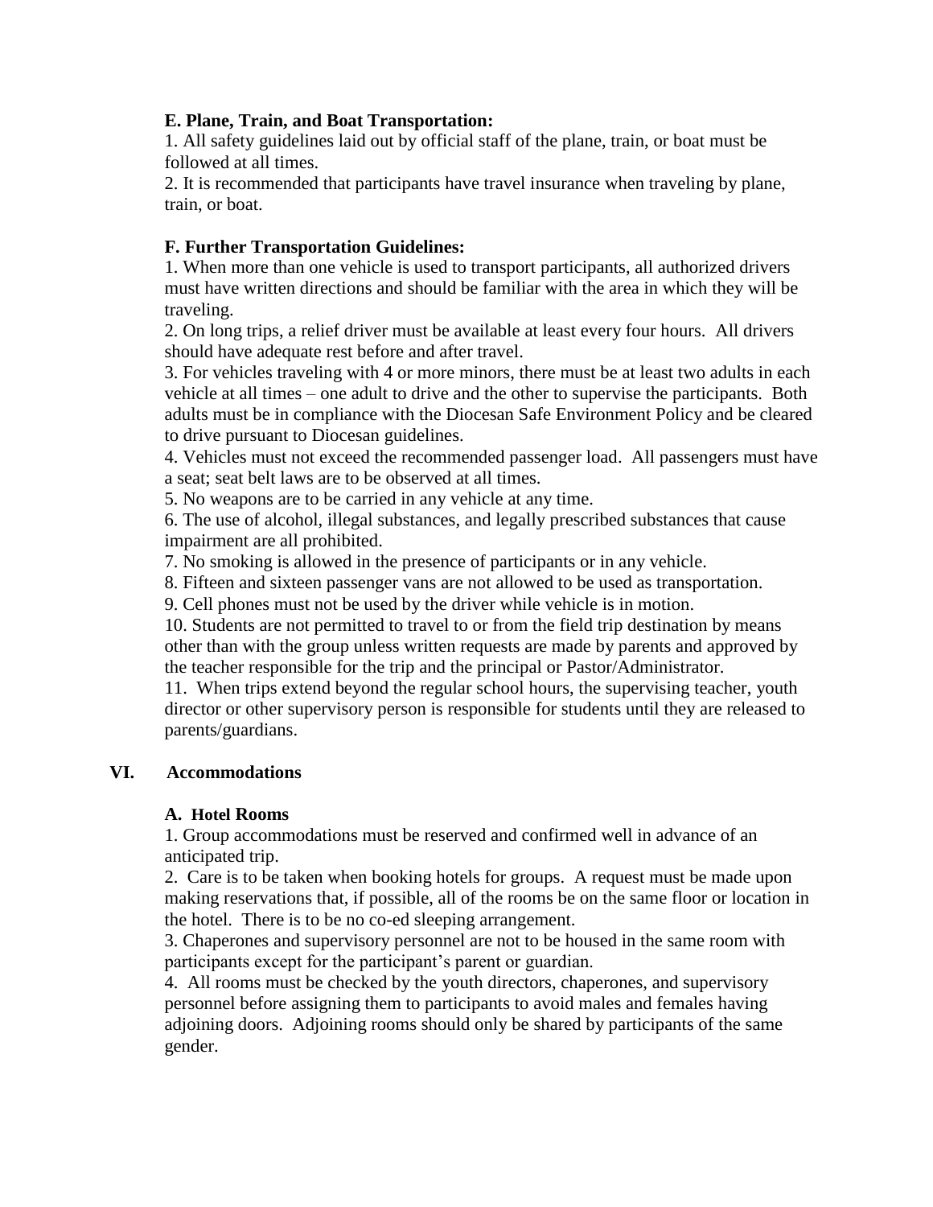### E. Plane, Train, and Boat Transportation:

1. All safety guidelines laid out by official staff of the plane, train, or boat must be followed at all times.
2. It is recommended that participants have travel insurance when traveling by plane, train, or boat.

### F. Further Transportation Guidelines:

1. When more than one vehicle is used to transport participants, all authorized drivers must have written directions and should be familiar with the area in which they will be traveling.
2. On long trips, a relief driver must be available at least every four hours. All drivers should have adequate rest before and after travel.
3. For vehicles traveling with 4 or more minors, there must be at least two adults in each vehicle at all times – one adult to drive and the other to supervise the participants. Both adults must be in compliance with the Diocesan Safe Environment Policy and be cleared to drive pursuant to Diocesan guidelines.
4. Vehicles must not exceed the recommended passenger load. All passengers must have a seat; seat belt laws are to be observed at all times.
5. No weapons are to be carried in any vehicle at any time.
6. The use of alcohol, illegal substances, and legally prescribed substances that cause impairment are all prohibited.
7. No smoking is allowed in the presence of participants or in any vehicle.
8. Fifteen and sixteen passenger vans are not allowed to be used as transportation.
9. Cell phones must not be used by the driver while vehicle is in motion.
10. Students are not permitted to travel to or from the field trip destination by means other than with the group unless written requests are made by parents and approved by the teacher responsible for the trip and the principal or Pastor/Administrator.
11. When trips extend beyond the regular school hours, the supervising teacher, youth director or other supervisory person is responsible for students until they are released to parents/guardians.

## VI. Accommodations

### A. Hotel Rooms

1. Group accommodations must be reserved and confirmed well in advance of an anticipated trip.
2. Care is to be taken when booking hotels for groups. A request must be made upon making reservations that, if possible, all of the rooms be on the same floor or location in the hotel. There is to be no co-ed sleeping arrangement.
3. Chaperones and supervisory personnel are not to be housed in the same room with participants except for the participant's parent or guardian.
4. All rooms must be checked by the youth directors, chaperones, and supervisory personnel before assigning them to participants to avoid males and females having adjoining doors. Adjoining rooms should only be shared by participants of the same gender.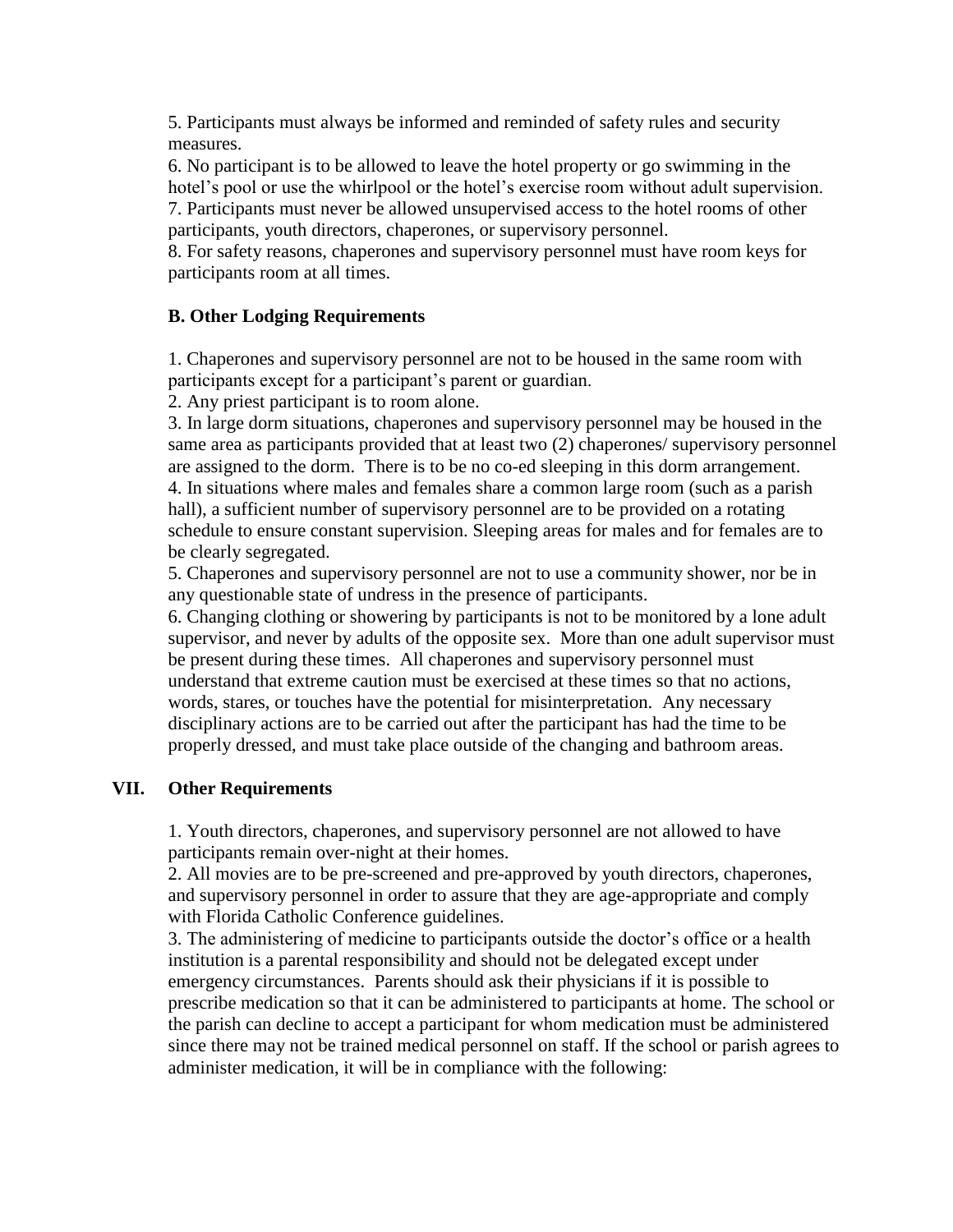5. Participants must always be informed and reminded of safety rules and security measures.

6. No participant is to be allowed to leave the hotel property or go swimming in the hotel's pool or use the whirlpool or the hotel's exercise room without adult supervision.

7. Participants must never be allowed unsupervised access to the hotel rooms of other participants, youth directors, chaperones, or supervisory personnel.

8. For safety reasons, chaperones and supervisory personnel must have room keys for participants room at all times.

### B. Other Lodging Requirements

1. Chaperones and supervisory personnel are not to be housed in the same room with participants except for a participant's parent or guardian.

2. Any priest participant is to room alone.

3. In large dorm situations, chaperones and supervisory personnel may be housed in the same area as participants provided that at least two (2) chaperones/ supervisory personnel are assigned to the dorm. There is to be no co-ed sleeping in this dorm arrangement.

4. In situations where males and females share a common large room (such as a parish hall), a sufficient number of supervisory personnel are to be provided on a rotating schedule to ensure constant supervision. Sleeping areas for males and for females are to be clearly segregated.

5. Chaperones and supervisory personnel are not to use a community shower, nor be in any questionable state of undress in the presence of participants.

6. Changing clothing or showering by participants is not to be monitored by a lone adult supervisor, and never by adults of the opposite sex. More than one adult supervisor must be present during these times. All chaperones and supervisory personnel must understand that extreme caution must be exercised at these times so that no actions, words, stares, or touches have the potential for misinterpretation. Any necessary disciplinary actions are to be carried out after the participant has had the time to be properly dressed, and must take place outside of the changing and bathroom areas.

## VII. Other Requirements

1. Youth directors, chaperones, and supervisory personnel are not allowed to have participants remain over-night at their homes.

2. All movies are to be pre-screened and pre-approved by youth directors, chaperones, and supervisory personnel in order to assure that they are age-appropriate and comply with Florida Catholic Conference guidelines.

3. The administering of medicine to participants outside the doctor's office or a health institution is a parental responsibility and should not be delegated except under emergency circumstances. Parents should ask their physicians if it is possible to prescribe medication so that it can be administered to participants at home. The school or the parish can decline to accept a participant for whom medication must be administered since there may not be trained medical personnel on staff. If the school or parish agrees to administer medication, it will be in compliance with the following: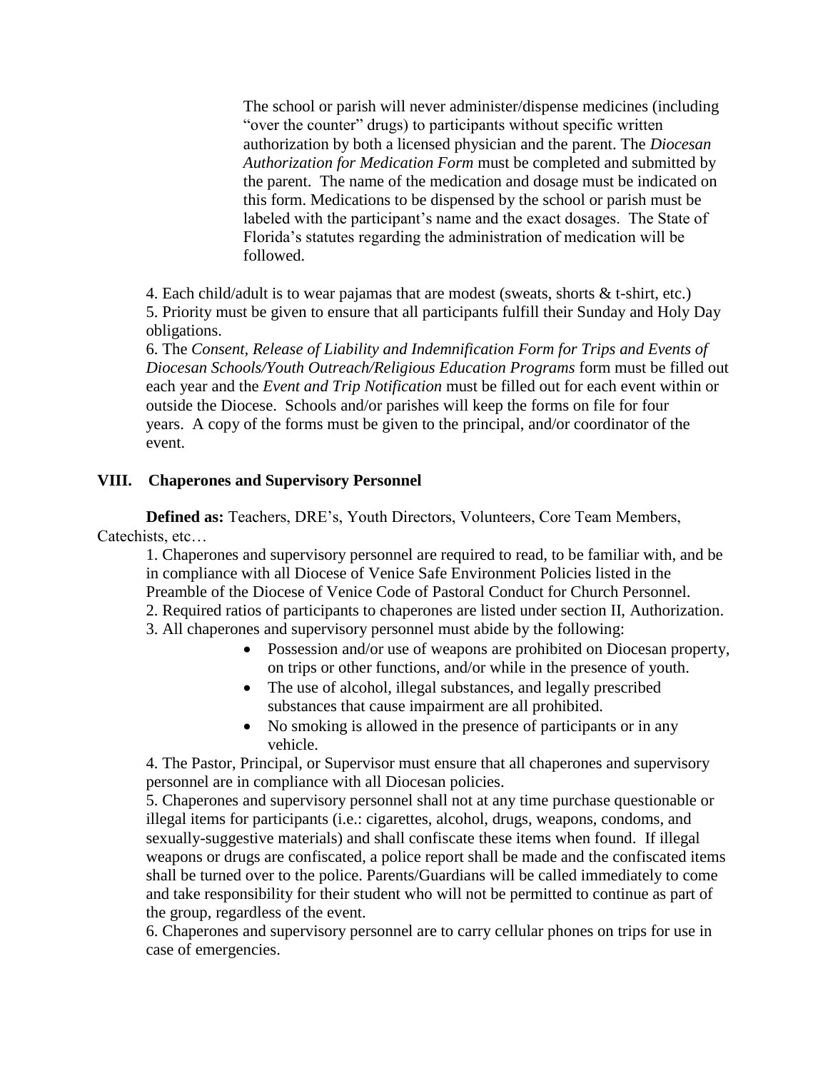The school or parish will never administer/dispense medicines (including "over the counter" drugs) to participants without specific written authorization by both a licensed physician and the parent. The *Diocesan Authorization for Medication Form* must be completed and submitted by the parent. The name of the medication and dosage must be indicated on this form. Medications to be dispensed by the school or parish must be labeled with the participant's name and the exact dosages. The State of Florida's statutes regarding the administration of medication will be followed.

4. Each child/adult is to wear pajamas that are modest (sweats, shorts & t-shirt, etc.)
5. Priority must be given to ensure that all participants fulfill their Sunday and Holy Day obligations.
6. The *Consent, Release of Liability and Indemnification Form for Trips and Events of Diocesan Schools/Youth Outreach/Religious Education Programs* form must be filled out each year and the *Event and Trip Notification* must be filled out for each event within or outside the Diocese. Schools and/or parishes will keep the forms on file for four years. A copy of the forms must be given to the principal, and/or coordinator of the event.

## VIII. Chaperones and Supervisory Personnel

**Defined as:** Teachers, DRE's, Youth Directors, Volunteers, Core Team Members, Catechists, etc…

1. Chaperones and supervisory personnel are required to read, to be familiar with, and be in compliance with all Diocese of Venice Safe Environment Policies listed in the Preamble of the Diocese of Venice Code of Pastoral Conduct for Church Personnel.
2. Required ratios of participants to chaperones are listed under section II, Authorization.
3. All chaperones and supervisory personnel must abide by the following:
   - Possession and/or use of weapons are prohibited on Diocesan property, on trips or other functions, and/or while in the presence of youth.
   - The use of alcohol, illegal substances, and legally prescribed substances that cause impairment are all prohibited.
   - No smoking is allowed in the presence of participants or in any vehicle.
4. The Pastor, Principal, or Supervisor must ensure that all chaperones and supervisory personnel are in compliance with all Diocesan policies.
5. Chaperones and supervisory personnel shall not at any time purchase questionable or illegal items for participants (i.e.: cigarettes, alcohol, drugs, weapons, condoms, and sexually-suggestive materials) and shall confiscate these items when found. If illegal weapons or drugs are confiscated, a police report shall be made and the confiscated items shall be turned over to the police. Parents/Guardians will be called immediately to come and take responsibility for their student who will not be permitted to continue as part of the group, regardless of the event.
6. Chaperones and supervisory personnel are to carry cellular phones on trips for use in case of emergencies.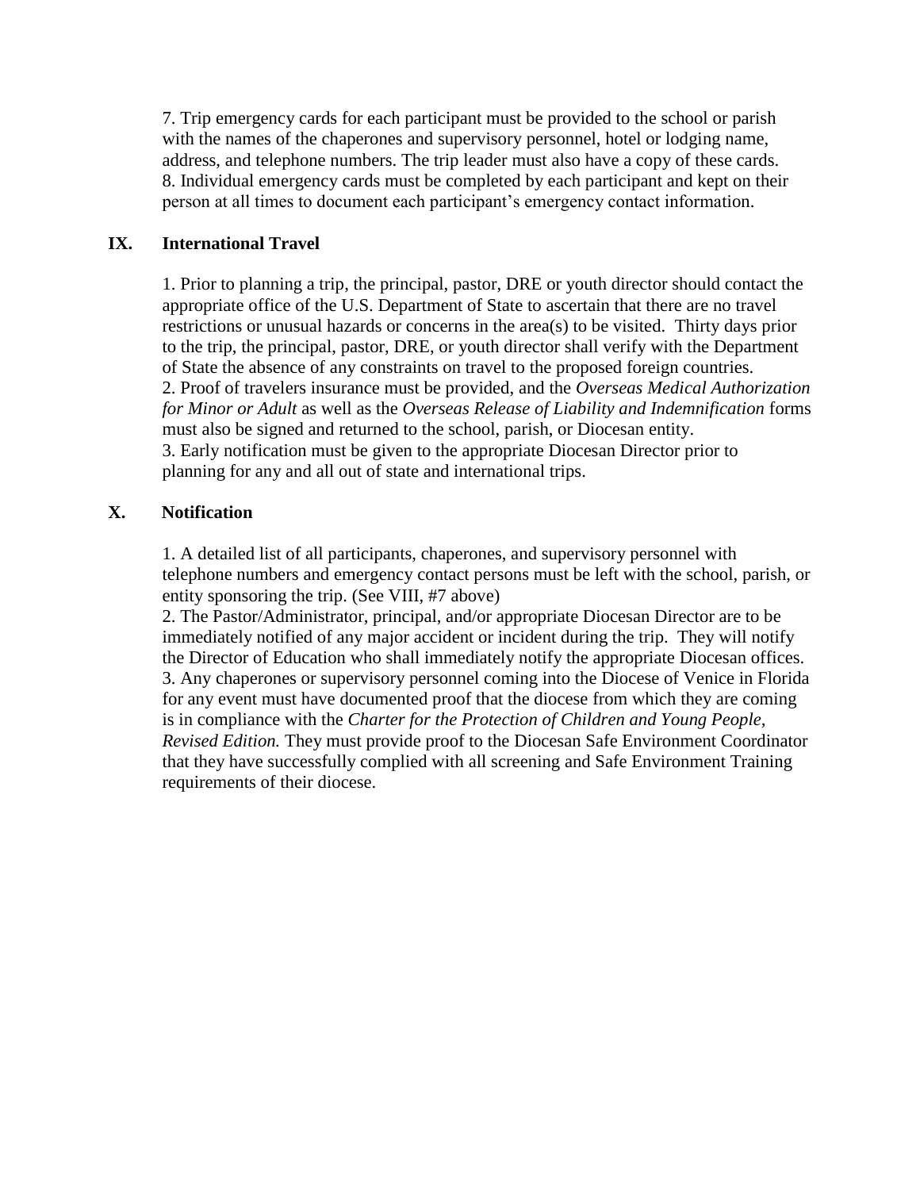7. Trip emergency cards for each participant must be provided to the school or parish with the names of the chaperones and supervisory personnel, hotel or lodging name, address, and telephone numbers. The trip leader must also have a copy of these cards.
8. Individual emergency cards must be completed by each participant and kept on their person at all times to document each participant's emergency contact information.

## IX. International Travel

1. Prior to planning a trip, the principal, pastor, DRE or youth director should contact the appropriate office of the U.S. Department of State to ascertain that there are no travel restrictions or unusual hazards or concerns in the area(s) to be visited. Thirty days prior to the trip, the principal, pastor, DRE, or youth director shall verify with the Department of State the absence of any constraints on travel to the proposed foreign countries.
2. Proof of travelers insurance must be provided, and the *Overseas Medical Authorization for Minor or Adult* as well as the *Overseas Release of Liability and Indemnification* forms must also be signed and returned to the school, parish, or Diocesan entity.
3. Early notification must be given to the appropriate Diocesan Director prior to planning for any and all out of state and international trips.

## X. Notification

1. A detailed list of all participants, chaperones, and supervisory personnel with telephone numbers and emergency contact persons must be left with the school, parish, or entity sponsoring the trip. (See VIII, #7 above)
2. The Pastor/Administrator, principal, and/or appropriate Diocesan Director are to be immediately notified of any major accident or incident during the trip. They will notify the Director of Education who shall immediately notify the appropriate Diocesan offices.
3. Any chaperones or supervisory personnel coming into the Diocese of Venice in Florida for any event must have documented proof that the diocese from which they are coming is in compliance with the *Charter for the Protection of Children and Young People, Revised Edition.* They must provide proof to the Diocesan Safe Environment Coordinator that they have successfully complied with all screening and Safe Environment Training requirements of their diocese.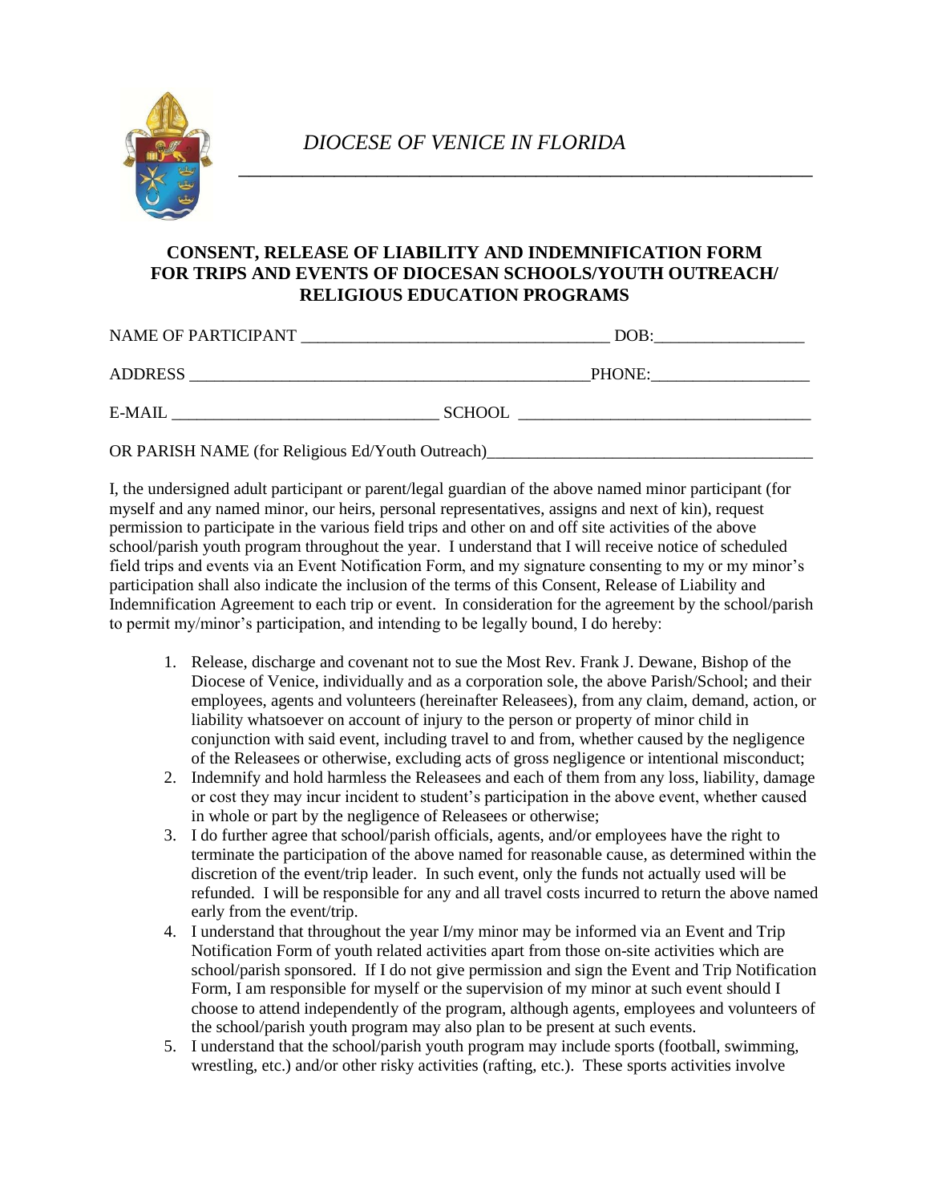*DIOCESE OF VENICE IN FLORIDA*

**CONSENT, RELEASE OF LIABILITY AND INDEMNIFICATION FORM FOR TRIPS AND EVENTS OF DIOCESAN SCHOOLS/YOUTH OUTREACH/ RELIGIOUS EDUCATION PROGRAMS**

NAME OF PARTICIPANT ___________________________________ DOB:_________________

ADDRESS _______________________________________________PHONE:__________________

E-MAIL ______________________________ SCHOOL _________________________________

OR PARISH NAME (for Religious Ed/Youth Outreach)_____________________________________

I, the undersigned adult participant or parent/legal guardian of the above named minor participant (for myself and any named minor, our heirs, personal representatives, assigns and next of kin), request permission to participate in the various field trips and other on and off site activities of the above school/parish youth program throughout the year. I understand that I will receive notice of scheduled field trips and events via an Event Notification Form, and my signature consenting to my or my minor's participation shall also indicate the inclusion of the terms of this Consent, Release of Liability and Indemnification Agreement to each trip or event. In consideration for the agreement by the school/parish to permit my/minor's participation, and intending to be legally bound, I do hereby:

1. Release, discharge and covenant not to sue the Most Rev. Frank J. Dewane, Bishop of the Diocese of Venice, individually and as a corporation sole, the above Parish/School; and their employees, agents and volunteers (hereinafter Releasees), from any claim, demand, action, or liability whatsoever on account of injury to the person or property of minor child in conjunction with said event, including travel to and from, whether caused by the negligence of the Releasees or otherwise, excluding acts of gross negligence or intentional misconduct;
2. Indemnify and hold harmless the Releasees and each of them from any loss, liability, damage or cost they may incur incident to student's participation in the above event, whether caused in whole or part by the negligence of Releasees or otherwise;
3. I do further agree that school/parish officials, agents, and/or employees have the right to terminate the participation of the above named for reasonable cause, as determined within the discretion of the event/trip leader. In such event, only the funds not actually used will be refunded. I will be responsible for any and all travel costs incurred to return the above named early from the event/trip.
4. I understand that throughout the year I/my minor may be informed via an Event and Trip Notification Form of youth related activities apart from those on-site activities which are school/parish sponsored. If I do not give permission and sign the Event and Trip Notification Form, I am responsible for myself or the supervision of my minor at such event should I choose to attend independently of the program, although agents, employees and volunteers of the school/parish youth program may also plan to be present at such events.
5. I understand that the school/parish youth program may include sports (football, swimming, wrestling, etc.) and/or other risky activities (rafting, etc.). These sports activities involve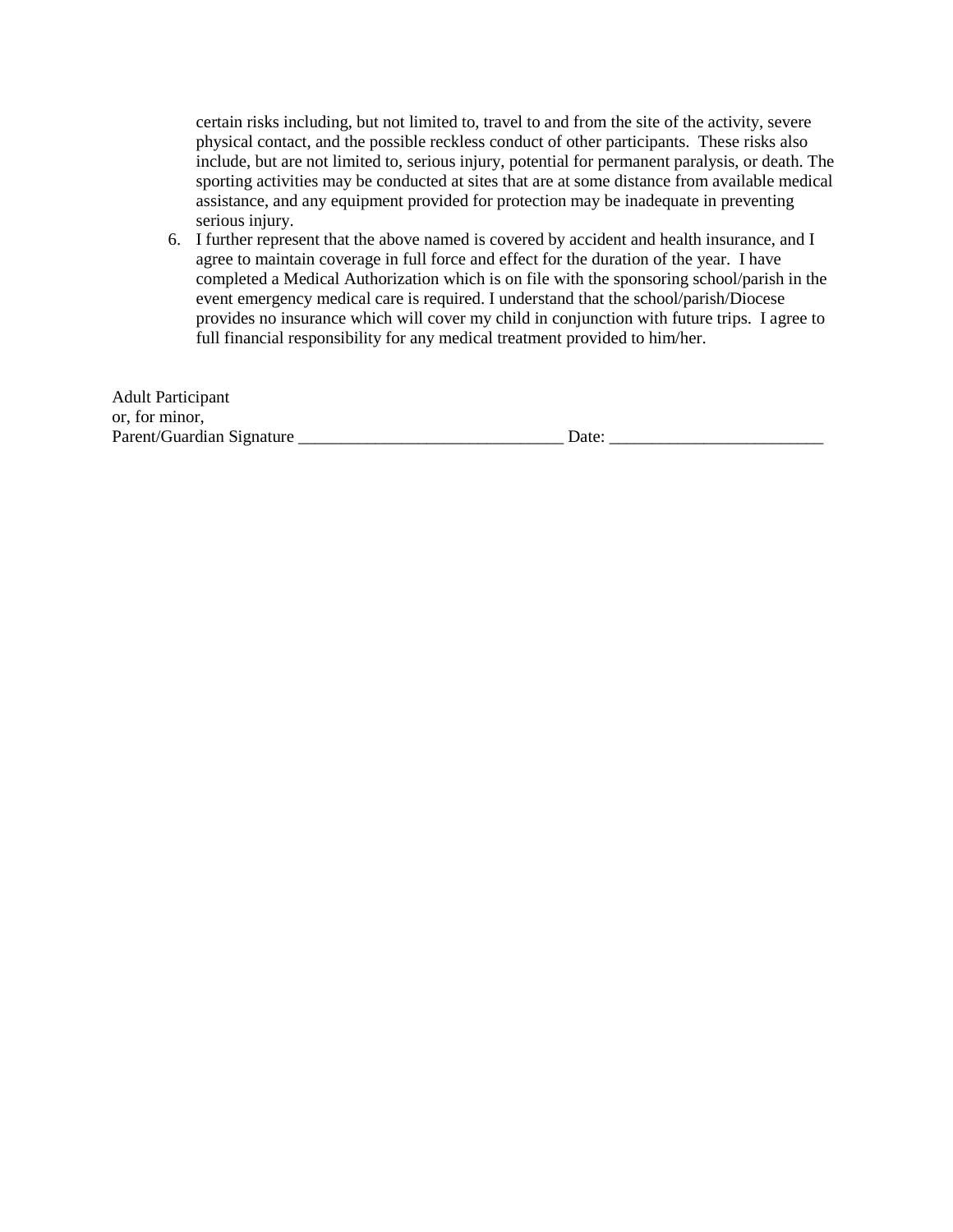certain risks including, but not limited to, travel to and from the site of the activity, severe physical contact, and the possible reckless conduct of other participants. These risks also include, but are not limited to, serious injury, potential for permanent paralysis, or death. The sporting activities may be conducted at sites that are at some distance from available medical assistance, and any equipment provided for protection may be inadequate in preventing serious injury.

6. I further represent that the above named is covered by accident and health insurance, and I agree to maintain coverage in full force and effect for the duration of the year. I have completed a Medical Authorization which is on file with the sponsoring school/parish in the event emergency medical care is required. I understand that the school/parish/Diocese provides no insurance which will cover my child in conjunction with future trips. I agree to full financial responsibility for any medical treatment provided to him/her.

Adult Participant
or, for minor,
Parent/Guardian Signature _______________________________ Date: _________________________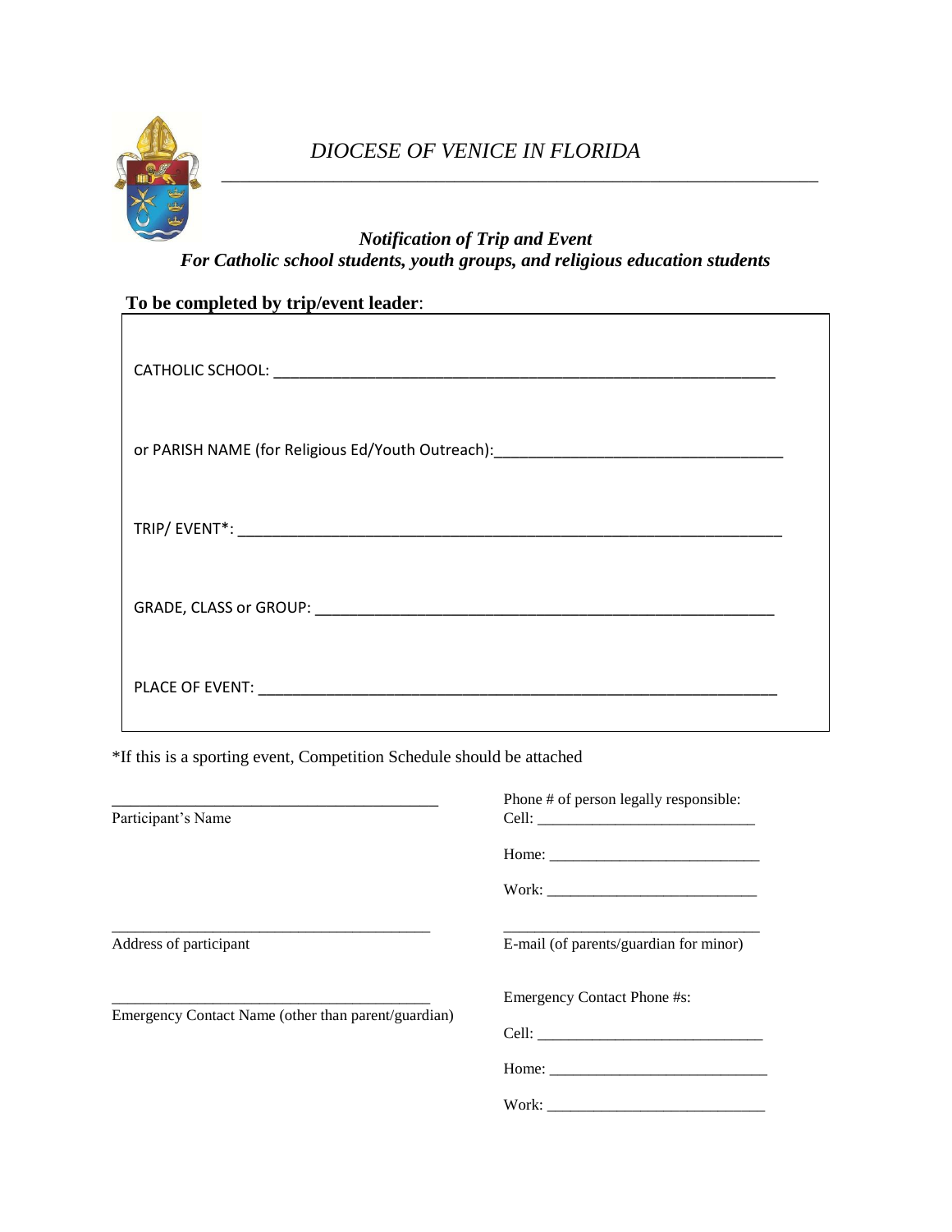# *DIOCESE OF VENICE IN FLORIDA*

***Notification of Trip and Event***
***For Catholic school students, youth groups, and religious education students***

**To be completed by trip/event leader**:

CATHOLIC SCHOOL: ___________________________________________________________

or PARISH NAME (for Religious Ed/Youth Outreach):________________________________

TRIP/ EVENT*: _______________________________________________________________

GRADE, CLASS or GROUP: ____________________________________________________

PLACE OF EVENT: ____________________________________________________________

*If this is a sporting event, Competition Schedule should be attached

_________________________________________
Participant's Name

Phone # of person legally responsible:
Cell: ____________________________

Home: ___________________________

Work: ___________________________

_________________________________________
Address of participant

_________________________________
E-mail (of parents/guardian for minor)

_________________________________________
Emergency Contact Name (other than parent/guardian)

Emergency Contact Phone #s:

Cell: ______________________________

Home: _____________________________

Work: _____________________________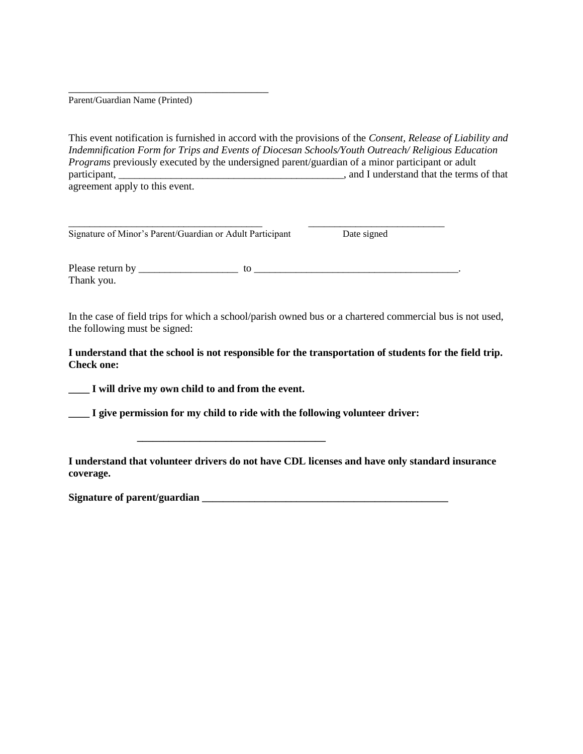\_\_\_\_\_\_\_\_\_\_\_\_\_\_\_\_\_\_\_\_\_\_\_\_\_\_\_\_\_\_\_\_\_\_\_\_\_\_\_

Parent/Guardian Name (Printed)

This event notification is furnished in accord with the provisions of the *Consent, Release of Liability and Indemnification Form for Trips and Events of Diocesan Schools/Youth Outreach/ Religious Education Programs* previously executed by the undersigned parent/guardian of a minor participant or adult participant, \_\_\_\_\_\_\_\_\_\_\_\_\_\_\_\_\_\_\_\_\_\_\_\_\_\_\_\_\_\_\_\_\_\_\_\_\_\_\_\_\_\_\_\_\_, and I understand that the terms of that agreement apply to this event.

\_\_\_\_\_\_\_\_\_\_\_\_\_\_\_\_\_\_\_\_\_\_\_\_\_\_\_\_\_\_\_\_\_\_\_\_\_\_ \_\_\_\_\_\_\_\_\_\_\_\_\_\_\_\_\_\_\_\_\_\_\_\_\_\_\_

Signature of Minor's Parent/Guardian or Adult Participant Date signed

Please return by \_\_\_\_\_\_\_\_\_\_\_\_\_\_\_\_\_\_\_ to \_\_\_\_\_\_\_\_\_\_\_\_\_\_\_\_\_\_\_\_\_\_\_\_\_\_\_\_\_\_\_\_\_\_\_\_\_\_\_\_.
Thank you.

In the case of field trips for which a school/parish owned bus or a chartered commercial bus is not used, the following must be signed:

**I understand that the school is not responsible for the transportation of students for the field trip. Check one:**

**\_\_\_\_ I will drive my own child to and from the event.**

**\_\_\_\_ I give permission for my child to ride with the following volunteer driver:**

**\_\_\_\_\_\_\_\_\_\_\_\_\_\_\_\_\_\_\_\_\_\_\_\_\_\_\_\_\_\_\_\_\_\_\_\_**

**I understand that volunteer drivers do not have CDL licenses and have only standard insurance coverage.**

**Signature of parent/guardian \_\_\_\_\_\_\_\_\_\_\_\_\_\_\_\_\_\_\_\_\_\_\_\_\_\_\_\_\_\_\_\_\_\_\_\_\_\_\_\_\_\_\_\_\_\_\_\_\_**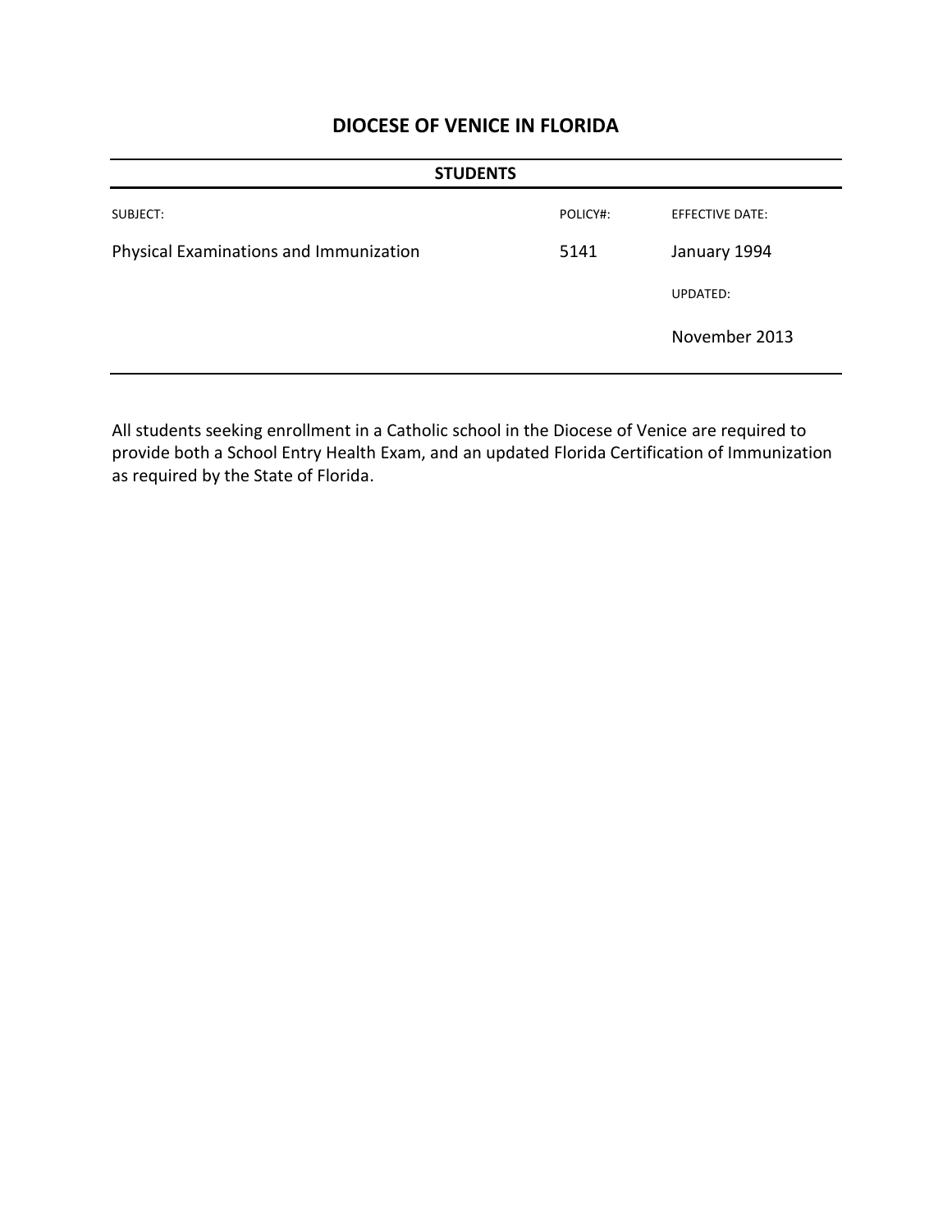# DIOCESE OF VENICE IN FLORIDA

| STUDENTS | | |
|---|---|---|
| SUBJECT: | POLICY#: | EFFECTIVE DATE: |
| Physical Examinations and Immunization | 5141 | January 1994 |
| | | UPDATED: |
| | | November 2013 |

All students seeking enrollment in a Catholic school in the Diocese of Venice are required to provide both a School Entry Health Exam, and an updated Florida Certification of Immunization as required by the State of Florida.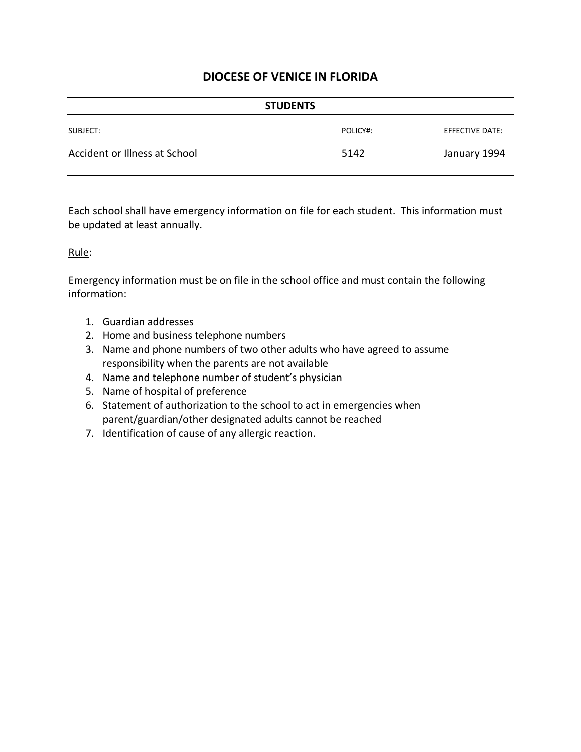# DIOCESE OF VENICE IN FLORIDA

| STUDENTS | | |
|---|---|---|
| SUBJECT: | POLICY#: | EFFECTIVE DATE: |
| Accident or Illness at School | 5142 | January 1994 |

Each school shall have emergency information on file for each student. This information must be updated at least annually.

Rule:

Emergency information must be on file in the school office and must contain the following information:

1. Guardian addresses
2. Home and business telephone numbers
3. Name and phone numbers of two other adults who have agreed to assume responsibility when the parents are not available
4. Name and telephone number of student's physician
5. Name of hospital of preference
6. Statement of authorization to the school to act in emergencies when parent/guardian/other designated adults cannot be reached
7. Identification of cause of any allergic reaction.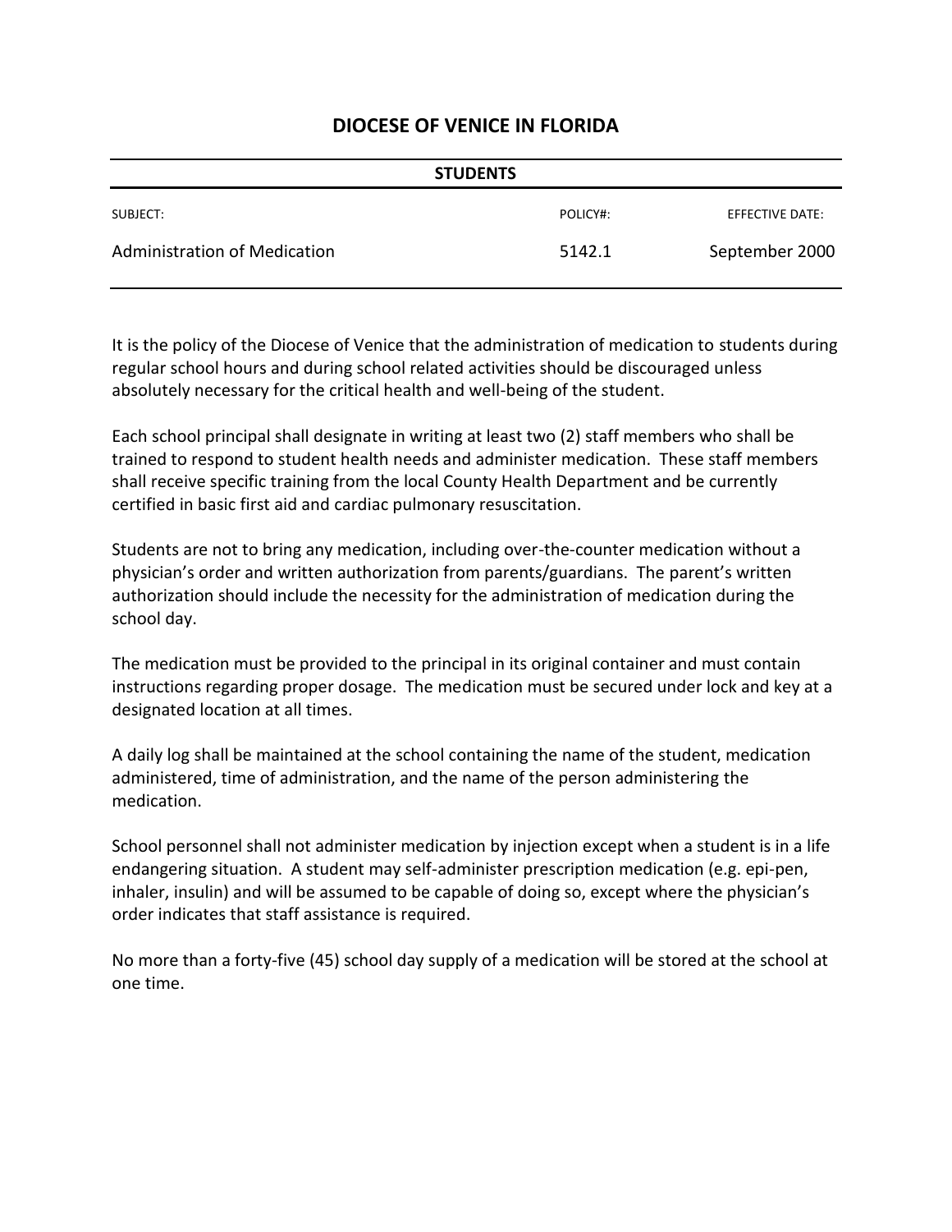# DIOCESE OF VENICE IN FLORIDA

## STUDENTS

| SUBJECT: | POLICY#: | EFFECTIVE DATE: |
|---|---|---|
| Administration of Medication | 5142.1 | September 2000 |

It is the policy of the Diocese of Venice that the administration of medication to students during regular school hours and during school related activities should be discouraged unless absolutely necessary for the critical health and well-being of the student.

Each school principal shall designate in writing at least two (2) staff members who shall be trained to respond to student health needs and administer medication. These staff members shall receive specific training from the local County Health Department and be currently certified in basic first aid and cardiac pulmonary resuscitation.

Students are not to bring any medication, including over-the-counter medication without a physician's order and written authorization from parents/guardians. The parent's written authorization should include the necessity for the administration of medication during the school day.

The medication must be provided to the principal in its original container and must contain instructions regarding proper dosage. The medication must be secured under lock and key at a designated location at all times.

A daily log shall be maintained at the school containing the name of the student, medication administered, time of administration, and the name of the person administering the medication.

School personnel shall not administer medication by injection except when a student is in a life endangering situation. A student may self-administer prescription medication (e.g. epi-pen, inhaler, insulin) and will be assumed to be capable of doing so, except where the physician's order indicates that staff assistance is required.

No more than a forty-five (45) school day supply of a medication will be stored at the school at one time.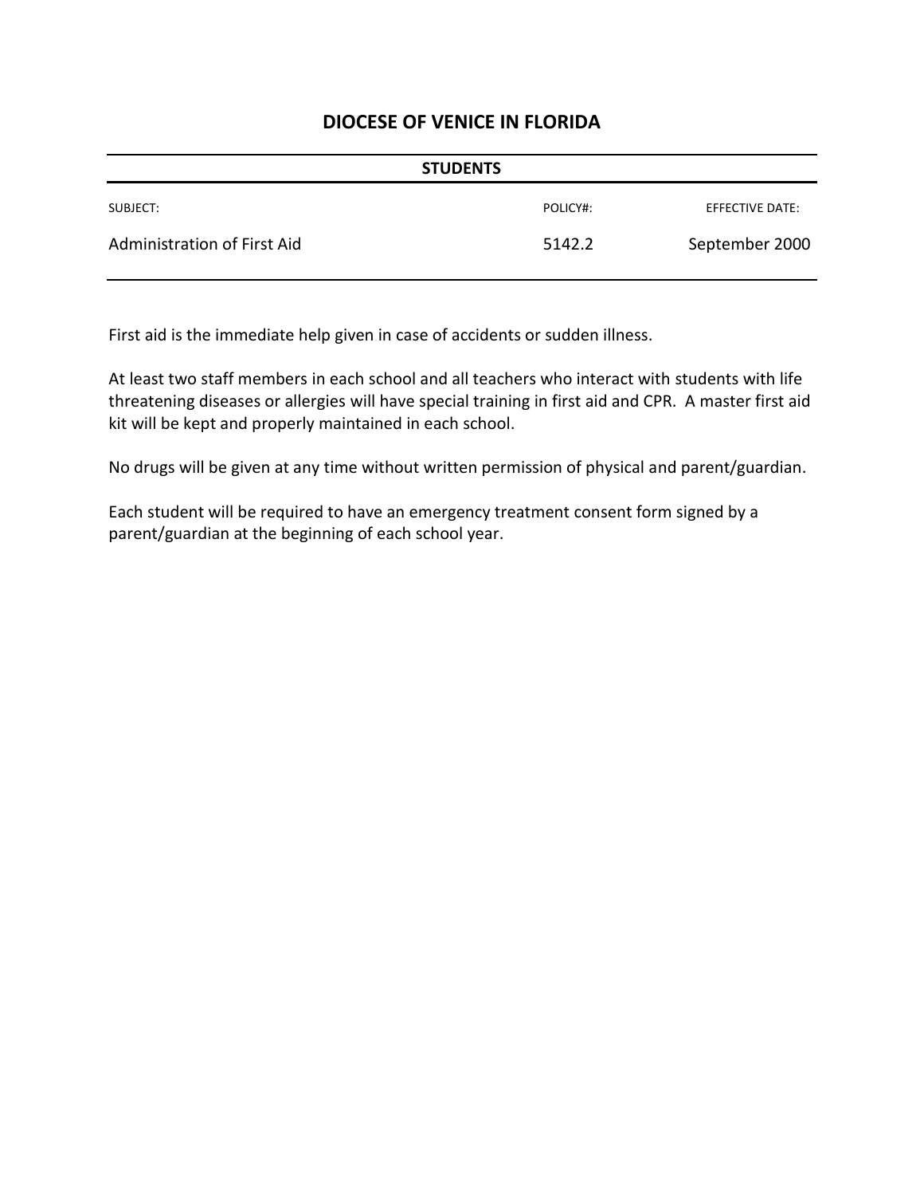# DIOCESE OF VENICE IN FLORIDA

**STUDENTS**

| SUBJECT: | POLICY#: | EFFECTIVE DATE: |
|---|---|---|
| Administration of First Aid | 5142.2 | September 2000 |

First aid is the immediate help given in case of accidents or sudden illness.

At least two staff members in each school and all teachers who interact with students with life threatening diseases or allergies will have special training in first aid and CPR. A master first aid kit will be kept and properly maintained in each school.

No drugs will be given at any time without written permission of physical and parent/guardian.

Each student will be required to have an emergency treatment consent form signed by a parent/guardian at the beginning of each school year.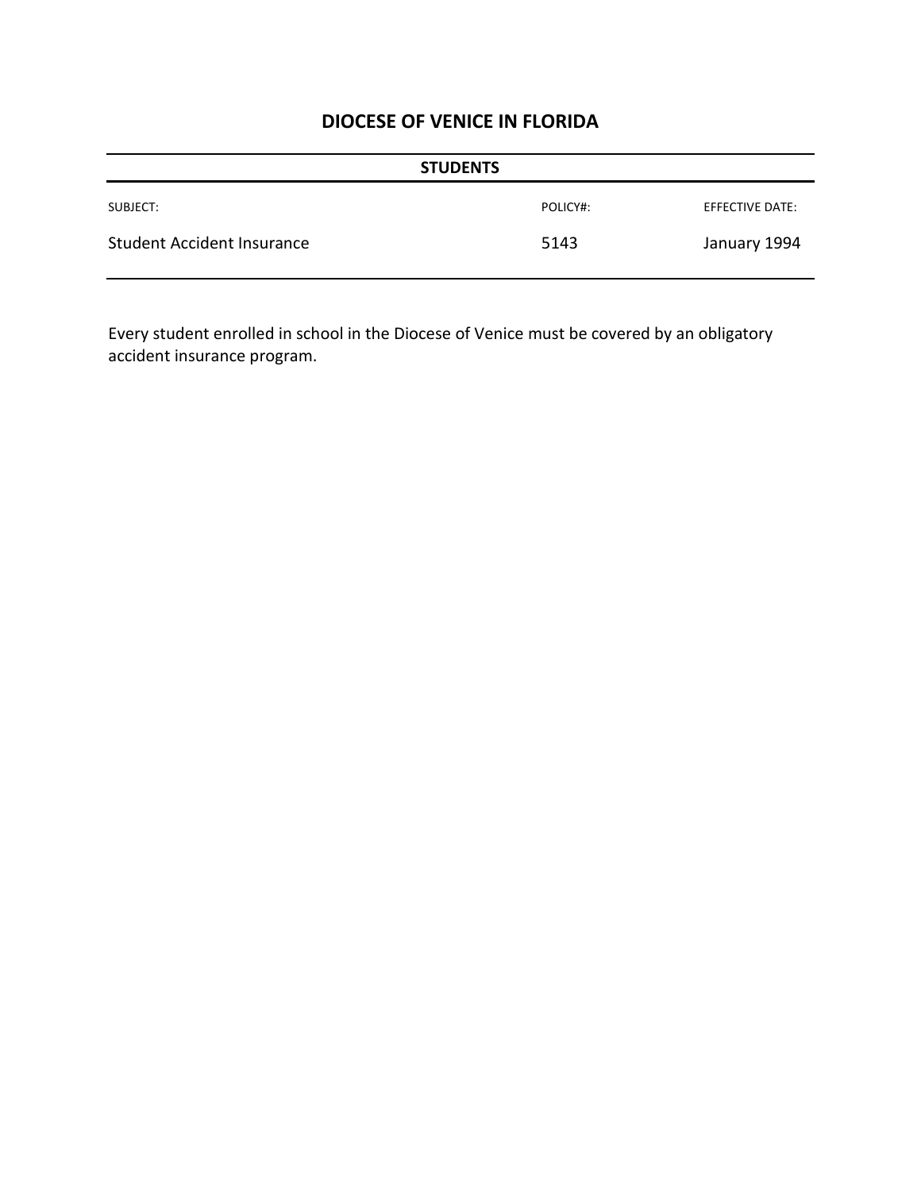# DIOCESE OF VENICE IN FLORIDA

**STUDENTS**

| SUBJECT: | POLICY#: | EFFECTIVE DATE: |
|---|---|---|
| Student Accident Insurance | 5143 | January 1994 |

Every student enrolled in school in the Diocese of Venice must be covered by an obligatory accident insurance program.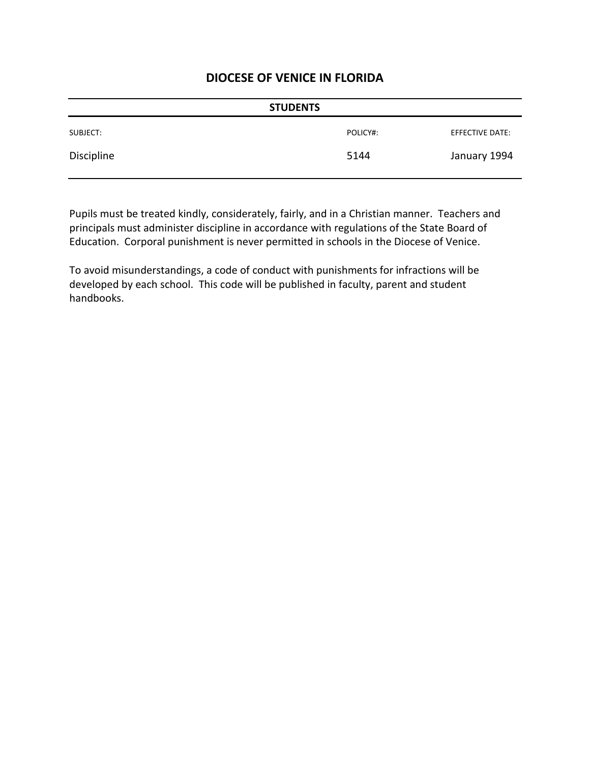# DIOCESE OF VENICE IN FLORIDA

| STUDENTS | | |
|---|---|---|
| SUBJECT: | POLICY#: | EFFECTIVE DATE: |
| Discipline | 5144 | January 1994 |

Pupils must be treated kindly, considerately, fairly, and in a Christian manner. Teachers and principals must administer discipline in accordance with regulations of the State Board of Education. Corporal punishment is never permitted in schools in the Diocese of Venice.

To avoid misunderstandings, a code of conduct with punishments for infractions will be developed by each school. This code will be published in faculty, parent and student handbooks.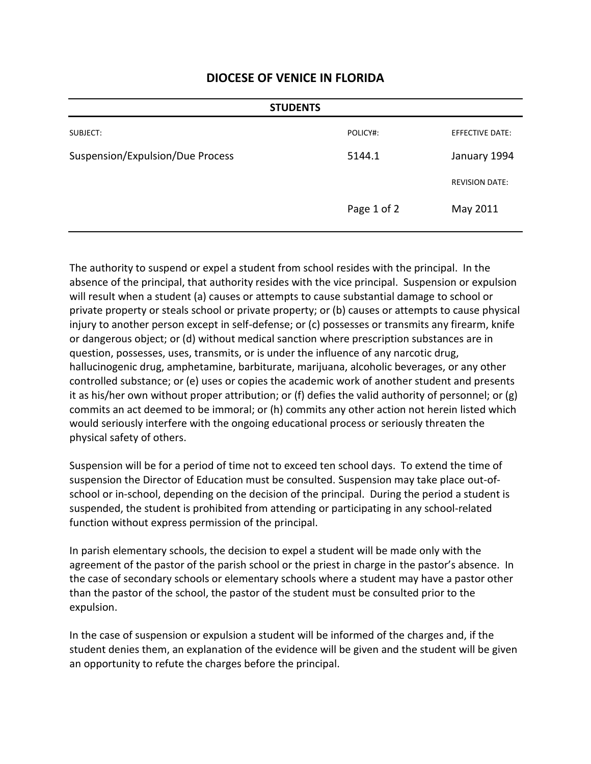# DIOCESE OF VENICE IN FLORIDA

| STUDENTS | | |
|---|---|---|
| SUBJECT: | POLICY#: | EFFECTIVE DATE: |
| Suspension/Expulsion/Due Process | 5144.1 | January 1994 |
| | | REVISION DATE: |
| | | May 2011 |

The authority to suspend or expel a student from school resides with the principal. In the absence of the principal, that authority resides with the vice principal. Suspension or expulsion will result when a student (a) causes or attempts to cause substantial damage to school or private property or steals school or private property; or (b) causes or attempts to cause physical injury to another person except in self-defense; or (c) possesses or transmits any firearm, knife or dangerous object; or (d) without medical sanction where prescription substances are in question, possesses, uses, transmits, or is under the influence of any narcotic drug, hallucinogenic drug, amphetamine, barbiturate, marijuana, alcoholic beverages, or any other controlled substance; or (e) uses or copies the academic work of another student and presents it as his/her own without proper attribution; or (f) defies the valid authority of personnel; or (g) commits an act deemed to be immoral; or (h) commits any other action not herein listed which would seriously interfere with the ongoing educational process or seriously threaten the physical safety of others.

Suspension will be for a period of time not to exceed ten school days. To extend the time of suspension the Director of Education must be consulted. Suspension may take place out-of-school or in-school, depending on the decision of the principal. During the period a student is suspended, the student is prohibited from attending or participating in any school-related function without express permission of the principal.

In parish elementary schools, the decision to expel a student will be made only with the agreement of the pastor of the parish school or the priest in charge in the pastor's absence. In the case of secondary schools or elementary schools where a student may have a pastor other than the pastor of the school, the pastor of the student must be consulted prior to the expulsion.

In the case of suspension or expulsion a student will be informed of the charges and, if the student denies them, an explanation of the evidence will be given and the student will be given an opportunity to refute the charges before the principal.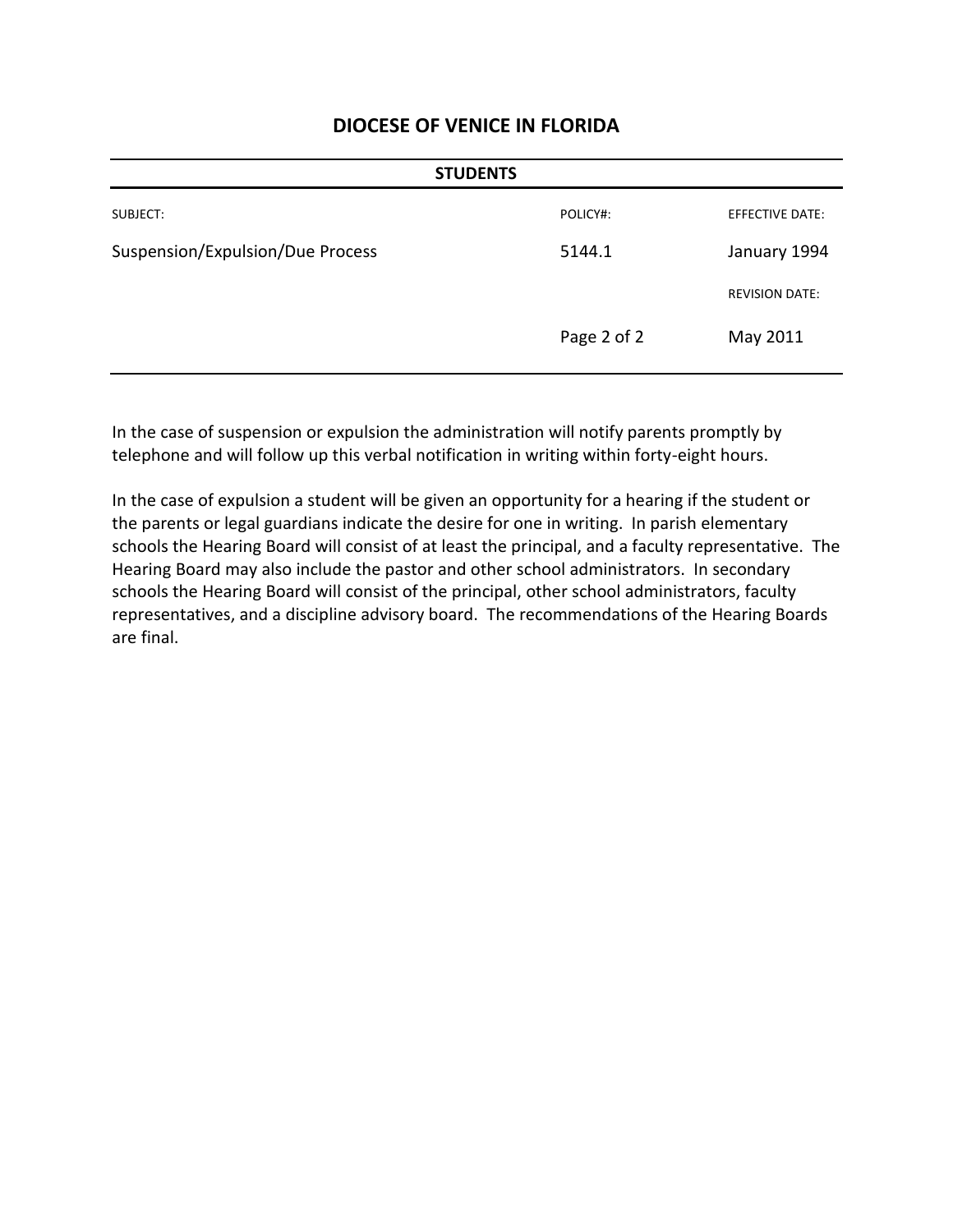# DIOCESE OF VENICE IN FLORIDA

| STUDENTS | | |
|---|---|---|
| SUBJECT: | POLICY#: | EFFECTIVE DATE: |
| Suspension/Expulsion/Due Process | 5144.1 | January 1994 |
| | | REVISION DATE: |
| | Page 2 of 2 | May 2011 |

In the case of suspension or expulsion the administration will notify parents promptly by telephone and will follow up this verbal notification in writing within forty-eight hours.

In the case of expulsion a student will be given an opportunity for a hearing if the student or the parents or legal guardians indicate the desire for one in writing. In parish elementary schools the Hearing Board will consist of at least the principal, and a faculty representative. The Hearing Board may also include the pastor and other school administrators. In secondary schools the Hearing Board will consist of the principal, other school administrators, faculty representatives, and a discipline advisory board. The recommendations of the Hearing Boards are final.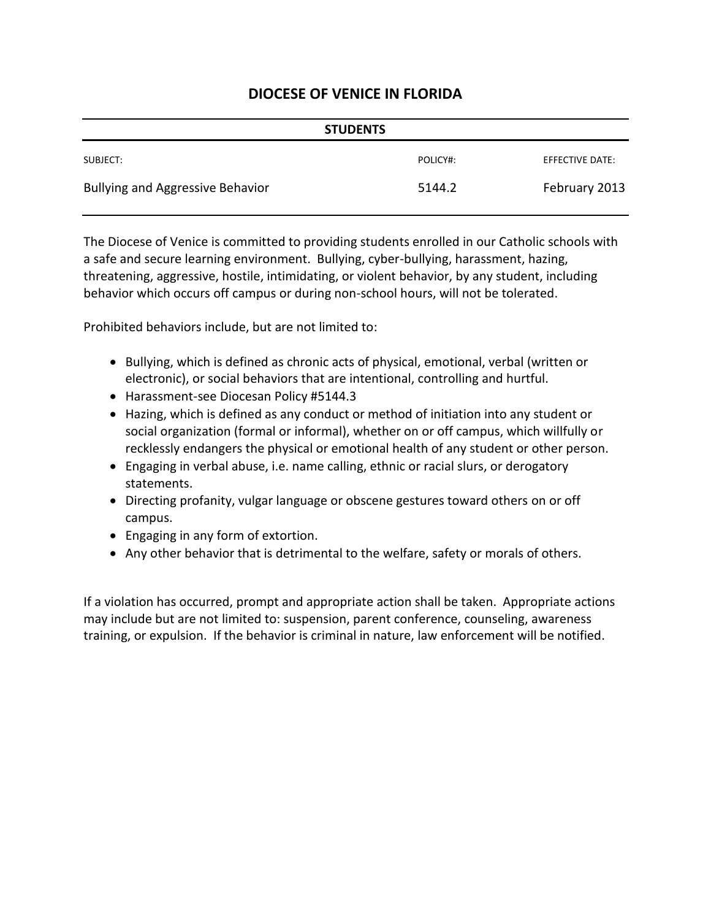# DIOCESE OF VENICE IN FLORIDA

| STUDENTS | | |
|---|---|---|
| SUBJECT: | POLICY#: | EFFECTIVE DATE: |
| Bullying and Aggressive Behavior | 5144.2 | February 2013 |

The Diocese of Venice is committed to providing students enrolled in our Catholic schools with a safe and secure learning environment. Bullying, cyber-bullying, harassment, hazing, threatening, aggressive, hostile, intimidating, or violent behavior, by any student, including behavior which occurs off campus or during non-school hours, will not be tolerated.

Prohibited behaviors include, but are not limited to:

- Bullying, which is defined as chronic acts of physical, emotional, verbal (written or electronic), or social behaviors that are intentional, controlling and hurtful.
- Harassment-see Diocesan Policy #5144.3
- Hazing, which is defined as any conduct or method of initiation into any student or social organization (formal or informal), whether on or off campus, which willfully or recklessly endangers the physical or emotional health of any student or other person.
- Engaging in verbal abuse, i.e. name calling, ethnic or racial slurs, or derogatory statements.
- Directing profanity, vulgar language or obscene gestures toward others on or off campus.
- Engaging in any form of extortion.
- Any other behavior that is detrimental to the welfare, safety or morals of others.

If a violation has occurred, prompt and appropriate action shall be taken. Appropriate actions may include but are not limited to: suspension, parent conference, counseling, awareness training, or expulsion. If the behavior is criminal in nature, law enforcement will be notified.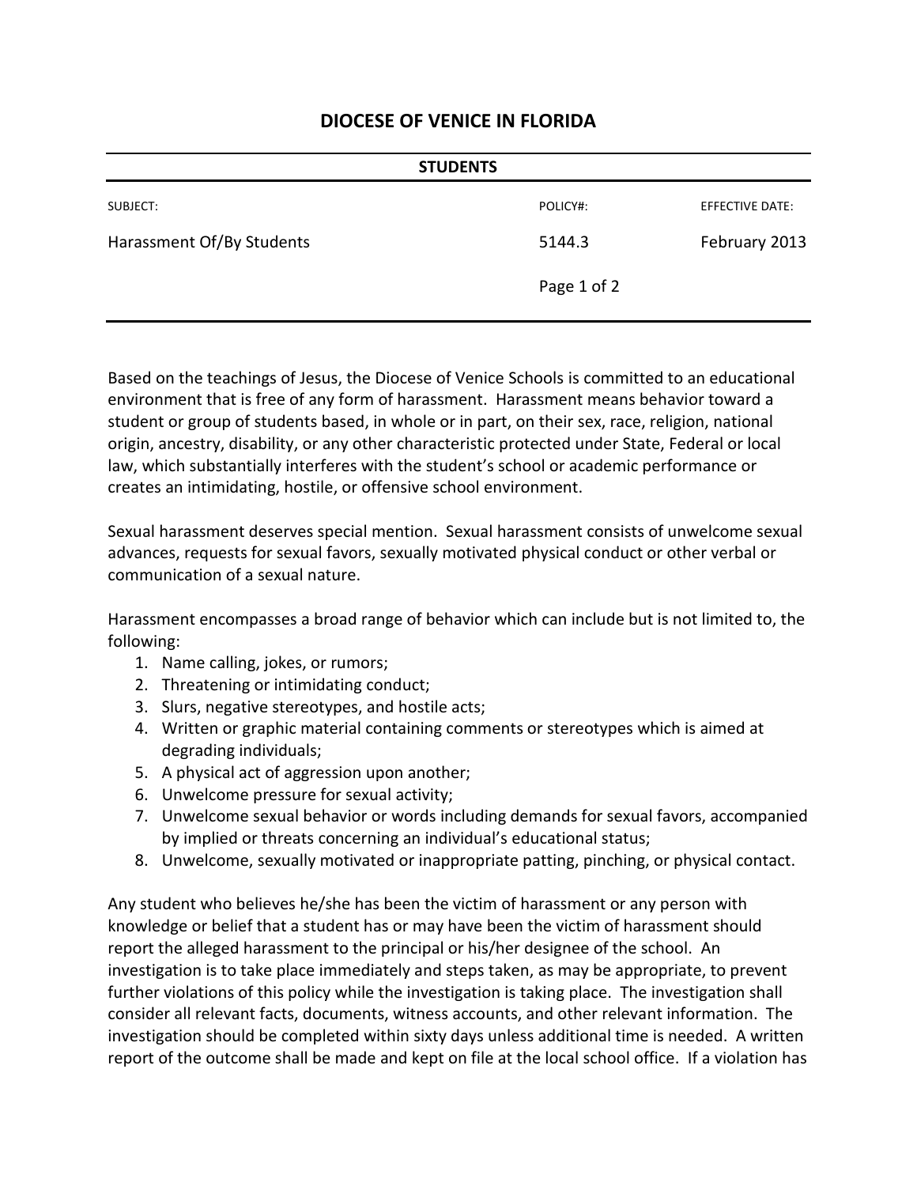# DIOCESE OF VENICE IN FLORIDA

| STUDENTS | | |
|---|---|---|
| SUBJECT: | POLICY#: | EFFECTIVE DATE: |
| Harassment Of/By Students | 5144.3 | February 2013 |
| | Page 1 of 2 | |

Based on the teachings of Jesus, the Diocese of Venice Schools is committed to an educational environment that is free of any form of harassment. Harassment means behavior toward a student or group of students based, in whole or in part, on their sex, race, religion, national origin, ancestry, disability, or any other characteristic protected under State, Federal or local law, which substantially interferes with the student's school or academic performance or creates an intimidating, hostile, or offensive school environment.

Sexual harassment deserves special mention. Sexual harassment consists of unwelcome sexual advances, requests for sexual favors, sexually motivated physical conduct or other verbal or communication of a sexual nature.

Harassment encompasses a broad range of behavior which can include but is not limited to, the following:

1. Name calling, jokes, or rumors;
2. Threatening or intimidating conduct;
3. Slurs, negative stereotypes, and hostile acts;
4. Written or graphic material containing comments or stereotypes which is aimed at degrading individuals;
5. A physical act of aggression upon another;
6. Unwelcome pressure for sexual activity;
7. Unwelcome sexual behavior or words including demands for sexual favors, accompanied by implied or threats concerning an individual's educational status;
8. Unwelcome, sexually motivated or inappropriate patting, pinching, or physical contact.

Any student who believes he/she has been the victim of harassment or any person with knowledge or belief that a student has or may have been the victim of harassment should report the alleged harassment to the principal or his/her designee of the school. An investigation is to take place immediately and steps taken, as may be appropriate, to prevent further violations of this policy while the investigation is taking place. The investigation shall consider all relevant facts, documents, witness accounts, and other relevant information. The investigation should be completed within sixty days unless additional time is needed. A written report of the outcome shall be made and kept on file at the local school office. If a violation has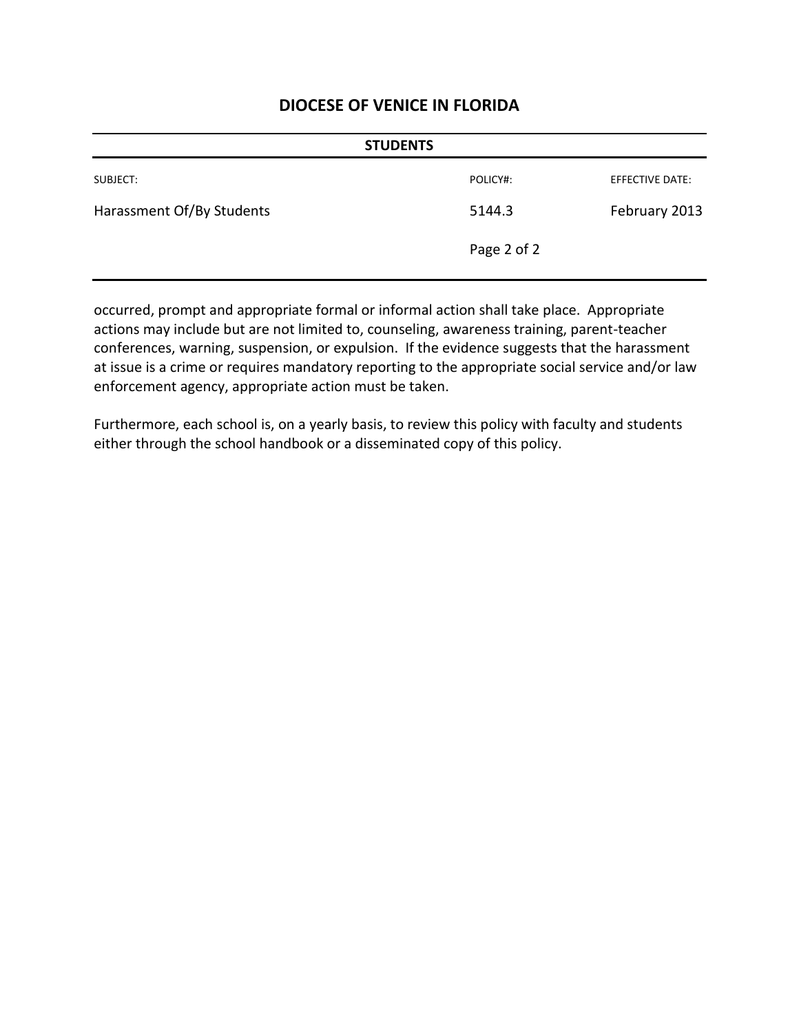occurred, prompt and appropriate formal or informal action shall take place. Appropriate actions may include but are not limited to, counseling, awareness training, parent-teacher conferences, warning, suspension, or expulsion. If the evidence suggests that the harassment at issue is a crime or requires mandatory reporting to the appropriate social service and/or law enforcement agency, appropriate action must be taken.

Furthermore, each school is, on a yearly basis, to review this policy with faculty and students either through the school handbook or a disseminated copy of this policy.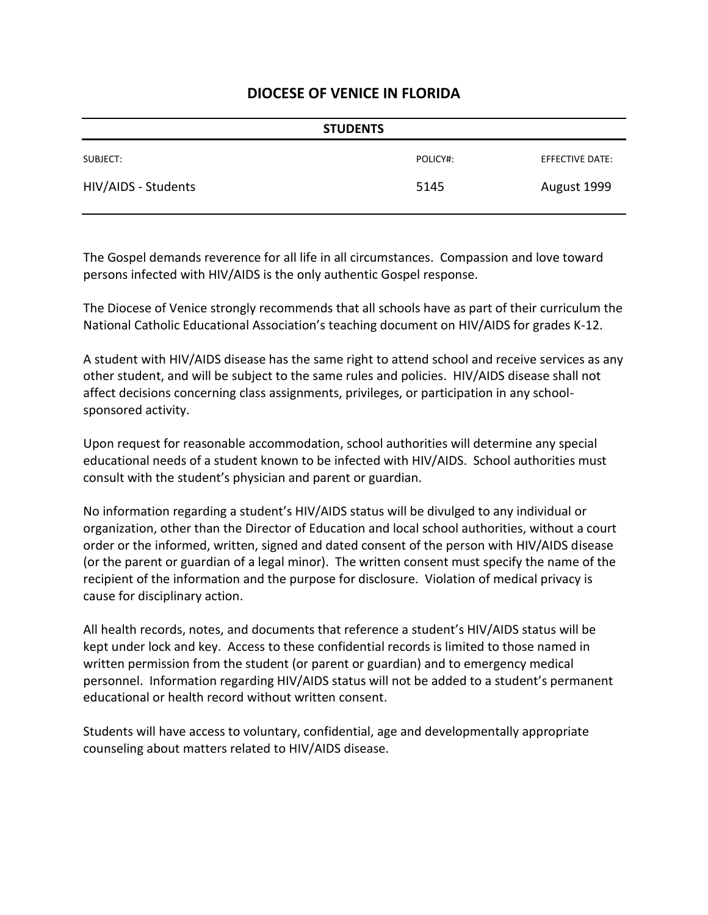# DIOCESE OF VENICE IN FLORIDA

**STUDENTS**

| SUBJECT: | POLICY#: | EFFECTIVE DATE: |
|---|---|---|
| HIV/AIDS - Students | 5145 | August 1999 |

The Gospel demands reverence for all life in all circumstances. Compassion and love toward persons infected with HIV/AIDS is the only authentic Gospel response.

The Diocese of Venice strongly recommends that all schools have as part of their curriculum the National Catholic Educational Association's teaching document on HIV/AIDS for grades K-12.

A student with HIV/AIDS disease has the same right to attend school and receive services as any other student, and will be subject to the same rules and policies. HIV/AIDS disease shall not affect decisions concerning class assignments, privileges, or participation in any school-sponsored activity.

Upon request for reasonable accommodation, school authorities will determine any special educational needs of a student known to be infected with HIV/AIDS. School authorities must consult with the student's physician and parent or guardian.

No information regarding a student's HIV/AIDS status will be divulged to any individual or organization, other than the Director of Education and local school authorities, without a court order or the informed, written, signed and dated consent of the person with HIV/AIDS disease (or the parent or guardian of a legal minor). The written consent must specify the name of the recipient of the information and the purpose for disclosure. Violation of medical privacy is cause for disciplinary action.

All health records, notes, and documents that reference a student's HIV/AIDS status will be kept under lock and key. Access to these confidential records is limited to those named in written permission from the student (or parent or guardian) and to emergency medical personnel. Information regarding HIV/AIDS status will not be added to a student's permanent educational or health record without written consent.

Students will have access to voluntary, confidential, age and developmentally appropriate counseling about matters related to HIV/AIDS disease.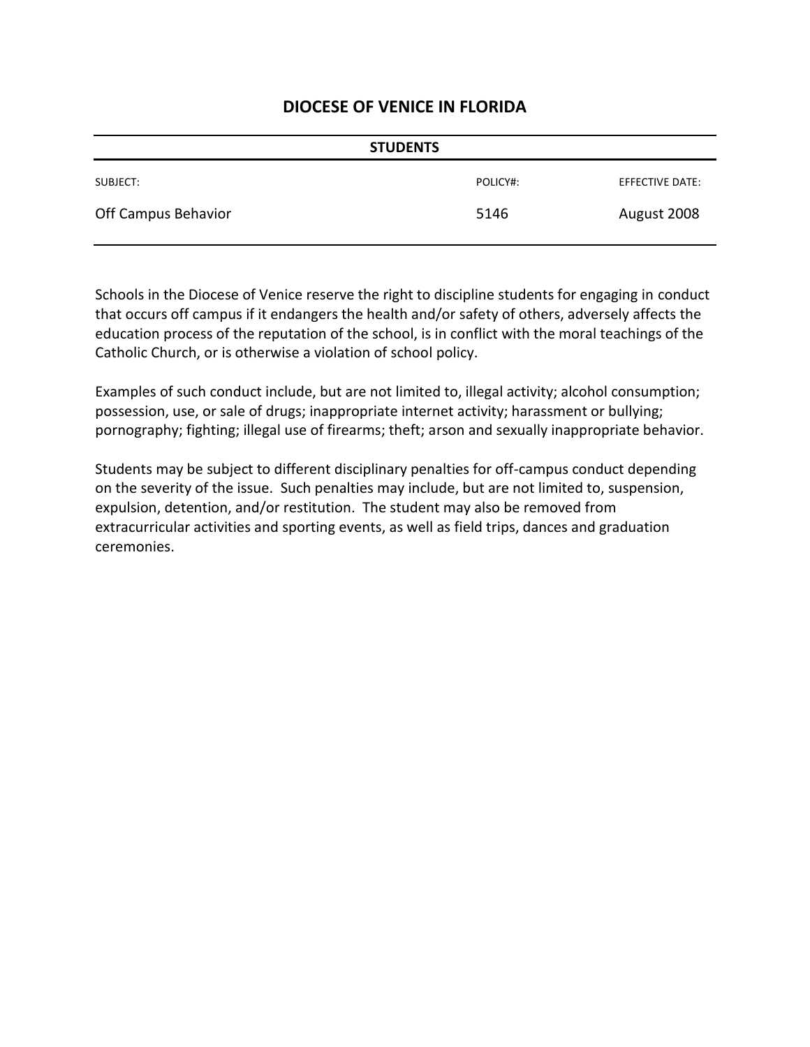# DIOCESE OF VENICE IN FLORIDA

| STUDENTS | | |
|---|---|---|
| SUBJECT: | POLICY#: | EFFECTIVE DATE: |
| Off Campus Behavior | 5146 | August 2008 |

Schools in the Diocese of Venice reserve the right to discipline students for engaging in conduct that occurs off campus if it endangers the health and/or safety of others, adversely affects the education process of the reputation of the school, is in conflict with the moral teachings of the Catholic Church, or is otherwise a violation of school policy.

Examples of such conduct include, but are not limited to, illegal activity; alcohol consumption; possession, use, or sale of drugs; inappropriate internet activity; harassment or bullying; pornography; fighting; illegal use of firearms; theft; arson and sexually inappropriate behavior.

Students may be subject to different disciplinary penalties for off-campus conduct depending on the severity of the issue. Such penalties may include, but are not limited to, suspension, expulsion, detention, and/or restitution. The student may also be removed from extracurricular activities and sporting events, as well as field trips, dances and graduation ceremonies.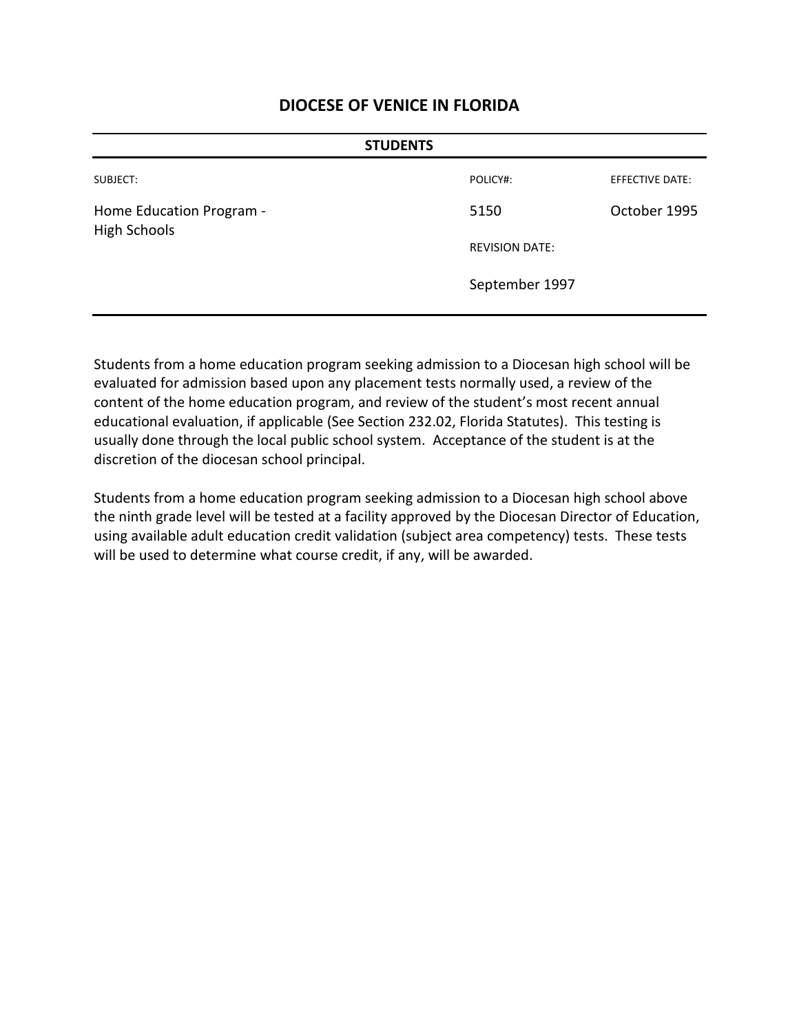# DIOCESE OF VENICE IN FLORIDA

## STUDENTS

| SUBJECT: | POLICY#: | EFFECTIVE DATE: |
|---|---|---|
| Home Education Program - High Schools | 5150 | October 1995 |
| | REVISION DATE: | |
| | September 1997 | |

Students from a home education program seeking admission to a Diocesan high school will be evaluated for admission based upon any placement tests normally used, a review of the content of the home education program, and review of the student's most recent annual educational evaluation, if applicable (See Section 232.02, Florida Statutes). This testing is usually done through the local public school system. Acceptance of the student is at the discretion of the diocesan school principal.

Students from a home education program seeking admission to a Diocesan high school above the ninth grade level will be tested at a facility approved by the Diocesan Director of Education, using available adult education credit validation (subject area competency) tests. These tests will be used to determine what course credit, if any, will be awarded.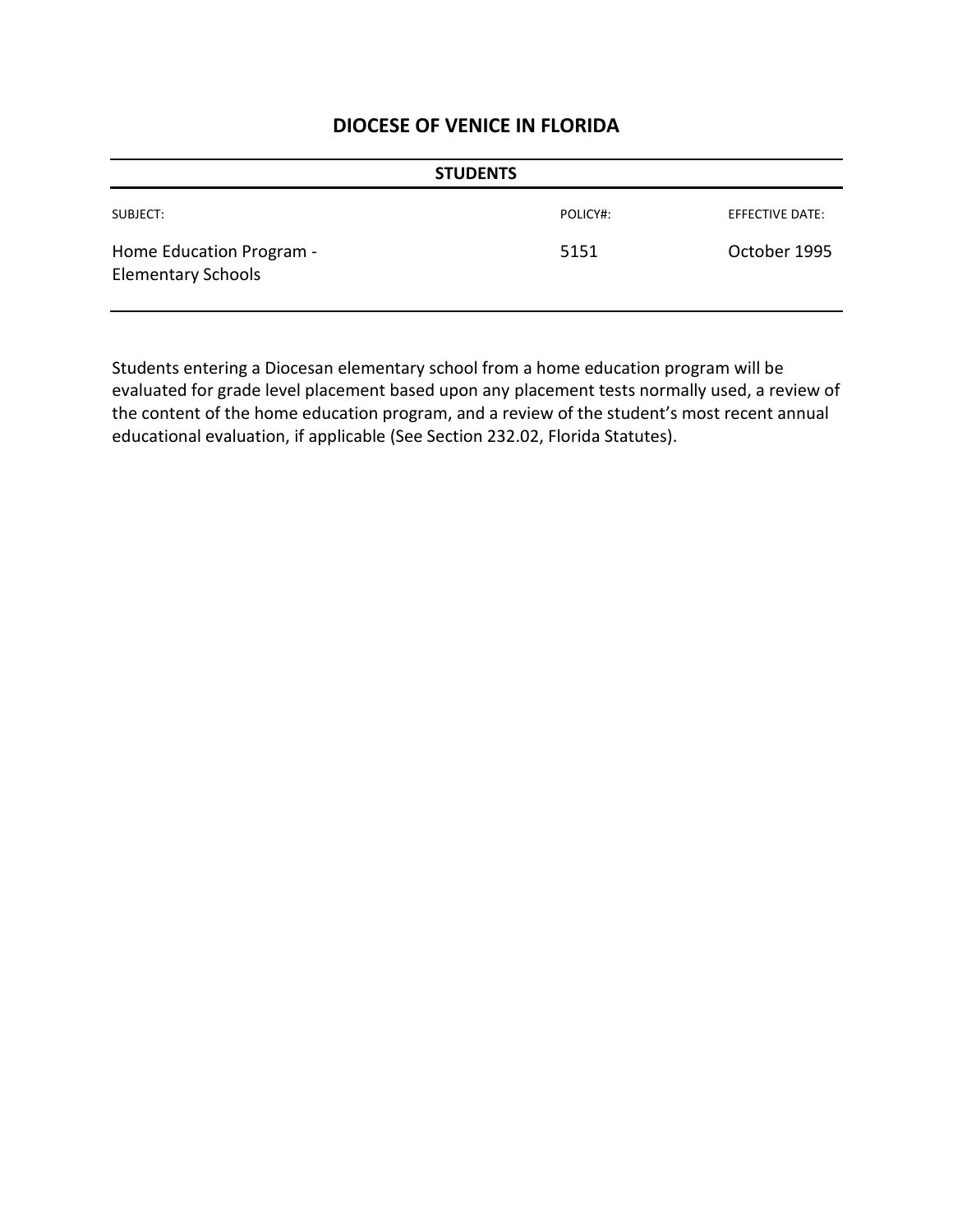# DIOCESE OF VENICE IN FLORIDA

## STUDENTS

| SUBJECT: | POLICY#: | EFFECTIVE DATE: |
|---|---|---|
| Home Education Program - Elementary Schools | 5151 | October 1995 |

Students entering a Diocesan elementary school from a home education program will be evaluated for grade level placement based upon any placement tests normally used, a review of the content of the home education program, and a review of the student's most recent annual educational evaluation, if applicable (See Section 232.02, Florida Statutes).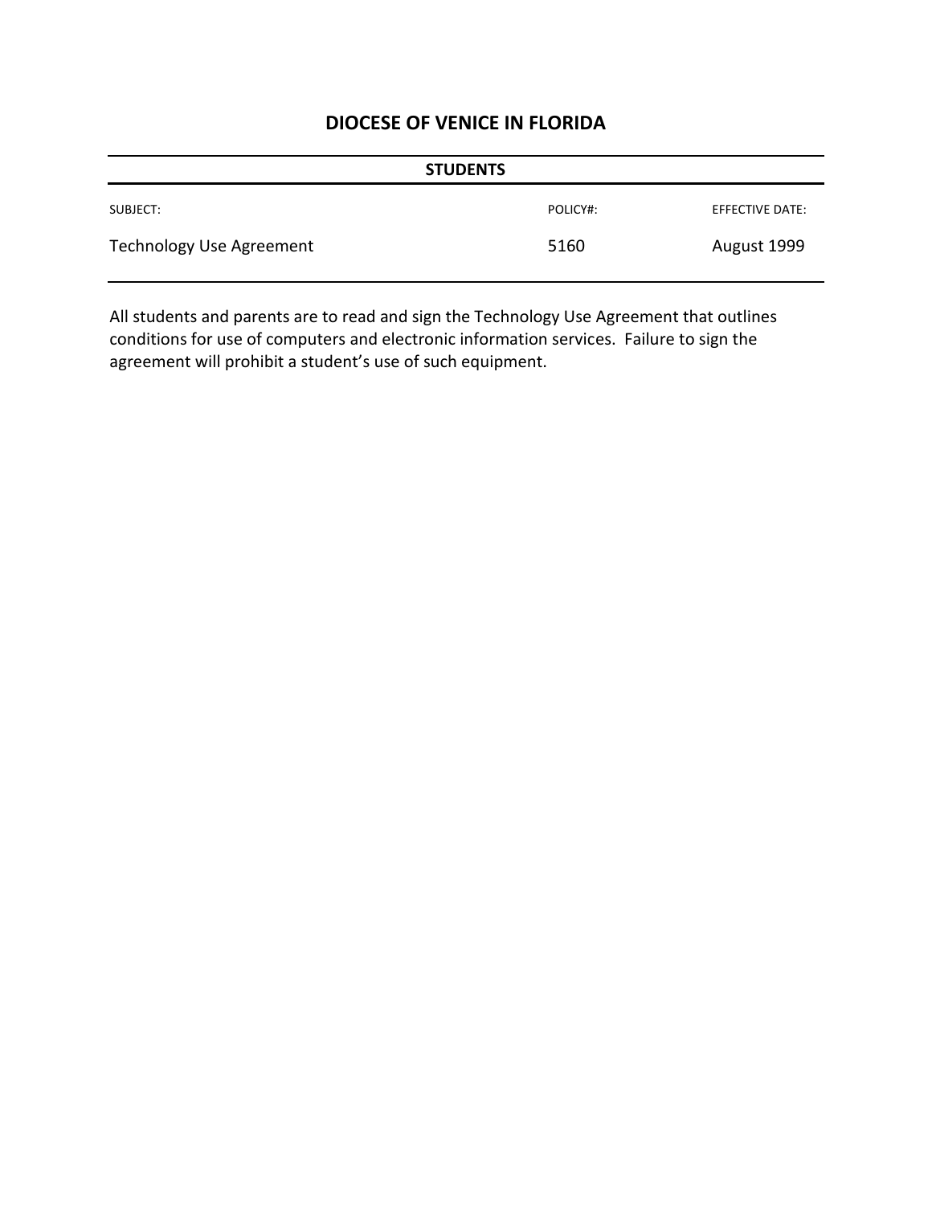# DIOCESE OF VENICE IN FLORIDA

**STUDENTS**

| SUBJECT: | POLICY#: | EFFECTIVE DATE: |
|---|---|---|
| Technology Use Agreement | 5160 | August 1999 |

All students and parents are to read and sign the Technology Use Agreement that outlines conditions for use of computers and electronic information services. Failure to sign the agreement will prohibit a student's use of such equipment.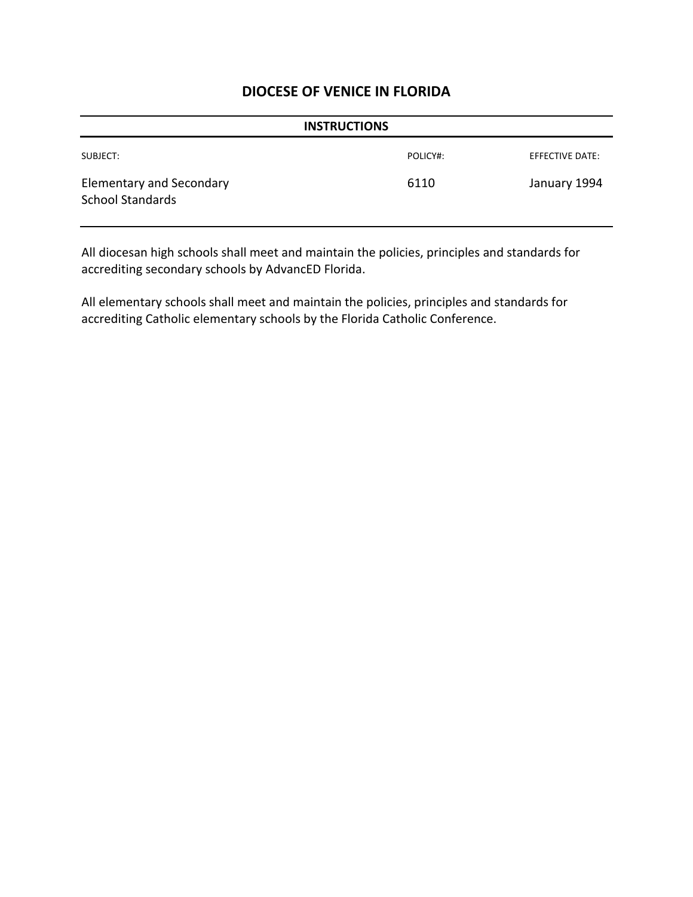# DIOCESE OF VENICE IN FLORIDA

## INSTRUCTIONS

| SUBJECT: | POLICY#: | EFFECTIVE DATE: |
|---|---|---|
| Elementary and Secondary School Standards | 6110 | January 1994 |

All diocesan high schools shall meet and maintain the policies, principles and standards for accrediting secondary schools by AdvancED Florida.

All elementary schools shall meet and maintain the policies, principles and standards for accrediting Catholic elementary schools by the Florida Catholic Conference.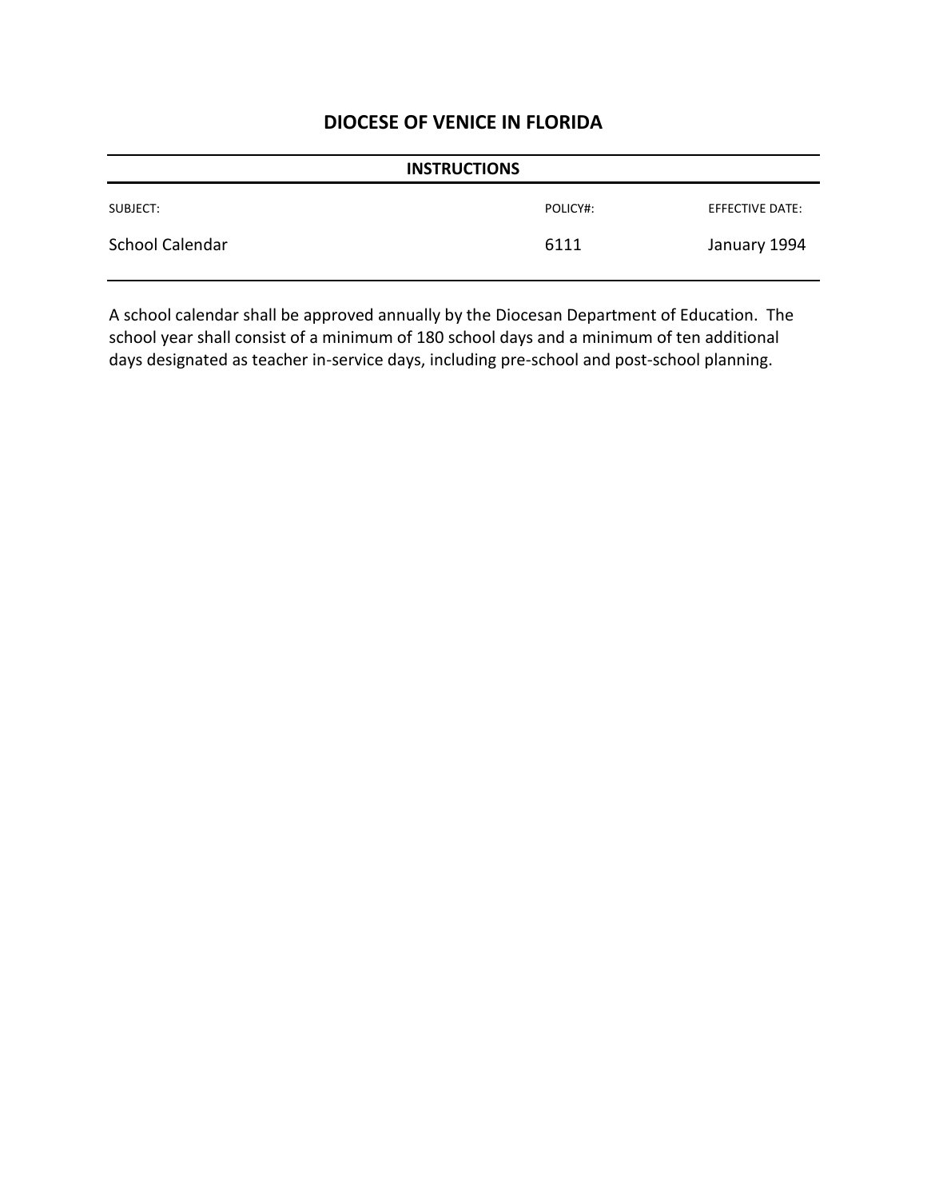# DIOCESE OF VENICE IN FLORIDA

**INSTRUCTIONS**

| SUBJECT: | POLICY#: | EFFECTIVE DATE: |
| --- | --- | --- |
| School Calendar | 6111 | January 1994 |

A school calendar shall be approved annually by the Diocesan Department of Education. The school year shall consist of a minimum of 180 school days and a minimum of ten additional days designated as teacher in-service days, including pre-school and post-school planning.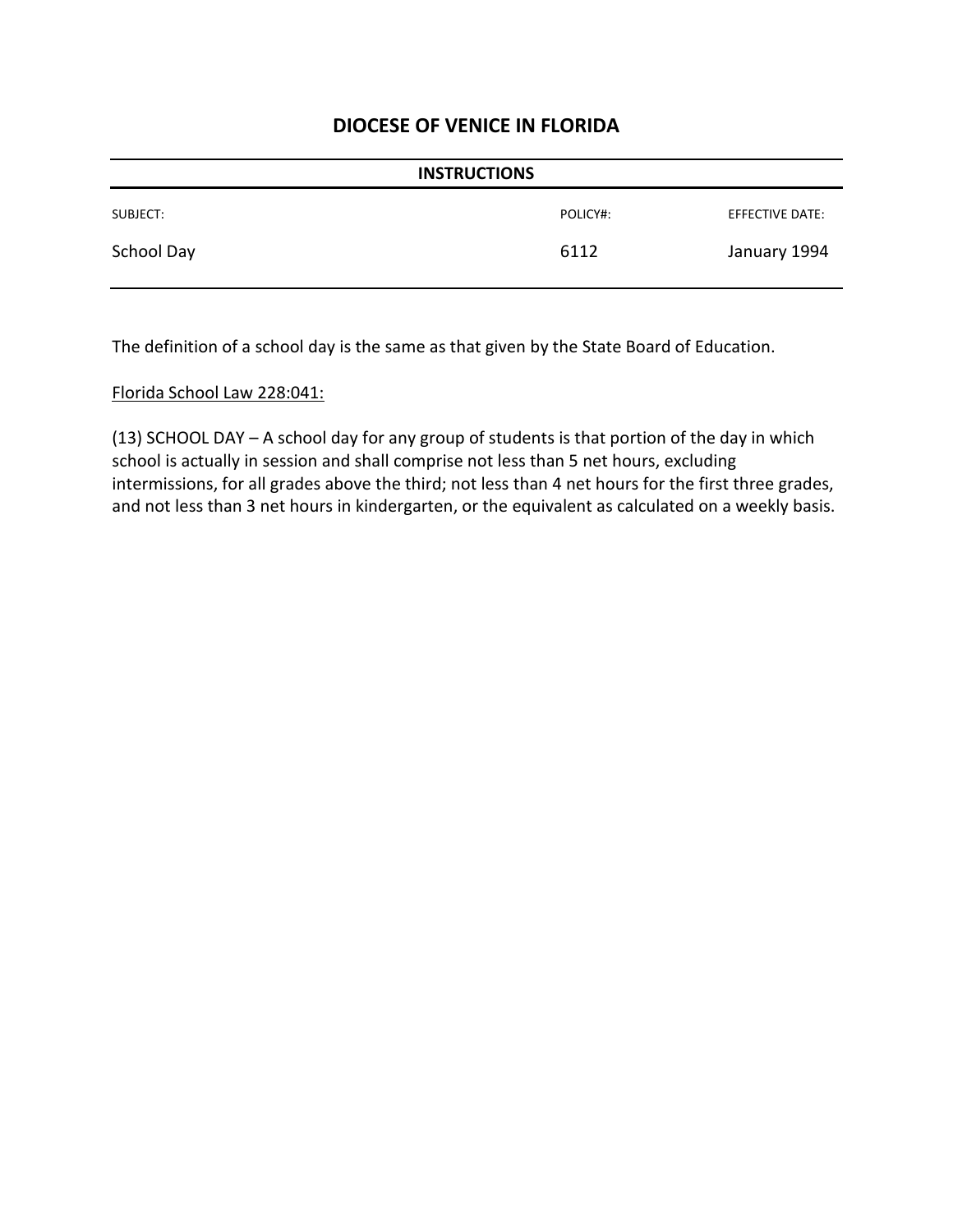# DIOCESE OF VENICE IN FLORIDA

**INSTRUCTIONS**

| SUBJECT: | POLICY#: | EFFECTIVE DATE: |
| --- | --- | --- |
| School Day | 6112 | January 1994 |

The definition of a school day is the same as that given by the State Board of Education.

Florida School Law 228:041:

(13) SCHOOL DAY – A school day for any group of students is that portion of the day in which school is actually in session and shall comprise not less than 5 net hours, excluding intermissions, for all grades above the third; not less than 4 net hours for the first three grades, and not less than 3 net hours in kindergarten, or the equivalent as calculated on a weekly basis.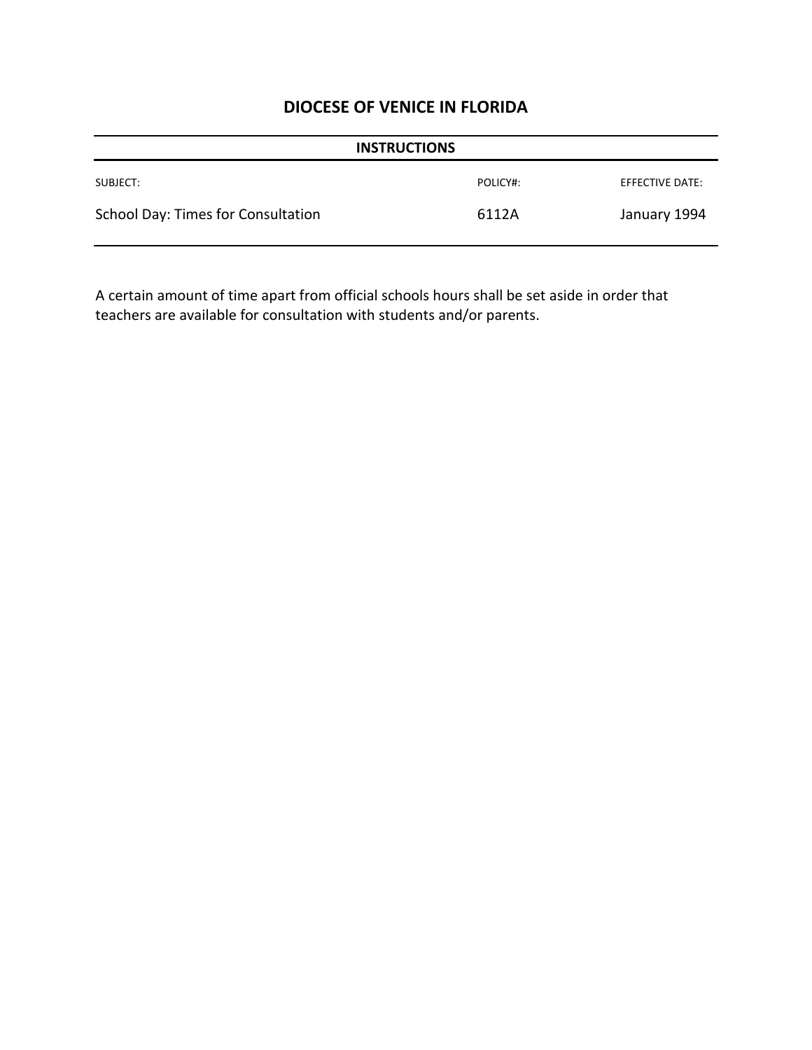# DIOCESE OF VENICE IN FLORIDA

## INSTRUCTIONS

| SUBJECT: | POLICY#: | EFFECTIVE DATE: |
|---|---|---|
| School Day: Times for Consultation | 6112A | January 1994 |

A certain amount of time apart from official schools hours shall be set aside in order that teachers are available for consultation with students and/or parents.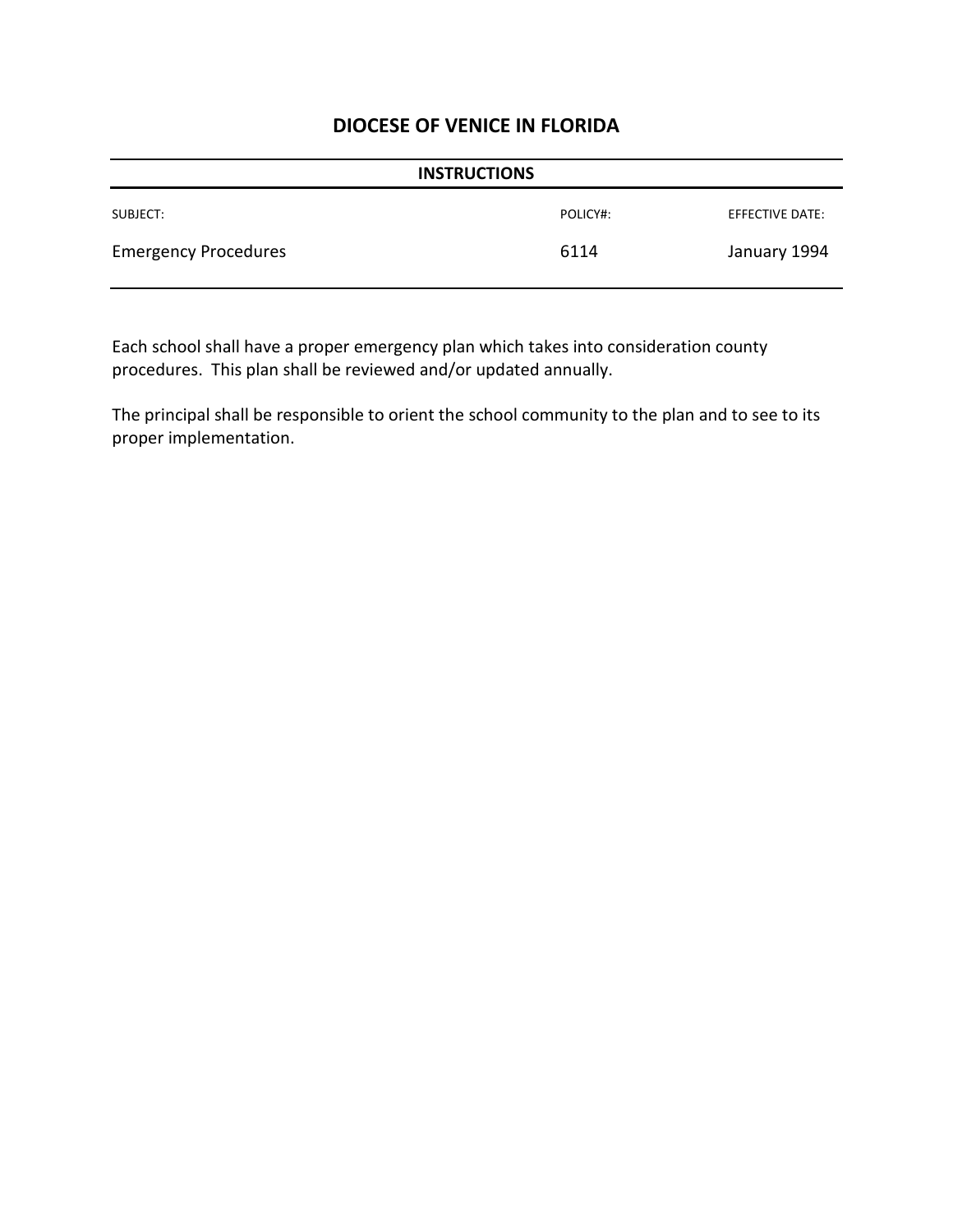# DIOCESE OF VENICE IN FLORIDA

**INSTRUCTIONS**

| SUBJECT: | POLICY#: | EFFECTIVE DATE: |
|---|---|---|
| Emergency Procedures | 6114 | January 1994 |

Each school shall have a proper emergency plan which takes into consideration county procedures. This plan shall be reviewed and/or updated annually.

The principal shall be responsible to orient the school community to the plan and to see to its proper implementation.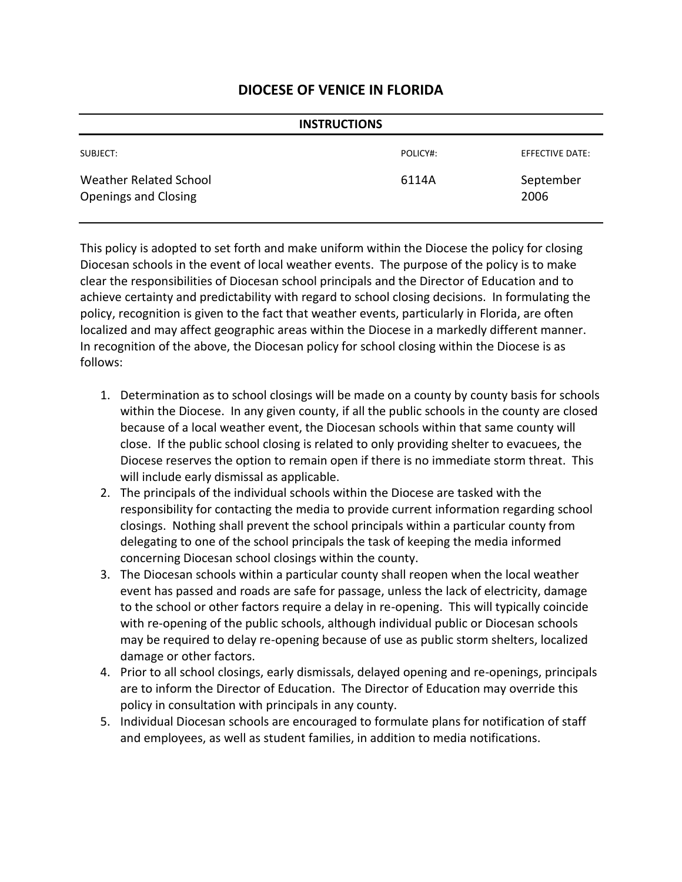# DIOCESE OF VENICE IN FLORIDA

## INSTRUCTIONS

| SUBJECT: | POLICY#: | EFFECTIVE DATE: |
| --- | --- | --- |
| Weather Related School Openings and Closing | 6114A | September 2006 |

This policy is adopted to set forth and make uniform within the Diocese the policy for closing Diocesan schools in the event of local weather events. The purpose of the policy is to make clear the responsibilities of Diocesan school principals and the Director of Education and to achieve certainty and predictability with regard to school closing decisions. In formulating the policy, recognition is given to the fact that weather events, particularly in Florida, are often localized and may affect geographic areas within the Diocese in a markedly different manner. In recognition of the above, the Diocesan policy for school closing within the Diocese is as follows:

1. Determination as to school closings will be made on a county by county basis for schools within the Diocese. In any given county, if all the public schools in the county are closed because of a local weather event, the Diocesan schools within that same county will close. If the public school closing is related to only providing shelter to evacuees, the Diocese reserves the option to remain open if there is no immediate storm threat. This will include early dismissal as applicable.
2. The principals of the individual schools within the Diocese are tasked with the responsibility for contacting the media to provide current information regarding school closings. Nothing shall prevent the school principals within a particular county from delegating to one of the school principals the task of keeping the media informed concerning Diocesan school closings within the county.
3. The Diocesan schools within a particular county shall reopen when the local weather event has passed and roads are safe for passage, unless the lack of electricity, damage to the school or other factors require a delay in re-opening. This will typically coincide with re-opening of the public schools, although individual public or Diocesan schools may be required to delay re-opening because of use as public storm shelters, localized damage or other factors.
4. Prior to all school closings, early dismissals, delayed opening and re-openings, principals are to inform the Director of Education. The Director of Education may override this policy in consultation with principals in any county.
5. Individual Diocesan schools are encouraged to formulate plans for notification of staff and employees, as well as student families, in addition to media notifications.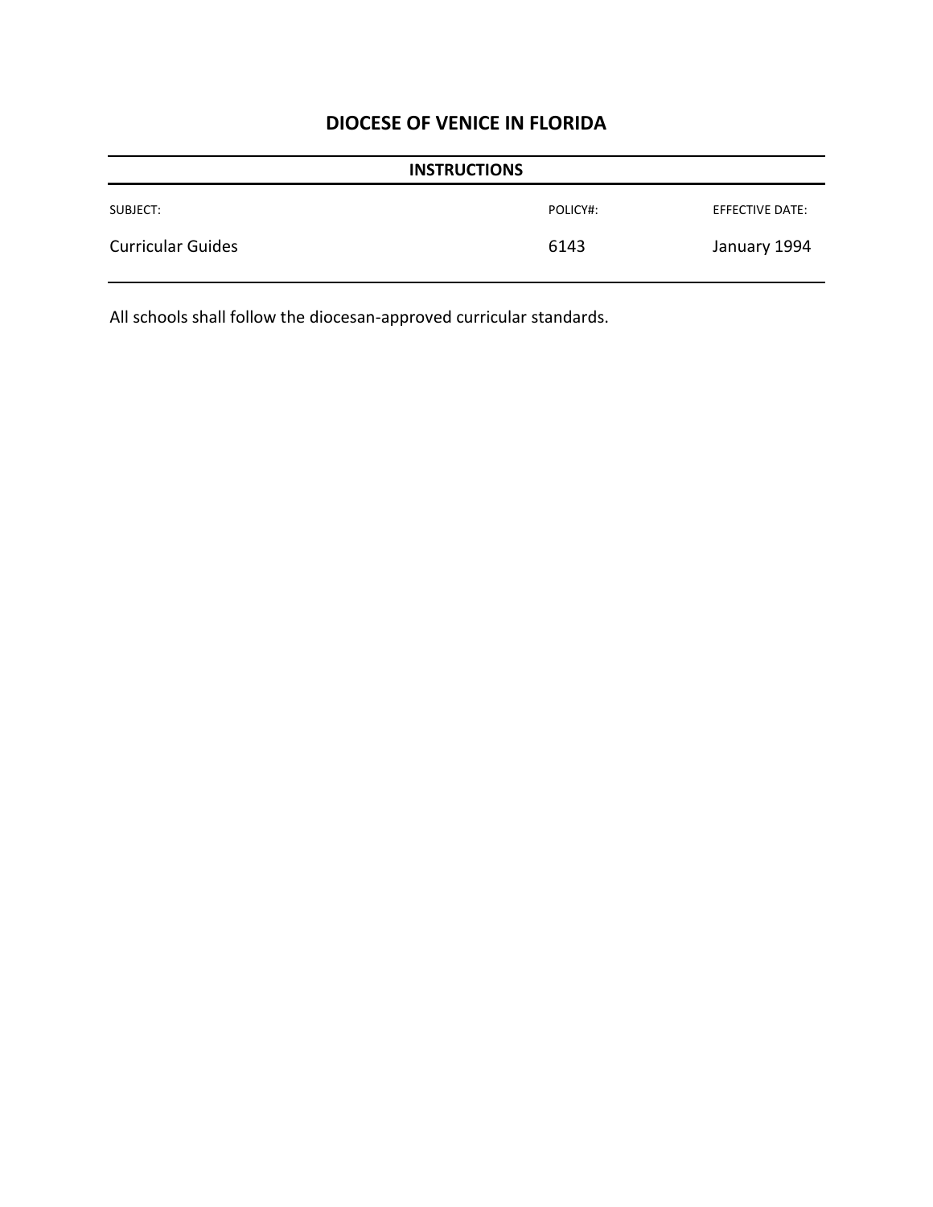# DIOCESE OF VENICE IN FLORIDA

## INSTRUCTIONS

| SUBJECT: | POLICY#: | EFFECTIVE DATE: |
| --- | --- | --- |
| Curricular Guides | 6143 | January 1994 |

All schools shall follow the diocesan-approved curricular standards.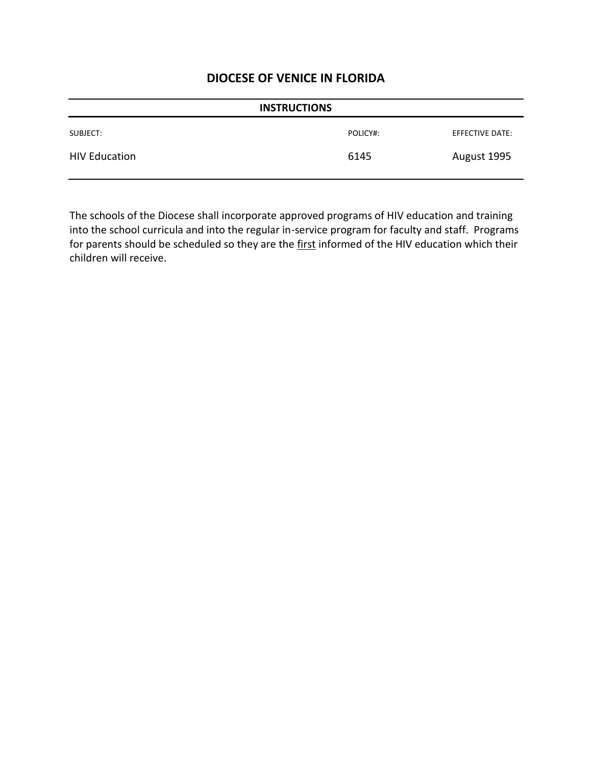# DIOCESE OF VENICE IN FLORIDA

**INSTRUCTIONS**

| SUBJECT: | POLICY#: | EFFECTIVE DATE: |
|---|---|---|
| HIV Education | 6145 | August 1995 |

The schools of the Diocese shall incorporate approved programs of HIV education and training into the school curricula and into the regular in-service program for faculty and staff. Programs for parents should be scheduled so they are the first informed of the HIV education which their children will receive.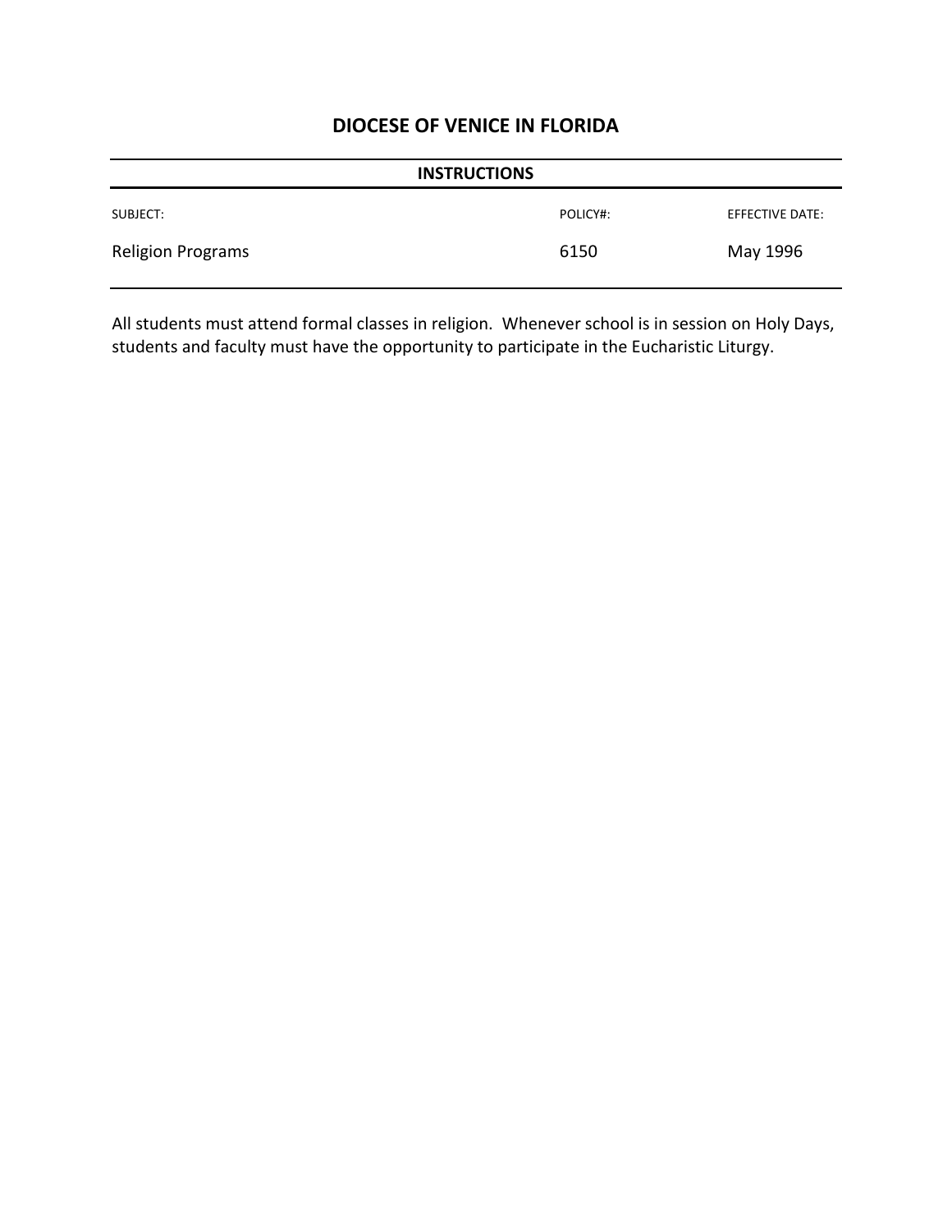# DIOCESE OF VENICE IN FLORIDA

**INSTRUCTIONS**

| SUBJECT: | POLICY#: | EFFECTIVE DATE: |
| --- | --- | --- |
| Religion Programs | 6150 | May 1996 |

All students must attend formal classes in religion. Whenever school is in session on Holy Days, students and faculty must have the opportunity to participate in the Eucharistic Liturgy.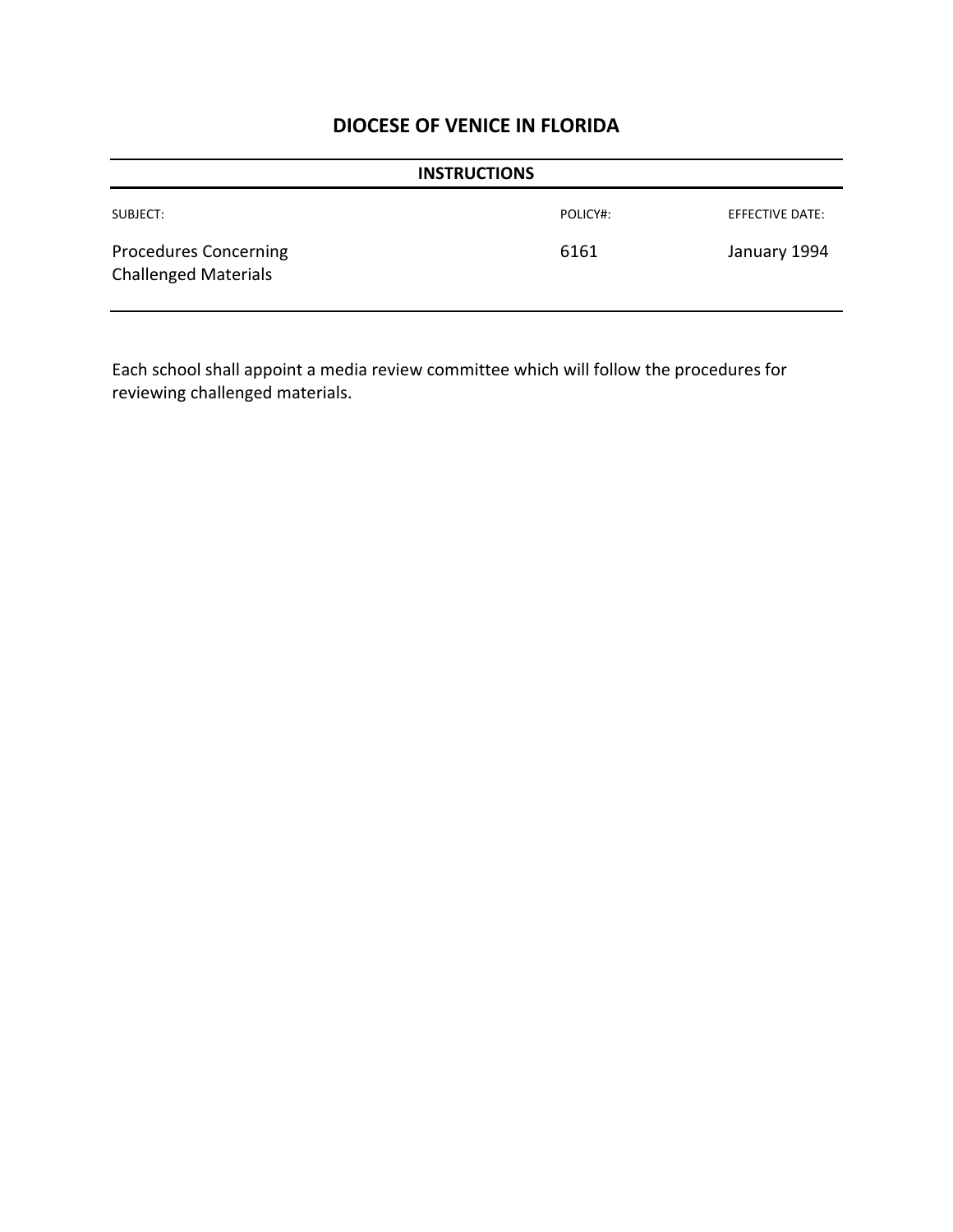# DIOCESE OF VENICE IN FLORIDA

## INSTRUCTIONS

| SUBJECT: | POLICY#: | EFFECTIVE DATE: |
|---|---|---|
| Procedures Concerning Challenged Materials | 6161 | January 1994 |

Each school shall appoint a media review committee which will follow the procedures for reviewing challenged materials.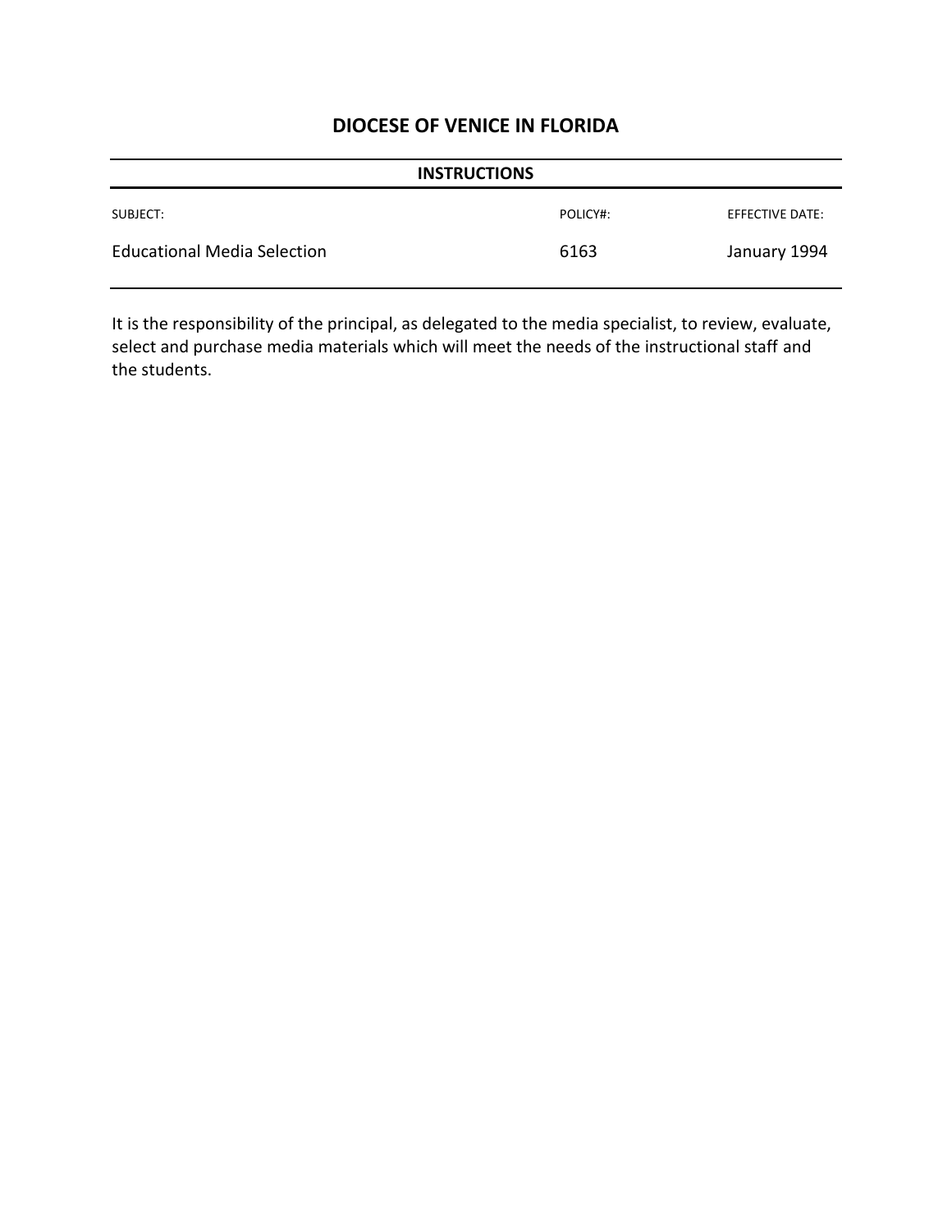# DIOCESE OF VENICE IN FLORIDA

**INSTRUCTIONS**

| SUBJECT: | POLICY#: | EFFECTIVE DATE: |
| --- | --- | --- |
| Educational Media Selection | 6163 | January 1994 |

It is the responsibility of the principal, as delegated to the media specialist, to review, evaluate, select and purchase media materials which will meet the needs of the instructional staff and the students.